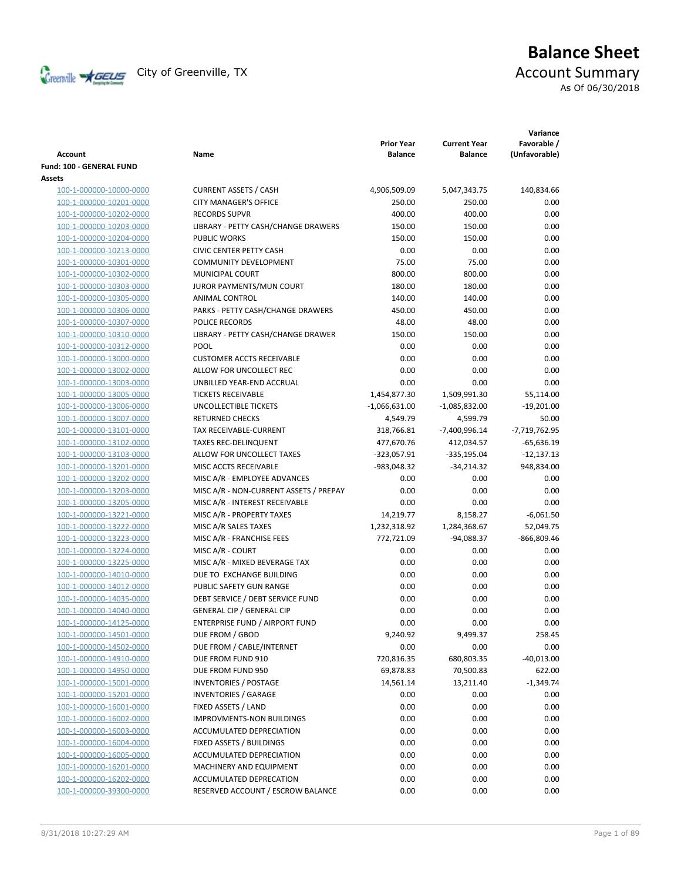# Balance Sheet

## Account Summary

As Of 06/30/2018

City of Greenville, TX

| Account | Name | Prior Year Balance | Current Year Balance | Variance Favorable / (Unfavorable) |
|---|---|---|---|---|
| **Fund: 100 - GENERAL FUND** | | | | |
| **Assets** | | | | |
| 100-1-000000-10000-0000 | CURRENT ASSETS / CASH | 4,906,509.09 | 5,047,343.75 | 140,834.66 |
| 100-1-000000-10201-0000 | CITY MANAGER'S OFFICE | 250.00 | 250.00 | 0.00 |
| 100-1-000000-10202-0000 | RECORDS SUPVR | 400.00 | 400.00 | 0.00 |
| 100-1-000000-10203-0000 | LIBRARY - PETTY CASH/CHANGE DRAWERS | 150.00 | 150.00 | 0.00 |
| 100-1-000000-10204-0000 | PUBLIC WORKS | 150.00 | 150.00 | 0.00 |
| 100-1-000000-10213-0000 | CIVIC CENTER PETTY CASH | 0.00 | 0.00 | 0.00 |
| 100-1-000000-10301-0000 | COMMUNITY DEVELOPMENT | 75.00 | 75.00 | 0.00 |
| 100-1-000000-10302-0000 | MUNICIPAL COURT | 800.00 | 800.00 | 0.00 |
| 100-1-000000-10303-0000 | JUROR PAYMENTS/MUN COURT | 180.00 | 180.00 | 0.00 |
| 100-1-000000-10305-0000 | ANIMAL CONTROL | 140.00 | 140.00 | 0.00 |
| 100-1-000000-10306-0000 | PARKS - PETTY CASH/CHANGE DRAWERS | 450.00 | 450.00 | 0.00 |
| 100-1-000000-10307-0000 | POLICE RECORDS | 48.00 | 48.00 | 0.00 |
| 100-1-000000-10310-0000 | LIBRARY - PETTY CASH/CHANGE DRAWER | 150.00 | 150.00 | 0.00 |
| 100-1-000000-10312-0000 | POOL | 0.00 | 0.00 | 0.00 |
| 100-1-000000-13000-0000 | CUSTOMER ACCTS RECEIVABLE | 0.00 | 0.00 | 0.00 |
| 100-1-000000-13002-0000 | ALLOW FOR UNCOLLECT REC | 0.00 | 0.00 | 0.00 |
| 100-1-000000-13003-0000 | UNBILLED YEAR-END ACCRUAL | 0.00 | 0.00 | 0.00 |
| 100-1-000000-13005-0000 | TICKETS RECEIVABLE | 1,454,877.30 | 1,509,991.30 | 55,114.00 |
| 100-1-000000-13006-0000 | UNCOLLECTIBLE TICKETS | -1,066,631.00 | -1,085,832.00 | -19,201.00 |
| 100-1-000000-13007-0000 | RETURNED CHECKS | 4,549.79 | 4,599.79 | 50.00 |
| 100-1-000000-13101-0000 | TAX RECEIVABLE-CURRENT | 318,766.81 | -7,400,996.14 | -7,719,762.95 |
| 100-1-000000-13102-0000 | TAXES REC-DELINQUENT | 477,670.76 | 412,034.57 | -65,636.19 |
| 100-1-000000-13103-0000 | ALLOW FOR UNCOLLECT TAXES | -323,057.91 | -335,195.04 | -12,137.13 |
| 100-1-000000-13201-0000 | MISC ACCTS RECEIVABLE | -983,048.32 | -34,214.32 | 948,834.00 |
| 100-1-000000-13202-0000 | MISC A/R - EMPLOYEE ADVANCES | 0.00 | 0.00 | 0.00 |
| 100-1-000000-13203-0000 | MISC A/R - NON-CURRENT ASSETS / PREPAY | 0.00 | 0.00 | 0.00 |
| 100-1-000000-13205-0000 | MISC A/R - INTEREST RECEIVABLE | 0.00 | 0.00 | 0.00 |
| 100-1-000000-13221-0000 | MISC A/R - PROPERTY TAXES | 14,219.77 | 8,158.27 | -6,061.50 |
| 100-1-000000-13222-0000 | MISC A/R SALES TAXES | 1,232,318.92 | 1,284,368.67 | 52,049.75 |
| 100-1-000000-13223-0000 | MISC A/R - FRANCHISE FEES | 772,721.09 | -94,088.37 | -866,809.46 |
| 100-1-000000-13224-0000 | MISC A/R - COURT | 0.00 | 0.00 | 0.00 |
| 100-1-000000-13225-0000 | MISC A/R - MIXED BEVERAGE TAX | 0.00 | 0.00 | 0.00 |
| 100-1-000000-14010-0000 | DUE TO EXCHANGE BUILDING | 0.00 | 0.00 | 0.00 |
| 100-1-000000-14012-0000 | PUBLIC SAFETY GUN RANGE | 0.00 | 0.00 | 0.00 |
| 100-1-000000-14035-0000 | DEBT SERVICE / DEBT SERVICE FUND | 0.00 | 0.00 | 0.00 |
| 100-1-000000-14040-0000 | GENERAL CIP / GENERAL CIP | 0.00 | 0.00 | 0.00 |
| 100-1-000000-14125-0000 | ENTERPRISE FUND / AIRPORT FUND | 0.00 | 0.00 | 0.00 |
| 100-1-000000-14501-0000 | DUE FROM / GBOD | 9,240.92 | 9,499.37 | 258.45 |
| 100-1-000000-14502-0000 | DUE FROM / CABLE/INTERNET | 0.00 | 0.00 | 0.00 |
| 100-1-000000-14910-0000 | DUE FROM FUND 910 | 720,816.35 | 680,803.35 | -40,013.00 |
| 100-1-000000-14950-0000 | DUE FROM FUND 950 | 69,878.83 | 70,500.83 | 622.00 |
| 100-1-000000-15001-0000 | INVENTORIES / POSTAGE | 14,561.14 | 13,211.40 | -1,349.74 |
| 100-1-000000-15201-0000 | INVENTORIES / GARAGE | 0.00 | 0.00 | 0.00 |
| 100-1-000000-16001-0000 | FIXED ASSETS / LAND | 0.00 | 0.00 | 0.00 |
| 100-1-000000-16002-0000 | IMPROVMENTS-NON BUILDINGS | 0.00 | 0.00 | 0.00 |
| 100-1-000000-16003-0000 | ACCUMULATED DEPRECIATION | 0.00 | 0.00 | 0.00 |
| 100-1-000000-16004-0000 | FIXED ASSETS / BUILDINGS | 0.00 | 0.00 | 0.00 |
| 100-1-000000-16005-0000 | ACCUMULATED DEPRECIATION | 0.00 | 0.00 | 0.00 |
| 100-1-000000-16201-0000 | MACHINERY AND EQUIPMENT | 0.00 | 0.00 | 0.00 |
| 100-1-000000-16202-0000 | ACCUMULATED DEPRECATION | 0.00 | 0.00 | 0.00 |
| 100-1-000000-39300-0000 | RESERVED ACCOUNT / ESCROW BALANCE | 0.00 | 0.00 | 0.00 |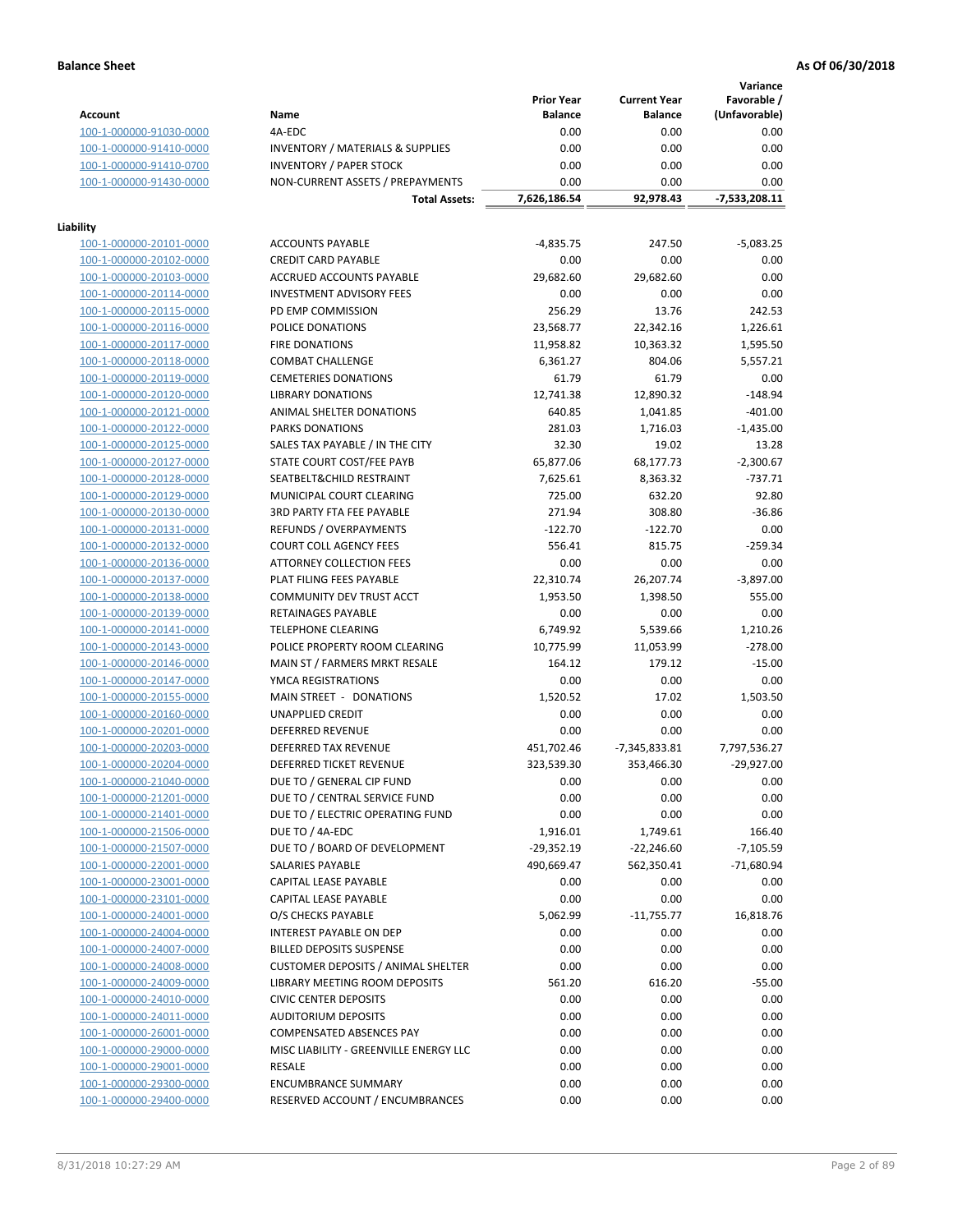**Balance Sheet** **As Of 06/30/2018**

| Account | Name | Prior Year Balance | Current Year Balance | Variance Favorable / (Unfavorable) |
|---|---|---|---|---|
| 100-1-000000-91030-0000 | 4A-EDC | 0.00 | 0.00 | 0.00 |
| 100-1-000000-91410-0000 | INVENTORY / MATERIALS & SUPPLIES | 0.00 | 0.00 | 0.00 |
| 100-1-000000-91410-0700 | INVENTORY / PAPER STOCK | 0.00 | 0.00 | 0.00 |
| 100-1-000000-91430-0000 | NON-CURRENT ASSETS / PREPAYMENTS | 0.00 | 0.00 | 0.00 |
| | **Total Assets:** | **7,626,186.54** | **92,978.43** | **-7,533,208.11** |

**Liability**

| Account | Name | Prior Year Balance | Current Year Balance | Variance Favorable / (Unfavorable) |
|---|---|---|---|---|
| 100-1-000000-20101-0000 | ACCOUNTS PAYABLE | -4,835.75 | 247.50 | -5,083.25 |
| 100-1-000000-20102-0000 | CREDIT CARD PAYABLE | 0.00 | 0.00 | 0.00 |
| 100-1-000000-20103-0000 | ACCRUED ACCOUNTS PAYABLE | 29,682.60 | 29,682.60 | 0.00 |
| 100-1-000000-20114-0000 | INVESTMENT ADVISORY FEES | 0.00 | 0.00 | 0.00 |
| 100-1-000000-20115-0000 | PD EMP COMMISSION | 256.29 | 13.76 | 242.53 |
| 100-1-000000-20116-0000 | POLICE DONATIONS | 23,568.77 | 22,342.16 | 1,226.61 |
| 100-1-000000-20117-0000 | FIRE DONATIONS | 11,958.82 | 10,363.32 | 1,595.50 |
| 100-1-000000-20118-0000 | COMBAT CHALLENGE | 6,361.27 | 804.06 | 5,557.21 |
| 100-1-000000-20119-0000 | CEMETERIES DONATIONS | 61.79 | 61.79 | 0.00 |
| 100-1-000000-20120-0000 | LIBRARY DONATIONS | 12,741.38 | 12,890.32 | -148.94 |
| 100-1-000000-20121-0000 | ANIMAL SHELTER DONATIONS | 640.85 | 1,041.85 | -401.00 |
| 100-1-000000-20122-0000 | PARKS DONATIONS | 281.03 | 1,716.03 | -1,435.00 |
| 100-1-000000-20125-0000 | SALES TAX PAYABLE / IN THE CITY | 32.30 | 19.02 | 13.28 |
| 100-1-000000-20127-0000 | STATE COURT COST/FEE PAYB | 65,877.06 | 68,177.73 | -2,300.67 |
| 100-1-000000-20128-0000 | SEATBELT&CHILD RESTRAINT | 7,625.61 | 8,363.32 | -737.71 |
| 100-1-000000-20129-0000 | MUNICIPAL COURT CLEARING | 725.00 | 632.20 | 92.80 |
| 100-1-000000-20130-0000 | 3RD PARTY FTA FEE PAYABLE | 271.94 | 308.80 | -36.86 |
| 100-1-000000-20131-0000 | REFUNDS / OVERPAYMENTS | -122.70 | -122.70 | 0.00 |
| 100-1-000000-20132-0000 | COURT COLL AGENCY FEES | 556.41 | 815.75 | -259.34 |
| 100-1-000000-20136-0000 | ATTORNEY COLLECTION FEES | 0.00 | 0.00 | 0.00 |
| 100-1-000000-20137-0000 | PLAT FILING FEES PAYABLE | 22,310.74 | 26,207.74 | -3,897.00 |
| 100-1-000000-20138-0000 | COMMUNITY DEV TRUST ACCT | 1,953.50 | 1,398.50 | 555.00 |
| 100-1-000000-20139-0000 | RETAINAGES PAYABLE | 0.00 | 0.00 | 0.00 |
| 100-1-000000-20141-0000 | TELEPHONE CLEARING | 6,749.92 | 5,539.66 | 1,210.26 |
| 100-1-000000-20143-0000 | POLICE PROPERTY ROOM CLEARING | 10,775.99 | 11,053.99 | -278.00 |
| 100-1-000000-20146-0000 | MAIN ST / FARMERS MRKT RESALE | 164.12 | 179.12 | -15.00 |
| 100-1-000000-20147-0000 | YMCA REGISTRATIONS | 0.00 | 0.00 | 0.00 |
| 100-1-000000-20155-0000 | MAIN STREET - DONATIONS | 1,520.52 | 17.02 | 1,503.50 |
| 100-1-000000-20160-0000 | UNAPPLIED CREDIT | 0.00 | 0.00 | 0.00 |
| 100-1-000000-20201-0000 | DEFERRED REVENUE | 0.00 | 0.00 | 0.00 |
| 100-1-000000-20203-0000 | DEFERRED TAX REVENUE | 451,702.46 | -7,345,833.81 | 7,797,536.27 |
| 100-1-000000-20204-0000 | DEFERRED TICKET REVENUE | 323,539.30 | 353,466.30 | -29,927.00 |
| 100-1-000000-21040-0000 | DUE TO / GENERAL CIP FUND | 0.00 | 0.00 | 0.00 |
| 100-1-000000-21201-0000 | DUE TO / CENTRAL SERVICE FUND | 0.00 | 0.00 | 0.00 |
| 100-1-000000-21401-0000 | DUE TO / ELECTRIC OPERATING FUND | 0.00 | 0.00 | 0.00 |
| 100-1-000000-21506-0000 | DUE TO / 4A-EDC | 1,916.01 | 1,749.61 | 166.40 |
| 100-1-000000-21507-0000 | DUE TO / BOARD OF DEVELOPMENT | -29,352.19 | -22,246.60 | -7,105.59 |
| 100-1-000000-22001-0000 | SALARIES PAYABLE | 490,669.47 | 562,350.41 | -71,680.94 |
| 100-1-000000-23001-0000 | CAPITAL LEASE PAYABLE | 0.00 | 0.00 | 0.00 |
| 100-1-000000-23101-0000 | CAPITAL LEASE PAYABLE | 0.00 | 0.00 | 0.00 |
| 100-1-000000-24001-0000 | O/S CHECKS PAYABLE | 5,062.99 | -11,755.77 | 16,818.76 |
| 100-1-000000-24004-0000 | INTEREST PAYABLE ON DEP | 0.00 | 0.00 | 0.00 |
| 100-1-000000-24007-0000 | BILLED DEPOSITS SUSPENSE | 0.00 | 0.00 | 0.00 |
| 100-1-000000-24008-0000 | CUSTOMER DEPOSITS / ANIMAL SHELTER | 0.00 | 0.00 | 0.00 |
| 100-1-000000-24009-0000 | LIBRARY MEETING ROOM DEPOSITS | 561.20 | 616.20 | -55.00 |
| 100-1-000000-24010-0000 | CIVIC CENTER DEPOSITS | 0.00 | 0.00 | 0.00 |
| 100-1-000000-24011-0000 | AUDITORIUM DEPOSITS | 0.00 | 0.00 | 0.00 |
| 100-1-000000-26001-0000 | COMPENSATED ABSENCES PAY | 0.00 | 0.00 | 0.00 |
| 100-1-000000-29000-0000 | MISC LIABILITY - GREENVILLE ENERGY LLC | 0.00 | 0.00 | 0.00 |
| 100-1-000000-29001-0000 | RESALE | 0.00 | 0.00 | 0.00 |
| 100-1-000000-29300-0000 | ENCUMBRANCE SUMMARY | 0.00 | 0.00 | 0.00 |
| 100-1-000000-29400-0000 | RESERVED ACCOUNT / ENCUMBRANCES | 0.00 | 0.00 | 0.00 |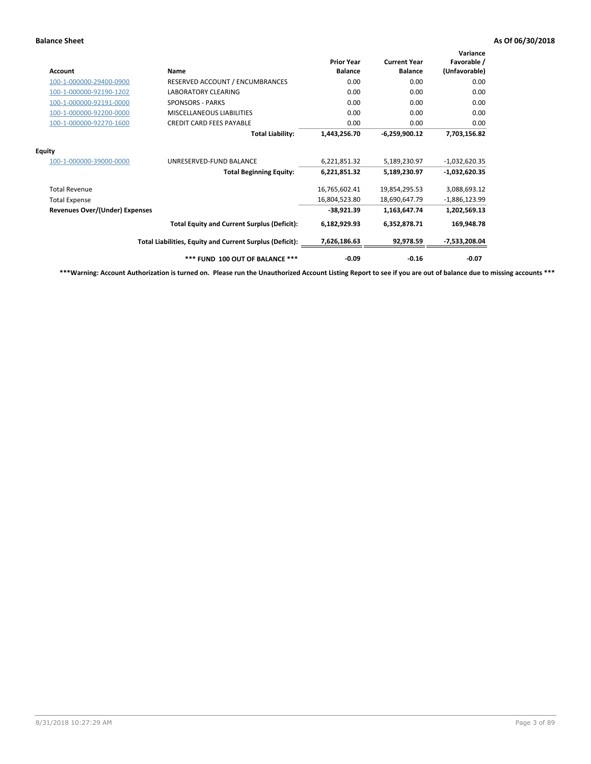## Balance Sheet

**As Of 06/30/2018**

| Account | Name | Prior Year Balance | Current Year Balance | Variance Favorable / (Unfavorable) |
|---|---|---|---|---|
| 100-1-000000-29400-0900 | RESERVED ACCOUNT / ENCUMBRANCES | 0.00 | 0.00 | 0.00 |
| 100-1-000000-92190-1202 | LABORATORY CLEARING | 0.00 | 0.00 | 0.00 |
| 100-1-000000-92191-0000 | SPONSORS - PARKS | 0.00 | 0.00 | 0.00 |
| 100-1-000000-92200-0000 | MISCELLANEOUS LIABILITIES | 0.00 | 0.00 | 0.00 |
| 100-1-000000-92270-1600 | CREDIT CARD FEES PAYABLE | 0.00 | 0.00 | 0.00 |
| | **Total Liability:** | **1,443,256.70** | **-6,259,900.12** | **7,703,156.82** |
| **Equity** | | | | |
| 100-1-000000-39000-0000 | UNRESERVED-FUND BALANCE | 6,221,851.32 | 5,189,230.97 | -1,032,620.35 |
| | **Total Beginning Equity:** | **6,221,851.32** | **5,189,230.97** | **-1,032,620.35** |
| Total Revenue | | 16,765,602.41 | 19,854,295.53 | 3,088,693.12 |
| Total Expense | | 16,804,523.80 | 18,690,647.79 | -1,886,123.99 |
| **Revenues Over/(Under) Expenses** | | **-38,921.39** | **1,163,647.74** | **1,202,569.13** |
| | **Total Equity and Current Surplus (Deficit):** | **6,182,929.93** | **6,352,878.71** | **169,948.78** |
| | **Total Liabilities, Equity and Current Surplus (Deficit):** | **7,626,186.63** | **92,978.59** | **-7,533,208.04** |
| | ***** FUND 100 OUT OF BALANCE ***** | **-0.09** | **-0.16** | **-0.07** |

*****Warning: Account Authorization is turned on. Please run the Unauthorized Account Listing Report to see if you are out of balance due to missing accounts *****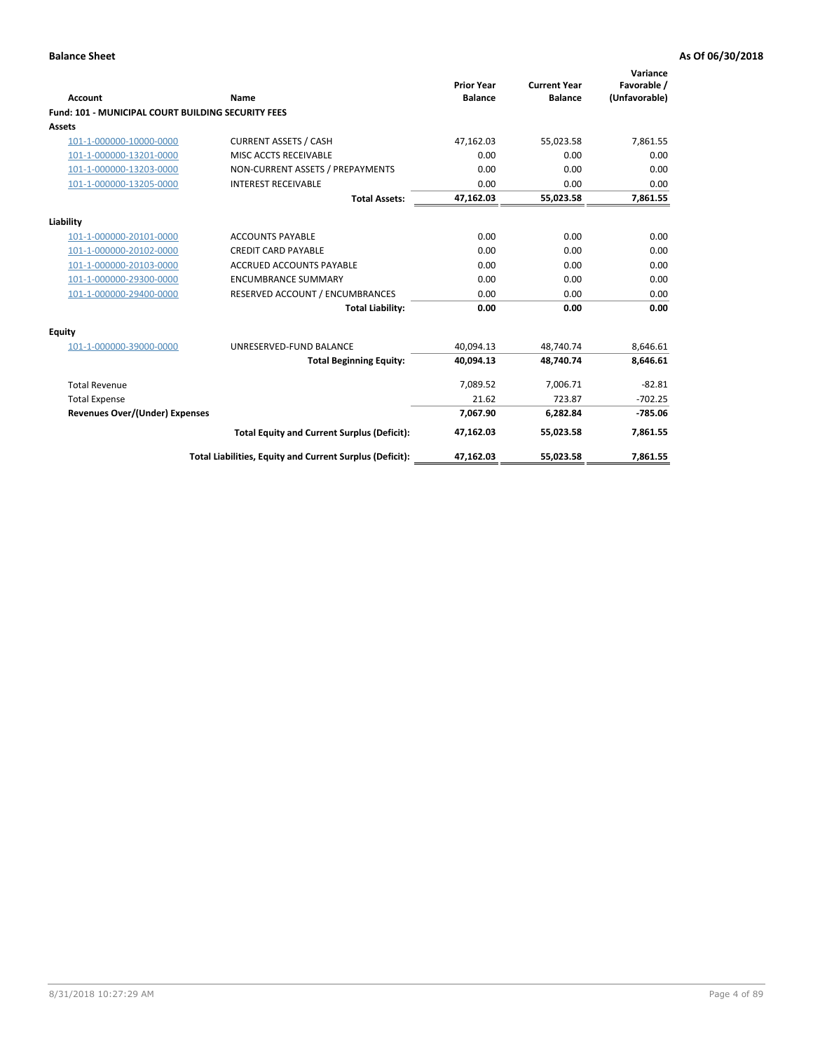**Balance Sheet** **As Of 06/30/2018**

| Account | Name | Prior Year Balance | Current Year Balance | Variance Favorable / (Unfavorable) |
|---|---|---|---|---|
| **Fund: 101 - MUNICIPAL COURT BUILDING SECURITY FEES** | | | | |
| **Assets** | | | | |
| 101-1-000000-10000-0000 | CURRENT ASSETS / CASH | 47,162.03 | 55,023.58 | 7,861.55 |
| 101-1-000000-13201-0000 | MISC ACCTS RECEIVABLE | 0.00 | 0.00 | 0.00 |
| 101-1-000000-13203-0000 | NON-CURRENT ASSETS / PREPAYMENTS | 0.00 | 0.00 | 0.00 |
| 101-1-000000-13205-0000 | INTEREST RECEIVABLE | 0.00 | 0.00 | 0.00 |
| | **Total Assets:** | **47,162.03** | **55,023.58** | **7,861.55** |
| **Liability** | | | | |
| 101-1-000000-20101-0000 | ACCOUNTS PAYABLE | 0.00 | 0.00 | 0.00 |
| 101-1-000000-20102-0000 | CREDIT CARD PAYABLE | 0.00 | 0.00 | 0.00 |
| 101-1-000000-20103-0000 | ACCRUED ACCOUNTS PAYABLE | 0.00 | 0.00 | 0.00 |
| 101-1-000000-29300-0000 | ENCUMBRANCE SUMMARY | 0.00 | 0.00 | 0.00 |
| 101-1-000000-29400-0000 | RESERVED ACCOUNT / ENCUMBRANCES | 0.00 | 0.00 | 0.00 |
| | **Total Liability:** | **0.00** | **0.00** | **0.00** |
| **Equity** | | | | |
| 101-1-000000-39000-0000 | UNRESERVED-FUND BALANCE | 40,094.13 | 48,740.74 | 8,646.61 |
| | **Total Beginning Equity:** | **40,094.13** | **48,740.74** | **8,646.61** |
| Total Revenue | | 7,089.52 | 7,006.71 | -82.81 |
| Total Expense | | 21.62 | 723.87 | -702.25 |
| **Revenues Over/(Under) Expenses** | | **7,067.90** | **6,282.84** | **-785.06** |
| | **Total Equity and Current Surplus (Deficit):** | **47,162.03** | **55,023.58** | **7,861.55** |
| | **Total Liabilities, Equity and Current Surplus (Deficit):** | **47,162.03** | **55,023.58** | **7,861.55** |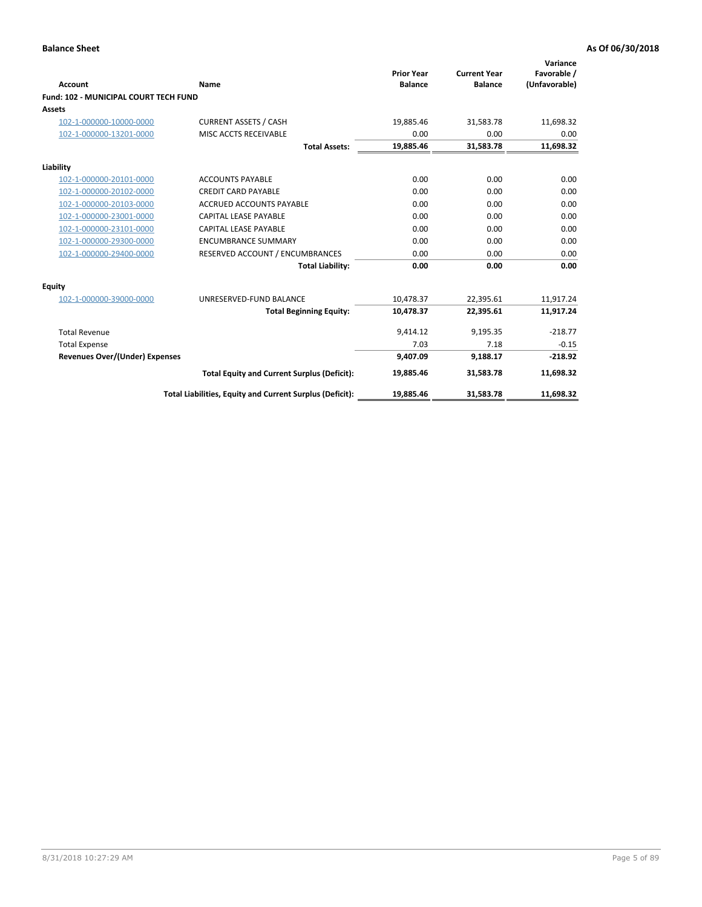**Balance Sheet** **As Of 06/30/2018**

| Account | Name | Prior Year Balance | Current Year Balance | Variance Favorable / (Unfavorable) |
|---|---|---|---|---|
| **Fund: 102 - MUNICIPAL COURT TECH FUND** | | | | |
| **Assets** | | | | |
| 102-1-000000-10000-0000 | CURRENT ASSETS / CASH | 19,885.46 | 31,583.78 | 11,698.32 |
| 102-1-000000-13201-0000 | MISC ACCTS RECEIVABLE | 0.00 | 0.00 | 0.00 |
| | **Total Assets:** | **19,885.46** | **31,583.78** | **11,698.32** |
| **Liability** | | | | |
| 102-1-000000-20101-0000 | ACCOUNTS PAYABLE | 0.00 | 0.00 | 0.00 |
| 102-1-000000-20102-0000 | CREDIT CARD PAYABLE | 0.00 | 0.00 | 0.00 |
| 102-1-000000-20103-0000 | ACCRUED ACCOUNTS PAYABLE | 0.00 | 0.00 | 0.00 |
| 102-1-000000-23001-0000 | CAPITAL LEASE PAYABLE | 0.00 | 0.00 | 0.00 |
| 102-1-000000-23101-0000 | CAPITAL LEASE PAYABLE | 0.00 | 0.00 | 0.00 |
| 102-1-000000-29300-0000 | ENCUMBRANCE SUMMARY | 0.00 | 0.00 | 0.00 |
| 102-1-000000-29400-0000 | RESERVED ACCOUNT / ENCUMBRANCES | 0.00 | 0.00 | 0.00 |
| | **Total Liability:** | **0.00** | **0.00** | **0.00** |
| **Equity** | | | | |
| 102-1-000000-39000-0000 | UNRESERVED-FUND BALANCE | 10,478.37 | 22,395.61 | 11,917.24 |
| | **Total Beginning Equity:** | **10,478.37** | **22,395.61** | **11,917.24** |
| Total Revenue | | 9,414.12 | 9,195.35 | -218.77 |
| Total Expense | | 7.03 | 7.18 | -0.15 |
| **Revenues Over/(Under) Expenses** | | **9,407.09** | **9,188.17** | **-218.92** |
| | **Total Equity and Current Surplus (Deficit):** | **19,885.46** | **31,583.78** | **11,698.32** |
| | **Total Liabilities, Equity and Current Surplus (Deficit):** | **19,885.46** | **31,583.78** | **11,698.32** |

8/31/2018 10:27:29 AM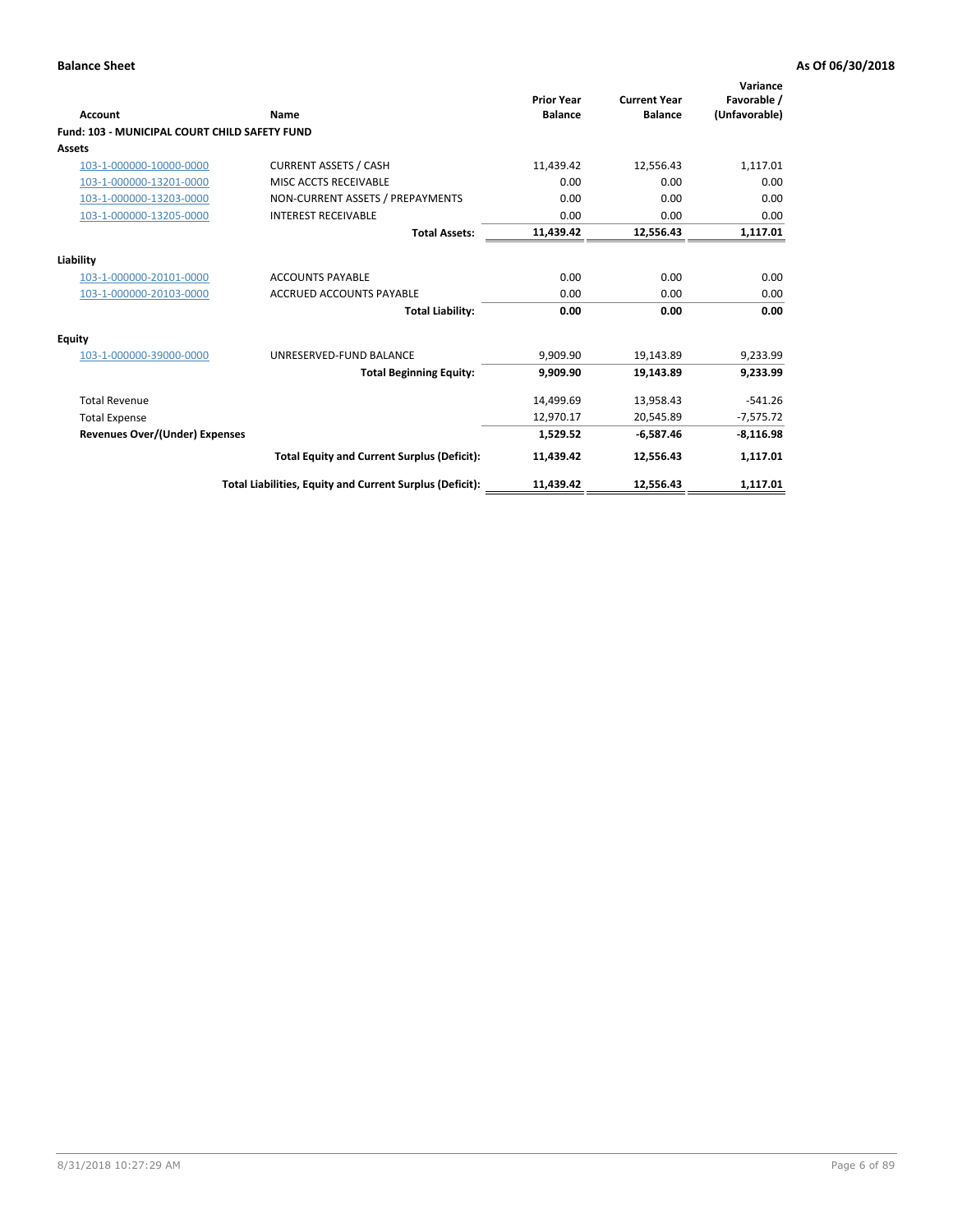**Balance Sheet** | **As Of 06/30/2018**

| Account | Name | Prior Year Balance | Current Year Balance | Variance Favorable / (Unfavorable) |
|---|---|---|---|---|
| **Fund: 103 - MUNICIPAL COURT CHILD SAFETY FUND** | | | | |
| **Assets** | | | | |
| 103-1-000000-10000-0000 | CURRENT ASSETS / CASH | 11,439.42 | 12,556.43 | 1,117.01 |
| 103-1-000000-13201-0000 | MISC ACCTS RECEIVABLE | 0.00 | 0.00 | 0.00 |
| 103-1-000000-13203-0000 | NON-CURRENT ASSETS / PREPAYMENTS | 0.00 | 0.00 | 0.00 |
| 103-1-000000-13205-0000 | INTEREST RECEIVABLE | 0.00 | 0.00 | 0.00 |
| | **Total Assets:** | **11,439.42** | **12,556.43** | **1,117.01** |
| **Liability** | | | | |
| 103-1-000000-20101-0000 | ACCOUNTS PAYABLE | 0.00 | 0.00 | 0.00 |
| 103-1-000000-20103-0000 | ACCRUED ACCOUNTS PAYABLE | 0.00 | 0.00 | 0.00 |
| | **Total Liability:** | **0.00** | **0.00** | **0.00** |
| **Equity** | | | | |
| 103-1-000000-39000-0000 | UNRESERVED-FUND BALANCE | 9,909.90 | 19,143.89 | 9,233.99 |
| | **Total Beginning Equity:** | **9,909.90** | **19,143.89** | **9,233.99** |
| Total Revenue | | 14,499.69 | 13,958.43 | -541.26 |
| Total Expense | | 12,970.17 | 20,545.89 | -7,575.72 |
| **Revenues Over/(Under) Expenses** | | **1,529.52** | **-6,587.46** | **-8,116.98** |
| | **Total Equity and Current Surplus (Deficit):** | **11,439.42** | **12,556.43** | **1,117.01** |
| | **Total Liabilities, Equity and Current Surplus (Deficit):** | **11,439.42** | **12,556.43** | **1,117.01** |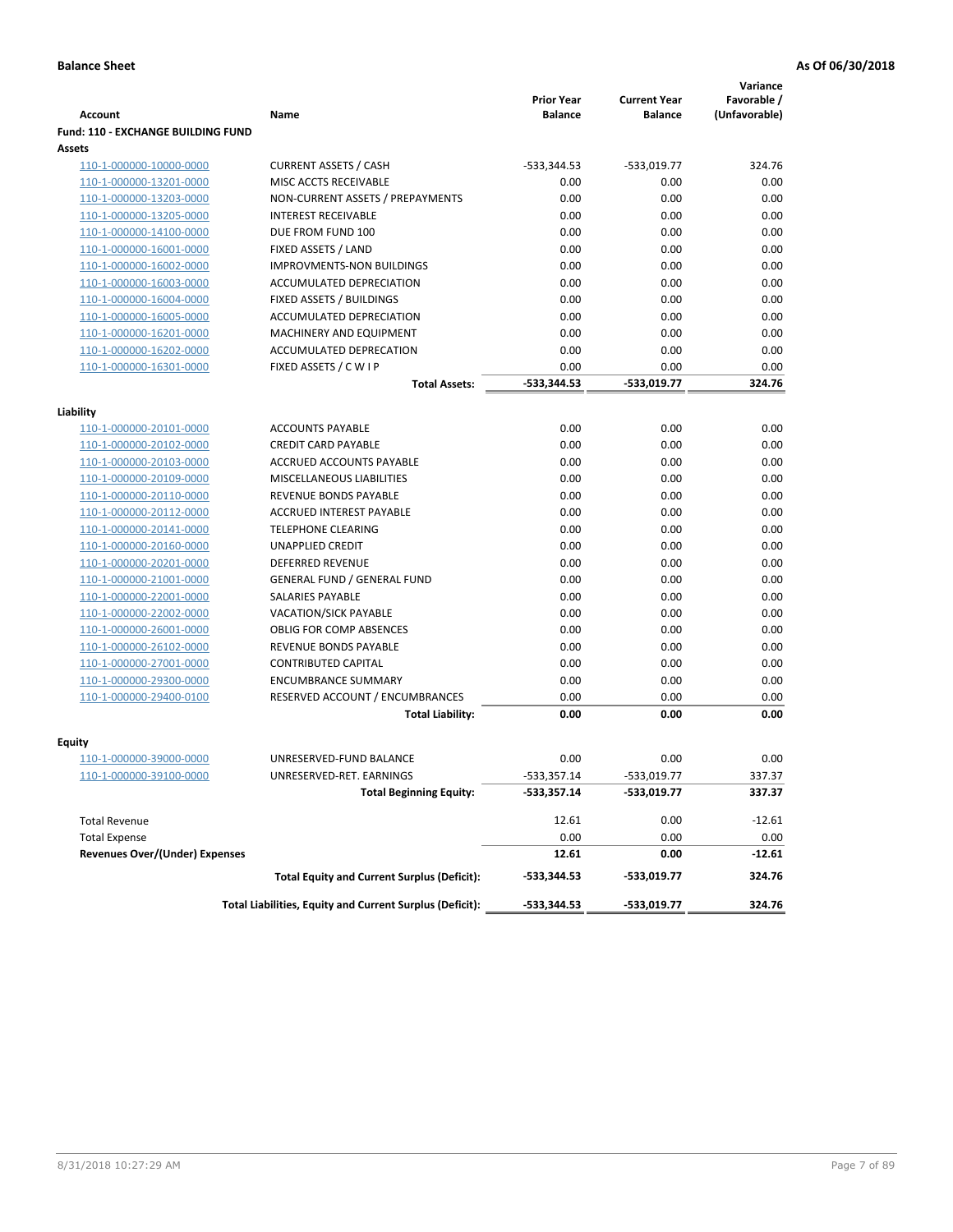**Balance Sheet** **As Of 06/30/2018**

| Account | Name | Prior Year Balance | Current Year Balance | Variance Favorable / (Unfavorable) |
|---|---|---|---|---|
| **Fund: 110 - EXCHANGE BUILDING FUND** | | | | |
| **Assets** | | | | |
| 110-1-000000-10000-0000 | CURRENT ASSETS / CASH | -533,344.53 | -533,019.77 | 324.76 |
| 110-1-000000-13201-0000 | MISC ACCTS RECEIVABLE | 0.00 | 0.00 | 0.00 |
| 110-1-000000-13203-0000 | NON-CURRENT ASSETS / PREPAYMENTS | 0.00 | 0.00 | 0.00 |
| 110-1-000000-13205-0000 | INTEREST RECEIVABLE | 0.00 | 0.00 | 0.00 |
| 110-1-000000-14100-0000 | DUE FROM FUND 100 | 0.00 | 0.00 | 0.00 |
| 110-1-000000-16001-0000 | FIXED ASSETS / LAND | 0.00 | 0.00 | 0.00 |
| 110-1-000000-16002-0000 | IMPROVMENTS-NON BUILDINGS | 0.00 | 0.00 | 0.00 |
| 110-1-000000-16003-0000 | ACCUMULATED DEPRECIATION | 0.00 | 0.00 | 0.00 |
| 110-1-000000-16004-0000 | FIXED ASSETS / BUILDINGS | 0.00 | 0.00 | 0.00 |
| 110-1-000000-16005-0000 | ACCUMULATED DEPRECIATION | 0.00 | 0.00 | 0.00 |
| 110-1-000000-16201-0000 | MACHINERY AND EQUIPMENT | 0.00 | 0.00 | 0.00 |
| 110-1-000000-16202-0000 | ACCUMULATED DEPRECATION | 0.00 | 0.00 | 0.00 |
| 110-1-000000-16301-0000 | FIXED ASSETS / C W I P | 0.00 | 0.00 | 0.00 |
| | **Total Assets:** | **-533,344.53** | **-533,019.77** | **324.76** |
| **Liability** | | | | |
| 110-1-000000-20101-0000 | ACCOUNTS PAYABLE | 0.00 | 0.00 | 0.00 |
| 110-1-000000-20102-0000 | CREDIT CARD PAYABLE | 0.00 | 0.00 | 0.00 |
| 110-1-000000-20103-0000 | ACCRUED ACCOUNTS PAYABLE | 0.00 | 0.00 | 0.00 |
| 110-1-000000-20109-0000 | MISCELLANEOUS LIABILITIES | 0.00 | 0.00 | 0.00 |
| 110-1-000000-20110-0000 | REVENUE BONDS PAYABLE | 0.00 | 0.00 | 0.00 |
| 110-1-000000-20112-0000 | ACCRUED INTEREST PAYABLE | 0.00 | 0.00 | 0.00 |
| 110-1-000000-20141-0000 | TELEPHONE CLEARING | 0.00 | 0.00 | 0.00 |
| 110-1-000000-20160-0000 | UNAPPLIED CREDIT | 0.00 | 0.00 | 0.00 |
| 110-1-000000-20201-0000 | DEFERRED REVENUE | 0.00 | 0.00 | 0.00 |
| 110-1-000000-21001-0000 | GENERAL FUND / GENERAL FUND | 0.00 | 0.00 | 0.00 |
| 110-1-000000-22001-0000 | SALARIES PAYABLE | 0.00 | 0.00 | 0.00 |
| 110-1-000000-22002-0000 | VACATION/SICK PAYABLE | 0.00 | 0.00 | 0.00 |
| 110-1-000000-26001-0000 | OBLIG FOR COMP ABSENCES | 0.00 | 0.00 | 0.00 |
| 110-1-000000-26102-0000 | REVENUE BONDS PAYABLE | 0.00 | 0.00 | 0.00 |
| 110-1-000000-27001-0000 | CONTRIBUTED CAPITAL | 0.00 | 0.00 | 0.00 |
| 110-1-000000-29300-0000 | ENCUMBRANCE SUMMARY | 0.00 | 0.00 | 0.00 |
| 110-1-000000-29400-0100 | RESERVED ACCOUNT / ENCUMBRANCES | 0.00 | 0.00 | 0.00 |
| | **Total Liability:** | **0.00** | **0.00** | **0.00** |
| **Equity** | | | | |
| 110-1-000000-39000-0000 | UNRESERVED-FUND BALANCE | 0.00 | 0.00 | 0.00 |
| 110-1-000000-39100-0000 | UNRESERVED-RET. EARNINGS | -533,357.14 | -533,019.77 | 337.37 |
| | **Total Beginning Equity:** | **-533,357.14** | **-533,019.77** | **337.37** |
| Total Revenue | | 12.61 | 0.00 | -12.61 |
| Total Expense | | 0.00 | 0.00 | 0.00 |
| **Revenues Over/(Under) Expenses** | | **12.61** | **0.00** | **-12.61** |
| | **Total Equity and Current Surplus (Deficit):** | **-533,344.53** | **-533,019.77** | **324.76** |
| | **Total Liabilities, Equity and Current Surplus (Deficit):** | **-533,344.53** | **-533,019.77** | **324.76** |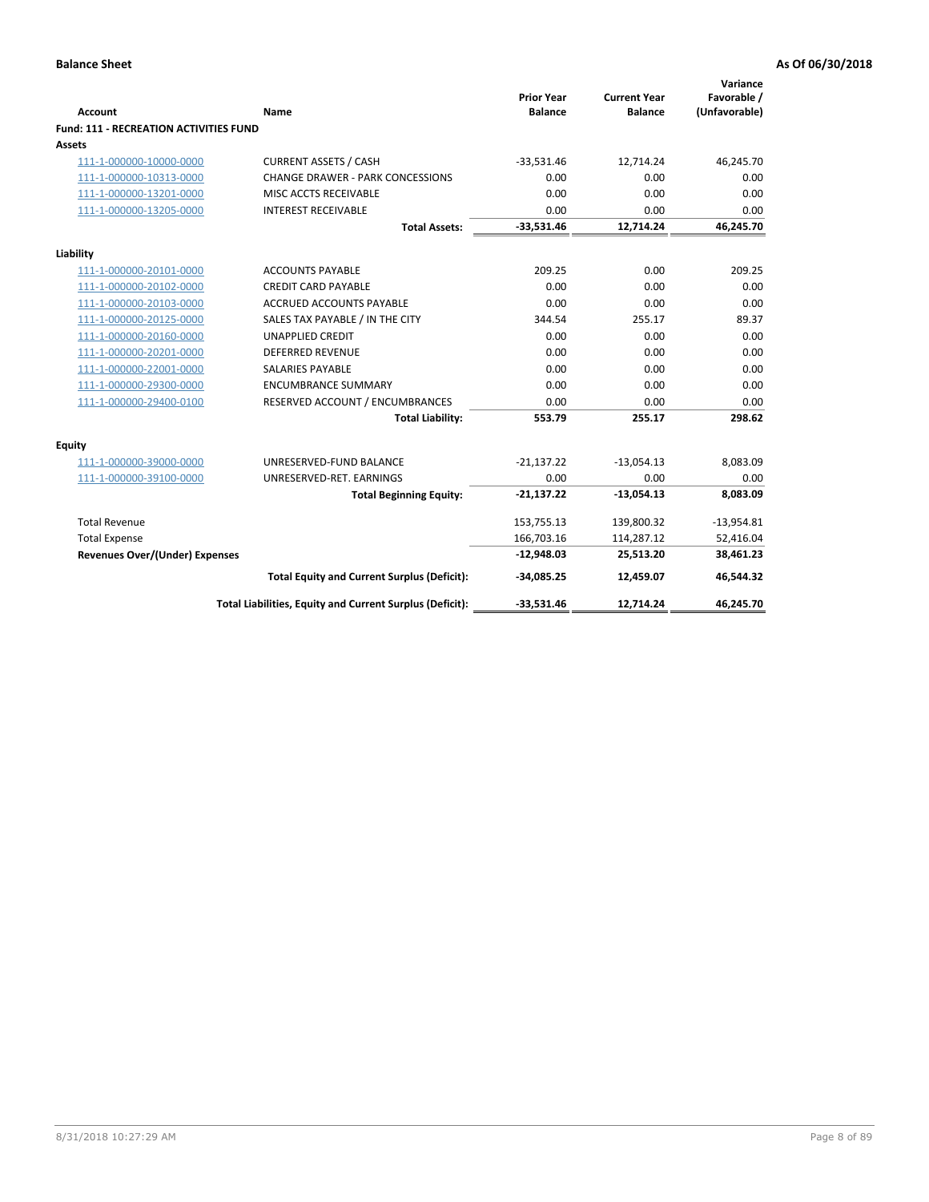**Balance Sheet** **As Of 06/30/2018**

| Account | Name | Prior Year Balance | Current Year Balance | Variance Favorable / (Unfavorable) |
|---|---|---|---|---|
| **Fund: 111 - RECREATION ACTIVITIES FUND** | | | | |
| **Assets** | | | | |
| 111-1-000000-10000-0000 | CURRENT ASSETS / CASH | -33,531.46 | 12,714.24 | 46,245.70 |
| 111-1-000000-10313-0000 | CHANGE DRAWER - PARK CONCESSIONS | 0.00 | 0.00 | 0.00 |
| 111-1-000000-13201-0000 | MISC ACCTS RECEIVABLE | 0.00 | 0.00 | 0.00 |
| 111-1-000000-13205-0000 | INTEREST RECEIVABLE | 0.00 | 0.00 | 0.00 |
| | **Total Assets:** | **-33,531.46** | **12,714.24** | **46,245.70** |
| **Liability** | | | | |
| 111-1-000000-20101-0000 | ACCOUNTS PAYABLE | 209.25 | 0.00 | 209.25 |
| 111-1-000000-20102-0000 | CREDIT CARD PAYABLE | 0.00 | 0.00 | 0.00 |
| 111-1-000000-20103-0000 | ACCRUED ACCOUNTS PAYABLE | 0.00 | 0.00 | 0.00 |
| 111-1-000000-20125-0000 | SALES TAX PAYABLE / IN THE CITY | 344.54 | 255.17 | 89.37 |
| 111-1-000000-20160-0000 | UNAPPLIED CREDIT | 0.00 | 0.00 | 0.00 |
| 111-1-000000-20201-0000 | DEFERRED REVENUE | 0.00 | 0.00 | 0.00 |
| 111-1-000000-22001-0000 | SALARIES PAYABLE | 0.00 | 0.00 | 0.00 |
| 111-1-000000-29300-0000 | ENCUMBRANCE SUMMARY | 0.00 | 0.00 | 0.00 |
| 111-1-000000-29400-0100 | RESERVED ACCOUNT / ENCUMBRANCES | 0.00 | 0.00 | 0.00 |
| | **Total Liability:** | **553.79** | **255.17** | **298.62** |
| **Equity** | | | | |
| 111-1-000000-39000-0000 | UNRESERVED-FUND BALANCE | -21,137.22 | -13,054.13 | 8,083.09 |
| 111-1-000000-39100-0000 | UNRESERVED-RET. EARNINGS | 0.00 | 0.00 | 0.00 |
| | **Total Beginning Equity:** | **-21,137.22** | **-13,054.13** | **8,083.09** |
| Total Revenue | | 153,755.13 | 139,800.32 | -13,954.81 |
| Total Expense | | 166,703.16 | 114,287.12 | 52,416.04 |
| **Revenues Over/(Under) Expenses** | | **-12,948.03** | **25,513.20** | **38,461.23** |
| | **Total Equity and Current Surplus (Deficit):** | **-34,085.25** | **12,459.07** | **46,544.32** |
| | **Total Liabilities, Equity and Current Surplus (Deficit):** | **-33,531.46** | **12,714.24** | **46,245.70** |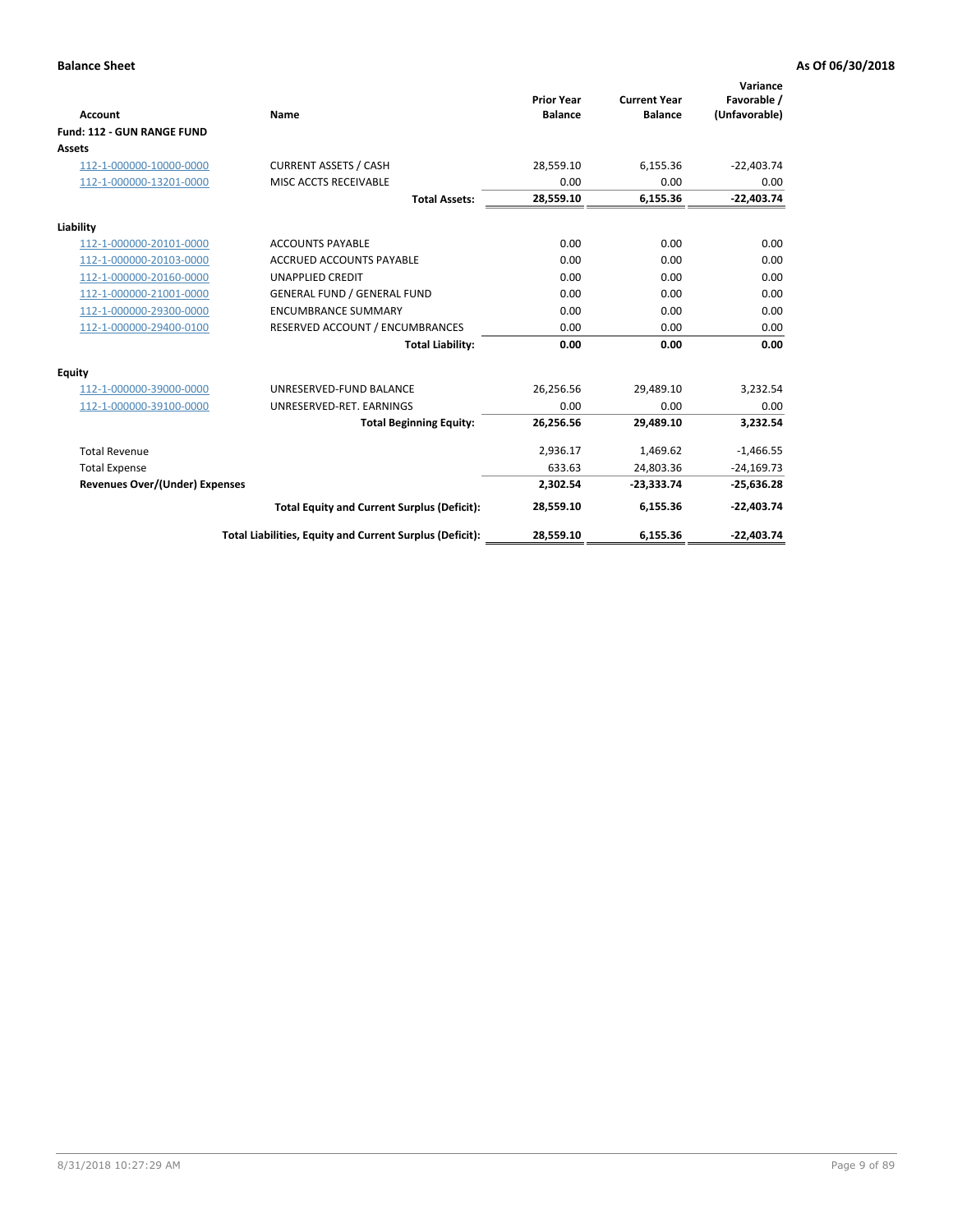**Balance Sheet** **As Of 06/30/2018**

| Account | Name | Prior Year Balance | Current Year Balance | Variance Favorable / (Unfavorable) |
|---|---|---|---|---|
| **Fund: 112 - GUN RANGE FUND** | | | | |
| **Assets** | | | | |
| 112-1-000000-10000-0000 | CURRENT ASSETS / CASH | 28,559.10 | 6,155.36 | -22,403.74 |
| 112-1-000000-13201-0000 | MISC ACCTS RECEIVABLE | 0.00 | 0.00 | 0.00 |
| | **Total Assets:** | **28,559.10** | **6,155.36** | **-22,403.74** |
| **Liability** | | | | |
| 112-1-000000-20101-0000 | ACCOUNTS PAYABLE | 0.00 | 0.00 | 0.00 |
| 112-1-000000-20103-0000 | ACCRUED ACCOUNTS PAYABLE | 0.00 | 0.00 | 0.00 |
| 112-1-000000-20160-0000 | UNAPPLIED CREDIT | 0.00 | 0.00 | 0.00 |
| 112-1-000000-21001-0000 | GENERAL FUND / GENERAL FUND | 0.00 | 0.00 | 0.00 |
| 112-1-000000-29300-0000 | ENCUMBRANCE SUMMARY | 0.00 | 0.00 | 0.00 |
| 112-1-000000-29400-0100 | RESERVED ACCOUNT / ENCUMBRANCES | 0.00 | 0.00 | 0.00 |
| | **Total Liability:** | **0.00** | **0.00** | **0.00** |
| **Equity** | | | | |
| 112-1-000000-39000-0000 | UNRESERVED-FUND BALANCE | 26,256.56 | 29,489.10 | 3,232.54 |
| 112-1-000000-39100-0000 | UNRESERVED-RET. EARNINGS | 0.00 | 0.00 | 0.00 |
| | **Total Beginning Equity:** | **26,256.56** | **29,489.10** | **3,232.54** |
| Total Revenue | | 2,936.17 | 1,469.62 | -1,466.55 |
| Total Expense | | 633.63 | 24,803.36 | -24,169.73 |
| **Revenues Over/(Under) Expenses** | | **2,302.54** | **-23,333.74** | **-25,636.28** |
| | **Total Equity and Current Surplus (Deficit):** | **28,559.10** | **6,155.36** | **-22,403.74** |
| | **Total Liabilities, Equity and Current Surplus (Deficit):** | **28,559.10** | **6,155.36** | **-22,403.74** |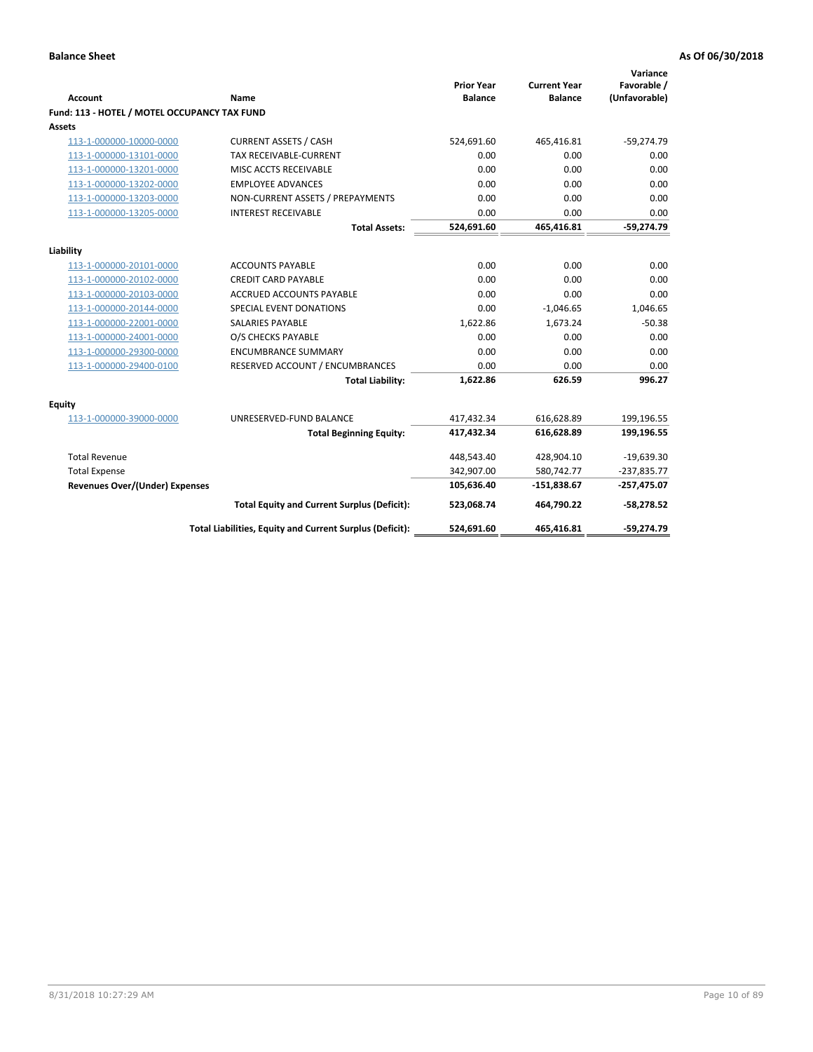**Balance Sheet** **As Of 06/30/2018**

| Account | Name | Prior Year Balance | Current Year Balance | Variance Favorable / (Unfavorable) |
|---|---|---|---|---|
| **Fund: 113 - HOTEL / MOTEL OCCUPANCY TAX FUND** | | | | |
| **Assets** | | | | |
| 113-1-000000-10000-0000 | CURRENT ASSETS / CASH | 524,691.60 | 465,416.81 | -59,274.79 |
| 113-1-000000-13101-0000 | TAX RECEIVABLE-CURRENT | 0.00 | 0.00 | 0.00 |
| 113-1-000000-13201-0000 | MISC ACCTS RECEIVABLE | 0.00 | 0.00 | 0.00 |
| 113-1-000000-13202-0000 | EMPLOYEE ADVANCES | 0.00 | 0.00 | 0.00 |
| 113-1-000000-13203-0000 | NON-CURRENT ASSETS / PREPAYMENTS | 0.00 | 0.00 | 0.00 |
| 113-1-000000-13205-0000 | INTEREST RECEIVABLE | 0.00 | 0.00 | 0.00 |
| | **Total Assets:** | **524,691.60** | **465,416.81** | **-59,274.79** |
| **Liability** | | | | |
| 113-1-000000-20101-0000 | ACCOUNTS PAYABLE | 0.00 | 0.00 | 0.00 |
| 113-1-000000-20102-0000 | CREDIT CARD PAYABLE | 0.00 | 0.00 | 0.00 |
| 113-1-000000-20103-0000 | ACCRUED ACCOUNTS PAYABLE | 0.00 | 0.00 | 0.00 |
| 113-1-000000-20144-0000 | SPECIAL EVENT DONATIONS | 0.00 | -1,046.65 | 1,046.65 |
| 113-1-000000-22001-0000 | SALARIES PAYABLE | 1,622.86 | 1,673.24 | -50.38 |
| 113-1-000000-24001-0000 | O/S CHECKS PAYABLE | 0.00 | 0.00 | 0.00 |
| 113-1-000000-29300-0000 | ENCUMBRANCE SUMMARY | 0.00 | 0.00 | 0.00 |
| 113-1-000000-29400-0100 | RESERVED ACCOUNT / ENCUMBRANCES | 0.00 | 0.00 | 0.00 |
| | **Total Liability:** | **1,622.86** | **626.59** | **996.27** |
| **Equity** | | | | |
| 113-1-000000-39000-0000 | UNRESERVED-FUND BALANCE | 417,432.34 | 616,628.89 | 199,196.55 |
| | **Total Beginning Equity:** | **417,432.34** | **616,628.89** | **199,196.55** |
| Total Revenue | | 448,543.40 | 428,904.10 | -19,639.30 |
| Total Expense | | 342,907.00 | 580,742.77 | -237,835.77 |
| **Revenues Over/(Under) Expenses** | | **105,636.40** | **-151,838.67** | **-257,475.07** |
| | **Total Equity and Current Surplus (Deficit):** | **523,068.74** | **464,790.22** | **-58,278.52** |
| | **Total Liabilities, Equity and Current Surplus (Deficit):** | **524,691.60** | **465,416.81** | **-59,274.79** |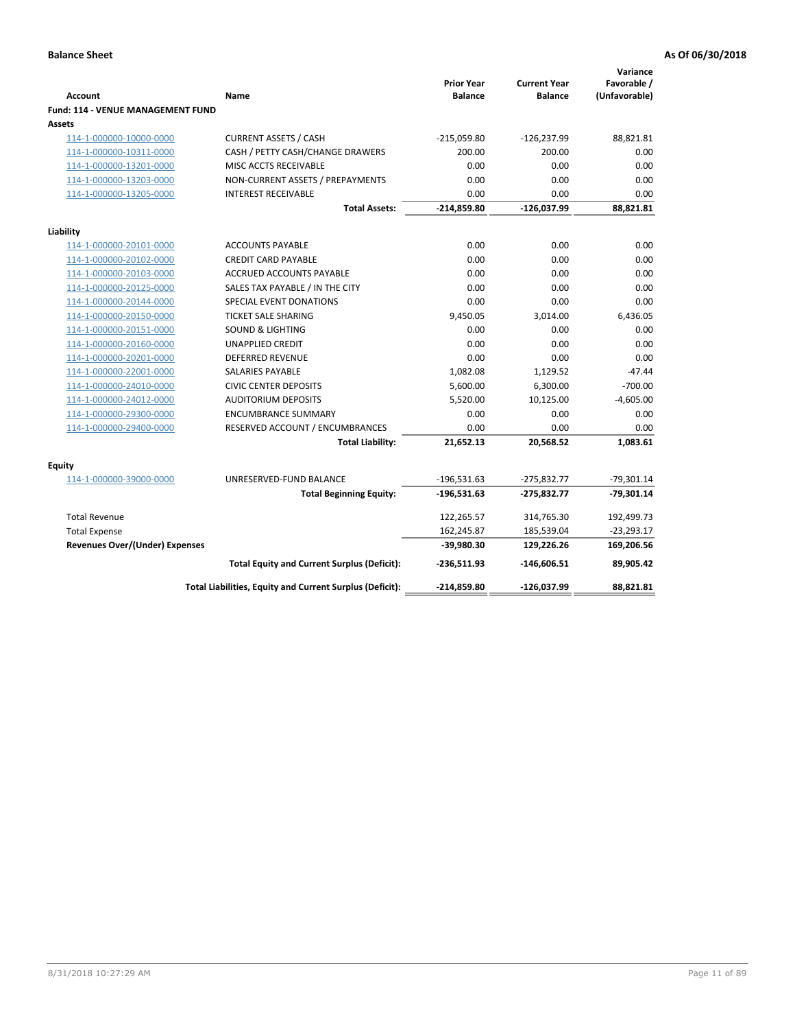**Balance Sheet** — **As Of 06/30/2018**

| Account | Name | Prior Year Balance | Current Year Balance | Variance Favorable / (Unfavorable) |
|---|---|---|---|---|
| **Fund: 114 - VENUE MANAGEMENT FUND** | | | | |
| **Assets** | | | | |
| 114-1-000000-10000-0000 | CURRENT ASSETS / CASH | -215,059.80 | -126,237.99 | 88,821.81 |
| 114-1-000000-10311-0000 | CASH / PETTY CASH/CHANGE DRAWERS | 200.00 | 200.00 | 0.00 |
| 114-1-000000-13201-0000 | MISC ACCTS RECEIVABLE | 0.00 | 0.00 | 0.00 |
| 114-1-000000-13203-0000 | NON-CURRENT ASSETS / PREPAYMENTS | 0.00 | 0.00 | 0.00 |
| 114-1-000000-13205-0000 | INTEREST RECEIVABLE | 0.00 | 0.00 | 0.00 |
| | **Total Assets:** | **-214,859.80** | **-126,037.99** | **88,821.81** |
| **Liability** | | | | |
| 114-1-000000-20101-0000 | ACCOUNTS PAYABLE | 0.00 | 0.00 | 0.00 |
| 114-1-000000-20102-0000 | CREDIT CARD PAYABLE | 0.00 | 0.00 | 0.00 |
| 114-1-000000-20103-0000 | ACCRUED ACCOUNTS PAYABLE | 0.00 | 0.00 | 0.00 |
| 114-1-000000-20125-0000 | SALES TAX PAYABLE / IN THE CITY | 0.00 | 0.00 | 0.00 |
| 114-1-000000-20144-0000 | SPECIAL EVENT DONATIONS | 0.00 | 0.00 | 0.00 |
| 114-1-000000-20150-0000 | TICKET SALE SHARING | 9,450.05 | 3,014.00 | 6,436.05 |
| 114-1-000000-20151-0000 | SOUND & LIGHTING | 0.00 | 0.00 | 0.00 |
| 114-1-000000-20160-0000 | UNAPPLIED CREDIT | 0.00 | 0.00 | 0.00 |
| 114-1-000000-20201-0000 | DEFERRED REVENUE | 0.00 | 0.00 | 0.00 |
| 114-1-000000-22001-0000 | SALARIES PAYABLE | 1,082.08 | 1,129.52 | -47.44 |
| 114-1-000000-24010-0000 | CIVIC CENTER DEPOSITS | 5,600.00 | 6,300.00 | -700.00 |
| 114-1-000000-24012-0000 | AUDITORIUM DEPOSITS | 5,520.00 | 10,125.00 | -4,605.00 |
| 114-1-000000-29300-0000 | ENCUMBRANCE SUMMARY | 0.00 | 0.00 | 0.00 |
| 114-1-000000-29400-0000 | RESERVED ACCOUNT / ENCUMBRANCES | 0.00 | 0.00 | 0.00 |
| | **Total Liability:** | **21,652.13** | **20,568.52** | **1,083.61** |
| **Equity** | | | | |
| 114-1-000000-39000-0000 | UNRESERVED-FUND BALANCE | -196,531.63 | -275,832.77 | -79,301.14 |
| | **Total Beginning Equity:** | **-196,531.63** | **-275,832.77** | **-79,301.14** |
| Total Revenue | | 122,265.57 | 314,765.30 | 192,499.73 |
| Total Expense | | 162,245.87 | 185,539.04 | -23,293.17 |
| **Revenues Over/(Under) Expenses** | | **-39,980.30** | **129,226.26** | **169,206.56** |
| | **Total Equity and Current Surplus (Deficit):** | **-236,511.93** | **-146,606.51** | **89,905.42** |
| | **Total Liabilities, Equity and Current Surplus (Deficit):** | **-214,859.80** | **-126,037.99** | **88,821.81** |

8/31/2018 10:27:29 AM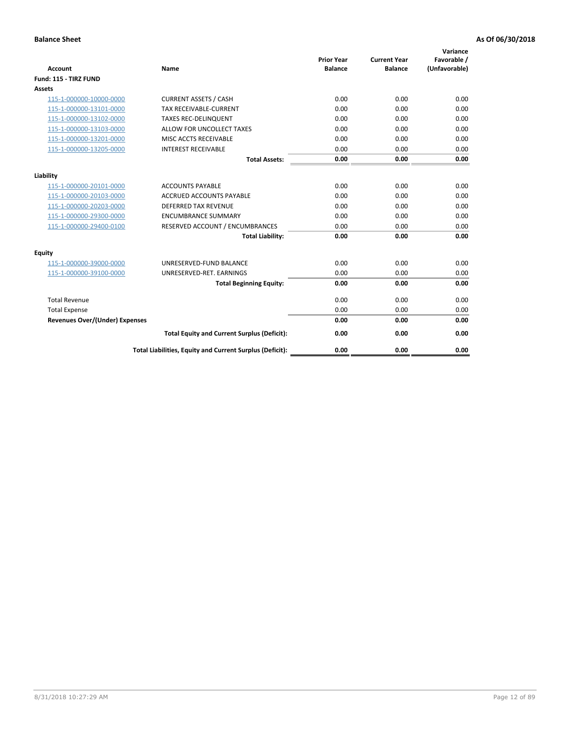**Balance Sheet** | **As Of 06/30/2018**

| Account | Name | Prior Year Balance | Current Year Balance | Variance Favorable / (Unfavorable) |
|---|---|---|---|---|
| **Fund: 115 - TIRZ FUND** | | | | |
| **Assets** | | | | |
| 115-1-000000-10000-0000 | CURRENT ASSETS / CASH | 0.00 | 0.00 | 0.00 |
| 115-1-000000-13101-0000 | TAX RECEIVABLE-CURRENT | 0.00 | 0.00 | 0.00 |
| 115-1-000000-13102-0000 | TAXES REC-DELINQUENT | 0.00 | 0.00 | 0.00 |
| 115-1-000000-13103-0000 | ALLOW FOR UNCOLLECT TAXES | 0.00 | 0.00 | 0.00 |
| 115-1-000000-13201-0000 | MISC ACCTS RECEIVABLE | 0.00 | 0.00 | 0.00 |
| 115-1-000000-13205-0000 | INTEREST RECEIVABLE | 0.00 | 0.00 | 0.00 |
| | **Total Assets:** | **0.00** | **0.00** | **0.00** |
| **Liability** | | | | |
| 115-1-000000-20101-0000 | ACCOUNTS PAYABLE | 0.00 | 0.00 | 0.00 |
| 115-1-000000-20103-0000 | ACCRUED ACCOUNTS PAYABLE | 0.00 | 0.00 | 0.00 |
| 115-1-000000-20203-0000 | DEFERRED TAX REVENUE | 0.00 | 0.00 | 0.00 |
| 115-1-000000-29300-0000 | ENCUMBRANCE SUMMARY | 0.00 | 0.00 | 0.00 |
| 115-1-000000-29400-0100 | RESERVED ACCOUNT / ENCUMBRANCES | 0.00 | 0.00 | 0.00 |
| | **Total Liability:** | **0.00** | **0.00** | **0.00** |
| **Equity** | | | | |
| 115-1-000000-39000-0000 | UNRESERVED-FUND BALANCE | 0.00 | 0.00 | 0.00 |
| 115-1-000000-39100-0000 | UNRESERVED-RET. EARNINGS | 0.00 | 0.00 | 0.00 |
| | **Total Beginning Equity:** | **0.00** | **0.00** | **0.00** |
| Total Revenue | | 0.00 | 0.00 | 0.00 |
| Total Expense | | 0.00 | 0.00 | 0.00 |
| **Revenues Over/(Under) Expenses** | | **0.00** | **0.00** | **0.00** |
| | **Total Equity and Current Surplus (Deficit):** | **0.00** | **0.00** | **0.00** |
| | **Total Liabilities, Equity and Current Surplus (Deficit):** | **0.00** | **0.00** | **0.00** |

8/31/2018 10:27:29 AM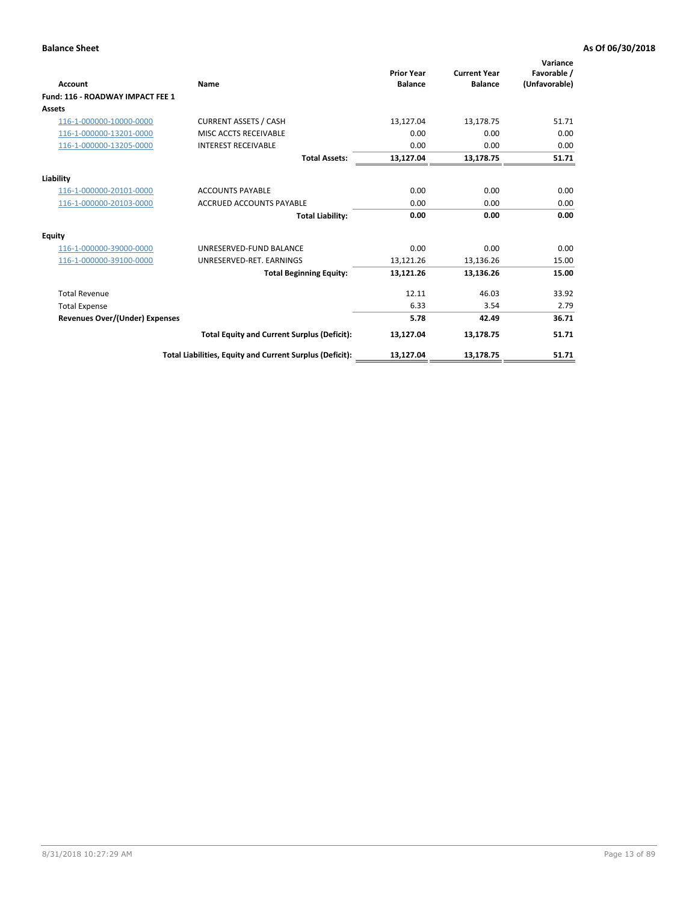**Balance Sheet** **As Of 06/30/2018**

| Account | Name | Prior Year Balance | Current Year Balance | Variance Favorable / (Unfavorable) |
|---|---|---|---|---|
| **Fund: 116 - ROADWAY IMPACT FEE 1** | | | | |
| **Assets** | | | | |
| 116-1-000000-10000-0000 | CURRENT ASSETS / CASH | 13,127.04 | 13,178.75 | 51.71 |
| 116-1-000000-13201-0000 | MISC ACCTS RECEIVABLE | 0.00 | 0.00 | 0.00 |
| 116-1-000000-13205-0000 | INTEREST RECEIVABLE | 0.00 | 0.00 | 0.00 |
| | **Total Assets:** | **13,127.04** | **13,178.75** | **51.71** |
| **Liability** | | | | |
| 116-1-000000-20101-0000 | ACCOUNTS PAYABLE | 0.00 | 0.00 | 0.00 |
| 116-1-000000-20103-0000 | ACCRUED ACCOUNTS PAYABLE | 0.00 | 0.00 | 0.00 |
| | **Total Liability:** | **0.00** | **0.00** | **0.00** |
| **Equity** | | | | |
| 116-1-000000-39000-0000 | UNRESERVED-FUND BALANCE | 0.00 | 0.00 | 0.00 |
| 116-1-000000-39100-0000 | UNRESERVED-RET. EARNINGS | 13,121.26 | 13,136.26 | 15.00 |
| | **Total Beginning Equity:** | **13,121.26** | **13,136.26** | **15.00** |
| Total Revenue | | 12.11 | 46.03 | 33.92 |
| Total Expense | | 6.33 | 3.54 | 2.79 |
| **Revenues Over/(Under) Expenses** | | **5.78** | **42.49** | **36.71** |
| | **Total Equity and Current Surplus (Deficit):** | **13,127.04** | **13,178.75** | **51.71** |
| | **Total Liabilities, Equity and Current Surplus (Deficit):** | **13,127.04** | **13,178.75** | **51.71** |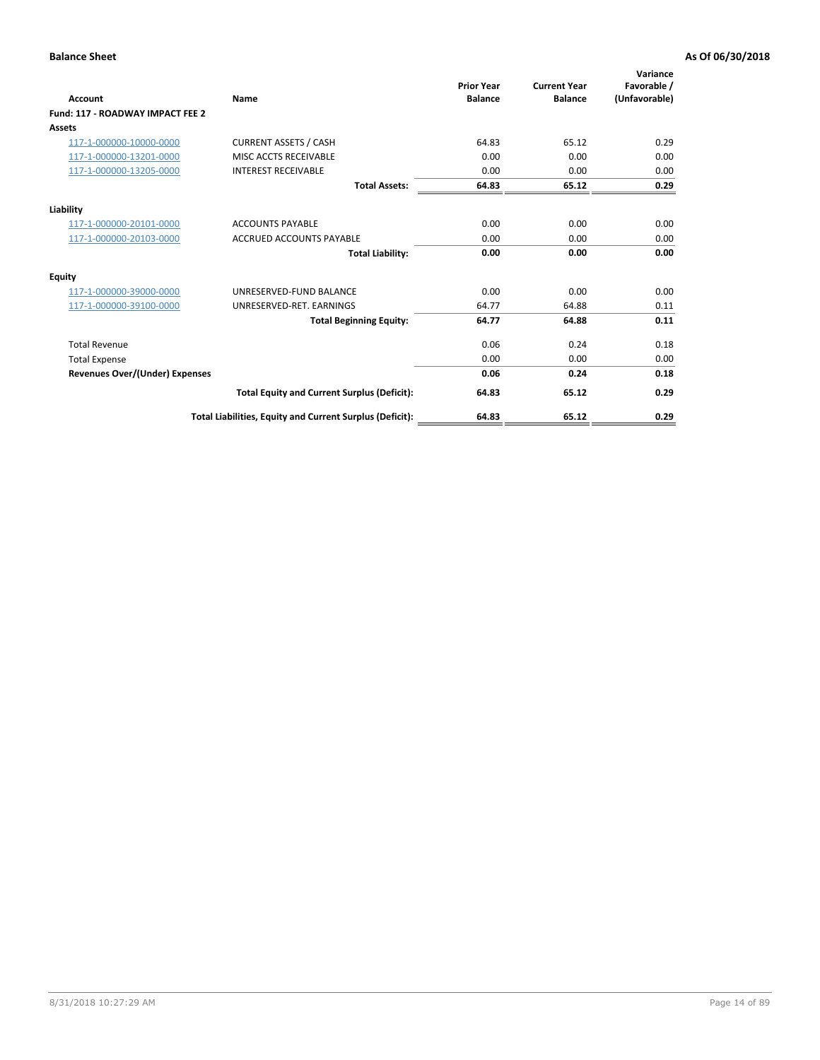**Balance Sheet** **As Of 06/30/2018**

| Account | Name | Prior Year Balance | Current Year Balance | Variance Favorable / (Unfavorable) |
|---|---|---|---|---|
| **Fund: 117 - ROADWAY IMPACT FEE 2** | | | | |
| **Assets** | | | | |
| 117-1-000000-10000-0000 | CURRENT ASSETS / CASH | 64.83 | 65.12 | 0.29 |
| 117-1-000000-13201-0000 | MISC ACCTS RECEIVABLE | 0.00 | 0.00 | 0.00 |
| 117-1-000000-13205-0000 | INTEREST RECEIVABLE | 0.00 | 0.00 | 0.00 |
| | **Total Assets:** | **64.83** | **65.12** | **0.29** |
| **Liability** | | | | |
| 117-1-000000-20101-0000 | ACCOUNTS PAYABLE | 0.00 | 0.00 | 0.00 |
| 117-1-000000-20103-0000 | ACCRUED ACCOUNTS PAYABLE | 0.00 | 0.00 | 0.00 |
| | **Total Liability:** | **0.00** | **0.00** | **0.00** |
| **Equity** | | | | |
| 117-1-000000-39000-0000 | UNRESERVED-FUND BALANCE | 0.00 | 0.00 | 0.00 |
| 117-1-000000-39100-0000 | UNRESERVED-RET. EARNINGS | 64.77 | 64.88 | 0.11 |
| | **Total Beginning Equity:** | **64.77** | **64.88** | **0.11** |
| Total Revenue | | 0.06 | 0.24 | 0.18 |
| Total Expense | | 0.00 | 0.00 | 0.00 |
| **Revenues Over/(Under) Expenses** | | **0.06** | **0.24** | **0.18** |
| | **Total Equity and Current Surplus (Deficit):** | **64.83** | **65.12** | **0.29** |
| | **Total Liabilities, Equity and Current Surplus (Deficit):** | **64.83** | **65.12** | **0.29** |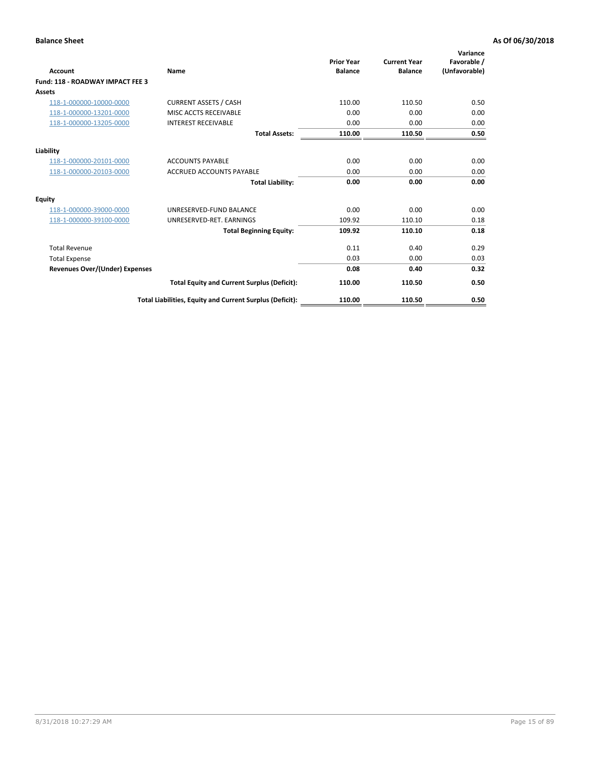**Balance Sheet** **As Of 06/30/2018**

| Account | Name | Prior Year Balance | Current Year Balance | Variance Favorable / (Unfavorable) |
|---|---|---|---|---|
| **Fund: 118 - ROADWAY IMPACT FEE 3** | | | | |
| **Assets** | | | | |
| 118-1-000000-10000-0000 | CURRENT ASSETS / CASH | 110.00 | 110.50 | 0.50 |
| 118-1-000000-13201-0000 | MISC ACCTS RECEIVABLE | 0.00 | 0.00 | 0.00 |
| 118-1-000000-13205-0000 | INTEREST RECEIVABLE | 0.00 | 0.00 | 0.00 |
| | **Total Assets:** | **110.00** | **110.50** | **0.50** |
| **Liability** | | | | |
| 118-1-000000-20101-0000 | ACCOUNTS PAYABLE | 0.00 | 0.00 | 0.00 |
| 118-1-000000-20103-0000 | ACCRUED ACCOUNTS PAYABLE | 0.00 | 0.00 | 0.00 |
| | **Total Liability:** | **0.00** | **0.00** | **0.00** |
| **Equity** | | | | |
| 118-1-000000-39000-0000 | UNRESERVED-FUND BALANCE | 0.00 | 0.00 | 0.00 |
| 118-1-000000-39100-0000 | UNRESERVED-RET. EARNINGS | 109.92 | 110.10 | 0.18 |
| | **Total Beginning Equity:** | **109.92** | **110.10** | **0.18** |
| Total Revenue | | 0.11 | 0.40 | 0.29 |
| Total Expense | | 0.03 | 0.00 | 0.03 |
| **Revenues Over/(Under) Expenses** | | **0.08** | **0.40** | **0.32** |
| | **Total Equity and Current Surplus (Deficit):** | **110.00** | **110.50** | **0.50** |
| | **Total Liabilities, Equity and Current Surplus (Deficit):** | **110.00** | **110.50** | **0.50** |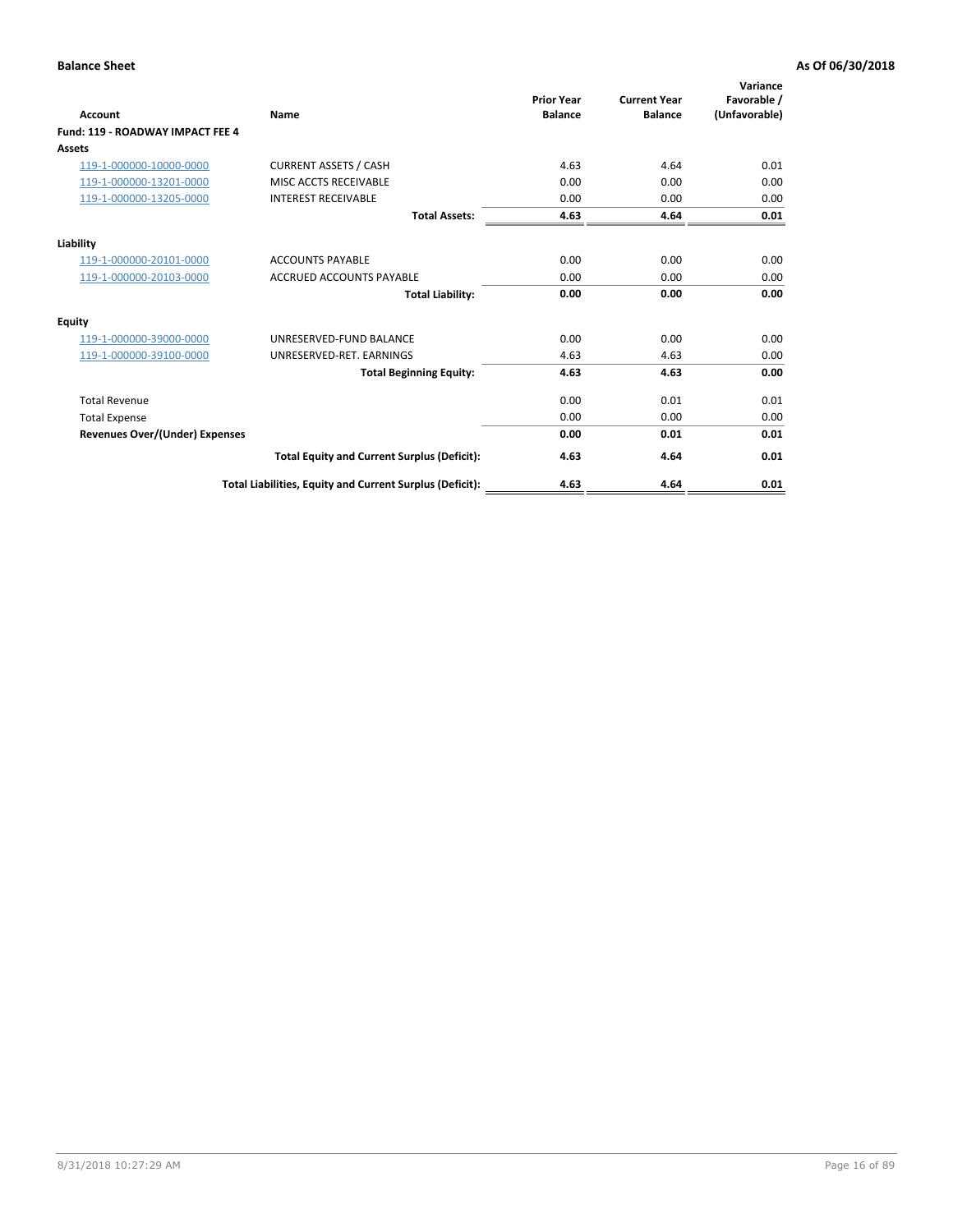**Balance Sheet** — As Of 06/30/2018

| Account | Name | Prior Year Balance | Current Year Balance | Variance Favorable / (Unfavorable) |
|---|---|---|---|---|
| **Fund: 119 - ROADWAY IMPACT FEE 4** | | | | |
| **Assets** | | | | |
| 119-1-000000-10000-0000 | CURRENT ASSETS / CASH | 4.63 | 4.64 | 0.01 |
| 119-1-000000-13201-0000 | MISC ACCTS RECEIVABLE | 0.00 | 0.00 | 0.00 |
| 119-1-000000-13205-0000 | INTEREST RECEIVABLE | 0.00 | 0.00 | 0.00 |
| | **Total Assets:** | **4.63** | **4.64** | **0.01** |
| **Liability** | | | | |
| 119-1-000000-20101-0000 | ACCOUNTS PAYABLE | 0.00 | 0.00 | 0.00 |
| 119-1-000000-20103-0000 | ACCRUED ACCOUNTS PAYABLE | 0.00 | 0.00 | 0.00 |
| | **Total Liability:** | **0.00** | **0.00** | **0.00** |
| **Equity** | | | | |
| 119-1-000000-39000-0000 | UNRESERVED-FUND BALANCE | 0.00 | 0.00 | 0.00 |
| 119-1-000000-39100-0000 | UNRESERVED-RET. EARNINGS | 4.63 | 4.63 | 0.00 |
| | **Total Beginning Equity:** | **4.63** | **4.63** | **0.00** |
| Total Revenue | | 0.00 | 0.01 | 0.01 |
| Total Expense | | 0.00 | 0.00 | 0.00 |
| **Revenues Over/(Under) Expenses** | | **0.00** | **0.01** | **0.01** |
| | **Total Equity and Current Surplus (Deficit):** | **4.63** | **4.64** | **0.01** |
| | **Total Liabilities, Equity and Current Surplus (Deficit):** | **4.63** | **4.64** | **0.01** |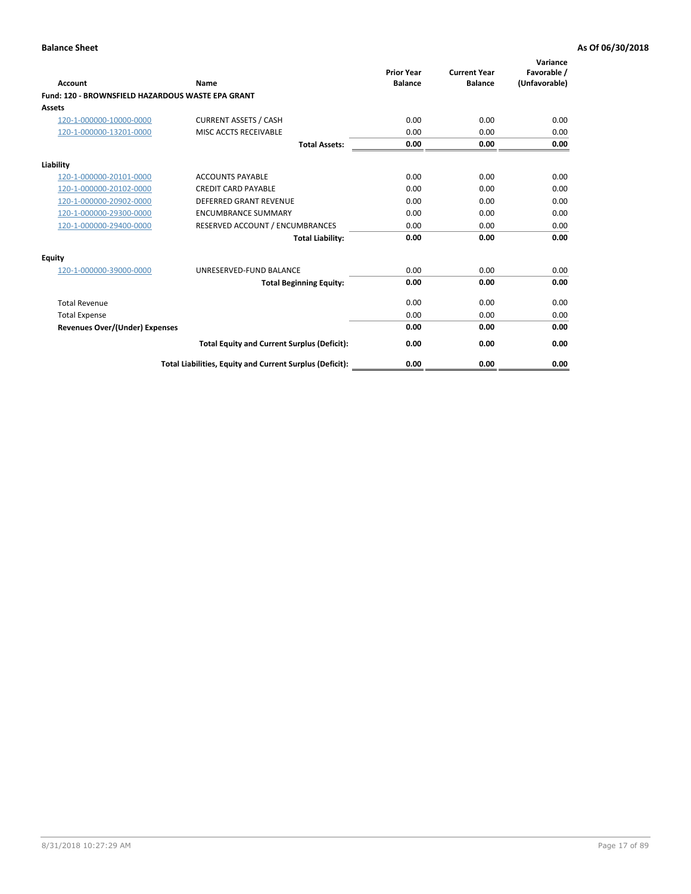**Balance Sheet** **As Of 06/30/2018**

| Account | Name | Prior Year Balance | Current Year Balance | Variance Favorable / (Unfavorable) |
|---|---|---|---|---|
| **Fund: 120 - BROWNSFIELD HAZARDOUS WASTE EPA GRANT** | | | | |
| **Assets** | | | | |
| 120-1-000000-10000-0000 | CURRENT ASSETS / CASH | 0.00 | 0.00 | 0.00 |
| 120-1-000000-13201-0000 | MISC ACCTS RECEIVABLE | 0.00 | 0.00 | 0.00 |
| | **Total Assets:** | **0.00** | **0.00** | **0.00** |
| **Liability** | | | | |
| 120-1-000000-20101-0000 | ACCOUNTS PAYABLE | 0.00 | 0.00 | 0.00 |
| 120-1-000000-20102-0000 | CREDIT CARD PAYABLE | 0.00 | 0.00 | 0.00 |
| 120-1-000000-20902-0000 | DEFERRED GRANT REVENUE | 0.00 | 0.00 | 0.00 |
| 120-1-000000-29300-0000 | ENCUMBRANCE SUMMARY | 0.00 | 0.00 | 0.00 |
| 120-1-000000-29400-0000 | RESERVED ACCOUNT / ENCUMBRANCES | 0.00 | 0.00 | 0.00 |
| | **Total Liability:** | **0.00** | **0.00** | **0.00** |
| **Equity** | | | | |
| 120-1-000000-39000-0000 | UNRESERVED-FUND BALANCE | 0.00 | 0.00 | 0.00 |
| | **Total Beginning Equity:** | **0.00** | **0.00** | **0.00** |
| Total Revenue | | 0.00 | 0.00 | 0.00 |
| Total Expense | | 0.00 | 0.00 | 0.00 |
| **Revenues Over/(Under) Expenses** | | **0.00** | **0.00** | **0.00** |
| | **Total Equity and Current Surplus (Deficit):** | **0.00** | **0.00** | **0.00** |
| | **Total Liabilities, Equity and Current Surplus (Deficit):** | **0.00** | **0.00** | **0.00** |

8/31/2018 10:27:29 AM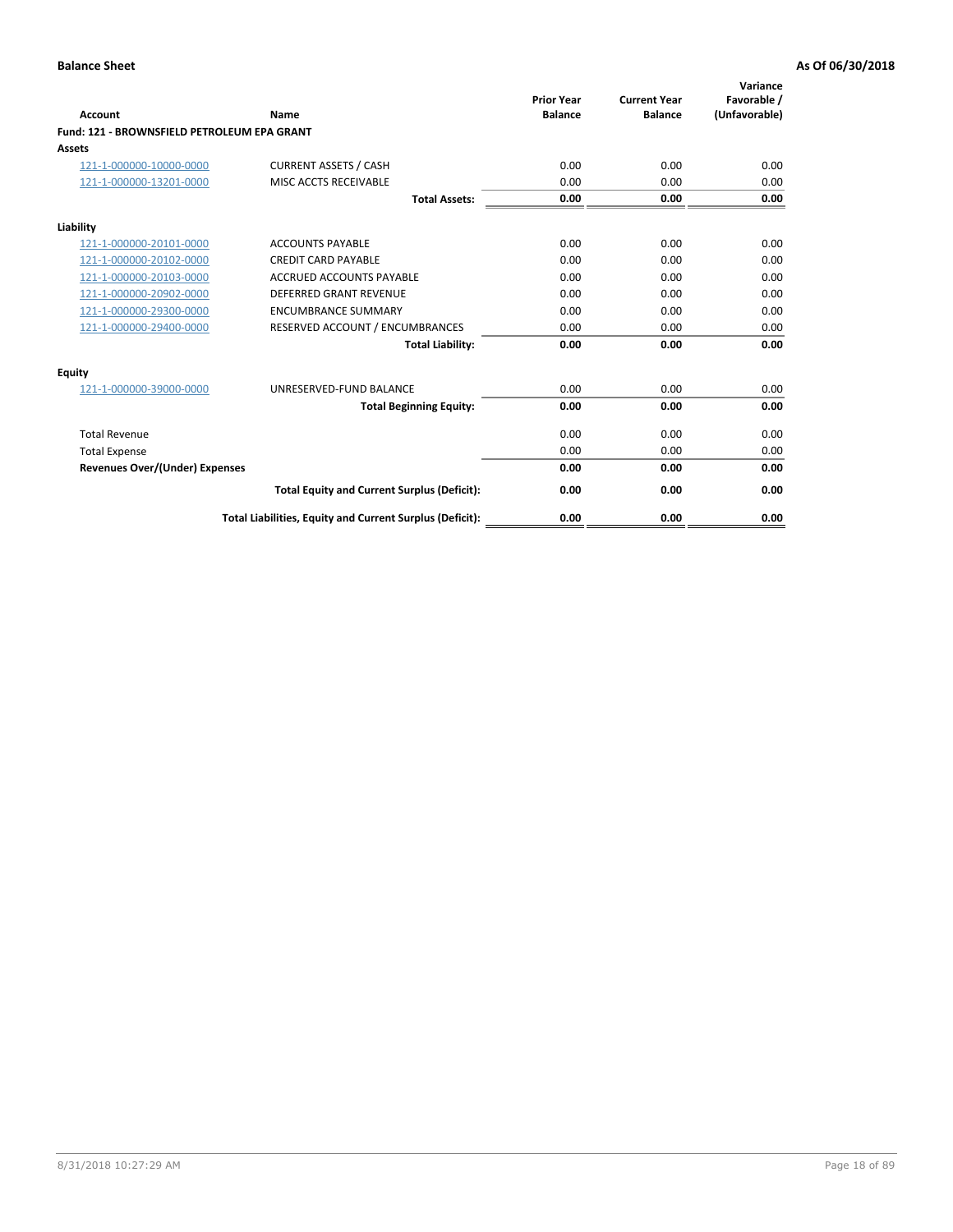**Balance Sheet** — **As Of 06/30/2018**

| Account | Name | Prior Year Balance | Current Year Balance | Variance Favorable / (Unfavorable) |
|---|---|---|---|---|
| **Fund: 121 - BROWNSFIELD PETROLEUM EPA GRANT** | | | | |
| **Assets** | | | | |
| 121-1-000000-10000-0000 | CURRENT ASSETS / CASH | 0.00 | 0.00 | 0.00 |
| 121-1-000000-13201-0000 | MISC ACCTS RECEIVABLE | 0.00 | 0.00 | 0.00 |
| | **Total Assets:** | **0.00** | **0.00** | **0.00** |
| **Liability** | | | | |
| 121-1-000000-20101-0000 | ACCOUNTS PAYABLE | 0.00 | 0.00 | 0.00 |
| 121-1-000000-20102-0000 | CREDIT CARD PAYABLE | 0.00 | 0.00 | 0.00 |
| 121-1-000000-20103-0000 | ACCRUED ACCOUNTS PAYABLE | 0.00 | 0.00 | 0.00 |
| 121-1-000000-20902-0000 | DEFERRED GRANT REVENUE | 0.00 | 0.00 | 0.00 |
| 121-1-000000-29300-0000 | ENCUMBRANCE SUMMARY | 0.00 | 0.00 | 0.00 |
| 121-1-000000-29400-0000 | RESERVED ACCOUNT / ENCUMBRANCES | 0.00 | 0.00 | 0.00 |
| | **Total Liability:** | **0.00** | **0.00** | **0.00** |
| **Equity** | | | | |
| 121-1-000000-39000-0000 | UNRESERVED-FUND BALANCE | 0.00 | 0.00 | 0.00 |
| | **Total Beginning Equity:** | **0.00** | **0.00** | **0.00** |
| Total Revenue | | 0.00 | 0.00 | 0.00 |
| Total Expense | | 0.00 | 0.00 | 0.00 |
| **Revenues Over/(Under) Expenses** | | **0.00** | **0.00** | **0.00** |
| | **Total Equity and Current Surplus (Deficit):** | **0.00** | **0.00** | **0.00** |
| | **Total Liabilities, Equity and Current Surplus (Deficit):** | **0.00** | **0.00** | **0.00** |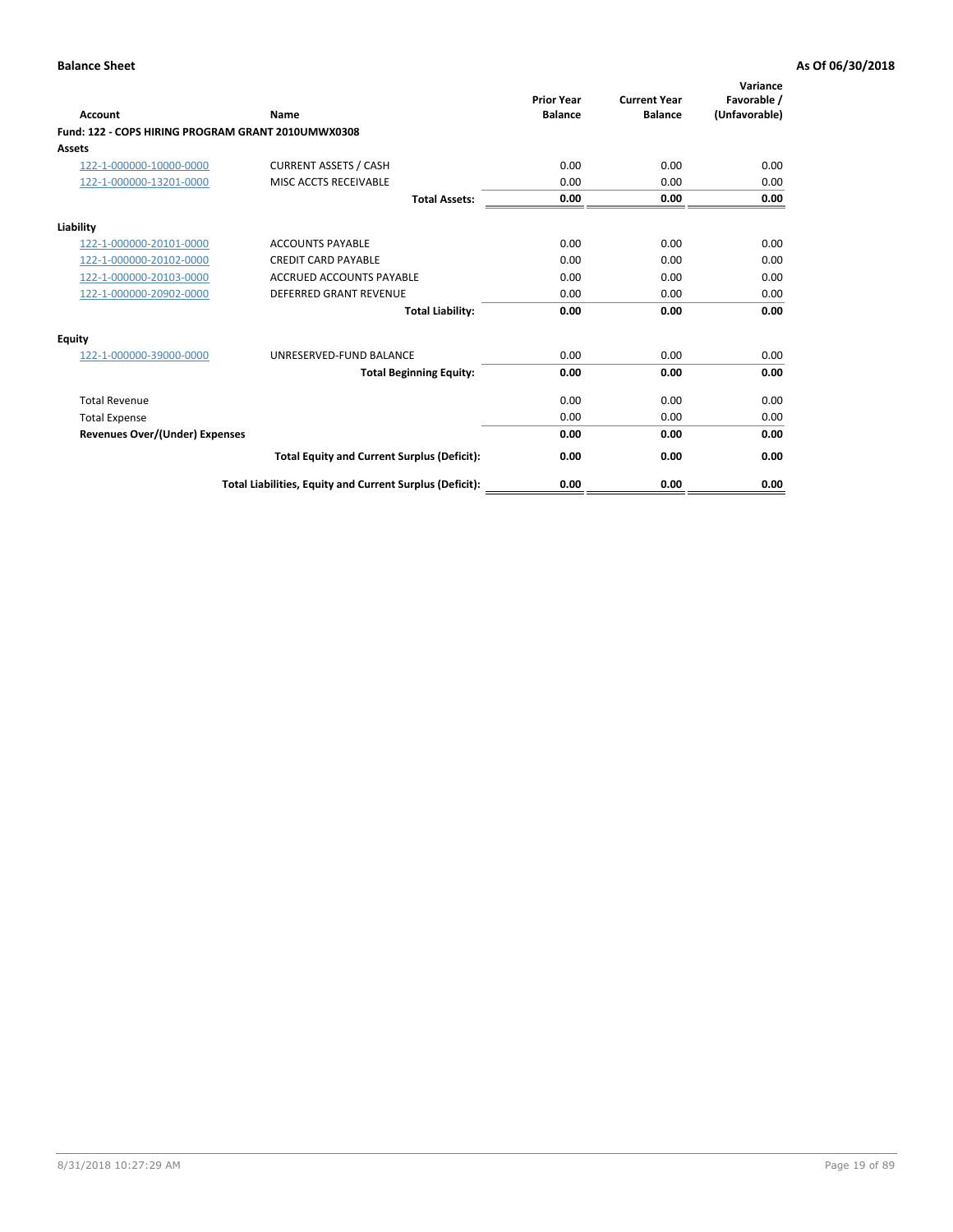**Balance Sheet** **As Of 06/30/2018**

| Account | Name | Prior Year Balance | Current Year Balance | Variance Favorable / (Unfavorable) |
|---|---|---|---|---|
| **Fund: 122 - COPS HIRING PROGRAM GRANT 2010UMWX0308** | | | | |
| **Assets** | | | | |
| 122-1-000000-10000-0000 | CURRENT ASSETS / CASH | 0.00 | 0.00 | 0.00 |
| 122-1-000000-13201-0000 | MISC ACCTS RECEIVABLE | 0.00 | 0.00 | 0.00 |
| | **Total Assets:** | **0.00** | **0.00** | **0.00** |
| **Liability** | | | | |
| 122-1-000000-20101-0000 | ACCOUNTS PAYABLE | 0.00 | 0.00 | 0.00 |
| 122-1-000000-20102-0000 | CREDIT CARD PAYABLE | 0.00 | 0.00 | 0.00 |
| 122-1-000000-20103-0000 | ACCRUED ACCOUNTS PAYABLE | 0.00 | 0.00 | 0.00 |
| 122-1-000000-20902-0000 | DEFERRED GRANT REVENUE | 0.00 | 0.00 | 0.00 |
| | **Total Liability:** | **0.00** | **0.00** | **0.00** |
| **Equity** | | | | |
| 122-1-000000-39000-0000 | UNRESERVED-FUND BALANCE | 0.00 | 0.00 | 0.00 |
| | **Total Beginning Equity:** | **0.00** | **0.00** | **0.00** |
| Total Revenue | | 0.00 | 0.00 | 0.00 |
| Total Expense | | 0.00 | 0.00 | 0.00 |
| **Revenues Over/(Under) Expenses** | | **0.00** | **0.00** | **0.00** |
| | **Total Equity and Current Surplus (Deficit):** | **0.00** | **0.00** | **0.00** |
| | **Total Liabilities, Equity and Current Surplus (Deficit):** | **0.00** | **0.00** | **0.00** |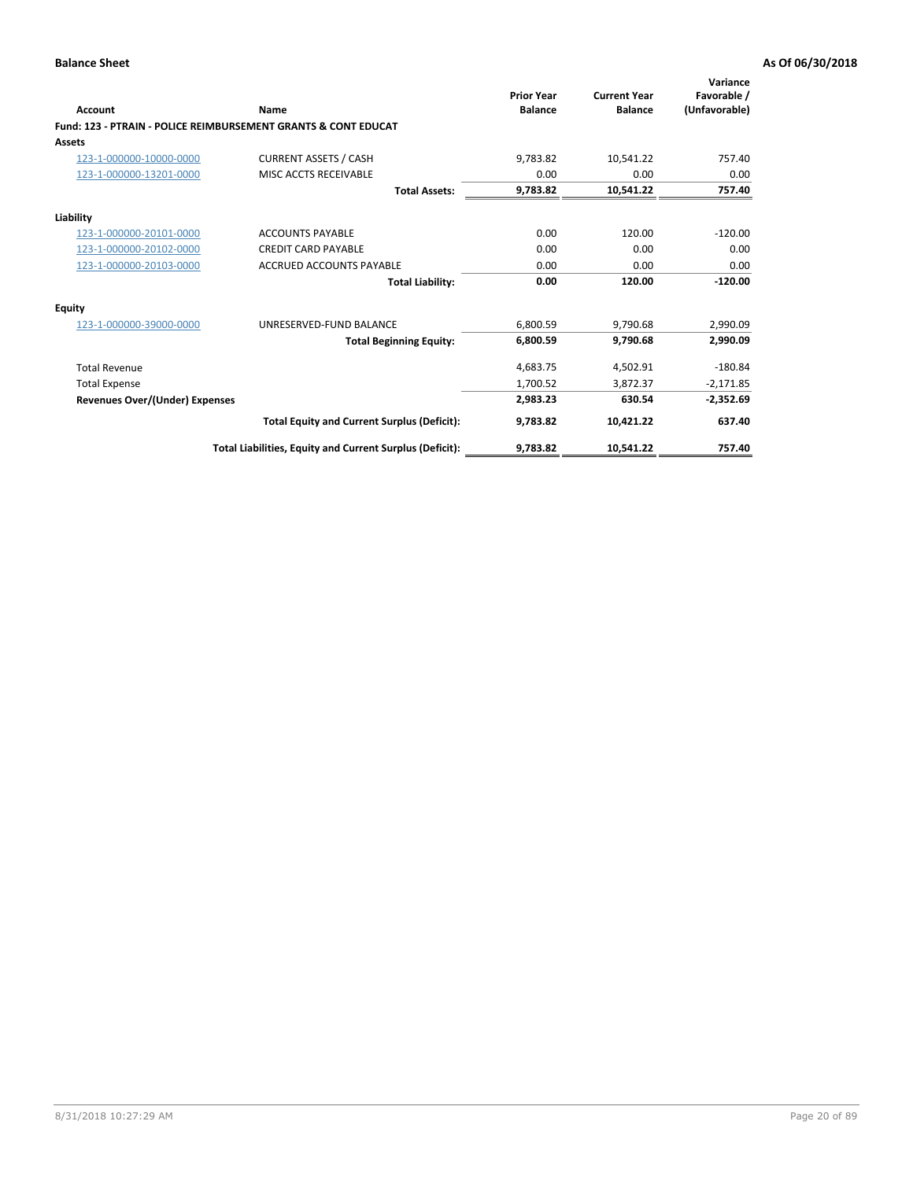**Balance Sheet** **As Of 06/30/2018**

| Account | Name | Prior Year Balance | Current Year Balance | Variance Favorable / (Unfavorable) |
|---|---|---|---|---|
| **Fund: 123 - PTRAIN - POLICE REIMBURSEMENT GRANTS & CONT EDUCAT** | | | | |
| **Assets** | | | | |
| 123-1-000000-10000-0000 | CURRENT ASSETS / CASH | 9,783.82 | 10,541.22 | 757.40 |
| 123-1-000000-13201-0000 | MISC ACCTS RECEIVABLE | 0.00 | 0.00 | 0.00 |
| | **Total Assets:** | **9,783.82** | **10,541.22** | **757.40** |
| **Liability** | | | | |
| 123-1-000000-20101-0000 | ACCOUNTS PAYABLE | 0.00 | 120.00 | -120.00 |
| 123-1-000000-20102-0000 | CREDIT CARD PAYABLE | 0.00 | 0.00 | 0.00 |
| 123-1-000000-20103-0000 | ACCRUED ACCOUNTS PAYABLE | 0.00 | 0.00 | 0.00 |
| | **Total Liability:** | **0.00** | **120.00** | **-120.00** |
| **Equity** | | | | |
| 123-1-000000-39000-0000 | UNRESERVED-FUND BALANCE | 6,800.59 | 9,790.68 | 2,990.09 |
| | **Total Beginning Equity:** | **6,800.59** | **9,790.68** | **2,990.09** |
| Total Revenue | | 4,683.75 | 4,502.91 | -180.84 |
| Total Expense | | 1,700.52 | 3,872.37 | -2,171.85 |
| **Revenues Over/(Under) Expenses** | | **2,983.23** | **630.54** | **-2,352.69** |
| | **Total Equity and Current Surplus (Deficit):** | **9,783.82** | **10,421.22** | **637.40** |
| | **Total Liabilities, Equity and Current Surplus (Deficit):** | **9,783.82** | **10,541.22** | **757.40** |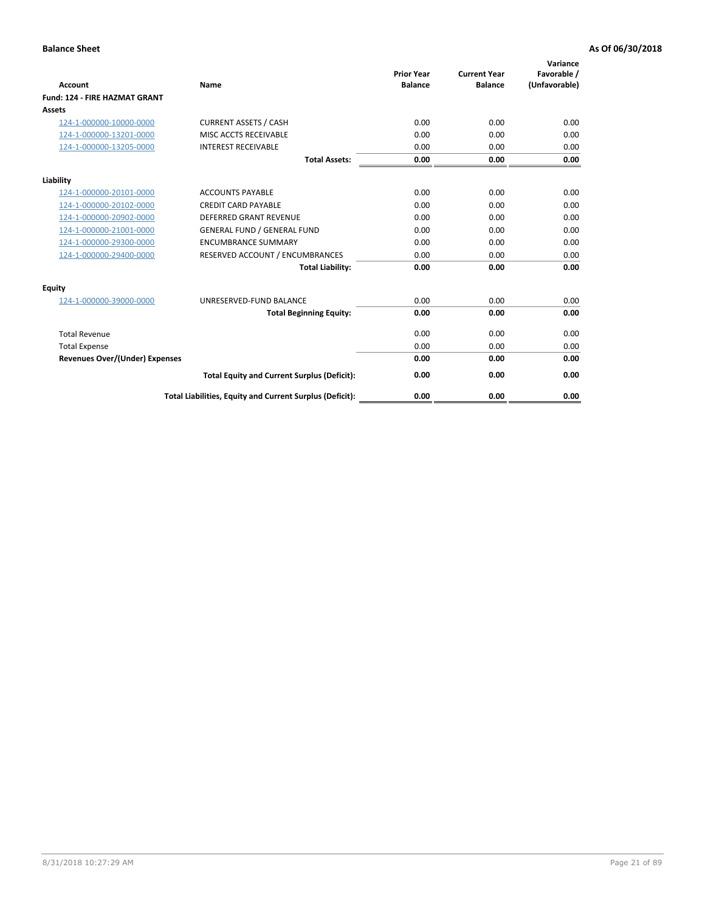**Balance Sheet** **As Of 06/30/2018**

| Account | Name | Prior Year Balance | Current Year Balance | Variance Favorable / (Unfavorable) |
|---|---|---|---|---|
| **Fund: 124 - FIRE HAZMAT GRANT** | | | | |
| **Assets** | | | | |
| 124-1-000000-10000-0000 | CURRENT ASSETS / CASH | 0.00 | 0.00 | 0.00 |
| 124-1-000000-13201-0000 | MISC ACCTS RECEIVABLE | 0.00 | 0.00 | 0.00 |
| 124-1-000000-13205-0000 | INTEREST RECEIVABLE | 0.00 | 0.00 | 0.00 |
| | **Total Assets:** | **0.00** | **0.00** | **0.00** |
| **Liability** | | | | |
| 124-1-000000-20101-0000 | ACCOUNTS PAYABLE | 0.00 | 0.00 | 0.00 |
| 124-1-000000-20102-0000 | CREDIT CARD PAYABLE | 0.00 | 0.00 | 0.00 |
| 124-1-000000-20902-0000 | DEFERRED GRANT REVENUE | 0.00 | 0.00 | 0.00 |
| 124-1-000000-21001-0000 | GENERAL FUND / GENERAL FUND | 0.00 | 0.00 | 0.00 |
| 124-1-000000-29300-0000 | ENCUMBRANCE SUMMARY | 0.00 | 0.00 | 0.00 |
| 124-1-000000-29400-0000 | RESERVED ACCOUNT / ENCUMBRANCES | 0.00 | 0.00 | 0.00 |
| | **Total Liability:** | **0.00** | **0.00** | **0.00** |
| **Equity** | | | | |
| 124-1-000000-39000-0000 | UNRESERVED-FUND BALANCE | 0.00 | 0.00 | 0.00 |
| | **Total Beginning Equity:** | **0.00** | **0.00** | **0.00** |
| Total Revenue | | 0.00 | 0.00 | 0.00 |
| Total Expense | | 0.00 | 0.00 | 0.00 |
| **Revenues Over/(Under) Expenses** | | **0.00** | **0.00** | **0.00** |
| | **Total Equity and Current Surplus (Deficit):** | **0.00** | **0.00** | **0.00** |
| | **Total Liabilities, Equity and Current Surplus (Deficit):** | **0.00** | **0.00** | **0.00** |

8/31/2018 10:27:29 AM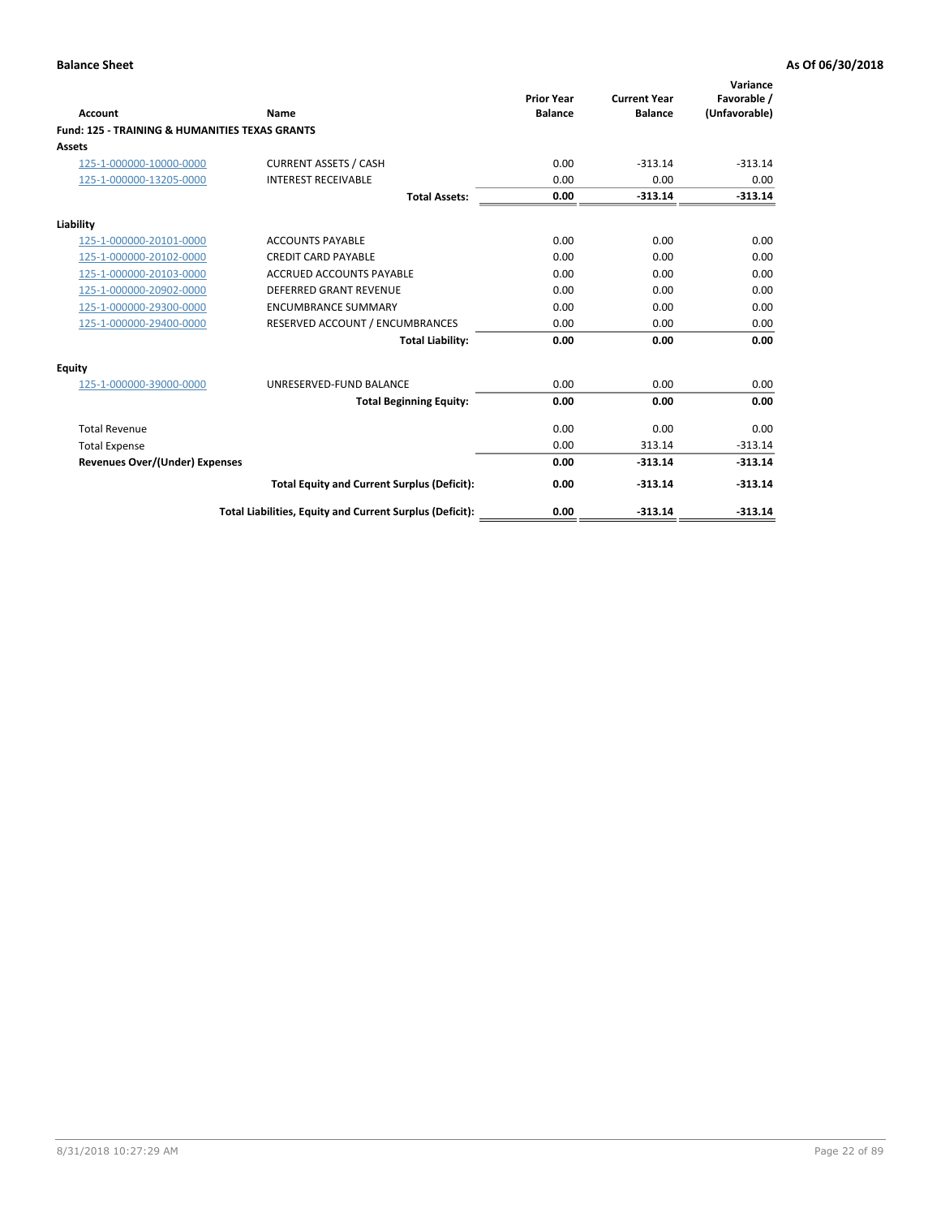**Balance Sheet** **As Of 06/30/2018**

| Account | Name | Prior Year Balance | Current Year Balance | Variance Favorable / (Unfavorable) |
|---|---|---|---|---|
| **Fund: 125 - TRAINING & HUMANITIES TEXAS GRANTS** | | | | |
| **Assets** | | | | |
| 125-1-000000-10000-0000 | CURRENT ASSETS / CASH | 0.00 | -313.14 | -313.14 |
| 125-1-000000-13205-0000 | INTEREST RECEIVABLE | 0.00 | 0.00 | 0.00 |
| | **Total Assets:** | **0.00** | **-313.14** | **-313.14** |
| **Liability** | | | | |
| 125-1-000000-20101-0000 | ACCOUNTS PAYABLE | 0.00 | 0.00 | 0.00 |
| 125-1-000000-20102-0000 | CREDIT CARD PAYABLE | 0.00 | 0.00 | 0.00 |
| 125-1-000000-20103-0000 | ACCRUED ACCOUNTS PAYABLE | 0.00 | 0.00 | 0.00 |
| 125-1-000000-20902-0000 | DEFERRED GRANT REVENUE | 0.00 | 0.00 | 0.00 |
| 125-1-000000-29300-0000 | ENCUMBRANCE SUMMARY | 0.00 | 0.00 | 0.00 |
| 125-1-000000-29400-0000 | RESERVED ACCOUNT / ENCUMBRANCES | 0.00 | 0.00 | 0.00 |
| | **Total Liability:** | **0.00** | **0.00** | **0.00** |
| **Equity** | | | | |
| 125-1-000000-39000-0000 | UNRESERVED-FUND BALANCE | 0.00 | 0.00 | 0.00 |
| | **Total Beginning Equity:** | **0.00** | **0.00** | **0.00** |
| Total Revenue | | 0.00 | 0.00 | 0.00 |
| Total Expense | | 0.00 | 313.14 | -313.14 |
| **Revenues Over/(Under) Expenses** | | **0.00** | **-313.14** | **-313.14** |
| | **Total Equity and Current Surplus (Deficit):** | **0.00** | **-313.14** | **-313.14** |
| | **Total Liabilities, Equity and Current Surplus (Deficit):** | **0.00** | **-313.14** | **-313.14** |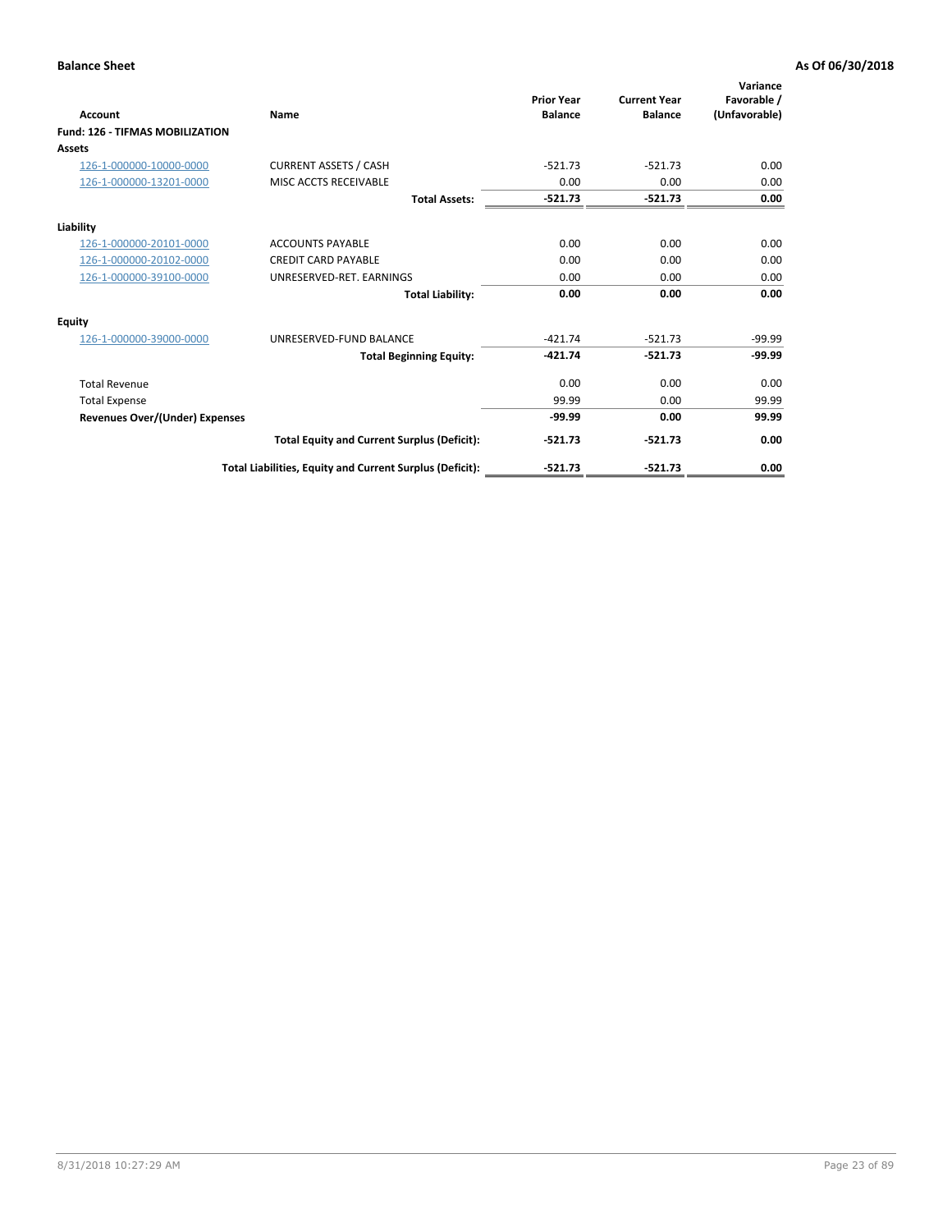**Balance Sheet** **As Of 06/30/2018**

| Account | Name | Prior Year Balance | Current Year Balance | Variance Favorable / (Unfavorable) |
|---|---|---|---|---|
| **Fund: 126 - TIFMAS MOBILIZATION** | | | | |
| **Assets** | | | | |
| 126-1-000000-10000-0000 | CURRENT ASSETS / CASH | -521.73 | -521.73 | 0.00 |
| 126-1-000000-13201-0000 | MISC ACCTS RECEIVABLE | 0.00 | 0.00 | 0.00 |
| | **Total Assets:** | **-521.73** | **-521.73** | **0.00** |
| **Liability** | | | | |
| 126-1-000000-20101-0000 | ACCOUNTS PAYABLE | 0.00 | 0.00 | 0.00 |
| 126-1-000000-20102-0000 | CREDIT CARD PAYABLE | 0.00 | 0.00 | 0.00 |
| 126-1-000000-39100-0000 | UNRESERVED-RET. EARNINGS | 0.00 | 0.00 | 0.00 |
| | **Total Liability:** | **0.00** | **0.00** | **0.00** |
| **Equity** | | | | |
| 126-1-000000-39000-0000 | UNRESERVED-FUND BALANCE | -421.74 | -521.73 | -99.99 |
| | **Total Beginning Equity:** | **-421.74** | **-521.73** | **-99.99** |
| Total Revenue | | 0.00 | 0.00 | 0.00 |
| Total Expense | | 99.99 | 0.00 | 99.99 |
| **Revenues Over/(Under) Expenses** | | **-99.99** | **0.00** | **99.99** |
| | **Total Equity and Current Surplus (Deficit):** | **-521.73** | **-521.73** | **0.00** |
| | **Total Liabilities, Equity and Current Surplus (Deficit):** | **-521.73** | **-521.73** | **0.00** |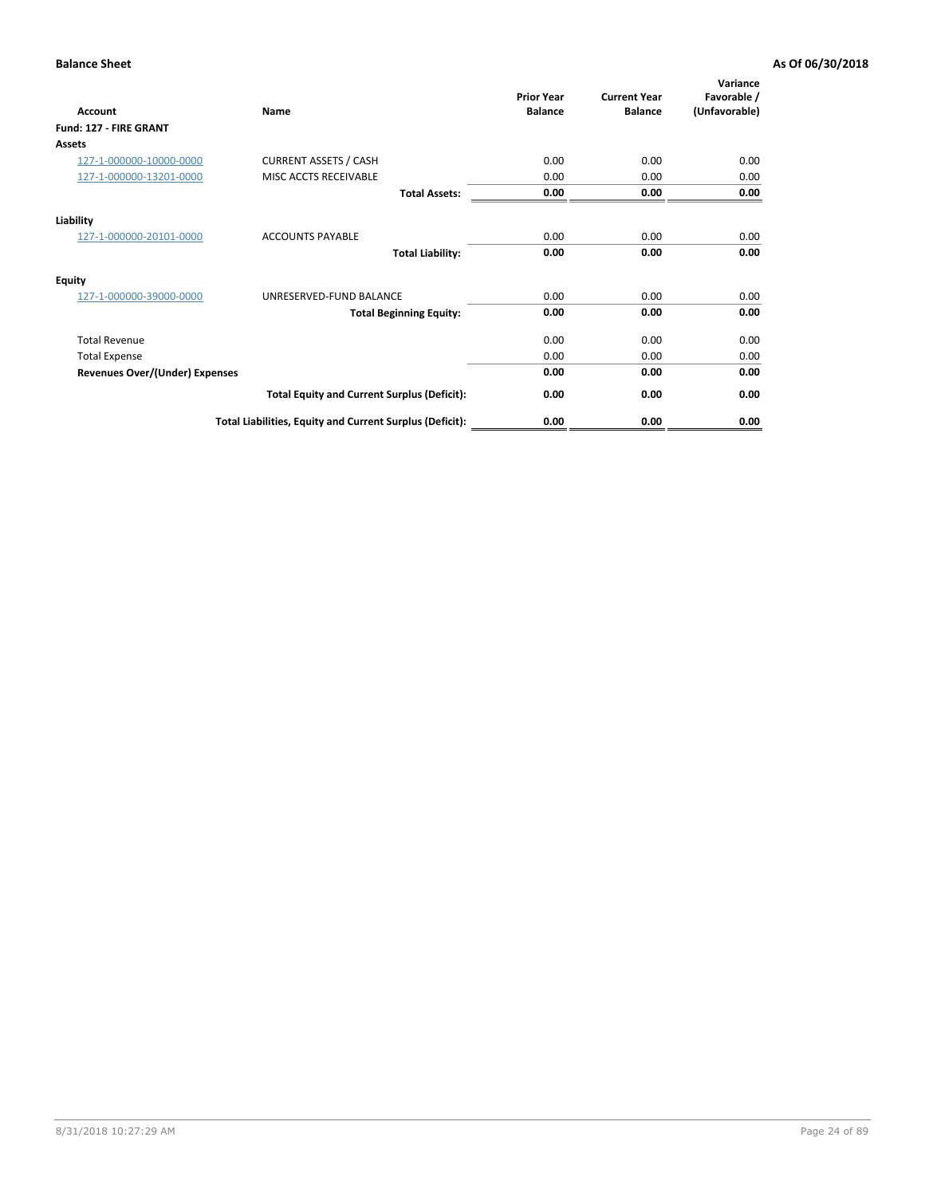**Balance Sheet** — As Of 06/30/2018

| Account | Name | Prior Year Balance | Current Year Balance | Variance Favorable / (Unfavorable) |
|---|---|---|---|---|
| **Fund: 127 - FIRE GRANT** | | | | |
| **Assets** | | | | |
| 127-1-000000-10000-0000 | CURRENT ASSETS / CASH | 0.00 | 0.00 | 0.00 |
| 127-1-000000-13201-0000 | MISC ACCTS RECEIVABLE | 0.00 | 0.00 | 0.00 |
| | **Total Assets:** | **0.00** | **0.00** | **0.00** |
| **Liability** | | | | |
| 127-1-000000-20101-0000 | ACCOUNTS PAYABLE | 0.00 | 0.00 | 0.00 |
| | **Total Liability:** | **0.00** | **0.00** | **0.00** |
| **Equity** | | | | |
| 127-1-000000-39000-0000 | UNRESERVED-FUND BALANCE | 0.00 | 0.00 | 0.00 |
| | **Total Beginning Equity:** | **0.00** | **0.00** | **0.00** |
| Total Revenue | | 0.00 | 0.00 | 0.00 |
| Total Expense | | 0.00 | 0.00 | 0.00 |
| **Revenues Over/(Under) Expenses** | | **0.00** | **0.00** | **0.00** |
| | **Total Equity and Current Surplus (Deficit):** | **0.00** | **0.00** | **0.00** |
| | **Total Liabilities, Equity and Current Surplus (Deficit):** | **0.00** | **0.00** | **0.00** |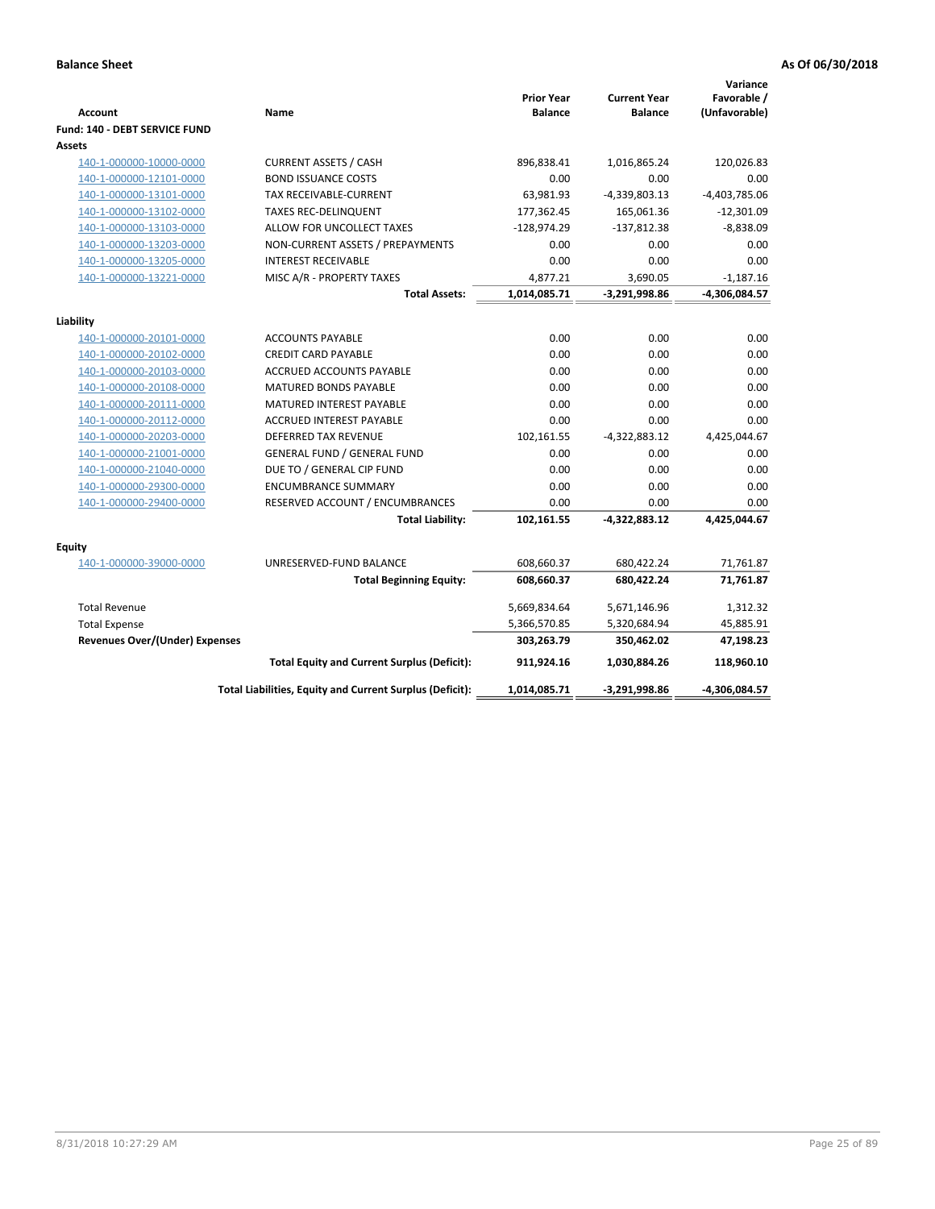**Balance Sheet** **As Of 06/30/2018**

| Account | Name | Prior Year Balance | Current Year Balance | Variance Favorable / (Unfavorable) |
|---|---|---|---|---|
| **Fund: 140 - DEBT SERVICE FUND** | | | | |
| **Assets** | | | | |
| 140-1-000000-10000-0000 | CURRENT ASSETS / CASH | 896,838.41 | 1,016,865.24 | 120,026.83 |
| 140-1-000000-12101-0000 | BOND ISSUANCE COSTS | 0.00 | 0.00 | 0.00 |
| 140-1-000000-13101-0000 | TAX RECEIVABLE-CURRENT | 63,981.93 | -4,339,803.13 | -4,403,785.06 |
| 140-1-000000-13102-0000 | TAXES REC-DELINQUENT | 177,362.45 | 165,061.36 | -12,301.09 |
| 140-1-000000-13103-0000 | ALLOW FOR UNCOLLECT TAXES | -128,974.29 | -137,812.38 | -8,838.09 |
| 140-1-000000-13203-0000 | NON-CURRENT ASSETS / PREPAYMENTS | 0.00 | 0.00 | 0.00 |
| 140-1-000000-13205-0000 | INTEREST RECEIVABLE | 0.00 | 0.00 | 0.00 |
| 140-1-000000-13221-0000 | MISC A/R - PROPERTY TAXES | 4,877.21 | 3,690.05 | -1,187.16 |
| | **Total Assets:** | **1,014,085.71** | **-3,291,998.86** | **-4,306,084.57** |
| **Liability** | | | | |
| 140-1-000000-20101-0000 | ACCOUNTS PAYABLE | 0.00 | 0.00 | 0.00 |
| 140-1-000000-20102-0000 | CREDIT CARD PAYABLE | 0.00 | 0.00 | 0.00 |
| 140-1-000000-20103-0000 | ACCRUED ACCOUNTS PAYABLE | 0.00 | 0.00 | 0.00 |
| 140-1-000000-20108-0000 | MATURED BONDS PAYABLE | 0.00 | 0.00 | 0.00 |
| 140-1-000000-20111-0000 | MATURED INTEREST PAYABLE | 0.00 | 0.00 | 0.00 |
| 140-1-000000-20112-0000 | ACCRUED INTEREST PAYABLE | 0.00 | 0.00 | 0.00 |
| 140-1-000000-20203-0000 | DEFERRED TAX REVENUE | 102,161.55 | -4,322,883.12 | 4,425,044.67 |
| 140-1-000000-21001-0000 | GENERAL FUND / GENERAL FUND | 0.00 | 0.00 | 0.00 |
| 140-1-000000-21040-0000 | DUE TO / GENERAL CIP FUND | 0.00 | 0.00 | 0.00 |
| 140-1-000000-29300-0000 | ENCUMBRANCE SUMMARY | 0.00 | 0.00 | 0.00 |
| 140-1-000000-29400-0000 | RESERVED ACCOUNT / ENCUMBRANCES | 0.00 | 0.00 | 0.00 |
| | **Total Liability:** | **102,161.55** | **-4,322,883.12** | **4,425,044.67** |
| **Equity** | | | | |
| 140-1-000000-39000-0000 | UNRESERVED-FUND BALANCE | 608,660.37 | 680,422.24 | 71,761.87 |
| | **Total Beginning Equity:** | **608,660.37** | **680,422.24** | **71,761.87** |
| Total Revenue | | 5,669,834.64 | 5,671,146.96 | 1,312.32 |
| Total Expense | | 5,366,570.85 | 5,320,684.94 | 45,885.91 |
| **Revenues Over/(Under) Expenses** | | **303,263.79** | **350,462.02** | **47,198.23** |
| | **Total Equity and Current Surplus (Deficit):** | **911,924.16** | **1,030,884.26** | **118,960.10** |
| | **Total Liabilities, Equity and Current Surplus (Deficit):** | **1,014,085.71** | **-3,291,998.86** | **-4,306,084.57** |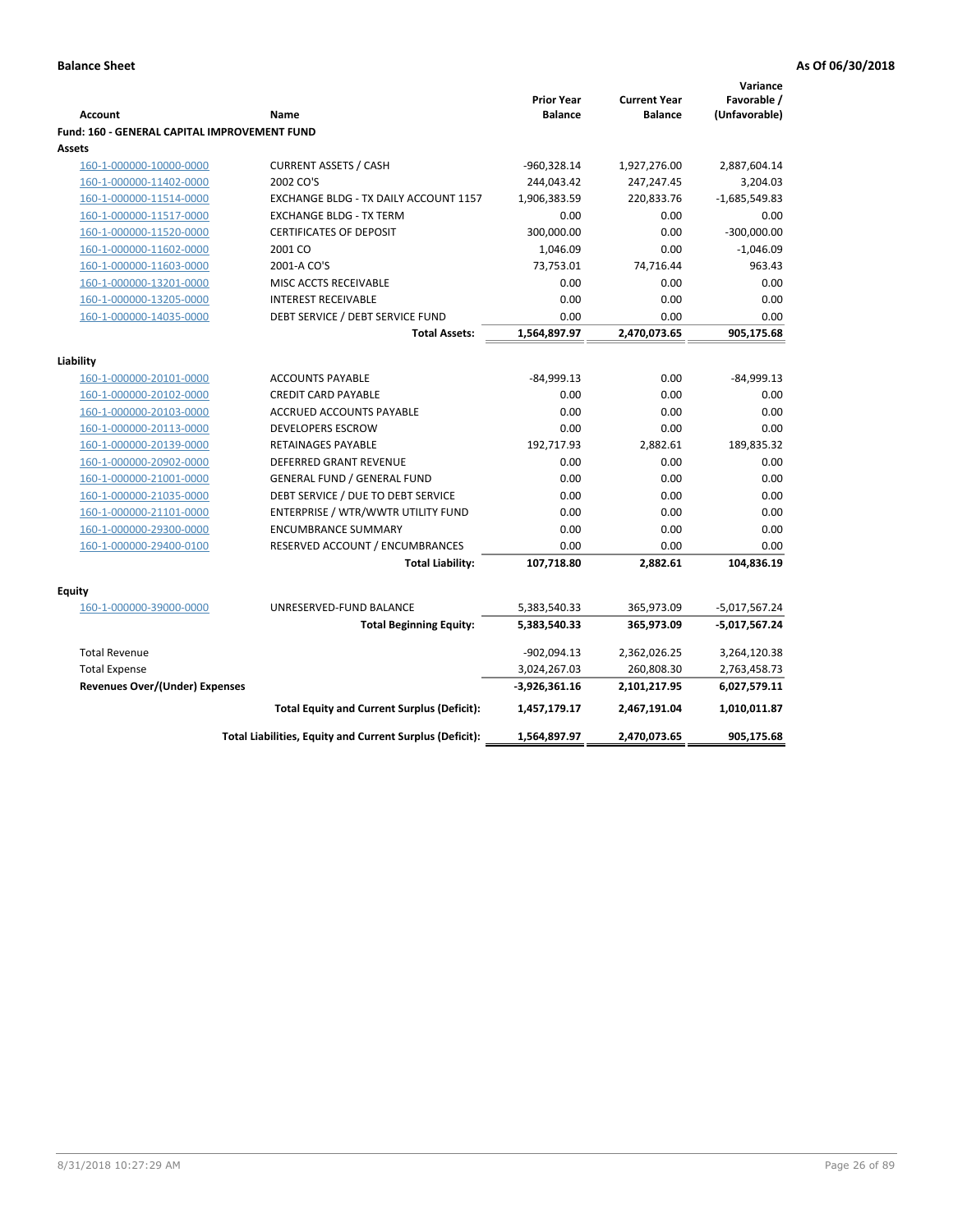**Balance Sheet** **As Of 06/30/2018**

| Account | Name | Prior Year Balance | Current Year Balance | Variance Favorable / (Unfavorable) |
|---|---|---|---|---|
| **Fund: 160 - GENERAL CAPITAL IMPROVEMENT FUND** | | | | |
| **Assets** | | | | |
| 160-1-000000-10000-0000 | CURRENT ASSETS / CASH | -960,328.14 | 1,927,276.00 | 2,887,604.14 |
| 160-1-000000-11402-0000 | 2002 CO'S | 244,043.42 | 247,247.45 | 3,204.03 |
| 160-1-000000-11514-0000 | EXCHANGE BLDG - TX DAILY ACCOUNT 1157 | 1,906,383.59 | 220,833.76 | -1,685,549.83 |
| 160-1-000000-11517-0000 | EXCHANGE BLDG - TX TERM | 0.00 | 0.00 | 0.00 |
| 160-1-000000-11520-0000 | CERTIFICATES OF DEPOSIT | 300,000.00 | 0.00 | -300,000.00 |
| 160-1-000000-11602-0000 | 2001 CO | 1,046.09 | 0.00 | -1,046.09 |
| 160-1-000000-11603-0000 | 2001-A CO'S | 73,753.01 | 74,716.44 | 963.43 |
| 160-1-000000-13201-0000 | MISC ACCTS RECEIVABLE | 0.00 | 0.00 | 0.00 |
| 160-1-000000-13205-0000 | INTEREST RECEIVABLE | 0.00 | 0.00 | 0.00 |
| 160-1-000000-14035-0000 | DEBT SERVICE / DEBT SERVICE FUND | 0.00 | 0.00 | 0.00 |
| | **Total Assets:** | **1,564,897.97** | **2,470,073.65** | **905,175.68** |
| **Liability** | | | | |
| 160-1-000000-20101-0000 | ACCOUNTS PAYABLE | -84,999.13 | 0.00 | -84,999.13 |
| 160-1-000000-20102-0000 | CREDIT CARD PAYABLE | 0.00 | 0.00 | 0.00 |
| 160-1-000000-20103-0000 | ACCRUED ACCOUNTS PAYABLE | 0.00 | 0.00 | 0.00 |
| 160-1-000000-20113-0000 | DEVELOPERS ESCROW | 0.00 | 0.00 | 0.00 |
| 160-1-000000-20139-0000 | RETAINAGES PAYABLE | 192,717.93 | 2,882.61 | 189,835.32 |
| 160-1-000000-20902-0000 | DEFERRED GRANT REVENUE | 0.00 | 0.00 | 0.00 |
| 160-1-000000-21001-0000 | GENERAL FUND / GENERAL FUND | 0.00 | 0.00 | 0.00 |
| 160-1-000000-21035-0000 | DEBT SERVICE / DUE TO DEBT SERVICE | 0.00 | 0.00 | 0.00 |
| 160-1-000000-21101-0000 | ENTERPRISE / WTR/WWTR UTILITY FUND | 0.00 | 0.00 | 0.00 |
| 160-1-000000-29300-0000 | ENCUMBRANCE SUMMARY | 0.00 | 0.00 | 0.00 |
| 160-1-000000-29400-0100 | RESERVED ACCOUNT / ENCUMBRANCES | 0.00 | 0.00 | 0.00 |
| | **Total Liability:** | **107,718.80** | **2,882.61** | **104,836.19** |
| **Equity** | | | | |
| 160-1-000000-39000-0000 | UNRESERVED-FUND BALANCE | 5,383,540.33 | 365,973.09 | -5,017,567.24 |
| | **Total Beginning Equity:** | **5,383,540.33** | **365,973.09** | **-5,017,567.24** |
| Total Revenue | | -902,094.13 | 2,362,026.25 | 3,264,120.38 |
| Total Expense | | 3,024,267.03 | 260,808.30 | 2,763,458.73 |
| **Revenues Over/(Under) Expenses** | | **-3,926,361.16** | **2,101,217.95** | **6,027,579.11** |
| | **Total Equity and Current Surplus (Deficit):** | **1,457,179.17** | **2,467,191.04** | **1,010,011.87** |
| | **Total Liabilities, Equity and Current Surplus (Deficit):** | **1,564,897.97** | **2,470,073.65** | **905,175.68** |

8/31/2018 10:27:29 AM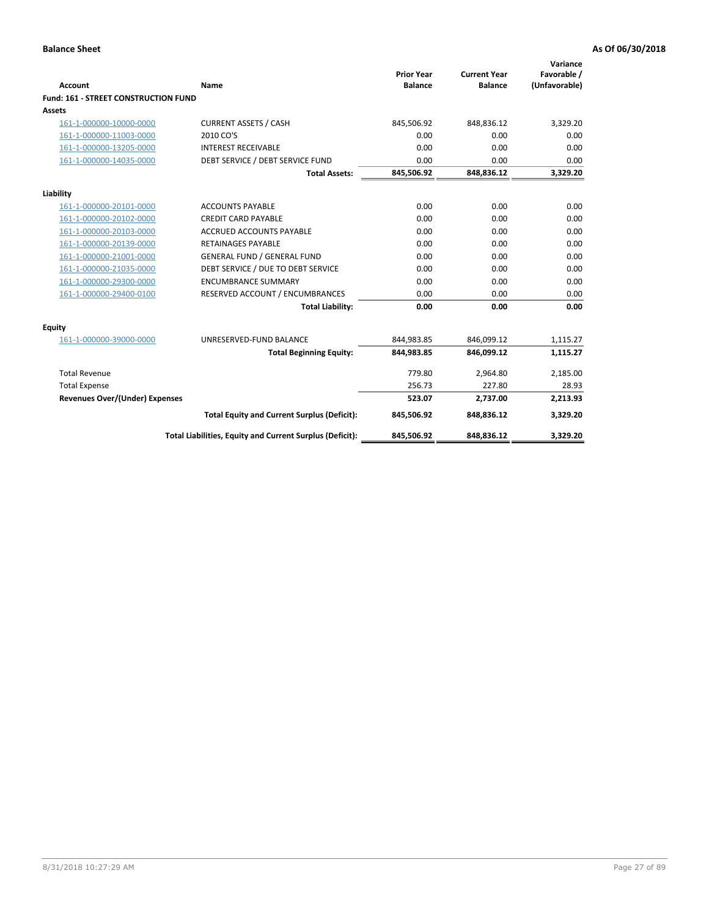**Balance Sheet** **As Of 06/30/2018**

| Account | Name | Prior Year Balance | Current Year Balance | Variance Favorable / (Unfavorable) |
|---|---|---|---|---|
| **Fund: 161 - STREET CONSTRUCTION FUND** | | | | |
| **Assets** | | | | |
| 161-1-000000-10000-0000 | CURRENT ASSETS / CASH | 845,506.92 | 848,836.12 | 3,329.20 |
| 161-1-000000-11003-0000 | 2010 CO'S | 0.00 | 0.00 | 0.00 |
| 161-1-000000-13205-0000 | INTEREST RECEIVABLE | 0.00 | 0.00 | 0.00 |
| 161-1-000000-14035-0000 | DEBT SERVICE / DEBT SERVICE FUND | 0.00 | 0.00 | 0.00 |
| | **Total Assets:** | **845,506.92** | **848,836.12** | **3,329.20** |
| **Liability** | | | | |
| 161-1-000000-20101-0000 | ACCOUNTS PAYABLE | 0.00 | 0.00 | 0.00 |
| 161-1-000000-20102-0000 | CREDIT CARD PAYABLE | 0.00 | 0.00 | 0.00 |
| 161-1-000000-20103-0000 | ACCRUED ACCOUNTS PAYABLE | 0.00 | 0.00 | 0.00 |
| 161-1-000000-20139-0000 | RETAINAGES PAYABLE | 0.00 | 0.00 | 0.00 |
| 161-1-000000-21001-0000 | GENERAL FUND / GENERAL FUND | 0.00 | 0.00 | 0.00 |
| 161-1-000000-21035-0000 | DEBT SERVICE / DUE TO DEBT SERVICE | 0.00 | 0.00 | 0.00 |
| 161-1-000000-29300-0000 | ENCUMBRANCE SUMMARY | 0.00 | 0.00 | 0.00 |
| 161-1-000000-29400-0100 | RESERVED ACCOUNT / ENCUMBRANCES | 0.00 | 0.00 | 0.00 |
| | **Total Liability:** | **0.00** | **0.00** | **0.00** |
| **Equity** | | | | |
| 161-1-000000-39000-0000 | UNRESERVED-FUND BALANCE | 844,983.85 | 846,099.12 | 1,115.27 |
| | **Total Beginning Equity:** | **844,983.85** | **846,099.12** | **1,115.27** |
| Total Revenue | | 779.80 | 2,964.80 | 2,185.00 |
| Total Expense | | 256.73 | 227.80 | 28.93 |
| **Revenues Over/(Under) Expenses** | | **523.07** | **2,737.00** | **2,213.93** |
| | **Total Equity and Current Surplus (Deficit):** | **845,506.92** | **848,836.12** | **3,329.20** |
| | **Total Liabilities, Equity and Current Surplus (Deficit):** | **845,506.92** | **848,836.12** | **3,329.20** |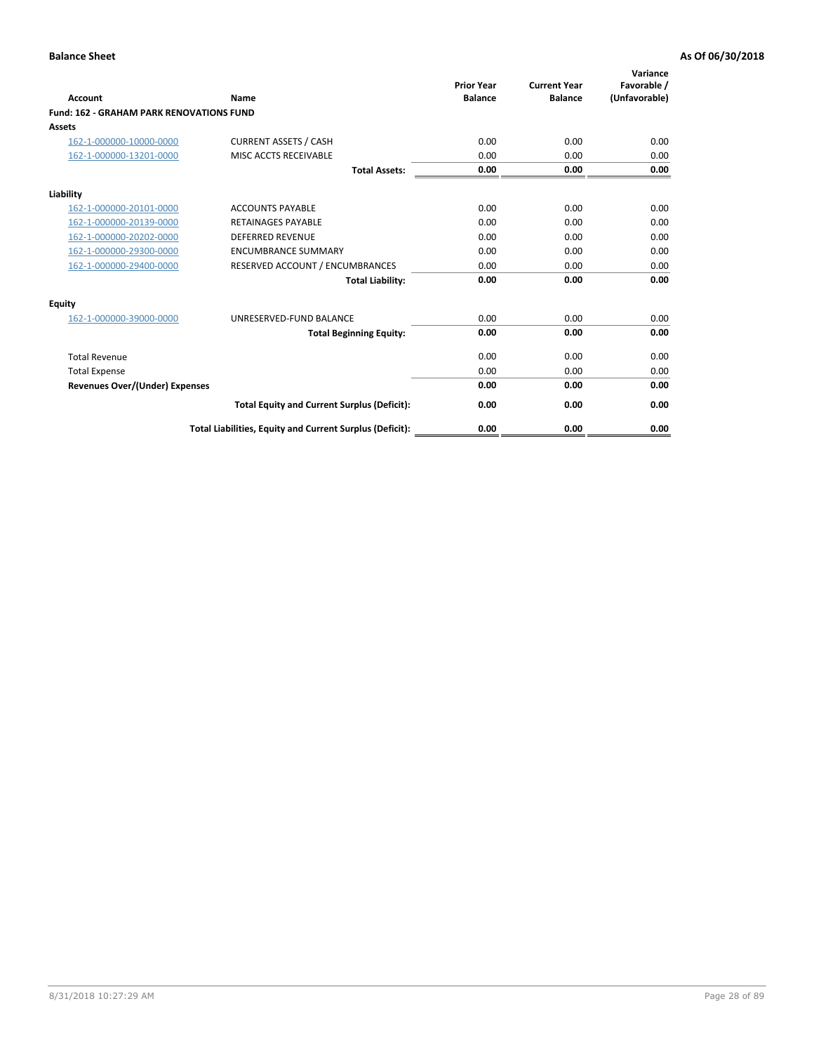**Balance Sheet** **As Of 06/30/2018**

| Account | Name | Prior Year Balance | Current Year Balance | Variance Favorable / (Unfavorable) |
|---|---|---|---|---|
| **Fund: 162 - GRAHAM PARK RENOVATIONS FUND** | | | | |
| **Assets** | | | | |
| 162-1-000000-10000-0000 | CURRENT ASSETS / CASH | 0.00 | 0.00 | 0.00 |
| 162-1-000000-13201-0000 | MISC ACCTS RECEIVABLE | 0.00 | 0.00 | 0.00 |
| | **Total Assets:** | **0.00** | **0.00** | **0.00** |
| **Liability** | | | | |
| 162-1-000000-20101-0000 | ACCOUNTS PAYABLE | 0.00 | 0.00 | 0.00 |
| 162-1-000000-20139-0000 | RETAINAGES PAYABLE | 0.00 | 0.00 | 0.00 |
| 162-1-000000-20202-0000 | DEFERRED REVENUE | 0.00 | 0.00 | 0.00 |
| 162-1-000000-29300-0000 | ENCUMBRANCE SUMMARY | 0.00 | 0.00 | 0.00 |
| 162-1-000000-29400-0000 | RESERVED ACCOUNT / ENCUMBRANCES | 0.00 | 0.00 | 0.00 |
| | **Total Liability:** | **0.00** | **0.00** | **0.00** |
| **Equity** | | | | |
| 162-1-000000-39000-0000 | UNRESERVED-FUND BALANCE | 0.00 | 0.00 | 0.00 |
| | **Total Beginning Equity:** | **0.00** | **0.00** | **0.00** |
| Total Revenue | | 0.00 | 0.00 | 0.00 |
| Total Expense | | 0.00 | 0.00 | 0.00 |
| **Revenues Over/(Under) Expenses** | | **0.00** | **0.00** | **0.00** |
| | **Total Equity and Current Surplus (Deficit):** | **0.00** | **0.00** | **0.00** |
| | **Total Liabilities, Equity and Current Surplus (Deficit):** | **0.00** | **0.00** | **0.00** |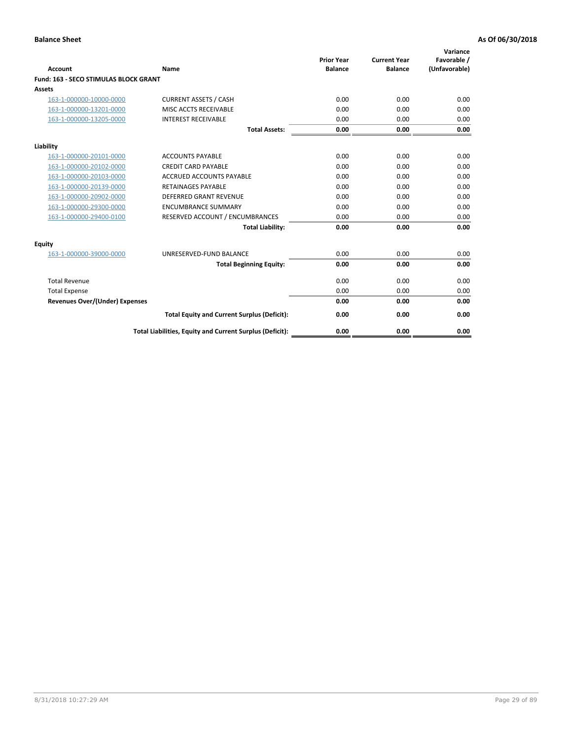**Balance Sheet** **As Of 06/30/2018**

| Account | Name | Prior Year Balance | Current Year Balance | Variance Favorable / (Unfavorable) |
|---|---|---|---|---|
| **Fund: 163 - SECO STIMULAS BLOCK GRANT** | | | | |
| **Assets** | | | | |
| 163-1-000000-10000-0000 | CURRENT ASSETS / CASH | 0.00 | 0.00 | 0.00 |
| 163-1-000000-13201-0000 | MISC ACCTS RECEIVABLE | 0.00 | 0.00 | 0.00 |
| 163-1-000000-13205-0000 | INTEREST RECEIVABLE | 0.00 | 0.00 | 0.00 |
| | **Total Assets:** | **0.00** | **0.00** | **0.00** |
| **Liability** | | | | |
| 163-1-000000-20101-0000 | ACCOUNTS PAYABLE | 0.00 | 0.00 | 0.00 |
| 163-1-000000-20102-0000 | CREDIT CARD PAYABLE | 0.00 | 0.00 | 0.00 |
| 163-1-000000-20103-0000 | ACCRUED ACCOUNTS PAYABLE | 0.00 | 0.00 | 0.00 |
| 163-1-000000-20139-0000 | RETAINAGES PAYABLE | 0.00 | 0.00 | 0.00 |
| 163-1-000000-20902-0000 | DEFERRED GRANT REVENUE | 0.00 | 0.00 | 0.00 |
| 163-1-000000-29300-0000 | ENCUMBRANCE SUMMARY | 0.00 | 0.00 | 0.00 |
| 163-1-000000-29400-0100 | RESERVED ACCOUNT / ENCUMBRANCES | 0.00 | 0.00 | 0.00 |
| | **Total Liability:** | **0.00** | **0.00** | **0.00** |
| **Equity** | | | | |
| 163-1-000000-39000-0000 | UNRESERVED-FUND BALANCE | 0.00 | 0.00 | 0.00 |
| | **Total Beginning Equity:** | **0.00** | **0.00** | **0.00** |
| Total Revenue | | 0.00 | 0.00 | 0.00 |
| Total Expense | | 0.00 | 0.00 | 0.00 |
| **Revenues Over/(Under) Expenses** | | **0.00** | **0.00** | **0.00** |
| | **Total Equity and Current Surplus (Deficit):** | **0.00** | **0.00** | **0.00** |
| | **Total Liabilities, Equity and Current Surplus (Deficit):** | **0.00** | **0.00** | **0.00** |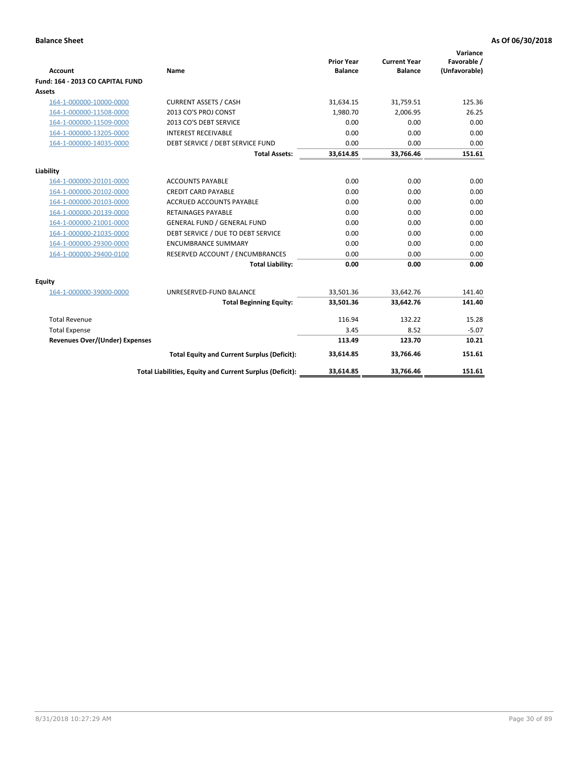**Balance Sheet** **As Of 06/30/2018**

| Account | Name | Prior Year Balance | Current Year Balance | Variance Favorable / (Unfavorable) |
|---|---|---|---|---|
| **Fund: 164 - 2013 CO CAPITAL FUND** | | | | |
| **Assets** | | | | |
| 164-1-000000-10000-0000 | CURRENT ASSETS / CASH | 31,634.15 | 31,759.51 | 125.36 |
| 164-1-000000-11508-0000 | 2013 CO'S PROJ CONST | 1,980.70 | 2,006.95 | 26.25 |
| 164-1-000000-11509-0000 | 2013 CO'S DEBT SERVICE | 0.00 | 0.00 | 0.00 |
| 164-1-000000-13205-0000 | INTEREST RECEIVABLE | 0.00 | 0.00 | 0.00 |
| 164-1-000000-14035-0000 | DEBT SERVICE / DEBT SERVICE FUND | 0.00 | 0.00 | 0.00 |
| | **Total Assets:** | **33,614.85** | **33,766.46** | **151.61** |
| **Liability** | | | | |
| 164-1-000000-20101-0000 | ACCOUNTS PAYABLE | 0.00 | 0.00 | 0.00 |
| 164-1-000000-20102-0000 | CREDIT CARD PAYABLE | 0.00 | 0.00 | 0.00 |
| 164-1-000000-20103-0000 | ACCRUED ACCOUNTS PAYABLE | 0.00 | 0.00 | 0.00 |
| 164-1-000000-20139-0000 | RETAINAGES PAYABLE | 0.00 | 0.00 | 0.00 |
| 164-1-000000-21001-0000 | GENERAL FUND / GENERAL FUND | 0.00 | 0.00 | 0.00 |
| 164-1-000000-21035-0000 | DEBT SERVICE / DUE TO DEBT SERVICE | 0.00 | 0.00 | 0.00 |
| 164-1-000000-29300-0000 | ENCUMBRANCE SUMMARY | 0.00 | 0.00 | 0.00 |
| 164-1-000000-29400-0100 | RESERVED ACCOUNT / ENCUMBRANCES | 0.00 | 0.00 | 0.00 |
| | **Total Liability:** | **0.00** | **0.00** | **0.00** |
| **Equity** | | | | |
| 164-1-000000-39000-0000 | UNRESERVED-FUND BALANCE | 33,501.36 | 33,642.76 | 141.40 |
| | **Total Beginning Equity:** | **33,501.36** | **33,642.76** | **141.40** |
| Total Revenue | | 116.94 | 132.22 | 15.28 |
| Total Expense | | 3.45 | 8.52 | -5.07 |
| **Revenues Over/(Under) Expenses** | | **113.49** | **123.70** | **10.21** |
| | **Total Equity and Current Surplus (Deficit):** | **33,614.85** | **33,766.46** | **151.61** |
| | **Total Liabilities, Equity and Current Surplus (Deficit):** | **33,614.85** | **33,766.46** | **151.61** |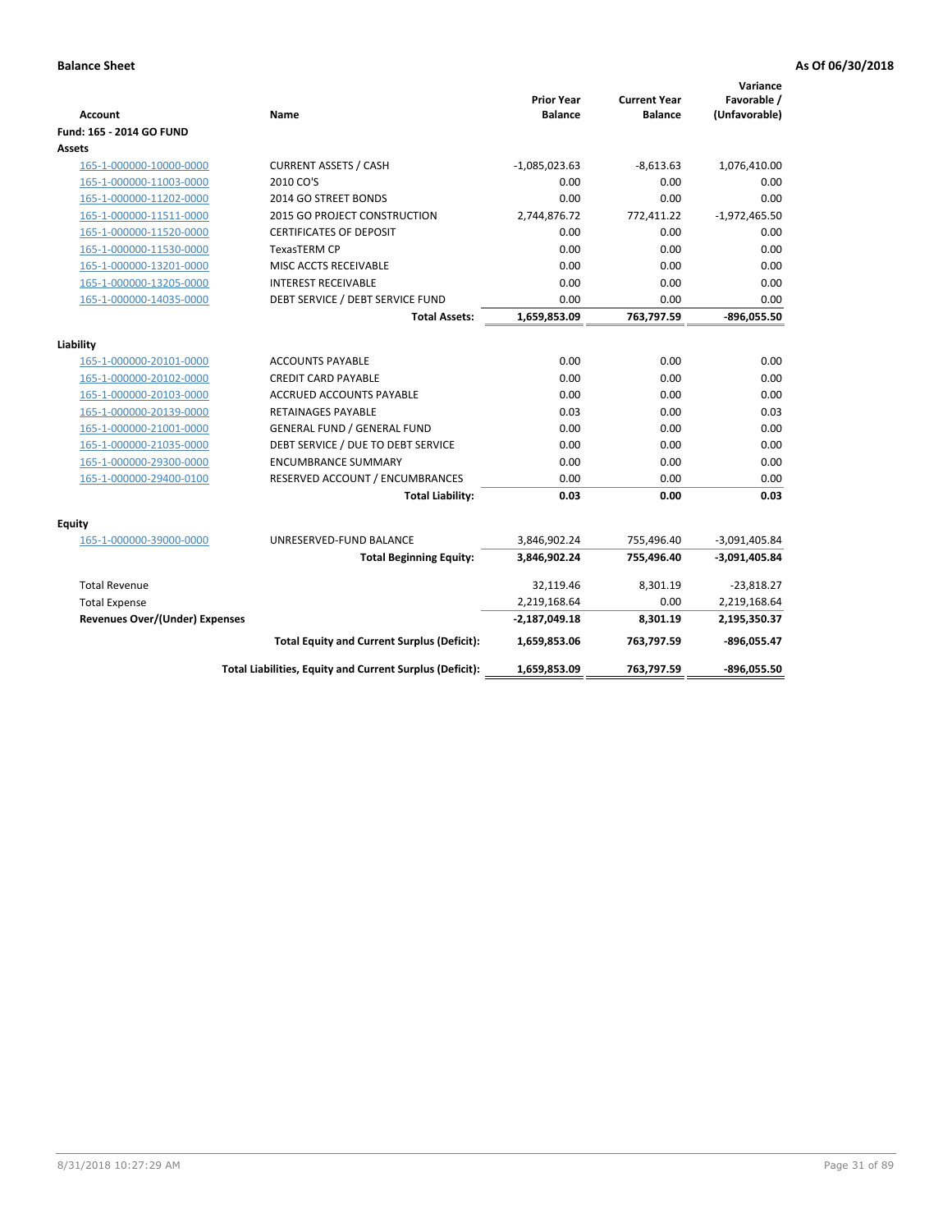**Balance Sheet** **As Of 06/30/2018**

| Account | Name | Prior Year Balance | Current Year Balance | Variance Favorable / (Unfavorable) |
|---|---|---|---|---|
| **Fund: 165 - 2014 GO FUND** | | | | |
| **Assets** | | | | |
| 165-1-000000-10000-0000 | CURRENT ASSETS / CASH | -1,085,023.63 | -8,613.63 | 1,076,410.00 |
| 165-1-000000-11003-0000 | 2010 CO'S | 0.00 | 0.00 | 0.00 |
| 165-1-000000-11202-0000 | 2014 GO STREET BONDS | 0.00 | 0.00 | 0.00 |
| 165-1-000000-11511-0000 | 2015 GO PROJECT CONSTRUCTION | 2,744,876.72 | 772,411.22 | -1,972,465.50 |
| 165-1-000000-11520-0000 | CERTIFICATES OF DEPOSIT | 0.00 | 0.00 | 0.00 |
| 165-1-000000-11530-0000 | TexasTERM CP | 0.00 | 0.00 | 0.00 |
| 165-1-000000-13201-0000 | MISC ACCTS RECEIVABLE | 0.00 | 0.00 | 0.00 |
| 165-1-000000-13205-0000 | INTEREST RECEIVABLE | 0.00 | 0.00 | 0.00 |
| 165-1-000000-14035-0000 | DEBT SERVICE / DEBT SERVICE FUND | 0.00 | 0.00 | 0.00 |
| | **Total Assets:** | **1,659,853.09** | **763,797.59** | **-896,055.50** |
| **Liability** | | | | |
| 165-1-000000-20101-0000 | ACCOUNTS PAYABLE | 0.00 | 0.00 | 0.00 |
| 165-1-000000-20102-0000 | CREDIT CARD PAYABLE | 0.00 | 0.00 | 0.00 |
| 165-1-000000-20103-0000 | ACCRUED ACCOUNTS PAYABLE | 0.00 | 0.00 | 0.00 |
| 165-1-000000-20139-0000 | RETAINAGES PAYABLE | 0.03 | 0.00 | 0.03 |
| 165-1-000000-21001-0000 | GENERAL FUND / GENERAL FUND | 0.00 | 0.00 | 0.00 |
| 165-1-000000-21035-0000 | DEBT SERVICE / DUE TO DEBT SERVICE | 0.00 | 0.00 | 0.00 |
| 165-1-000000-29300-0000 | ENCUMBRANCE SUMMARY | 0.00 | 0.00 | 0.00 |
| 165-1-000000-29400-0100 | RESERVED ACCOUNT / ENCUMBRANCES | 0.00 | 0.00 | 0.00 |
| | **Total Liability:** | **0.03** | **0.00** | **0.03** |
| **Equity** | | | | |
| 165-1-000000-39000-0000 | UNRESERVED-FUND BALANCE | 3,846,902.24 | 755,496.40 | -3,091,405.84 |
| | **Total Beginning Equity:** | **3,846,902.24** | **755,496.40** | **-3,091,405.84** |
| Total Revenue | | 32,119.46 | 8,301.19 | -23,818.27 |
| Total Expense | | 2,219,168.64 | 0.00 | 2,219,168.64 |
| **Revenues Over/(Under) Expenses** | | **-2,187,049.18** | **8,301.19** | **2,195,350.37** |
| | **Total Equity and Current Surplus (Deficit):** | **1,659,853.06** | **763,797.59** | **-896,055.47** |
| | **Total Liabilities, Equity and Current Surplus (Deficit):** | **1,659,853.09** | **763,797.59** | **-896,055.50** |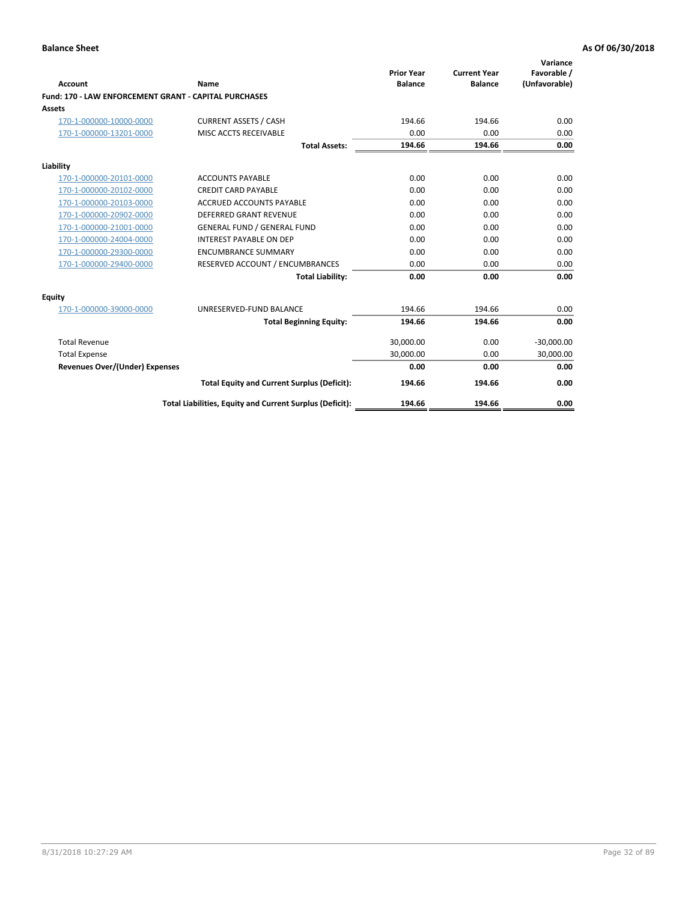**Balance Sheet** **As Of 06/30/2018**

| Account | Name | Prior Year Balance | Current Year Balance | Variance Favorable / (Unfavorable) |
|---|---|---|---|---|
| **Fund: 170 - LAW ENFORCEMENT GRANT - CAPITAL PURCHASES** | | | | |
| **Assets** | | | | |
| 170-1-000000-10000-0000 | CURRENT ASSETS / CASH | 194.66 | 194.66 | 0.00 |
| 170-1-000000-13201-0000 | MISC ACCTS RECEIVABLE | 0.00 | 0.00 | 0.00 |
| | **Total Assets:** | **194.66** | **194.66** | **0.00** |
| **Liability** | | | | |
| 170-1-000000-20101-0000 | ACCOUNTS PAYABLE | 0.00 | 0.00 | 0.00 |
| 170-1-000000-20102-0000 | CREDIT CARD PAYABLE | 0.00 | 0.00 | 0.00 |
| 170-1-000000-20103-0000 | ACCRUED ACCOUNTS PAYABLE | 0.00 | 0.00 | 0.00 |
| 170-1-000000-20902-0000 | DEFERRED GRANT REVENUE | 0.00 | 0.00 | 0.00 |
| 170-1-000000-21001-0000 | GENERAL FUND / GENERAL FUND | 0.00 | 0.00 | 0.00 |
| 170-1-000000-24004-0000 | INTEREST PAYABLE ON DEP | 0.00 | 0.00 | 0.00 |
| 170-1-000000-29300-0000 | ENCUMBRANCE SUMMARY | 0.00 | 0.00 | 0.00 |
| 170-1-000000-29400-0000 | RESERVED ACCOUNT / ENCUMBRANCES | 0.00 | 0.00 | 0.00 |
| | **Total Liability:** | **0.00** | **0.00** | **0.00** |
| **Equity** | | | | |
| 170-1-000000-39000-0000 | UNRESERVED-FUND BALANCE | 194.66 | 194.66 | 0.00 |
| | **Total Beginning Equity:** | **194.66** | **194.66** | **0.00** |
| Total Revenue | | 30,000.00 | 0.00 | -30,000.00 |
| Total Expense | | 30,000.00 | 0.00 | 30,000.00 |
| **Revenues Over/(Under) Expenses** | | **0.00** | **0.00** | **0.00** |
| | **Total Equity and Current Surplus (Deficit):** | **194.66** | **194.66** | **0.00** |
| | **Total Liabilities, Equity and Current Surplus (Deficit):** | **194.66** | **194.66** | **0.00** |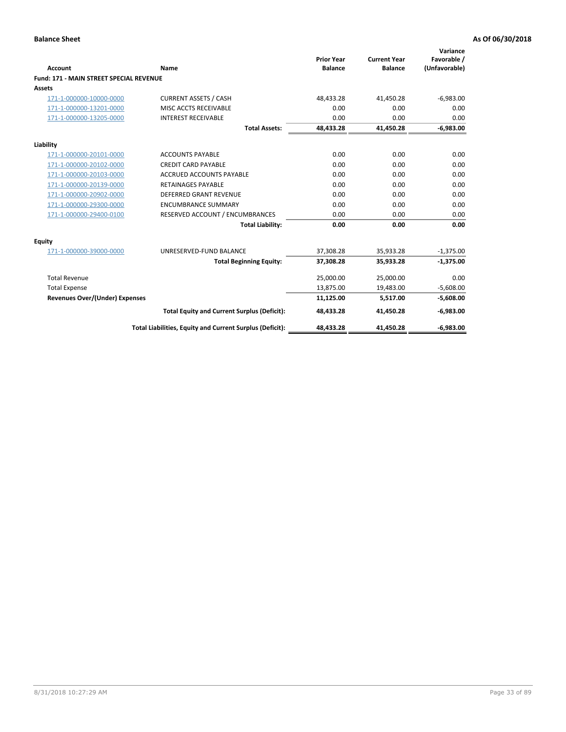**Balance Sheet** **As Of 06/30/2018**

| Account | Name | Prior Year Balance | Current Year Balance | Variance Favorable / (Unfavorable) |
|---|---|---|---|---|
| **Fund: 171 - MAIN STREET SPECIAL REVENUE** | | | | |
| **Assets** | | | | |
| 171-1-000000-10000-0000 | CURRENT ASSETS / CASH | 48,433.28 | 41,450.28 | -6,983.00 |
| 171-1-000000-13201-0000 | MISC ACCTS RECEIVABLE | 0.00 | 0.00 | 0.00 |
| 171-1-000000-13205-0000 | INTEREST RECEIVABLE | 0.00 | 0.00 | 0.00 |
| | **Total Assets:** | **48,433.28** | **41,450.28** | **-6,983.00** |
| **Liability** | | | | |
| 171-1-000000-20101-0000 | ACCOUNTS PAYABLE | 0.00 | 0.00 | 0.00 |
| 171-1-000000-20102-0000 | CREDIT CARD PAYABLE | 0.00 | 0.00 | 0.00 |
| 171-1-000000-20103-0000 | ACCRUED ACCOUNTS PAYABLE | 0.00 | 0.00 | 0.00 |
| 171-1-000000-20139-0000 | RETAINAGES PAYABLE | 0.00 | 0.00 | 0.00 |
| 171-1-000000-20902-0000 | DEFERRED GRANT REVENUE | 0.00 | 0.00 | 0.00 |
| 171-1-000000-29300-0000 | ENCUMBRANCE SUMMARY | 0.00 | 0.00 | 0.00 |
| 171-1-000000-29400-0100 | RESERVED ACCOUNT / ENCUMBRANCES | 0.00 | 0.00 | 0.00 |
| | **Total Liability:** | **0.00** | **0.00** | **0.00** |
| **Equity** | | | | |
| 171-1-000000-39000-0000 | UNRESERVED-FUND BALANCE | 37,308.28 | 35,933.28 | -1,375.00 |
| | **Total Beginning Equity:** | **37,308.28** | **35,933.28** | **-1,375.00** |
| Total Revenue | | 25,000.00 | 25,000.00 | 0.00 |
| Total Expense | | 13,875.00 | 19,483.00 | -5,608.00 |
| **Revenues Over/(Under) Expenses** | | **11,125.00** | **5,517.00** | **-5,608.00** |
| | **Total Equity and Current Surplus (Deficit):** | **48,433.28** | **41,450.28** | **-6,983.00** |
| | **Total Liabilities, Equity and Current Surplus (Deficit):** | **48,433.28** | **41,450.28** | **-6,983.00** |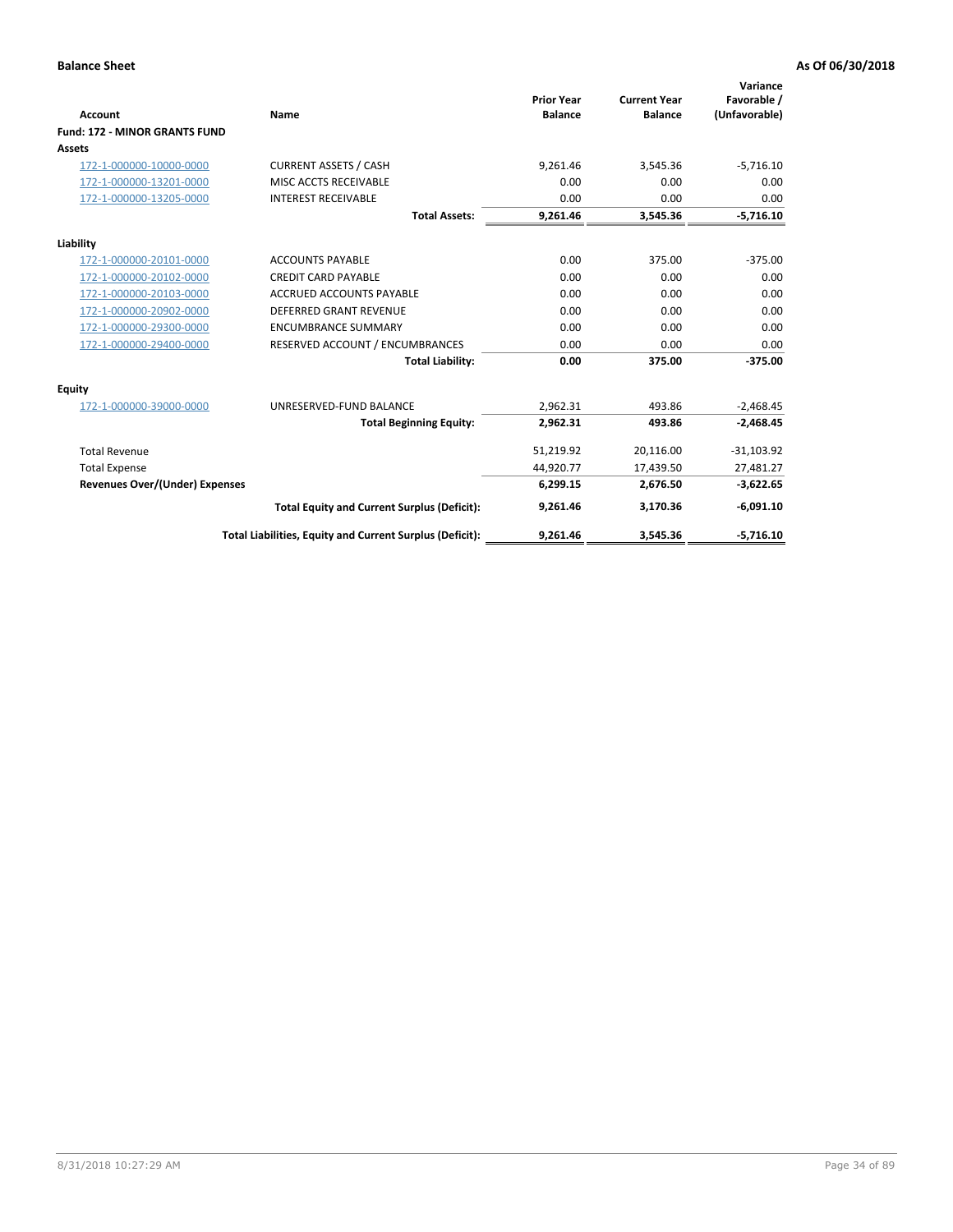**Balance Sheet** **As Of 06/30/2018**

| Account | Name | Prior Year Balance | Current Year Balance | Variance Favorable / (Unfavorable) |
|---|---|---|---|---|
| **Fund: 172 - MINOR GRANTS FUND** | | | | |
| **Assets** | | | | |
| 172-1-000000-10000-0000 | CURRENT ASSETS / CASH | 9,261.46 | 3,545.36 | -5,716.10 |
| 172-1-000000-13201-0000 | MISC ACCTS RECEIVABLE | 0.00 | 0.00 | 0.00 |
| 172-1-000000-13205-0000 | INTEREST RECEIVABLE | 0.00 | 0.00 | 0.00 |
| | **Total Assets:** | **9,261.46** | **3,545.36** | **-5,716.10** |
| **Liability** | | | | |
| 172-1-000000-20101-0000 | ACCOUNTS PAYABLE | 0.00 | 375.00 | -375.00 |
| 172-1-000000-20102-0000 | CREDIT CARD PAYABLE | 0.00 | 0.00 | 0.00 |
| 172-1-000000-20103-0000 | ACCRUED ACCOUNTS PAYABLE | 0.00 | 0.00 | 0.00 |
| 172-1-000000-20902-0000 | DEFERRED GRANT REVENUE | 0.00 | 0.00 | 0.00 |
| 172-1-000000-29300-0000 | ENCUMBRANCE SUMMARY | 0.00 | 0.00 | 0.00 |
| 172-1-000000-29400-0000 | RESERVED ACCOUNT / ENCUMBRANCES | 0.00 | 0.00 | 0.00 |
| | **Total Liability:** | **0.00** | **375.00** | **-375.00** |
| **Equity** | | | | |
| 172-1-000000-39000-0000 | UNRESERVED-FUND BALANCE | 2,962.31 | 493.86 | -2,468.45 |
| | **Total Beginning Equity:** | **2,962.31** | **493.86** | **-2,468.45** |
| Total Revenue | | 51,219.92 | 20,116.00 | -31,103.92 |
| Total Expense | | 44,920.77 | 17,439.50 | 27,481.27 |
| **Revenues Over/(Under) Expenses** | | **6,299.15** | **2,676.50** | **-3,622.65** |
| | **Total Equity and Current Surplus (Deficit):** | **9,261.46** | **3,170.36** | **-6,091.10** |
| | **Total Liabilities, Equity and Current Surplus (Deficit):** | **9,261.46** | **3,545.36** | **-5,716.10** |

8/31/2018 10:27:29 AM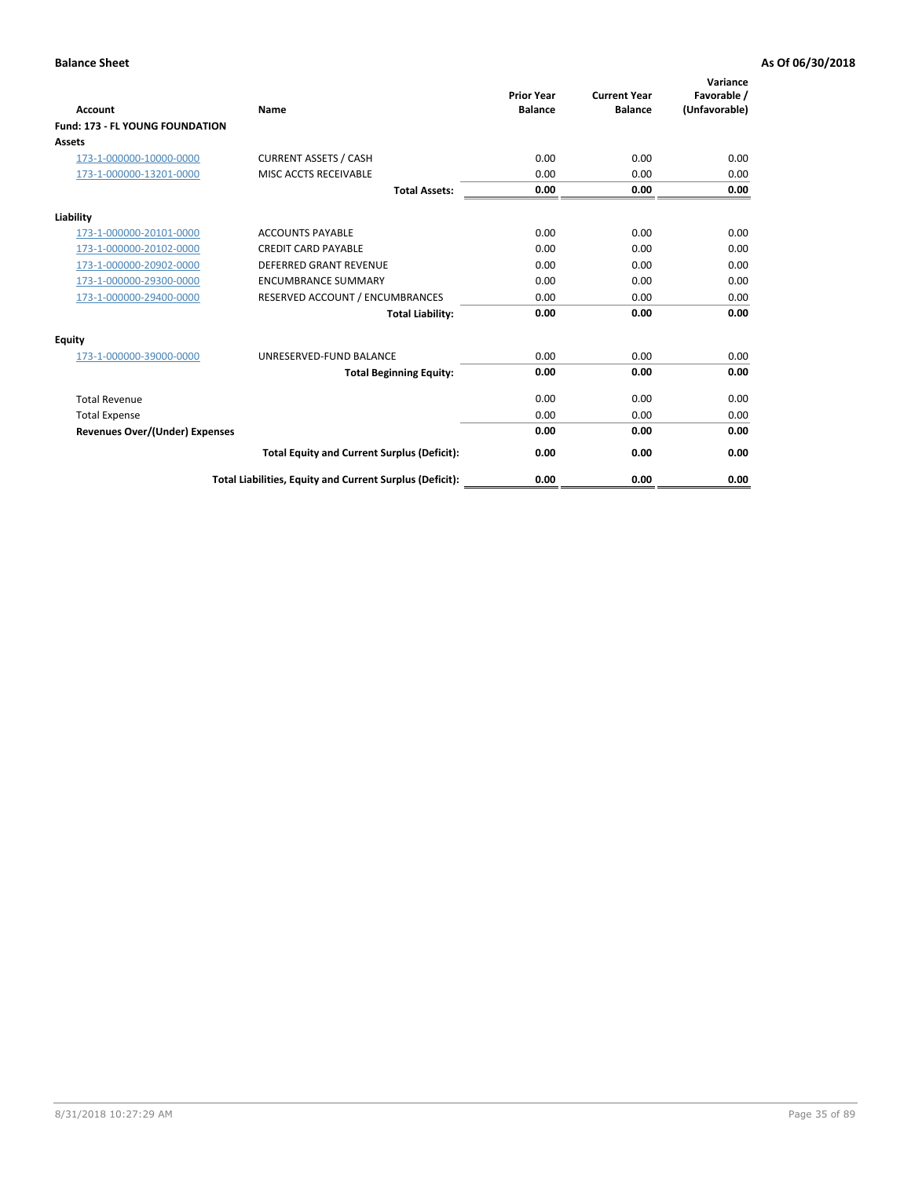**Balance Sheet** | **As Of 06/30/2018**

| Account | Name | Prior Year Balance | Current Year Balance | Variance Favorable / (Unfavorable) |
|---|---|---|---|---|
| **Fund: 173 - FL YOUNG FOUNDATION** | | | | |
| **Assets** | | | | |
| 173-1-000000-10000-0000 | CURRENT ASSETS / CASH | 0.00 | 0.00 | 0.00 |
| 173-1-000000-13201-0000 | MISC ACCTS RECEIVABLE | 0.00 | 0.00 | 0.00 |
| | **Total Assets:** | **0.00** | **0.00** | **0.00** |
| **Liability** | | | | |
| 173-1-000000-20101-0000 | ACCOUNTS PAYABLE | 0.00 | 0.00 | 0.00 |
| 173-1-000000-20102-0000 | CREDIT CARD PAYABLE | 0.00 | 0.00 | 0.00 |
| 173-1-000000-20902-0000 | DEFERRED GRANT REVENUE | 0.00 | 0.00 | 0.00 |
| 173-1-000000-29300-0000 | ENCUMBRANCE SUMMARY | 0.00 | 0.00 | 0.00 |
| 173-1-000000-29400-0000 | RESERVED ACCOUNT / ENCUMBRANCES | 0.00 | 0.00 | 0.00 |
| | **Total Liability:** | **0.00** | **0.00** | **0.00** |
| **Equity** | | | | |
| 173-1-000000-39000-0000 | UNRESERVED-FUND BALANCE | 0.00 | 0.00 | 0.00 |
| | **Total Beginning Equity:** | **0.00** | **0.00** | **0.00** |
| Total Revenue | | 0.00 | 0.00 | 0.00 |
| Total Expense | | 0.00 | 0.00 | 0.00 |
| **Revenues Over/(Under) Expenses** | | **0.00** | **0.00** | **0.00** |
| | **Total Equity and Current Surplus (Deficit):** | **0.00** | **0.00** | **0.00** |
| | **Total Liabilities, Equity and Current Surplus (Deficit):** | **0.00** | **0.00** | **0.00** |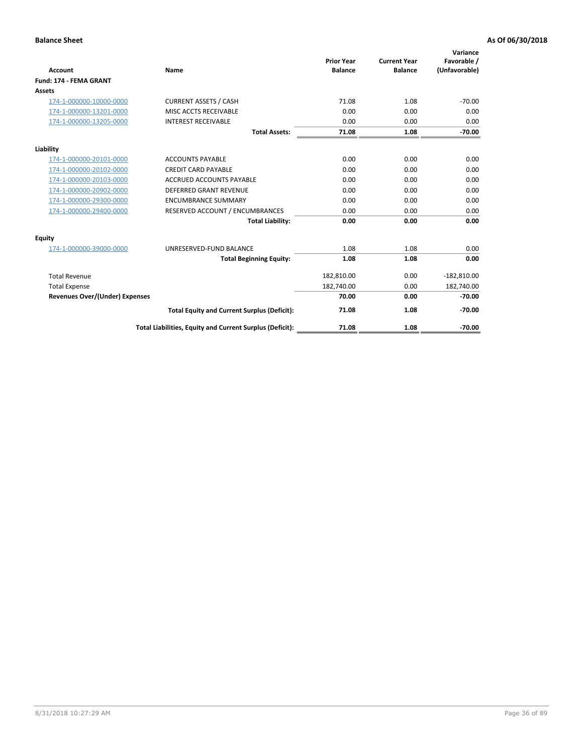**Balance Sheet** **As Of 06/30/2018**

| Account | Name | Prior Year Balance | Current Year Balance | Variance Favorable / (Unfavorable) |
|---|---|---|---|---|
| **Fund: 174 - FEMA GRANT** | | | | |
| **Assets** | | | | |
| 174-1-000000-10000-0000 | CURRENT ASSETS / CASH | 71.08 | 1.08 | -70.00 |
| 174-1-000000-13201-0000 | MISC ACCTS RECEIVABLE | 0.00 | 0.00 | 0.00 |
| 174-1-000000-13205-0000 | INTEREST RECEIVABLE | 0.00 | 0.00 | 0.00 |
| | **Total Assets:** | **71.08** | **1.08** | **-70.00** |
| **Liability** | | | | |
| 174-1-000000-20101-0000 | ACCOUNTS PAYABLE | 0.00 | 0.00 | 0.00 |
| 174-1-000000-20102-0000 | CREDIT CARD PAYABLE | 0.00 | 0.00 | 0.00 |
| 174-1-000000-20103-0000 | ACCRUED ACCOUNTS PAYABLE | 0.00 | 0.00 | 0.00 |
| 174-1-000000-20902-0000 | DEFERRED GRANT REVENUE | 0.00 | 0.00 | 0.00 |
| 174-1-000000-29300-0000 | ENCUMBRANCE SUMMARY | 0.00 | 0.00 | 0.00 |
| 174-1-000000-29400-0000 | RESERVED ACCOUNT / ENCUMBRANCES | 0.00 | 0.00 | 0.00 |
| | **Total Liability:** | **0.00** | **0.00** | **0.00** |
| **Equity** | | | | |
| 174-1-000000-39000-0000 | UNRESERVED-FUND BALANCE | 1.08 | 1.08 | 0.00 |
| | **Total Beginning Equity:** | **1.08** | **1.08** | **0.00** |
| Total Revenue | | 182,810.00 | 0.00 | -182,810.00 |
| Total Expense | | 182,740.00 | 0.00 | 182,740.00 |
| **Revenues Over/(Under) Expenses** | | **70.00** | **0.00** | **-70.00** |
| | **Total Equity and Current Surplus (Deficit):** | **71.08** | **1.08** | **-70.00** |
| | **Total Liabilities, Equity and Current Surplus (Deficit):** | **71.08** | **1.08** | **-70.00** |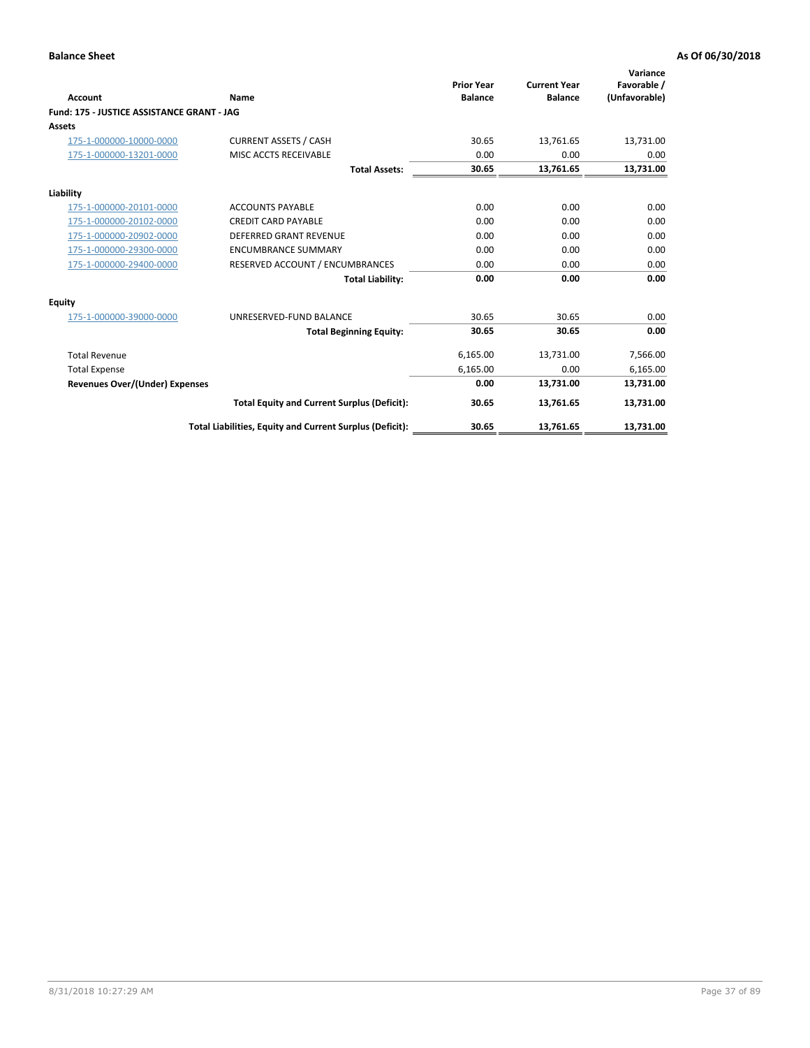**Balance Sheet** **As Of 06/30/2018**

| Account | Name | Prior Year Balance | Current Year Balance | Variance Favorable / (Unfavorable) |
|---|---|---|---|---|
| **Fund: 175 - JUSTICE ASSISTANCE GRANT - JAG** | | | | |
| **Assets** | | | | |
| 175-1-000000-10000-0000 | CURRENT ASSETS / CASH | 30.65 | 13,761.65 | 13,731.00 |
| 175-1-000000-13201-0000 | MISC ACCTS RECEIVABLE | 0.00 | 0.00 | 0.00 |
| | **Total Assets:** | **30.65** | **13,761.65** | **13,731.00** |
| **Liability** | | | | |
| 175-1-000000-20101-0000 | ACCOUNTS PAYABLE | 0.00 | 0.00 | 0.00 |
| 175-1-000000-20102-0000 | CREDIT CARD PAYABLE | 0.00 | 0.00 | 0.00 |
| 175-1-000000-20902-0000 | DEFERRED GRANT REVENUE | 0.00 | 0.00 | 0.00 |
| 175-1-000000-29300-0000 | ENCUMBRANCE SUMMARY | 0.00 | 0.00 | 0.00 |
| 175-1-000000-29400-0000 | RESERVED ACCOUNT / ENCUMBRANCES | 0.00 | 0.00 | 0.00 |
| | **Total Liability:** | **0.00** | **0.00** | **0.00** |
| **Equity** | | | | |
| 175-1-000000-39000-0000 | UNRESERVED-FUND BALANCE | 30.65 | 30.65 | 0.00 |
| | **Total Beginning Equity:** | **30.65** | **30.65** | **0.00** |
| Total Revenue | | 6,165.00 | 13,731.00 | 7,566.00 |
| Total Expense | | 6,165.00 | 0.00 | 6,165.00 |
| **Revenues Over/(Under) Expenses** | | **0.00** | **13,731.00** | **13,731.00** |
| | **Total Equity and Current Surplus (Deficit):** | **30.65** | **13,761.65** | **13,731.00** |
| | **Total Liabilities, Equity and Current Surplus (Deficit):** | **30.65** | **13,761.65** | **13,731.00** |

8/31/2018 10:27:29 AM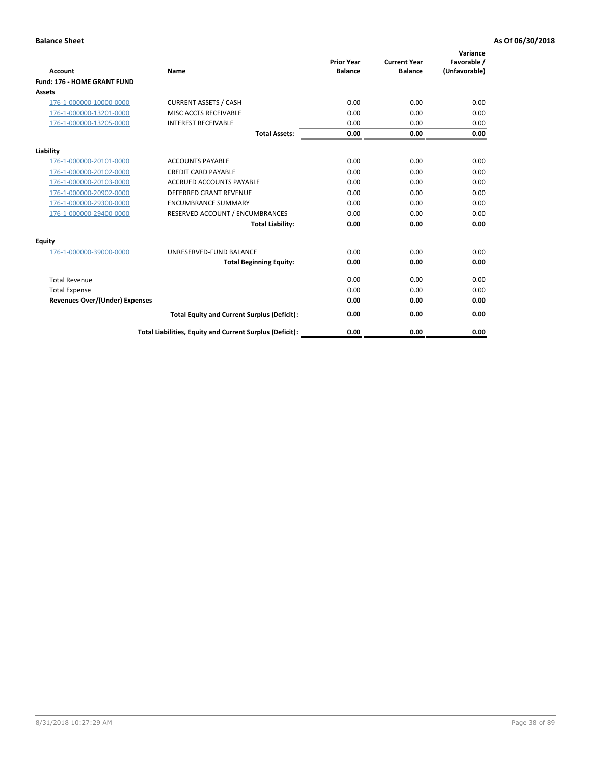**Balance Sheet** **As Of 06/30/2018**

| Account | Name | Prior Year Balance | Current Year Balance | Variance Favorable / (Unfavorable) |
|---|---|---|---|---|
| **Fund: 176 - HOME GRANT FUND** | | | | |
| **Assets** | | | | |
| 176-1-000000-10000-0000 | CURRENT ASSETS / CASH | 0.00 | 0.00 | 0.00 |
| 176-1-000000-13201-0000 | MISC ACCTS RECEIVABLE | 0.00 | 0.00 | 0.00 |
| 176-1-000000-13205-0000 | INTEREST RECEIVABLE | 0.00 | 0.00 | 0.00 |
| | **Total Assets:** | **0.00** | **0.00** | **0.00** |
| **Liability** | | | | |
| 176-1-000000-20101-0000 | ACCOUNTS PAYABLE | 0.00 | 0.00 | 0.00 |
| 176-1-000000-20102-0000 | CREDIT CARD PAYABLE | 0.00 | 0.00 | 0.00 |
| 176-1-000000-20103-0000 | ACCRUED ACCOUNTS PAYABLE | 0.00 | 0.00 | 0.00 |
| 176-1-000000-20902-0000 | DEFERRED GRANT REVENUE | 0.00 | 0.00 | 0.00 |
| 176-1-000000-29300-0000 | ENCUMBRANCE SUMMARY | 0.00 | 0.00 | 0.00 |
| 176-1-000000-29400-0000 | RESERVED ACCOUNT / ENCUMBRANCES | 0.00 | 0.00 | 0.00 |
| | **Total Liability:** | **0.00** | **0.00** | **0.00** |
| **Equity** | | | | |
| 176-1-000000-39000-0000 | UNRESERVED-FUND BALANCE | 0.00 | 0.00 | 0.00 |
| | **Total Beginning Equity:** | **0.00** | **0.00** | **0.00** |
| Total Revenue | | 0.00 | 0.00 | 0.00 |
| Total Expense | | 0.00 | 0.00 | 0.00 |
| **Revenues Over/(Under) Expenses** | | **0.00** | **0.00** | **0.00** |
| | **Total Equity and Current Surplus (Deficit):** | **0.00** | **0.00** | **0.00** |
| | **Total Liabilities, Equity and Current Surplus (Deficit):** | **0.00** | **0.00** | **0.00** |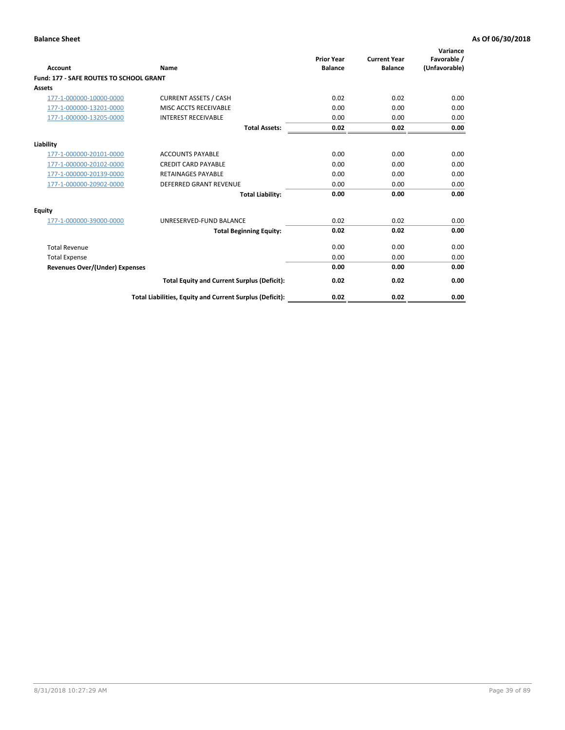**Balance Sheet** **As Of 06/30/2018**

| Account | Name | Prior Year Balance | Current Year Balance | Variance Favorable / (Unfavorable) |
|---|---|---|---|---|
| **Fund: 177 - SAFE ROUTES TO SCHOOL GRANT** | | | | |
| **Assets** | | | | |
| 177-1-000000-10000-0000 | CURRENT ASSETS / CASH | 0.02 | 0.02 | 0.00 |
| 177-1-000000-13201-0000 | MISC ACCTS RECEIVABLE | 0.00 | 0.00 | 0.00 |
| 177-1-000000-13205-0000 | INTEREST RECEIVABLE | 0.00 | 0.00 | 0.00 |
| | **Total Assets:** | **0.02** | **0.02** | **0.00** |
| **Liability** | | | | |
| 177-1-000000-20101-0000 | ACCOUNTS PAYABLE | 0.00 | 0.00 | 0.00 |
| 177-1-000000-20102-0000 | CREDIT CARD PAYABLE | 0.00 | 0.00 | 0.00 |
| 177-1-000000-20139-0000 | RETAINAGES PAYABLE | 0.00 | 0.00 | 0.00 |
| 177-1-000000-20902-0000 | DEFERRED GRANT REVENUE | 0.00 | 0.00 | 0.00 |
| | **Total Liability:** | **0.00** | **0.00** | **0.00** |
| **Equity** | | | | |
| 177-1-000000-39000-0000 | UNRESERVED-FUND BALANCE | 0.02 | 0.02 | 0.00 |
| | **Total Beginning Equity:** | **0.02** | **0.02** | **0.00** |
| Total Revenue | | 0.00 | 0.00 | 0.00 |
| Total Expense | | 0.00 | 0.00 | 0.00 |
| **Revenues Over/(Under) Expenses** | | **0.00** | **0.00** | **0.00** |
| | **Total Equity and Current Surplus (Deficit):** | **0.02** | **0.02** | **0.00** |
| | **Total Liabilities, Equity and Current Surplus (Deficit):** | **0.02** | **0.02** | **0.00** |

8/31/2018 10:27:29 AM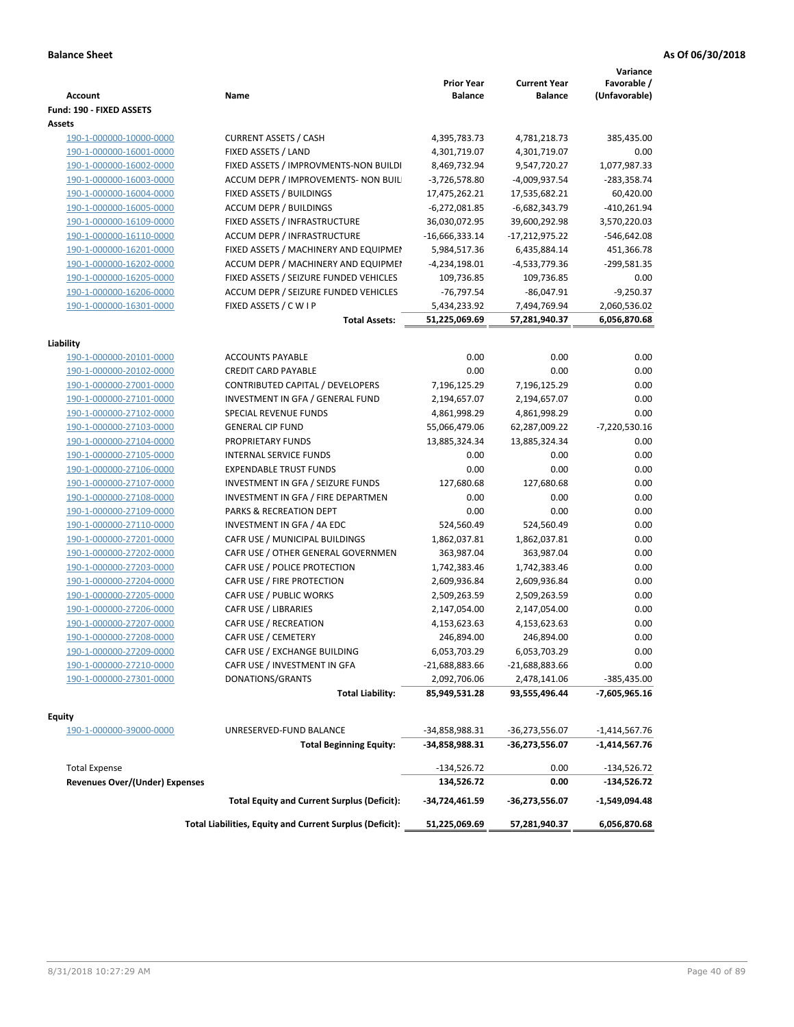**Balance Sheet** **As Of 06/30/2018**

| Account | Name | Prior Year Balance | Current Year Balance | Variance Favorable / (Unfavorable) |
|---|---|---|---|---|
| **Fund: 190 - FIXED ASSETS** | | | | |
| **Assets** | | | | |
| 190-1-000000-10000-0000 | CURRENT ASSETS / CASH | 4,395,783.73 | 4,781,218.73 | 385,435.00 |
| 190-1-000000-16001-0000 | FIXED ASSETS / LAND | 4,301,719.07 | 4,301,719.07 | 0.00 |
| 190-1-000000-16002-0000 | FIXED ASSETS / IMPROVMENTS-NON BUILDI | 8,469,732.94 | 9,547,720.27 | 1,077,987.33 |
| 190-1-000000-16003-0000 | ACCUM DEPR / IMPROVEMENTS- NON BUIL | -3,726,578.80 | -4,009,937.54 | -283,358.74 |
| 190-1-000000-16004-0000 | FIXED ASSETS / BUILDINGS | 17,475,262.21 | 17,535,682.21 | 60,420.00 |
| 190-1-000000-16005-0000 | ACCUM DEPR / BUILDINGS | -6,272,081.85 | -6,682,343.79 | -410,261.94 |
| 190-1-000000-16109-0000 | FIXED ASSETS / INFRASTRUCTURE | 36,030,072.95 | 39,600,292.98 | 3,570,220.03 |
| 190-1-000000-16110-0000 | ACCUM DEPR / INFRASTRUCTURE | -16,666,333.14 | -17,212,975.22 | -546,642.08 |
| 190-1-000000-16201-0000 | FIXED ASSETS / MACHINERY AND EQUIPMEI | 5,984,517.36 | 6,435,884.14 | 451,366.78 |
| 190-1-000000-16202-0000 | ACCUM DEPR / MACHINERY AND EQUIPMEI | -4,234,198.01 | -4,533,779.36 | -299,581.35 |
| 190-1-000000-16205-0000 | FIXED ASSETS / SEIZURE FUNDED VEHICLES | 109,736.85 | 109,736.85 | 0.00 |
| 190-1-000000-16206-0000 | ACCUM DEPR / SEIZURE FUNDED VEHICLES | -76,797.54 | -86,047.91 | -9,250.37 |
| 190-1-000000-16301-0000 | FIXED ASSETS / C W I P | 5,434,233.92 | 7,494,769.94 | 2,060,536.02 |
| | **Total Assets:** | **51,225,069.69** | **57,281,940.37** | **6,056,870.68** |
| **Liability** | | | | |
| 190-1-000000-20101-0000 | ACCOUNTS PAYABLE | 0.00 | 0.00 | 0.00 |
| 190-1-000000-20102-0000 | CREDIT CARD PAYABLE | 0.00 | 0.00 | 0.00 |
| 190-1-000000-27001-0000 | CONTRIBUTED CAPITAL / DEVELOPERS | 7,196,125.29 | 7,196,125.29 | 0.00 |
| 190-1-000000-27101-0000 | INVESTMENT IN GFA / GENERAL FUND | 2,194,657.07 | 2,194,657.07 | 0.00 |
| 190-1-000000-27102-0000 | SPECIAL REVENUE FUNDS | 4,861,998.29 | 4,861,998.29 | 0.00 |
| 190-1-000000-27103-0000 | GENERAL CIP FUND | 55,066,479.06 | 62,287,009.22 | -7,220,530.16 |
| 190-1-000000-27104-0000 | PROPRIETARY FUNDS | 13,885,324.34 | 13,885,324.34 | 0.00 |
| 190-1-000000-27105-0000 | INTERNAL SERVICE FUNDS | 0.00 | 0.00 | 0.00 |
| 190-1-000000-27106-0000 | EXPENDABLE TRUST FUNDS | 0.00 | 0.00 | 0.00 |
| 190-1-000000-27107-0000 | INVESTMENT IN GFA / SEIZURE FUNDS | 127,680.68 | 127,680.68 | 0.00 |
| 190-1-000000-27108-0000 | INVESTMENT IN GFA / FIRE DEPARTMEN | 0.00 | 0.00 | 0.00 |
| 190-1-000000-27109-0000 | PARKS & RECREATION DEPT | 0.00 | 0.00 | 0.00 |
| 190-1-000000-27110-0000 | INVESTMENT IN GFA / 4A EDC | 524,560.49 | 524,560.49 | 0.00 |
| 190-1-000000-27201-0000 | CAFR USE / MUNICIPAL BUILDINGS | 1,862,037.81 | 1,862,037.81 | 0.00 |
| 190-1-000000-27202-0000 | CAFR USE / OTHER GENERAL GOVERNMEN | 363,987.04 | 363,987.04 | 0.00 |
| 190-1-000000-27203-0000 | CAFR USE / POLICE PROTECTION | 1,742,383.46 | 1,742,383.46 | 0.00 |
| 190-1-000000-27204-0000 | CAFR USE / FIRE PROTECTION | 2,609,936.84 | 2,609,936.84 | 0.00 |
| 190-1-000000-27205-0000 | CAFR USE / PUBLIC WORKS | 2,509,263.59 | 2,509,263.59 | 0.00 |
| 190-1-000000-27206-0000 | CAFR USE / LIBRARIES | 2,147,054.00 | 2,147,054.00 | 0.00 |
| 190-1-000000-27207-0000 | CAFR USE / RECREATION | 4,153,623.63 | 4,153,623.63 | 0.00 |
| 190-1-000000-27208-0000 | CAFR USE / CEMETERY | 246,894.00 | 246,894.00 | 0.00 |
| 190-1-000000-27209-0000 | CAFR USE / EXCHANGE BUILDING | 6,053,703.29 | 6,053,703.29 | 0.00 |
| 190-1-000000-27210-0000 | CAFR USE / INVESTMENT IN GFA | -21,688,883.66 | -21,688,883.66 | 0.00 |
| 190-1-000000-27301-0000 | DONATIONS/GRANTS | 2,092,706.06 | 2,478,141.06 | -385,435.00 |
| | **Total Liability:** | **85,949,531.28** | **93,555,496.44** | **-7,605,965.16** |
| **Equity** | | | | |
| 190-1-000000-39000-0000 | UNRESERVED-FUND BALANCE | -34,858,988.31 | -36,273,556.07 | -1,414,567.76 |
| | **Total Beginning Equity:** | **-34,858,988.31** | **-36,273,556.07** | **-1,414,567.76** |
| Total Expense | | -134,526.72 | 0.00 | -134,526.72 |
| **Revenues Over/(Under) Expenses** | | **134,526.72** | **0.00** | **-134,526.72** |
| | **Total Equity and Current Surplus (Deficit):** | **-34,724,461.59** | **-36,273,556.07** | **-1,549,094.48** |
| | **Total Liabilities, Equity and Current Surplus (Deficit):** | **51,225,069.69** | **57,281,940.37** | **6,056,870.68** |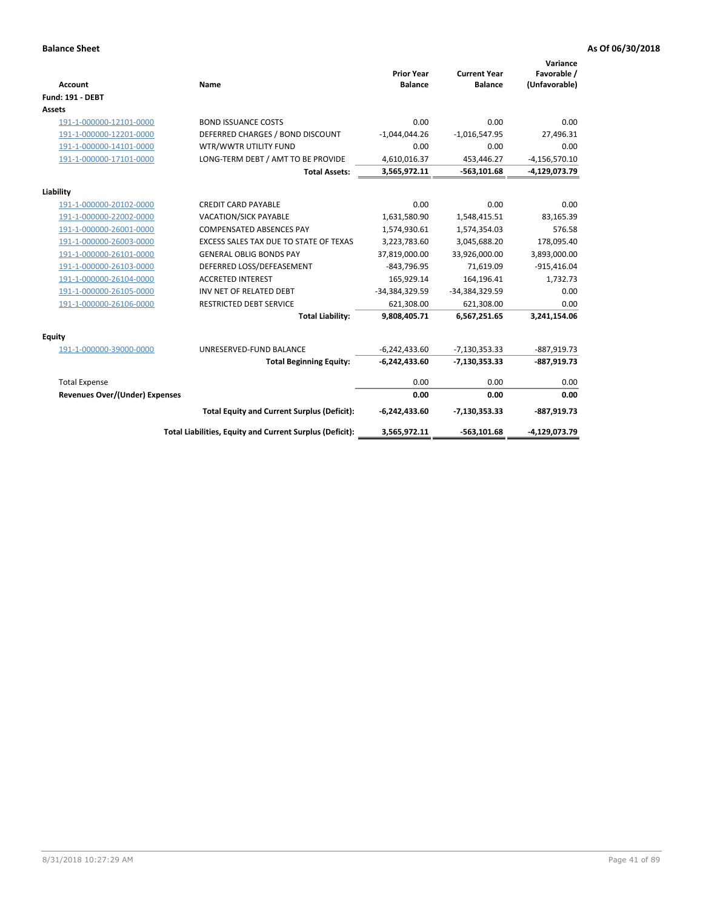**Balance Sheet** **As Of 06/30/2018**

| Account | Name | Prior Year Balance | Current Year Balance | Variance Favorable / (Unfavorable) |
|---|---|---|---|---|
| **Fund: 191 - DEBT** | | | | |
| **Assets** | | | | |
| 191-1-000000-12101-0000 | BOND ISSUANCE COSTS | 0.00 | 0.00 | 0.00 |
| 191-1-000000-12201-0000 | DEFERRED CHARGES / BOND DISCOUNT | -1,044,044.26 | -1,016,547.95 | 27,496.31 |
| 191-1-000000-14101-0000 | WTR/WWTR UTILITY FUND | 0.00 | 0.00 | 0.00 |
| 191-1-000000-17101-0000 | LONG-TERM DEBT / AMT TO BE PROVIDE | 4,610,016.37 | 453,446.27 | -4,156,570.10 |
| | **Total Assets:** | **3,565,972.11** | **-563,101.68** | **-4,129,073.79** |
| **Liability** | | | | |
| 191-1-000000-20102-0000 | CREDIT CARD PAYABLE | 0.00 | 0.00 | 0.00 |
| 191-1-000000-22002-0000 | VACATION/SICK PAYABLE | 1,631,580.90 | 1,548,415.51 | 83,165.39 |
| 191-1-000000-26001-0000 | COMPENSATED ABSENCES PAY | 1,574,930.61 | 1,574,354.03 | 576.58 |
| 191-1-000000-26003-0000 | EXCESS SALES TAX DUE TO STATE OF TEXAS | 3,223,783.60 | 3,045,688.20 | 178,095.40 |
| 191-1-000000-26101-0000 | GENERAL OBLIG BONDS PAY | 37,819,000.00 | 33,926,000.00 | 3,893,000.00 |
| 191-1-000000-26103-0000 | DEFERRED LOSS/DEFEASEMENT | -843,796.95 | 71,619.09 | -915,416.04 |
| 191-1-000000-26104-0000 | ACCRETED INTEREST | 165,929.14 | 164,196.41 | 1,732.73 |
| 191-1-000000-26105-0000 | INV NET OF RELATED DEBT | -34,384,329.59 | -34,384,329.59 | 0.00 |
| 191-1-000000-26106-0000 | RESTRICTED DEBT SERVICE | 621,308.00 | 621,308.00 | 0.00 |
| | **Total Liability:** | **9,808,405.71** | **6,567,251.65** | **3,241,154.06** |
| **Equity** | | | | |
| 191-1-000000-39000-0000 | UNRESERVED-FUND BALANCE | -6,242,433.60 | -7,130,353.33 | -887,919.73 |
| | **Total Beginning Equity:** | **-6,242,433.60** | **-7,130,353.33** | **-887,919.73** |
| Total Expense | | 0.00 | 0.00 | 0.00 |
| **Revenues Over/(Under) Expenses** | | **0.00** | **0.00** | **0.00** |
| | **Total Equity and Current Surplus (Deficit):** | **-6,242,433.60** | **-7,130,353.33** | **-887,919.73** |
| | **Total Liabilities, Equity and Current Surplus (Deficit):** | **3,565,972.11** | **-563,101.68** | **-4,129,073.79** |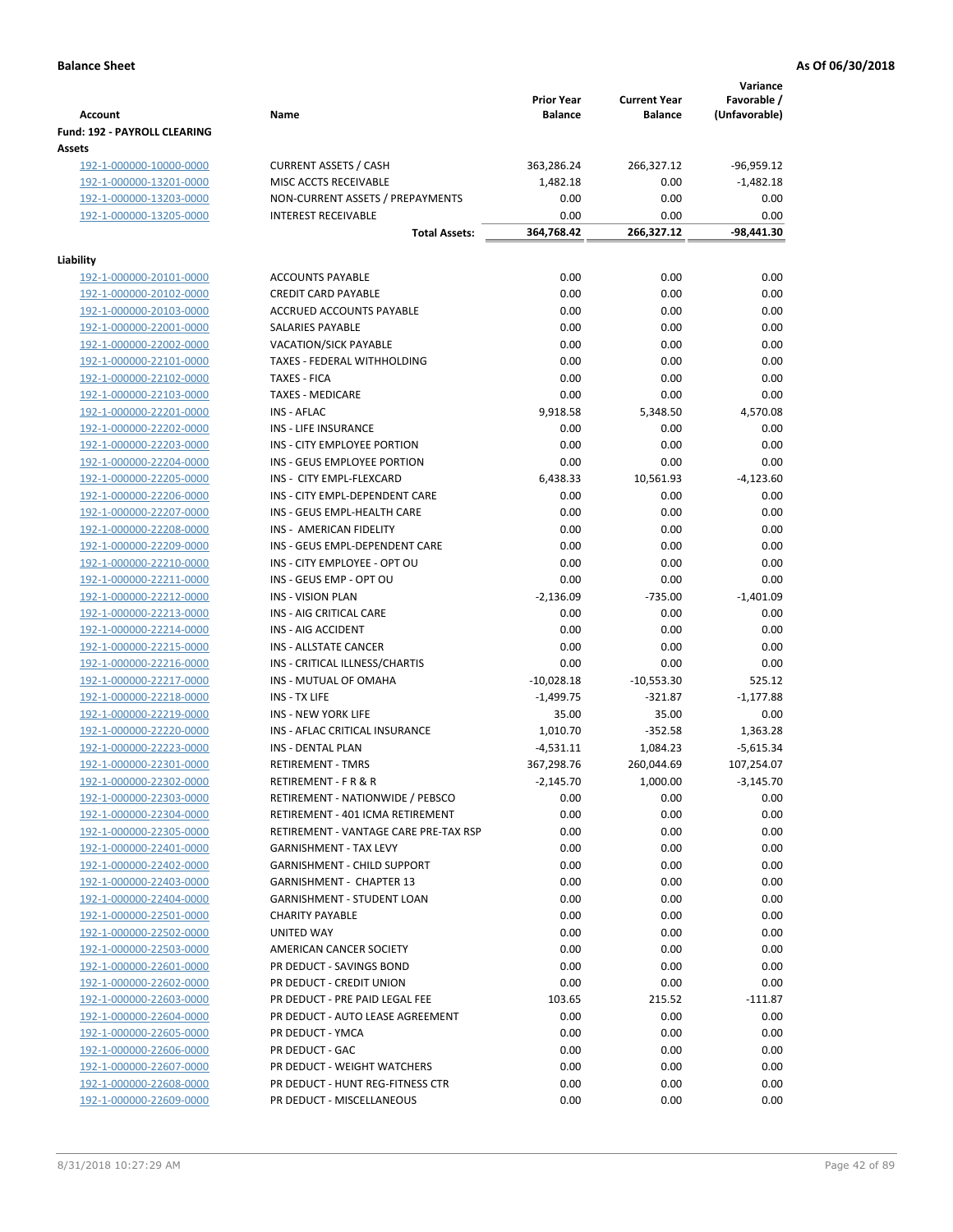**Balance Sheet** **As Of 06/30/2018**

| Account | Name | Prior Year Balance | Current Year Balance | Variance Favorable / (Unfavorable) |
|---|---|---|---|---|
| **Fund: 192 - PAYROLL CLEARING** | | | | |
| **Assets** | | | | |
| 192-1-000000-10000-0000 | CURRENT ASSETS / CASH | 363,286.24 | 266,327.12 | -96,959.12 |
| 192-1-000000-13201-0000 | MISC ACCTS RECEIVABLE | 1,482.18 | 0.00 | -1,482.18 |
| 192-1-000000-13203-0000 | NON-CURRENT ASSETS / PREPAYMENTS | 0.00 | 0.00 | 0.00 |
| 192-1-000000-13205-0000 | INTEREST RECEIVABLE | 0.00 | 0.00 | 0.00 |
| | **Total Assets:** | **364,768.42** | **266,327.12** | **-98,441.30** |
| **Liability** | | | | |
| 192-1-000000-20101-0000 | ACCOUNTS PAYABLE | 0.00 | 0.00 | 0.00 |
| 192-1-000000-20102-0000 | CREDIT CARD PAYABLE | 0.00 | 0.00 | 0.00 |
| 192-1-000000-20103-0000 | ACCRUED ACCOUNTS PAYABLE | 0.00 | 0.00 | 0.00 |
| 192-1-000000-22001-0000 | SALARIES PAYABLE | 0.00 | 0.00 | 0.00 |
| 192-1-000000-22002-0000 | VACATION/SICK PAYABLE | 0.00 | 0.00 | 0.00 |
| 192-1-000000-22101-0000 | TAXES - FEDERAL WITHHOLDING | 0.00 | 0.00 | 0.00 |
| 192-1-000000-22102-0000 | TAXES - FICA | 0.00 | 0.00 | 0.00 |
| 192-1-000000-22103-0000 | TAXES - MEDICARE | 0.00 | 0.00 | 0.00 |
| 192-1-000000-22201-0000 | INS - AFLAC | 9,918.58 | 5,348.50 | 4,570.08 |
| 192-1-000000-22202-0000 | INS - LIFE INSURANCE | 0.00 | 0.00 | 0.00 |
| 192-1-000000-22203-0000 | INS - CITY EMPLOYEE PORTION | 0.00 | 0.00 | 0.00 |
| 192-1-000000-22204-0000 | INS - GEUS EMPLOYEE PORTION | 0.00 | 0.00 | 0.00 |
| 192-1-000000-22205-0000 | INS - CITY EMPL-FLEXCARD | 6,438.33 | 10,561.93 | -4,123.60 |
| 192-1-000000-22206-0000 | INS - CITY EMPL-DEPENDENT CARE | 0.00 | 0.00 | 0.00 |
| 192-1-000000-22207-0000 | INS - GEUS EMPL-HEALTH CARE | 0.00 | 0.00 | 0.00 |
| 192-1-000000-22208-0000 | INS - AMERICAN FIDELITY | 0.00 | 0.00 | 0.00 |
| 192-1-000000-22209-0000 | INS - GEUS EMPL-DEPENDENT CARE | 0.00 | 0.00 | 0.00 |
| 192-1-000000-22210-0000 | INS - CITY EMPLOYEE - OPT OU | 0.00 | 0.00 | 0.00 |
| 192-1-000000-22211-0000 | INS - GEUS EMP - OPT OU | 0.00 | 0.00 | 0.00 |
| 192-1-000000-22212-0000 | INS - VISION PLAN | -2,136.09 | -735.00 | -1,401.09 |
| 192-1-000000-22213-0000 | INS - AIG CRITICAL CARE | 0.00 | 0.00 | 0.00 |
| 192-1-000000-22214-0000 | INS - AIG ACCIDENT | 0.00 | 0.00 | 0.00 |
| 192-1-000000-22215-0000 | INS - ALLSTATE CANCER | 0.00 | 0.00 | 0.00 |
| 192-1-000000-22216-0000 | INS - CRITICAL ILLNESS/CHARTIS | 0.00 | 0.00 | 0.00 |
| 192-1-000000-22217-0000 | INS - MUTUAL OF OMAHA | -10,028.18 | -10,553.30 | 525.12 |
| 192-1-000000-22218-0000 | INS - TX LIFE | -1,499.75 | -321.87 | -1,177.88 |
| 192-1-000000-22219-0000 | INS - NEW YORK LIFE | 35.00 | 35.00 | 0.00 |
| 192-1-000000-22220-0000 | INS - AFLAC CRITICAL INSURANCE | 1,010.70 | -352.58 | 1,363.28 |
| 192-1-000000-22223-0000 | INS - DENTAL PLAN | -4,531.11 | 1,084.23 | -5,615.34 |
| 192-1-000000-22301-0000 | RETIREMENT - TMRS | 367,298.76 | 260,044.69 | 107,254.07 |
| 192-1-000000-22302-0000 | RETIREMENT - F R & R | -2,145.70 | 1,000.00 | -3,145.70 |
| 192-1-000000-22303-0000 | RETIREMENT - NATIONWIDE / PEBSCO | 0.00 | 0.00 | 0.00 |
| 192-1-000000-22304-0000 | RETIREMENT - 401 ICMA RETIREMENT | 0.00 | 0.00 | 0.00 |
| 192-1-000000-22305-0000 | RETIREMENT - VANTAGE CARE PRE-TAX RSP | 0.00 | 0.00 | 0.00 |
| 192-1-000000-22401-0000 | GARNISHMENT - TAX LEVY | 0.00 | 0.00 | 0.00 |
| 192-1-000000-22402-0000 | GARNISHMENT - CHILD SUPPORT | 0.00 | 0.00 | 0.00 |
| 192-1-000000-22403-0000 | GARNISHMENT - CHAPTER 13 | 0.00 | 0.00 | 0.00 |
| 192-1-000000-22404-0000 | GARNISHMENT - STUDENT LOAN | 0.00 | 0.00 | 0.00 |
| 192-1-000000-22501-0000 | CHARITY PAYABLE | 0.00 | 0.00 | 0.00 |
| 192-1-000000-22502-0000 | UNITED WAY | 0.00 | 0.00 | 0.00 |
| 192-1-000000-22503-0000 | AMERICAN CANCER SOCIETY | 0.00 | 0.00 | 0.00 |
| 192-1-000000-22601-0000 | PR DEDUCT - SAVINGS BOND | 0.00 | 0.00 | 0.00 |
| 192-1-000000-22602-0000 | PR DEDUCT - CREDIT UNION | 0.00 | 0.00 | 0.00 |
| 192-1-000000-22603-0000 | PR DEDUCT - PRE PAID LEGAL FEE | 103.65 | 215.52 | -111.87 |
| 192-1-000000-22604-0000 | PR DEDUCT - AUTO LEASE AGREEMENT | 0.00 | 0.00 | 0.00 |
| 192-1-000000-22605-0000 | PR DEDUCT - YMCA | 0.00 | 0.00 | 0.00 |
| 192-1-000000-22606-0000 | PR DEDUCT - GAC | 0.00 | 0.00 | 0.00 |
| 192-1-000000-22607-0000 | PR DEDUCT - WEIGHT WATCHERS | 0.00 | 0.00 | 0.00 |
| 192-1-000000-22608-0000 | PR DEDUCT - HUNT REG-FITNESS CTR | 0.00 | 0.00 | 0.00 |
| 192-1-000000-22609-0000 | PR DEDUCT - MISCELLANEOUS | 0.00 | 0.00 | 0.00 |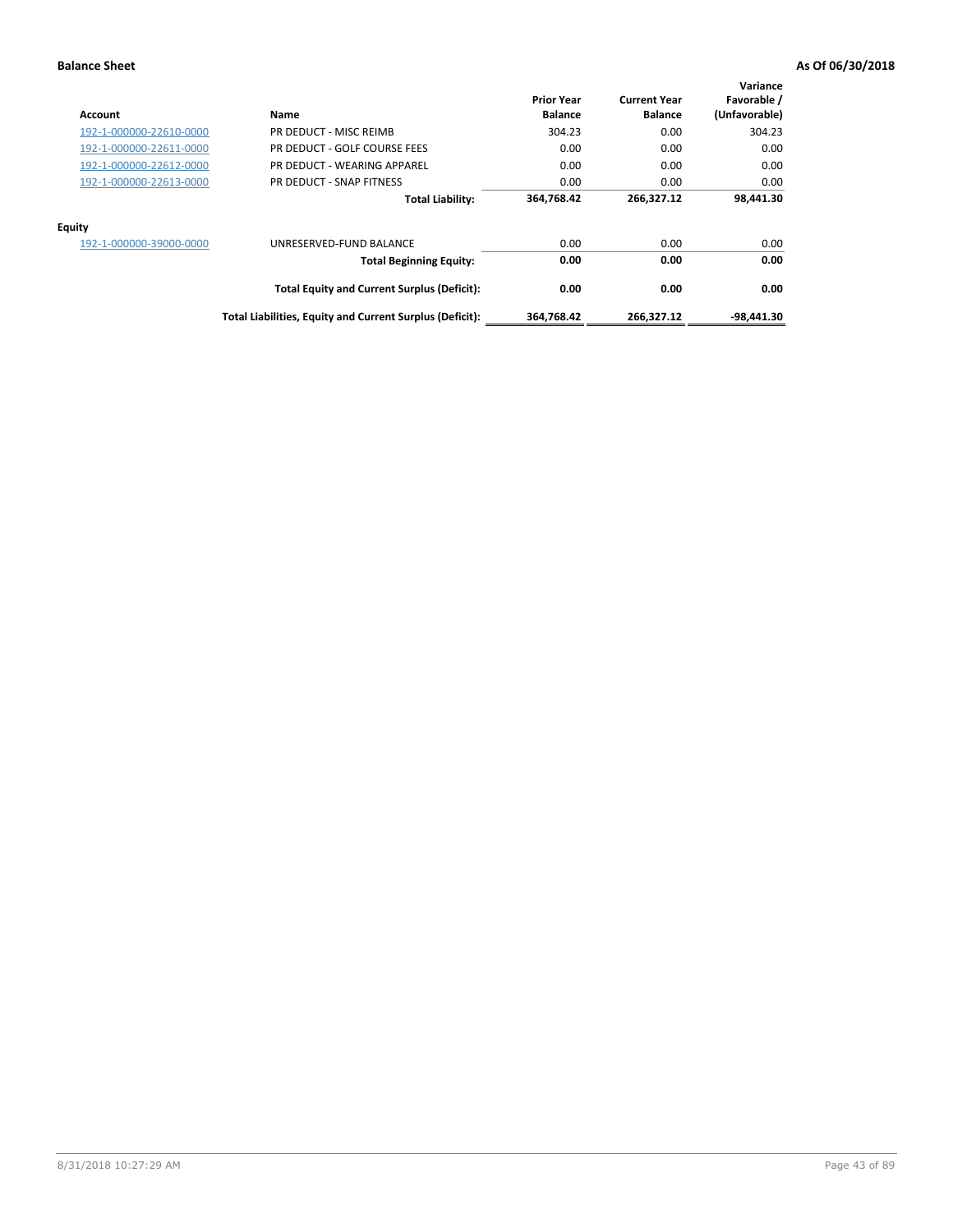**Balance Sheet** **As Of 06/30/2018**

| Account | Name | Prior Year Balance | Current Year Balance | Variance Favorable / (Unfavorable) |
|---|---|---|---|---|
| 192-1-000000-22610-0000 | PR DEDUCT - MISC REIMB | 304.23 | 0.00 | 304.23 |
| 192-1-000000-22611-0000 | PR DEDUCT - GOLF COURSE FEES | 0.00 | 0.00 | 0.00 |
| 192-1-000000-22612-0000 | PR DEDUCT - WEARING APPAREL | 0.00 | 0.00 | 0.00 |
| 192-1-000000-22613-0000 | PR DEDUCT - SNAP FITNESS | 0.00 | 0.00 | 0.00 |
| | **Total Liability:** | **364,768.42** | **266,327.12** | **98,441.30** |
| **Equity** | | | | |
| 192-1-000000-39000-0000 | UNRESERVED-FUND BALANCE | 0.00 | 0.00 | 0.00 |
| | **Total Beginning Equity:** | **0.00** | **0.00** | **0.00** |
| | **Total Equity and Current Surplus (Deficit):** | **0.00** | **0.00** | **0.00** |
| | **Total Liabilities, Equity and Current Surplus (Deficit):** | **364,768.42** | **266,327.12** | **-98,441.30** |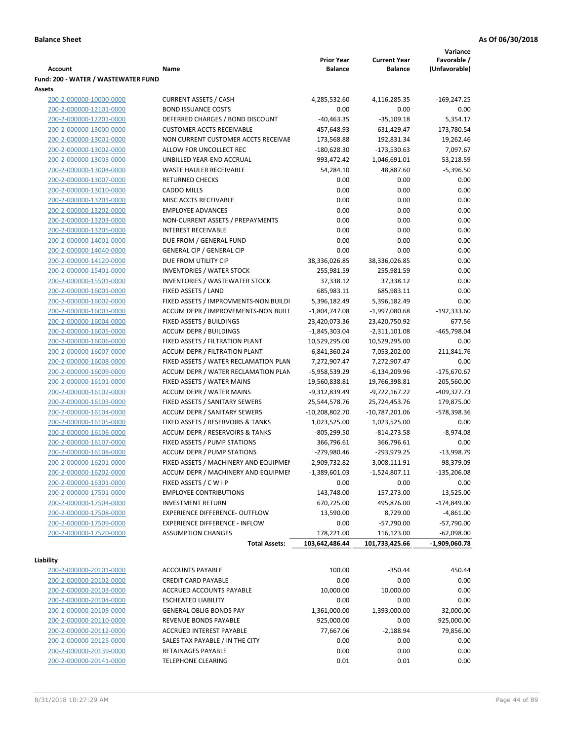**Balance Sheet** **As Of 06/30/2018**

| Account | Name | Prior Year Balance | Current Year Balance | Variance Favorable / (Unfavorable) |
|---|---|---|---|---|
| **Fund: 200 - WATER / WASTEWATER FUND** | | | | |
| **Assets** | | | | |
| 200-2-000000-10000-0000 | CURRENT ASSETS / CASH | 4,285,532.60 | 4,116,285.35 | -169,247.25 |
| 200-2-000000-12101-0000 | BOND ISSUANCE COSTS | 0.00 | 0.00 | 0.00 |
| 200-2-000000-12201-0000 | DEFERRED CHARGES / BOND DISCOUNT | -40,463.35 | -35,109.18 | 5,354.17 |
| 200-2-000000-13000-0000 | CUSTOMER ACCTS RECEIVABLE | 457,648.93 | 631,429.47 | 173,780.54 |
| 200-2-000000-13001-0000 | NON CURRENT CUSTOMER ACCTS RECEIVAE | 173,568.88 | 192,831.34 | 19,262.46 |
| 200-2-000000-13002-0000 | ALLOW FOR UNCOLLECT REC | -180,628.30 | -173,530.63 | 7,097.67 |
| 200-2-000000-13003-0000 | UNBILLED YEAR-END ACCRUAL | 993,472.42 | 1,046,691.01 | 53,218.59 |
| 200-2-000000-13004-0000 | WASTE HAULER RECEIVABLE | 54,284.10 | 48,887.60 | -5,396.50 |
| 200-2-000000-13007-0000 | RETURNED CHECKS | 0.00 | 0.00 | 0.00 |
| 200-2-000000-13010-0000 | CADDO MILLS | 0.00 | 0.00 | 0.00 |
| 200-2-000000-13201-0000 | MISC ACCTS RECEIVABLE | 0.00 | 0.00 | 0.00 |
| 200-2-000000-13202-0000 | EMPLOYEE ADVANCES | 0.00 | 0.00 | 0.00 |
| 200-2-000000-13203-0000 | NON-CURRENT ASSETS / PREPAYMENTS | 0.00 | 0.00 | 0.00 |
| 200-2-000000-13205-0000 | INTEREST RECEIVABLE | 0.00 | 0.00 | 0.00 |
| 200-2-000000-14001-0000 | DUE FROM / GENERAL FUND | 0.00 | 0.00 | 0.00 |
| 200-2-000000-14040-0000 | GENERAL CIP / GENERAL CIP | 0.00 | 0.00 | 0.00 |
| 200-2-000000-14120-0000 | DUE FROM UTILITY CIP | 38,336,026.85 | 38,336,026.85 | 0.00 |
| 200-2-000000-15401-0000 | INVENTORIES / WATER STOCK | 255,981.59 | 255,981.59 | 0.00 |
| 200-2-000000-15501-0000 | INVENTORIES / WASTEWATER STOCK | 37,338.12 | 37,338.12 | 0.00 |
| 200-2-000000-16001-0000 | FIXED ASSETS / LAND | 685,983.11 | 685,983.11 | 0.00 |
| 200-2-000000-16002-0000 | FIXED ASSETS / IMPROVMENTS-NON BUILDI | 5,396,182.49 | 5,396,182.49 | 0.00 |
| 200-2-000000-16003-0000 | ACCUM DEPR / IMPROVEMENTS-NON BUILI | -1,804,747.08 | -1,997,080.68 | -192,333.60 |
| 200-2-000000-16004-0000 | FIXED ASSETS / BUILDINGS | 23,420,073.36 | 23,420,750.92 | 677.56 |
| 200-2-000000-16005-0000 | ACCUM DEPR / BUILDINGS | -1,845,303.04 | -2,311,101.08 | -465,798.04 |
| 200-2-000000-16006-0000 | FIXED ASSETS / FILTRATION PLANT | 10,529,295.00 | 10,529,295.00 | 0.00 |
| 200-2-000000-16007-0000 | ACCUM DEPR / FILTRATION PLANT | -6,841,360.24 | -7,053,202.00 | -211,841.76 |
| 200-2-000000-16008-0000 | FIXED ASSETS / WATER RECLAMATION PLAN | 7,272,907.47 | 7,272,907.47 | 0.00 |
| 200-2-000000-16009-0000 | ACCUM DEPR / WATER RECLAMATION PLAN | -5,958,539.29 | -6,134,209.96 | -175,670.67 |
| 200-2-000000-16101-0000 | FIXED ASSETS / WATER MAINS | 19,560,838.81 | 19,766,398.81 | 205,560.00 |
| 200-2-000000-16102-0000 | ACCUM DEPR / WATER MAINS | -9,312,839.49 | -9,722,167.22 | -409,327.73 |
| 200-2-000000-16103-0000 | FIXED ASSETS / SANITARY SEWERS | 25,544,578.76 | 25,724,453.76 | 179,875.00 |
| 200-2-000000-16104-0000 | ACCUM DEPR / SANITARY SEWERS | -10,208,802.70 | -10,787,201.06 | -578,398.36 |
| 200-2-000000-16105-0000 | FIXED ASSETS / RESERVOIRS & TANKS | 1,023,525.00 | 1,023,525.00 | 0.00 |
| 200-2-000000-16106-0000 | ACCUM DEPR / RESERVOIRS & TANKS | -805,299.50 | -814,273.58 | -8,974.08 |
| 200-2-000000-16107-0000 | FIXED ASSETS / PUMP STATIONS | 366,796.61 | 366,796.61 | 0.00 |
| 200-2-000000-16108-0000 | ACCUM DEPR / PUMP STATIONS | -279,980.46 | -293,979.25 | -13,998.79 |
| 200-2-000000-16201-0000 | FIXED ASSETS / MACHINERY AND EQUIPMEI | 2,909,732.82 | 3,008,111.91 | 98,379.09 |
| 200-2-000000-16202-0000 | ACCUM DEPR / MACHINERY AND EQUIPMEI | -1,389,601.03 | -1,524,807.11 | -135,206.08 |
| 200-2-000000-16301-0000 | FIXED ASSETS / C W I P | 0.00 | 0.00 | 0.00 |
| 200-2-000000-17501-0000 | EMPLOYEE CONTRIBUTIONS | 143,748.00 | 157,273.00 | 13,525.00 |
| 200-2-000000-17504-0000 | INVESTMENT RETURN | 670,725.00 | 495,876.00 | -174,849.00 |
| 200-2-000000-17508-0000 | EXPERIENCE DIFFERENCE- OUTFLOW | 13,590.00 | 8,729.00 | -4,861.00 |
| 200-2-000000-17509-0000 | EXPERIENCE DIFFERENCE - INFLOW | 0.00 | -57,790.00 | -57,790.00 |
| 200-2-000000-17520-0000 | ASSUMPTION CHANGES | 178,221.00 | 116,123.00 | -62,098.00 |
| | **Total Assets:** | **103,642,486.44** | **101,733,425.66** | **-1,909,060.78** |
| **Liability** | | | | |
| 200-2-000000-20101-0000 | ACCOUNTS PAYABLE | 100.00 | -350.44 | 450.44 |
| 200-2-000000-20102-0000 | CREDIT CARD PAYABLE | 0.00 | 0.00 | 0.00 |
| 200-2-000000-20103-0000 | ACCRUED ACCOUNTS PAYABLE | 10,000.00 | 10,000.00 | 0.00 |
| 200-2-000000-20104-0000 | ESCHEATED LIABILITY | 0.00 | 0.00 | 0.00 |
| 200-2-000000-20109-0000 | GENERAL OBLIG BONDS PAY | 1,361,000.00 | 1,393,000.00 | -32,000.00 |
| 200-2-000000-20110-0000 | REVENUE BONDS PAYABLE | 925,000.00 | 0.00 | 925,000.00 |
| 200-2-000000-20112-0000 | ACCRUED INTEREST PAYABLE | 77,667.06 | -2,188.94 | 79,856.00 |
| 200-2-000000-20125-0000 | SALES TAX PAYABLE / IN THE CITY | 0.00 | 0.00 | 0.00 |
| 200-2-000000-20139-0000 | RETAINAGES PAYABLE | 0.00 | 0.00 | 0.00 |
| 200-2-000000-20141-0000 | TELEPHONE CLEARING | 0.01 | 0.01 | 0.00 |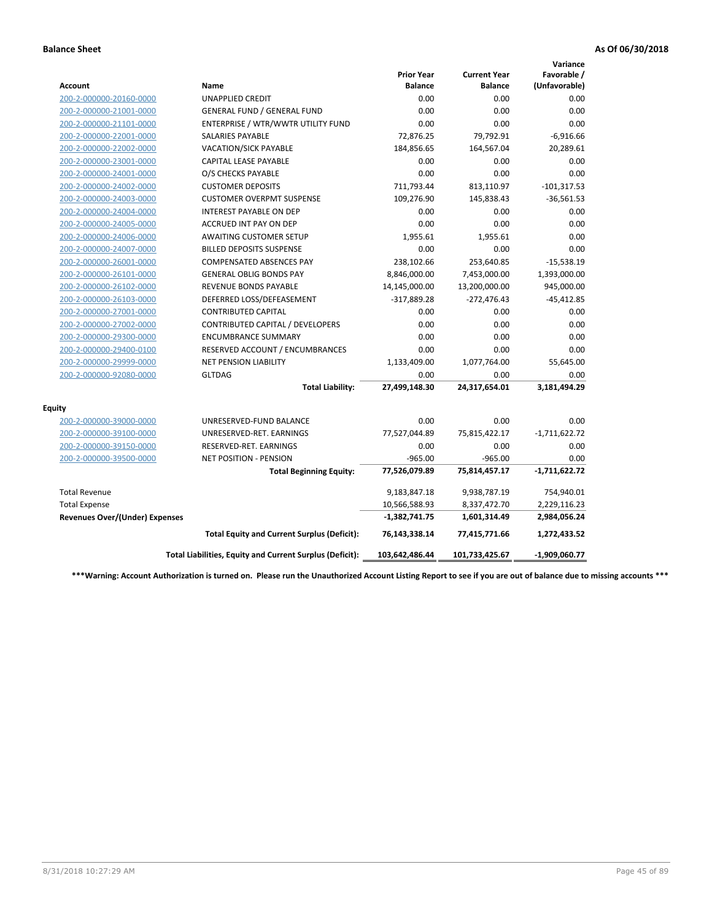**Balance Sheet** **As Of 06/30/2018**

| Account | Name | Prior Year Balance | Current Year Balance | Variance Favorable / (Unfavorable) |
|---|---|---|---|---|
| 200-2-000000-20160-0000 | UNAPPLIED CREDIT | 0.00 | 0.00 | 0.00 |
| 200-2-000000-21001-0000 | GENERAL FUND / GENERAL FUND | 0.00 | 0.00 | 0.00 |
| 200-2-000000-21101-0000 | ENTERPRISE / WTR/WWTR UTILITY FUND | 0.00 | 0.00 | 0.00 |
| 200-2-000000-22001-0000 | SALARIES PAYABLE | 72,876.25 | 79,792.91 | -6,916.66 |
| 200-2-000000-22002-0000 | VACATION/SICK PAYABLE | 184,856.65 | 164,567.04 | 20,289.61 |
| 200-2-000000-23001-0000 | CAPITAL LEASE PAYABLE | 0.00 | 0.00 | 0.00 |
| 200-2-000000-24001-0000 | O/S CHECKS PAYABLE | 0.00 | 0.00 | 0.00 |
| 200-2-000000-24002-0000 | CUSTOMER DEPOSITS | 711,793.44 | 813,110.97 | -101,317.53 |
| 200-2-000000-24003-0000 | CUSTOMER OVERPMT SUSPENSE | 109,276.90 | 145,838.43 | -36,561.53 |
| 200-2-000000-24004-0000 | INTEREST PAYABLE ON DEP | 0.00 | 0.00 | 0.00 |
| 200-2-000000-24005-0000 | ACCRUED INT PAY ON DEP | 0.00 | 0.00 | 0.00 |
| 200-2-000000-24006-0000 | AWAITING CUSTOMER SETUP | 1,955.61 | 1,955.61 | 0.00 |
| 200-2-000000-24007-0000 | BILLED DEPOSITS SUSPENSE | 0.00 | 0.00 | 0.00 |
| 200-2-000000-26001-0000 | COMPENSATED ABSENCES PAY | 238,102.66 | 253,640.85 | -15,538.19 |
| 200-2-000000-26101-0000 | GENERAL OBLIG BONDS PAY | 8,846,000.00 | 7,453,000.00 | 1,393,000.00 |
| 200-2-000000-26102-0000 | REVENUE BONDS PAYABLE | 14,145,000.00 | 13,200,000.00 | 945,000.00 |
| 200-2-000000-26103-0000 | DEFERRED LOSS/DEFEASEMENT | -317,889.28 | -272,476.43 | -45,412.85 |
| 200-2-000000-27001-0000 | CONTRIBUTED CAPITAL | 0.00 | 0.00 | 0.00 |
| 200-2-000000-27002-0000 | CONTRIBUTED CAPITAL / DEVELOPERS | 0.00 | 0.00 | 0.00 |
| 200-2-000000-29300-0000 | ENCUMBRANCE SUMMARY | 0.00 | 0.00 | 0.00 |
| 200-2-000000-29400-0100 | RESERVED ACCOUNT / ENCUMBRANCES | 0.00 | 0.00 | 0.00 |
| 200-2-000000-29999-0000 | NET PENSION LIABILITY | 1,133,409.00 | 1,077,764.00 | 55,645.00 |
| 200-2-000000-92080-0000 | GLTDAG | 0.00 | 0.00 | 0.00 |
| | **Total Liability:** | **27,499,148.30** | **24,317,654.01** | **3,181,494.29** |
| **Equity** | | | | |
| 200-2-000000-39000-0000 | UNRESERVED-FUND BALANCE | 0.00 | 0.00 | 0.00 |
| 200-2-000000-39100-0000 | UNRESERVED-RET. EARNINGS | 77,527,044.89 | 75,815,422.17 | -1,711,622.72 |
| 200-2-000000-39150-0000 | RESERVED-RET. EARNINGS | 0.00 | 0.00 | 0.00 |
| 200-2-000000-39500-0000 | NET POSITION - PENSION | -965.00 | -965.00 | 0.00 |
| | **Total Beginning Equity:** | **77,526,079.89** | **75,814,457.17** | **-1,711,622.72** |
| Total Revenue | | 9,183,847.18 | 9,938,787.19 | 754,940.01 |
| Total Expense | | 10,566,588.93 | 8,337,472.70 | 2,229,116.23 |
| **Revenues Over/(Under) Expenses** | | **-1,382,741.75** | **1,601,314.49** | **2,984,056.24** |
| | **Total Equity and Current Surplus (Deficit):** | **76,143,338.14** | **77,415,771.66** | **1,272,433.52** |
| | **Total Liabilities, Equity and Current Surplus (Deficit):** | **103,642,486.44** | **101,733,425.67** | **-1,909,060.77** |

**\*\*\*Warning: Account Authorization is turned on. Please run the Unauthorized Account Listing Report to see if you are out of balance due to missing accounts \*\*\***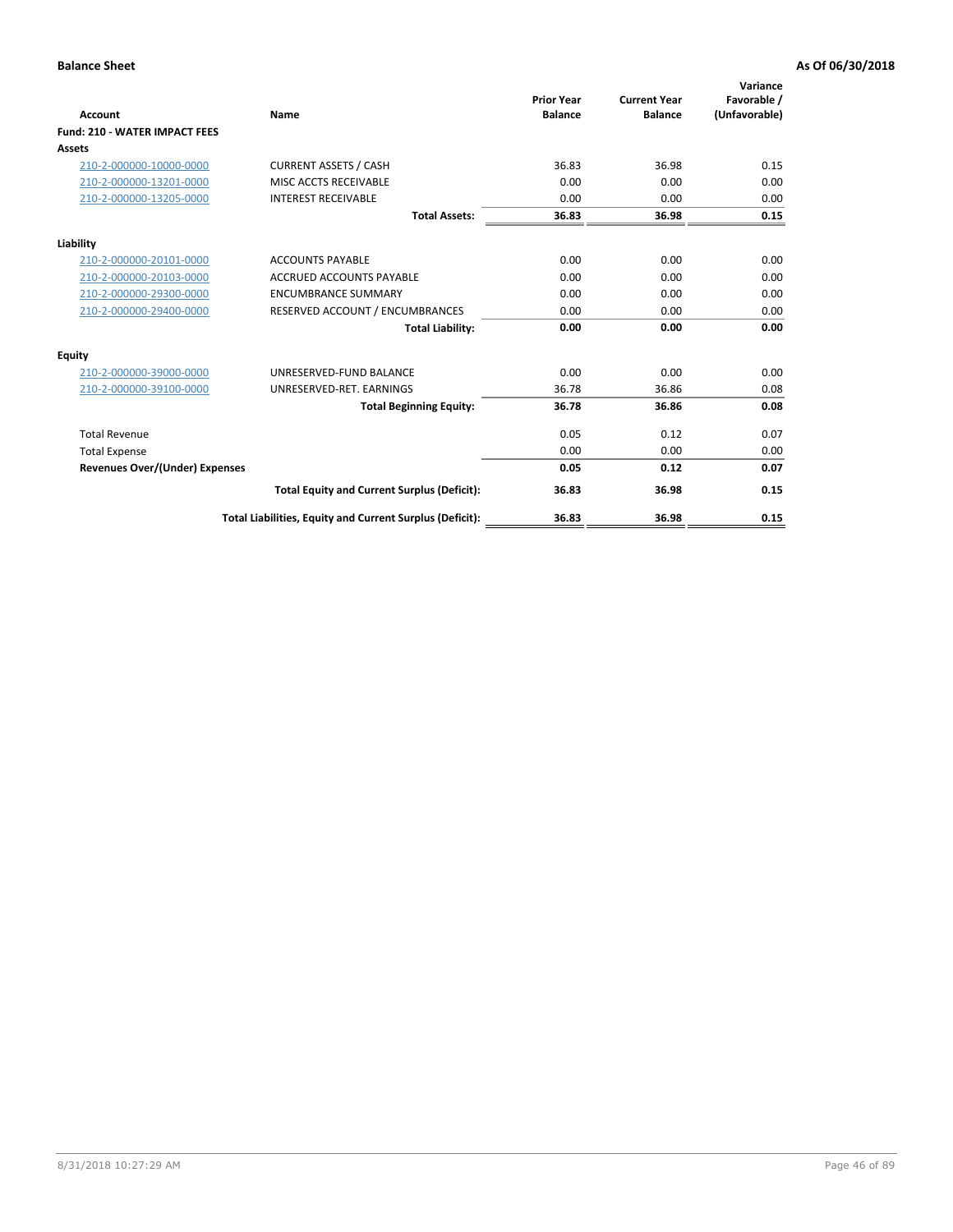**Balance Sheet** **As Of 06/30/2018**

| Account | Name | Prior Year Balance | Current Year Balance | Variance Favorable / (Unfavorable) |
|---|---|---|---|---|
| **Fund: 210 - WATER IMPACT FEES** | | | | |
| **Assets** | | | | |
| 210-2-000000-10000-0000 | CURRENT ASSETS / CASH | 36.83 | 36.98 | 0.15 |
| 210-2-000000-13201-0000 | MISC ACCTS RECEIVABLE | 0.00 | 0.00 | 0.00 |
| 210-2-000000-13205-0000 | INTEREST RECEIVABLE | 0.00 | 0.00 | 0.00 |
| | **Total Assets:** | **36.83** | **36.98** | **0.15** |
| **Liability** | | | | |
| 210-2-000000-20101-0000 | ACCOUNTS PAYABLE | 0.00 | 0.00 | 0.00 |
| 210-2-000000-20103-0000 | ACCRUED ACCOUNTS PAYABLE | 0.00 | 0.00 | 0.00 |
| 210-2-000000-29300-0000 | ENCUMBRANCE SUMMARY | 0.00 | 0.00 | 0.00 |
| 210-2-000000-29400-0000 | RESERVED ACCOUNT / ENCUMBRANCES | 0.00 | 0.00 | 0.00 |
| | **Total Liability:** | **0.00** | **0.00** | **0.00** |
| **Equity** | | | | |
| 210-2-000000-39000-0000 | UNRESERVED-FUND BALANCE | 0.00 | 0.00 | 0.00 |
| 210-2-000000-39100-0000 | UNRESERVED-RET. EARNINGS | 36.78 | 36.86 | 0.08 |
| | **Total Beginning Equity:** | **36.78** | **36.86** | **0.08** |
| Total Revenue | | 0.05 | 0.12 | 0.07 |
| Total Expense | | 0.00 | 0.00 | 0.00 |
| **Revenues Over/(Under) Expenses** | | **0.05** | **0.12** | **0.07** |
| | **Total Equity and Current Surplus (Deficit):** | **36.83** | **36.98** | **0.15** |
| | **Total Liabilities, Equity and Current Surplus (Deficit):** | **36.83** | **36.98** | **0.15** |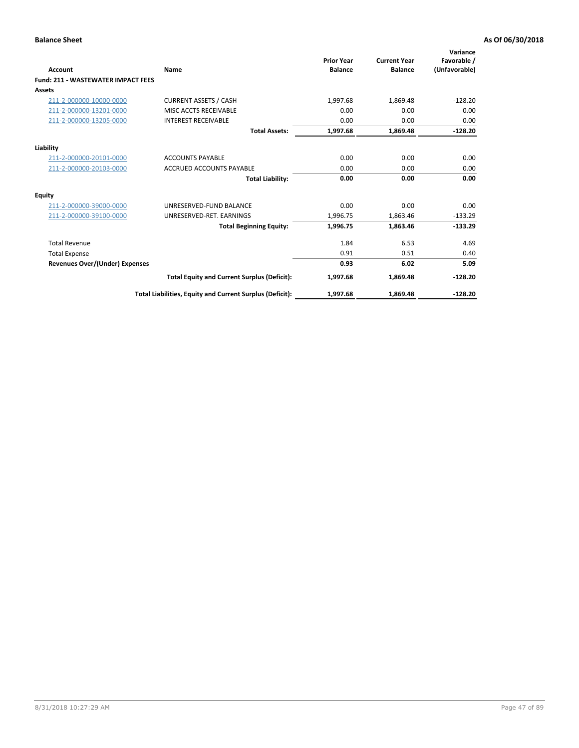**Balance Sheet** **As Of 06/30/2018**

| Account | Name | Prior Year Balance | Current Year Balance | Variance Favorable / (Unfavorable) |
|---|---|---|---|---|
| **Fund: 211 - WASTEWATER IMPACT FEES** | | | | |
| **Assets** | | | | |
| 211-2-000000-10000-0000 | CURRENT ASSETS / CASH | 1,997.68 | 1,869.48 | -128.20 |
| 211-2-000000-13201-0000 | MISC ACCTS RECEIVABLE | 0.00 | 0.00 | 0.00 |
| 211-2-000000-13205-0000 | INTEREST RECEIVABLE | 0.00 | 0.00 | 0.00 |
| | **Total Assets:** | **1,997.68** | **1,869.48** | **-128.20** |
| **Liability** | | | | |
| 211-2-000000-20101-0000 | ACCOUNTS PAYABLE | 0.00 | 0.00 | 0.00 |
| 211-2-000000-20103-0000 | ACCRUED ACCOUNTS PAYABLE | 0.00 | 0.00 | 0.00 |
| | **Total Liability:** | **0.00** | **0.00** | **0.00** |
| **Equity** | | | | |
| 211-2-000000-39000-0000 | UNRESERVED-FUND BALANCE | 0.00 | 0.00 | 0.00 |
| 211-2-000000-39100-0000 | UNRESERVED-RET. EARNINGS | 1,996.75 | 1,863.46 | -133.29 |
| | **Total Beginning Equity:** | **1,996.75** | **1,863.46** | **-133.29** |
| Total Revenue | | 1.84 | 6.53 | 4.69 |
| Total Expense | | 0.91 | 0.51 | 0.40 |
| **Revenues Over/(Under) Expenses** | | **0.93** | **6.02** | **5.09** |
| | **Total Equity and Current Surplus (Deficit):** | **1,997.68** | **1,869.48** | **-128.20** |
| | **Total Liabilities, Equity and Current Surplus (Deficit):** | **1,997.68** | **1,869.48** | **-128.20** |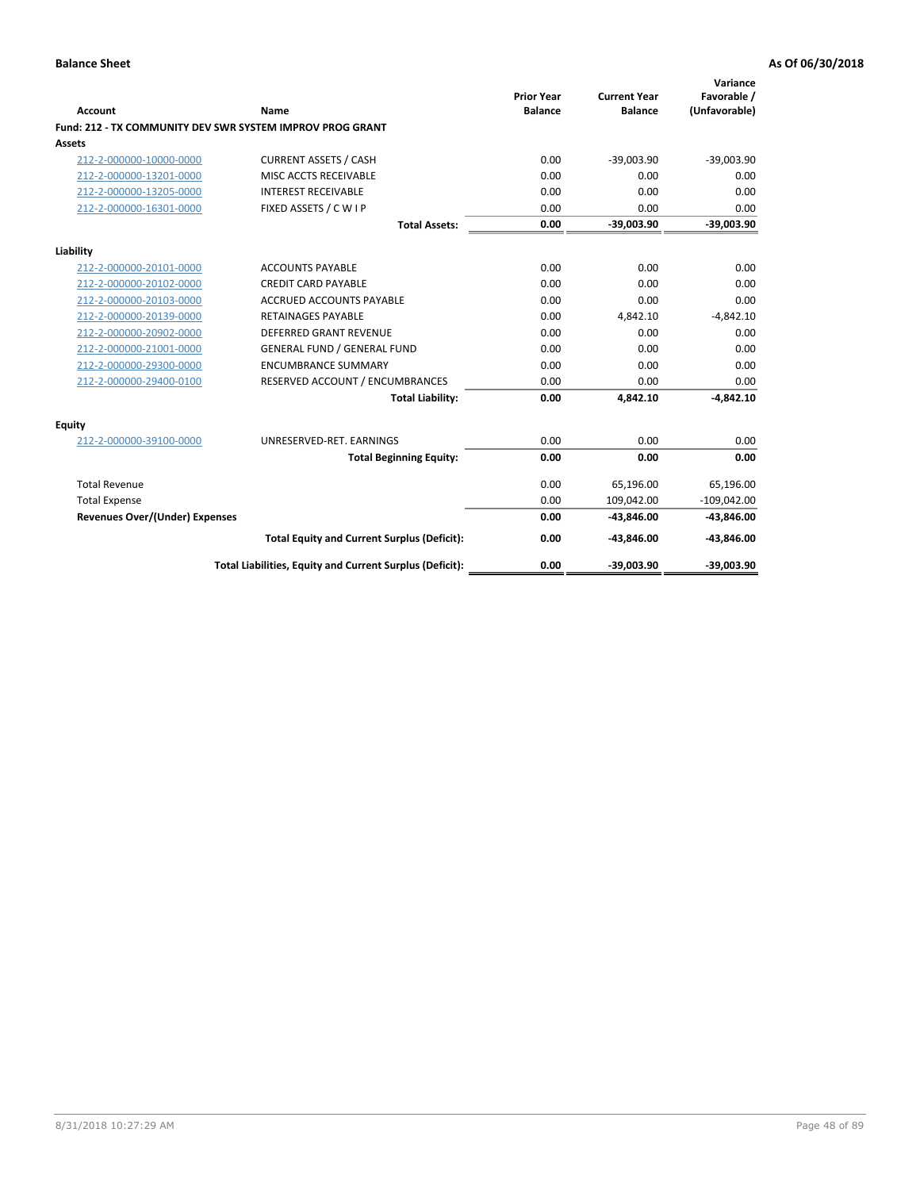**Balance Sheet** **As Of 06/30/2018**

| Account | Name | Prior Year Balance | Current Year Balance | Variance Favorable / (Unfavorable) |
|---|---|---|---|---|
| **Fund: 212 - TX COMMUNITY DEV SWR SYSTEM IMPROV PROG GRANT** | | | | |
| **Assets** | | | | |
| 212-2-000000-10000-0000 | CURRENT ASSETS / CASH | 0.00 | -39,003.90 | -39,003.90 |
| 212-2-000000-13201-0000 | MISC ACCTS RECEIVABLE | 0.00 | 0.00 | 0.00 |
| 212-2-000000-13205-0000 | INTEREST RECEIVABLE | 0.00 | 0.00 | 0.00 |
| 212-2-000000-16301-0000 | FIXED ASSETS / C W I P | 0.00 | 0.00 | 0.00 |
| | **Total Assets:** | **0.00** | **-39,003.90** | **-39,003.90** |
| **Liability** | | | | |
| 212-2-000000-20101-0000 | ACCOUNTS PAYABLE | 0.00 | 0.00 | 0.00 |
| 212-2-000000-20102-0000 | CREDIT CARD PAYABLE | 0.00 | 0.00 | 0.00 |
| 212-2-000000-20103-0000 | ACCRUED ACCOUNTS PAYABLE | 0.00 | 0.00 | 0.00 |
| 212-2-000000-20139-0000 | RETAINAGES PAYABLE | 0.00 | 4,842.10 | -4,842.10 |
| 212-2-000000-20902-0000 | DEFERRED GRANT REVENUE | 0.00 | 0.00 | 0.00 |
| 212-2-000000-21001-0000 | GENERAL FUND / GENERAL FUND | 0.00 | 0.00 | 0.00 |
| 212-2-000000-29300-0000 | ENCUMBRANCE SUMMARY | 0.00 | 0.00 | 0.00 |
| 212-2-000000-29400-0100 | RESERVED ACCOUNT / ENCUMBRANCES | 0.00 | 0.00 | 0.00 |
| | **Total Liability:** | **0.00** | **4,842.10** | **-4,842.10** |
| **Equity** | | | | |
| 212-2-000000-39100-0000 | UNRESERVED-RET. EARNINGS | 0.00 | 0.00 | 0.00 |
| | **Total Beginning Equity:** | **0.00** | **0.00** | **0.00** |
| Total Revenue | | 0.00 | 65,196.00 | 65,196.00 |
| Total Expense | | 0.00 | 109,042.00 | -109,042.00 |
| **Revenues Over/(Under) Expenses** | | **0.00** | **-43,846.00** | **-43,846.00** |
| | **Total Equity and Current Surplus (Deficit):** | **0.00** | **-43,846.00** | **-43,846.00** |
| | **Total Liabilities, Equity and Current Surplus (Deficit):** | **0.00** | **-39,003.90** | **-39,003.90** |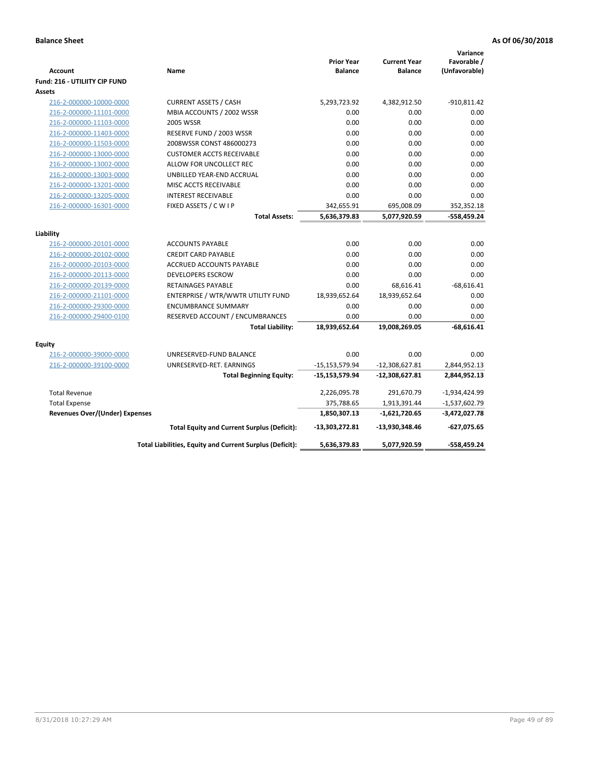**Balance Sheet** **As Of 06/30/2018**

| Account | Name | Prior Year Balance | Current Year Balance | Variance Favorable / (Unfavorable) |
|---|---|---|---|---|
| **Fund: 216 - UTILIITY CIP FUND** | | | | |
| **Assets** | | | | |
| 216-2-000000-10000-0000 | CURRENT ASSETS / CASH | 5,293,723.92 | 4,382,912.50 | -910,811.42 |
| 216-2-000000-11101-0000 | MBIA ACCOUNTS / 2002 WSSR | 0.00 | 0.00 | 0.00 |
| 216-2-000000-11103-0000 | 2005 WSSR | 0.00 | 0.00 | 0.00 |
| 216-2-000000-11403-0000 | RESERVE FUND / 2003 WSSR | 0.00 | 0.00 | 0.00 |
| 216-2-000000-11503-0000 | 2008WSSR CONST 486000273 | 0.00 | 0.00 | 0.00 |
| 216-2-000000-13000-0000 | CUSTOMER ACCTS RECEIVABLE | 0.00 | 0.00 | 0.00 |
| 216-2-000000-13002-0000 | ALLOW FOR UNCOLLECT REC | 0.00 | 0.00 | 0.00 |
| 216-2-000000-13003-0000 | UNBILLED YEAR-END ACCRUAL | 0.00 | 0.00 | 0.00 |
| 216-2-000000-13201-0000 | MISC ACCTS RECEIVABLE | 0.00 | 0.00 | 0.00 |
| 216-2-000000-13205-0000 | INTEREST RECEIVABLE | 0.00 | 0.00 | 0.00 |
| 216-2-000000-16301-0000 | FIXED ASSETS / C W I P | 342,655.91 | 695,008.09 | 352,352.18 |
| | **Total Assets:** | **5,636,379.83** | **5,077,920.59** | **-558,459.24** |
| **Liability** | | | | |
| 216-2-000000-20101-0000 | ACCOUNTS PAYABLE | 0.00 | 0.00 | 0.00 |
| 216-2-000000-20102-0000 | CREDIT CARD PAYABLE | 0.00 | 0.00 | 0.00 |
| 216-2-000000-20103-0000 | ACCRUED ACCOUNTS PAYABLE | 0.00 | 0.00 | 0.00 |
| 216-2-000000-20113-0000 | DEVELOPERS ESCROW | 0.00 | 0.00 | 0.00 |
| 216-2-000000-20139-0000 | RETAINAGES PAYABLE | 0.00 | 68,616.41 | -68,616.41 |
| 216-2-000000-21101-0000 | ENTERPRISE / WTR/WWTR UTILITY FUND | 18,939,652.64 | 18,939,652.64 | 0.00 |
| 216-2-000000-29300-0000 | ENCUMBRANCE SUMMARY | 0.00 | 0.00 | 0.00 |
| 216-2-000000-29400-0100 | RESERVED ACCOUNT / ENCUMBRANCES | 0.00 | 0.00 | 0.00 |
| | **Total Liability:** | **18,939,652.64** | **19,008,269.05** | **-68,616.41** |
| **Equity** | | | | |
| 216-2-000000-39000-0000 | UNRESERVED-FUND BALANCE | 0.00 | 0.00 | 0.00 |
| 216-2-000000-39100-0000 | UNRESERVED-RET. EARNINGS | -15,153,579.94 | -12,308,627.81 | 2,844,952.13 |
| | **Total Beginning Equity:** | **-15,153,579.94** | **-12,308,627.81** | **2,844,952.13** |
| Total Revenue | | 2,226,095.78 | 291,670.79 | -1,934,424.99 |
| Total Expense | | 375,788.65 | 1,913,391.44 | -1,537,602.79 |
| **Revenues Over/(Under) Expenses** | | **1,850,307.13** | **-1,621,720.65** | **-3,472,027.78** |
| | **Total Equity and Current Surplus (Deficit):** | **-13,303,272.81** | **-13,930,348.46** | **-627,075.65** |
| | **Total Liabilities, Equity and Current Surplus (Deficit):** | **5,636,379.83** | **5,077,920.59** | **-558,459.24** |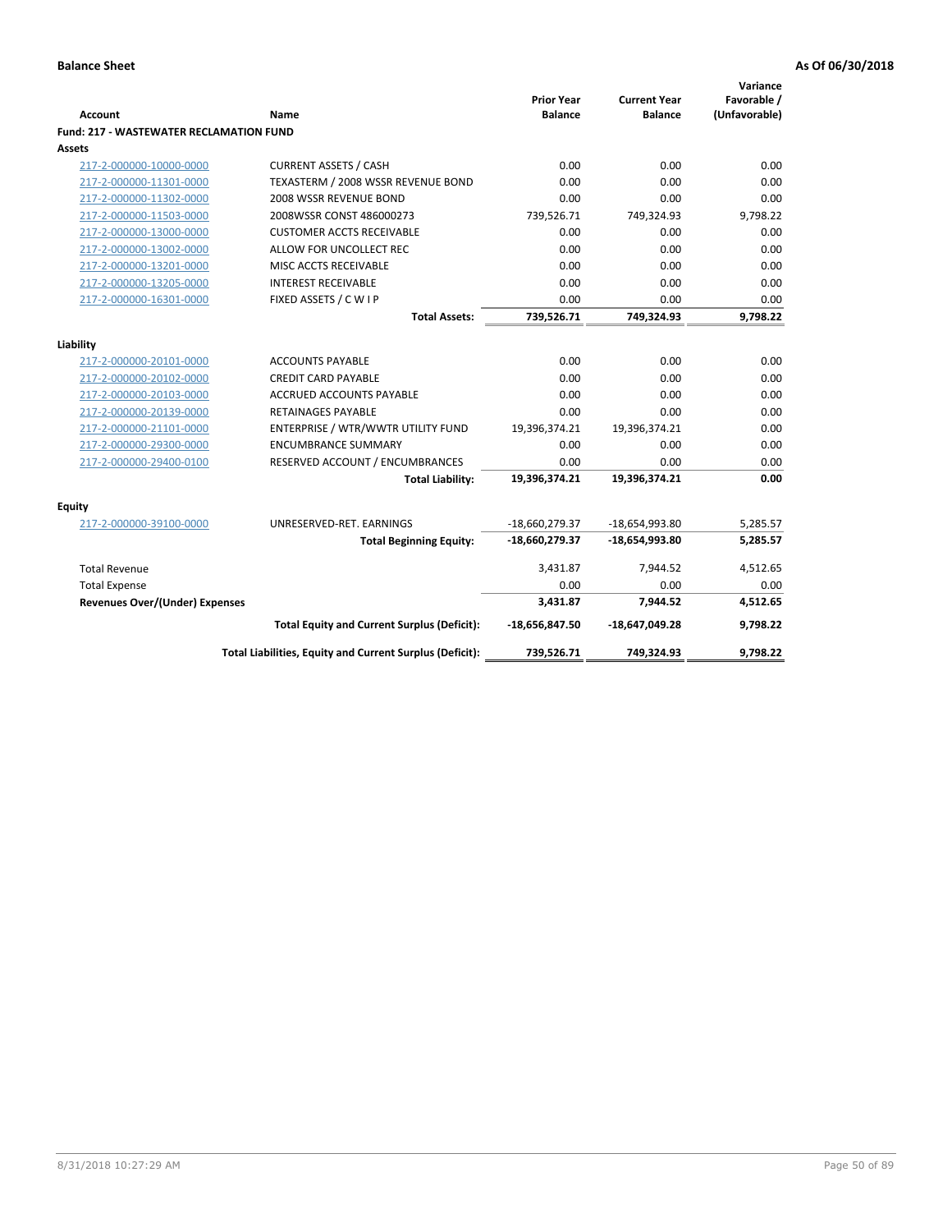**Balance Sheet** **As Of 06/30/2018**

| Account | Name | Prior Year Balance | Current Year Balance | Variance Favorable / (Unfavorable) |
|---|---|---|---|---|
| **Fund: 217 - WASTEWATER RECLAMATION FUND** | | | | |
| **Assets** | | | | |
| 217-2-000000-10000-0000 | CURRENT ASSETS / CASH | 0.00 | 0.00 | 0.00 |
| 217-2-000000-11301-0000 | TEXASTERM / 2008 WSSR REVENUE BOND | 0.00 | 0.00 | 0.00 |
| 217-2-000000-11302-0000 | 2008 WSSR REVENUE BOND | 0.00 | 0.00 | 0.00 |
| 217-2-000000-11503-0000 | 2008WSSR CONST 486000273 | 739,526.71 | 749,324.93 | 9,798.22 |
| 217-2-000000-13000-0000 | CUSTOMER ACCTS RECEIVABLE | 0.00 | 0.00 | 0.00 |
| 217-2-000000-13002-0000 | ALLOW FOR UNCOLLECT REC | 0.00 | 0.00 | 0.00 |
| 217-2-000000-13201-0000 | MISC ACCTS RECEIVABLE | 0.00 | 0.00 | 0.00 |
| 217-2-000000-13205-0000 | INTEREST RECEIVABLE | 0.00 | 0.00 | 0.00 |
| 217-2-000000-16301-0000 | FIXED ASSETS / C W I P | 0.00 | 0.00 | 0.00 |
| | **Total Assets:** | **739,526.71** | **749,324.93** | **9,798.22** |
| **Liability** | | | | |
| 217-2-000000-20101-0000 | ACCOUNTS PAYABLE | 0.00 | 0.00 | 0.00 |
| 217-2-000000-20102-0000 | CREDIT CARD PAYABLE | 0.00 | 0.00 | 0.00 |
| 217-2-000000-20103-0000 | ACCRUED ACCOUNTS PAYABLE | 0.00 | 0.00 | 0.00 |
| 217-2-000000-20139-0000 | RETAINAGES PAYABLE | 0.00 | 0.00 | 0.00 |
| 217-2-000000-21101-0000 | ENTERPRISE / WTR/WWTR UTILITY FUND | 19,396,374.21 | 19,396,374.21 | 0.00 |
| 217-2-000000-29300-0000 | ENCUMBRANCE SUMMARY | 0.00 | 0.00 | 0.00 |
| 217-2-000000-29400-0100 | RESERVED ACCOUNT / ENCUMBRANCES | 0.00 | 0.00 | 0.00 |
| | **Total Liability:** | **19,396,374.21** | **19,396,374.21** | **0.00** |
| **Equity** | | | | |
| 217-2-000000-39100-0000 | UNRESERVED-RET. EARNINGS | -18,660,279.37 | -18,654,993.80 | 5,285.57 |
| | **Total Beginning Equity:** | **-18,660,279.37** | **-18,654,993.80** | **5,285.57** |
| Total Revenue | | 3,431.87 | 7,944.52 | 4,512.65 |
| Total Expense | | 0.00 | 0.00 | 0.00 |
| **Revenues Over/(Under) Expenses** | | **3,431.87** | **7,944.52** | **4,512.65** |
| | **Total Equity and Current Surplus (Deficit):** | **-18,656,847.50** | **-18,647,049.28** | **9,798.22** |
| | **Total Liabilities, Equity and Current Surplus (Deficit):** | **739,526.71** | **749,324.93** | **9,798.22** |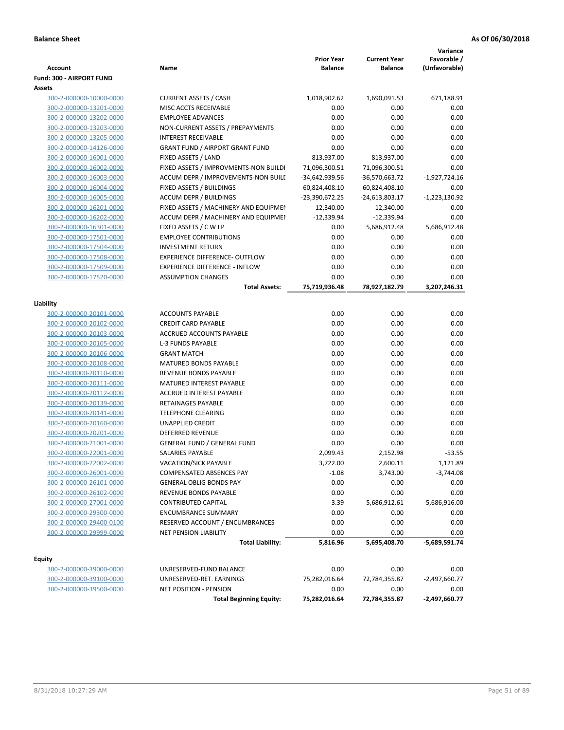**Balance Sheet** **As Of 06/30/2018**

| Account | Name | Prior Year Balance | Current Year Balance | Variance Favorable / (Unfavorable) |
|---|---|---|---|---|
| **Fund: 300 - AIRPORT FUND** | | | | |
| **Assets** | | | | |
| 300-2-000000-10000-0000 | CURRENT ASSETS / CASH | 1,018,902.62 | 1,690,091.53 | 671,188.91 |
| 300-2-000000-13201-0000 | MISC ACCTS RECEIVABLE | 0.00 | 0.00 | 0.00 |
| 300-2-000000-13202-0000 | EMPLOYEE ADVANCES | 0.00 | 0.00 | 0.00 |
| 300-2-000000-13203-0000 | NON-CURRENT ASSETS / PREPAYMENTS | 0.00 | 0.00 | 0.00 |
| 300-2-000000-13205-0000 | INTEREST RECEIVABLE | 0.00 | 0.00 | 0.00 |
| 300-2-000000-14126-0000 | GRANT FUND / AIRPORT GRANT FUND | 0.00 | 0.00 | 0.00 |
| 300-2-000000-16001-0000 | FIXED ASSETS / LAND | 813,937.00 | 813,937.00 | 0.00 |
| 300-2-000000-16002-0000 | FIXED ASSETS / IMPROVMENTS-NON BUILDI | 71,096,300.51 | 71,096,300.51 | 0.00 |
| 300-2-000000-16003-0000 | ACCUM DEPR / IMPROVEMENTS-NON BUILI | -34,642,939.56 | -36,570,663.72 | -1,927,724.16 |
| 300-2-000000-16004-0000 | FIXED ASSETS / BUILDINGS | 60,824,408.10 | 60,824,408.10 | 0.00 |
| 300-2-000000-16005-0000 | ACCUM DEPR / BUILDINGS | -23,390,672.25 | -24,613,803.17 | -1,223,130.92 |
| 300-2-000000-16201-0000 | FIXED ASSETS / MACHINERY AND EQUIPMEI | 12,340.00 | 12,340.00 | 0.00 |
| 300-2-000000-16202-0000 | ACCUM DEPR / MACHINERY AND EQUIPMEI | -12,339.94 | -12,339.94 | 0.00 |
| 300-2-000000-16301-0000 | FIXED ASSETS / C W I P | 0.00 | 5,686,912.48 | 5,686,912.48 |
| 300-2-000000-17501-0000 | EMPLOYEE CONTRIBUTIONS | 0.00 | 0.00 | 0.00 |
| 300-2-000000-17504-0000 | INVESTMENT RETURN | 0.00 | 0.00 | 0.00 |
| 300-2-000000-17508-0000 | EXPERIENCE DIFFERENCE- OUTFLOW | 0.00 | 0.00 | 0.00 |
| 300-2-000000-17509-0000 | EXPERIENCE DIFFERENCE - INFLOW | 0.00 | 0.00 | 0.00 |
| 300-2-000000-17520-0000 | ASSUMPTION CHANGES | 0.00 | 0.00 | 0.00 |
| | **Total Assets:** | **75,719,936.48** | **78,927,182.79** | **3,207,246.31** |
| **Liability** | | | | |
| 300-2-000000-20101-0000 | ACCOUNTS PAYABLE | 0.00 | 0.00 | 0.00 |
| 300-2-000000-20102-0000 | CREDIT CARD PAYABLE | 0.00 | 0.00 | 0.00 |
| 300-2-000000-20103-0000 | ACCRUED ACCOUNTS PAYABLE | 0.00 | 0.00 | 0.00 |
| 300-2-000000-20105-0000 | L-3 FUNDS PAYABLE | 0.00 | 0.00 | 0.00 |
| 300-2-000000-20106-0000 | GRANT MATCH | 0.00 | 0.00 | 0.00 |
| 300-2-000000-20108-0000 | MATURED BONDS PAYABLE | 0.00 | 0.00 | 0.00 |
| 300-2-000000-20110-0000 | REVENUE BONDS PAYABLE | 0.00 | 0.00 | 0.00 |
| 300-2-000000-20111-0000 | MATURED INTEREST PAYABLE | 0.00 | 0.00 | 0.00 |
| 300-2-000000-20112-0000 | ACCRUED INTEREST PAYABLE | 0.00 | 0.00 | 0.00 |
| 300-2-000000-20139-0000 | RETAINAGES PAYABLE | 0.00 | 0.00 | 0.00 |
| 300-2-000000-20141-0000 | TELEPHONE CLEARING | 0.00 | 0.00 | 0.00 |
| 300-2-000000-20160-0000 | UNAPPLIED CREDIT | 0.00 | 0.00 | 0.00 |
| 300-2-000000-20201-0000 | DEFERRED REVENUE | 0.00 | 0.00 | 0.00 |
| 300-2-000000-21001-0000 | GENERAL FUND / GENERAL FUND | 0.00 | 0.00 | 0.00 |
| 300-2-000000-22001-0000 | SALARIES PAYABLE | 2,099.43 | 2,152.98 | -53.55 |
| 300-2-000000-22002-0000 | VACATION/SICK PAYABLE | 3,722.00 | 2,600.11 | 1,121.89 |
| 300-2-000000-26001-0000 | COMPENSATED ABSENCES PAY | -1.08 | 3,743.00 | -3,744.08 |
| 300-2-000000-26101-0000 | GENERAL OBLIG BONDS PAY | 0.00 | 0.00 | 0.00 |
| 300-2-000000-26102-0000 | REVENUE BONDS PAYABLE | 0.00 | 0.00 | 0.00 |
| 300-2-000000-27001-0000 | CONTRIBUTED CAPITAL | -3.39 | 5,686,912.61 | -5,686,916.00 |
| 300-2-000000-29300-0000 | ENCUMBRANCE SUMMARY | 0.00 | 0.00 | 0.00 |
| 300-2-000000-29400-0100 | RESERVED ACCOUNT / ENCUMBRANCES | 0.00 | 0.00 | 0.00 |
| 300-2-000000-29999-0000 | NET PENSION LIABILITY | 0.00 | 0.00 | 0.00 |
| | **Total Liability:** | **5,816.96** | **5,695,408.70** | **-5,689,591.74** |
| **Equity** | | | | |
| 300-2-000000-39000-0000 | UNRESERVED-FUND BALANCE | 0.00 | 0.00 | 0.00 |
| 300-2-000000-39100-0000 | UNRESERVED-RET. EARNINGS | 75,282,016.64 | 72,784,355.87 | -2,497,660.77 |
| 300-2-000000-39500-0000 | NET POSITION - PENSION | 0.00 | 0.00 | 0.00 |
| | **Total Beginning Equity:** | **75,282,016.64** | **72,784,355.87** | **-2,497,660.77** |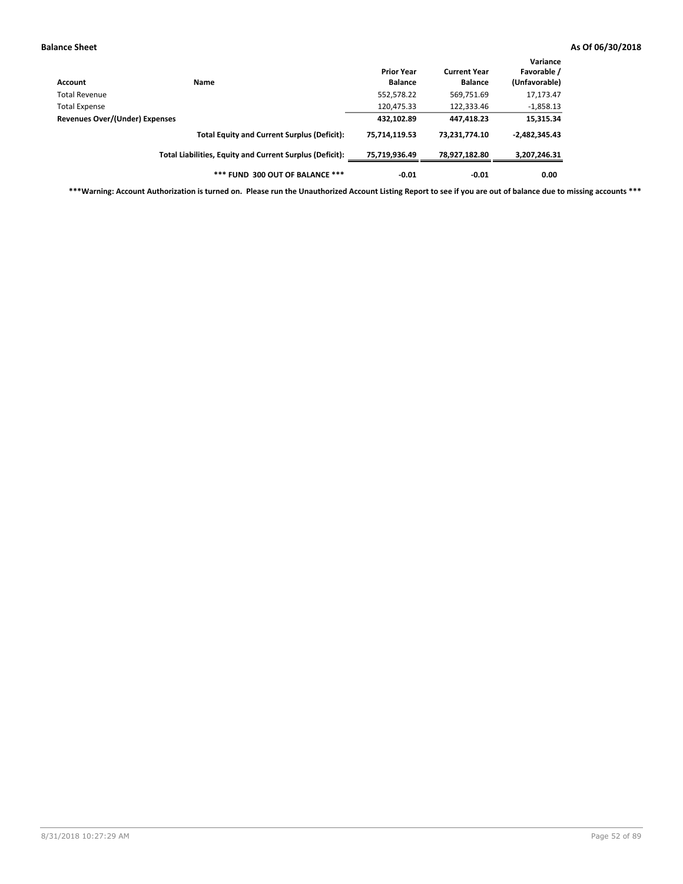| Account | Name | Prior Year Balance | Current Year Balance | Variance Favorable / (Unfavorable) |
|---|---|---|---|---|
| Total Revenue | | 552,578.22 | 569,751.69 | 17,173.47 |
| Total Expense | | 120,475.33 | 122,333.46 | -1,858.13 |
| **Revenues Over/(Under) Expenses** | | **432,102.89** | **447,418.23** | **15,315.34** |
| | **Total Equity and Current Surplus (Deficit):** | **75,714,119.53** | **73,231,774.10** | **-2,482,345.43** |
| | **Total Liabilities, Equity and Current Surplus (Deficit):** | **75,719,936.49** | **78,927,182.80** | **3,207,246.31** |
| | ***** FUND 300 OUT OF BALANCE ***** | **-0.01** | **-0.01** | **0.00** |

*****Warning: Account Authorization is turned on. Please run the Unauthorized Account Listing Report to see if you are out of balance due to missing accounts *****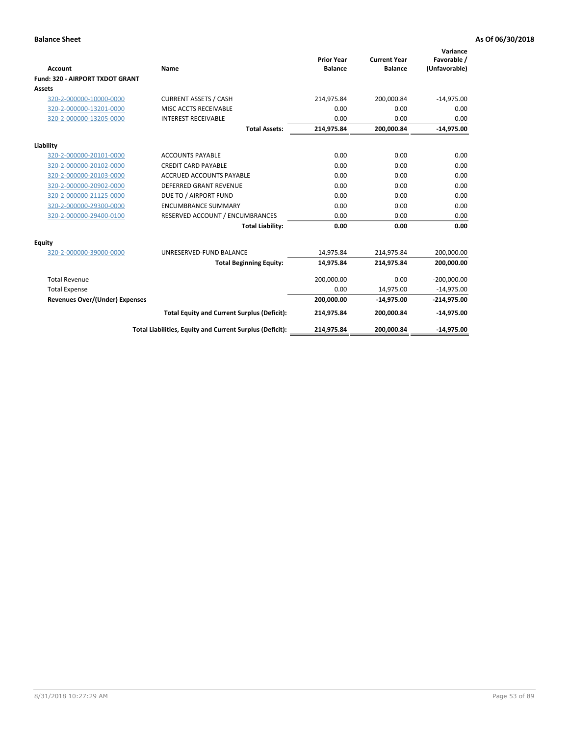**Balance Sheet** **As Of 06/30/2018**

| Account | Name | Prior Year Balance | Current Year Balance | Variance Favorable / (Unfavorable) |
|---|---|---|---|---|
| **Fund: 320 - AIRPORT TXDOT GRANT** | | | | |
| **Assets** | | | | |
| 320-2-000000-10000-0000 | CURRENT ASSETS / CASH | 214,975.84 | 200,000.84 | -14,975.00 |
| 320-2-000000-13201-0000 | MISC ACCTS RECEIVABLE | 0.00 | 0.00 | 0.00 |
| 320-2-000000-13205-0000 | INTEREST RECEIVABLE | 0.00 | 0.00 | 0.00 |
| | **Total Assets:** | **214,975.84** | **200,000.84** | **-14,975.00** |
| **Liability** | | | | |
| 320-2-000000-20101-0000 | ACCOUNTS PAYABLE | 0.00 | 0.00 | 0.00 |
| 320-2-000000-20102-0000 | CREDIT CARD PAYABLE | 0.00 | 0.00 | 0.00 |
| 320-2-000000-20103-0000 | ACCRUED ACCOUNTS PAYABLE | 0.00 | 0.00 | 0.00 |
| 320-2-000000-20902-0000 | DEFERRED GRANT REVENUE | 0.00 | 0.00 | 0.00 |
| 320-2-000000-21125-0000 | DUE TO / AIRPORT FUND | 0.00 | 0.00 | 0.00 |
| 320-2-000000-29300-0000 | ENCUMBRANCE SUMMARY | 0.00 | 0.00 | 0.00 |
| 320-2-000000-29400-0100 | RESERVED ACCOUNT / ENCUMBRANCES | 0.00 | 0.00 | 0.00 |
| | **Total Liability:** | **0.00** | **0.00** | **0.00** |
| **Equity** | | | | |
| 320-2-000000-39000-0000 | UNRESERVED-FUND BALANCE | 14,975.84 | 214,975.84 | 200,000.00 |
| | **Total Beginning Equity:** | **14,975.84** | **214,975.84** | **200,000.00** |
| Total Revenue | | 200,000.00 | 0.00 | -200,000.00 |
| Total Expense | | 0.00 | 14,975.00 | -14,975.00 |
| **Revenues Over/(Under) Expenses** | | **200,000.00** | **-14,975.00** | **-214,975.00** |
| | **Total Equity and Current Surplus (Deficit):** | **214,975.84** | **200,000.84** | **-14,975.00** |
| | **Total Liabilities, Equity and Current Surplus (Deficit):** | **214,975.84** | **200,000.84** | **-14,975.00** |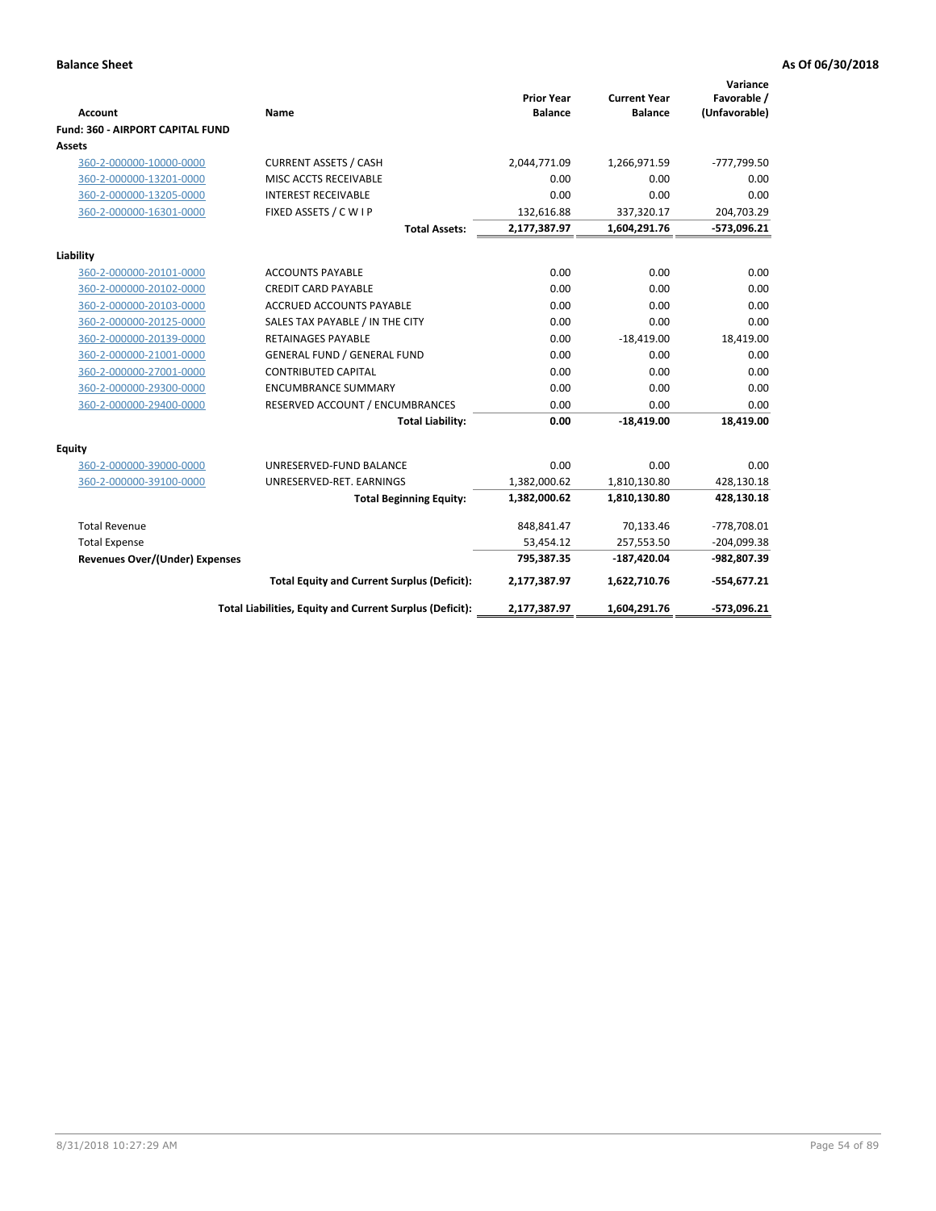**Balance Sheet** **As Of 06/30/2018**

| Account | Name | Prior Year Balance | Current Year Balance | Variance Favorable / (Unfavorable) |
|---|---|---|---|---|
| **Fund: 360 - AIRPORT CAPITAL FUND** | | | | |
| **Assets** | | | | |
| 360-2-000000-10000-0000 | CURRENT ASSETS / CASH | 2,044,771.09 | 1,266,971.59 | -777,799.50 |
| 360-2-000000-13201-0000 | MISC ACCTS RECEIVABLE | 0.00 | 0.00 | 0.00 |
| 360-2-000000-13205-0000 | INTEREST RECEIVABLE | 0.00 | 0.00 | 0.00 |
| 360-2-000000-16301-0000 | FIXED ASSETS / C W I P | 132,616.88 | 337,320.17 | 204,703.29 |
| | **Total Assets:** | **2,177,387.97** | **1,604,291.76** | **-573,096.21** |
| **Liability** | | | | |
| 360-2-000000-20101-0000 | ACCOUNTS PAYABLE | 0.00 | 0.00 | 0.00 |
| 360-2-000000-20102-0000 | CREDIT CARD PAYABLE | 0.00 | 0.00 | 0.00 |
| 360-2-000000-20103-0000 | ACCRUED ACCOUNTS PAYABLE | 0.00 | 0.00 | 0.00 |
| 360-2-000000-20125-0000 | SALES TAX PAYABLE / IN THE CITY | 0.00 | 0.00 | 0.00 |
| 360-2-000000-20139-0000 | RETAINAGES PAYABLE | 0.00 | -18,419.00 | 18,419.00 |
| 360-2-000000-21001-0000 | GENERAL FUND / GENERAL FUND | 0.00 | 0.00 | 0.00 |
| 360-2-000000-27001-0000 | CONTRIBUTED CAPITAL | 0.00 | 0.00 | 0.00 |
| 360-2-000000-29300-0000 | ENCUMBRANCE SUMMARY | 0.00 | 0.00 | 0.00 |
| 360-2-000000-29400-0000 | RESERVED ACCOUNT / ENCUMBRANCES | 0.00 | 0.00 | 0.00 |
| | **Total Liability:** | **0.00** | **-18,419.00** | **18,419.00** |
| **Equity** | | | | |
| 360-2-000000-39000-0000 | UNRESERVED-FUND BALANCE | 0.00 | 0.00 | 0.00 |
| 360-2-000000-39100-0000 | UNRESERVED-RET. EARNINGS | 1,382,000.62 | 1,810,130.80 | 428,130.18 |
| | **Total Beginning Equity:** | **1,382,000.62** | **1,810,130.80** | **428,130.18** |
| Total Revenue | | 848,841.47 | 70,133.46 | -778,708.01 |
| Total Expense | | 53,454.12 | 257,553.50 | -204,099.38 |
| **Revenues Over/(Under) Expenses** | | **795,387.35** | **-187,420.04** | **-982,807.39** |
| | **Total Equity and Current Surplus (Deficit):** | **2,177,387.97** | **1,622,710.76** | **-554,677.21** |
| | **Total Liabilities, Equity and Current Surplus (Deficit):** | **2,177,387.97** | **1,604,291.76** | **-573,096.21** |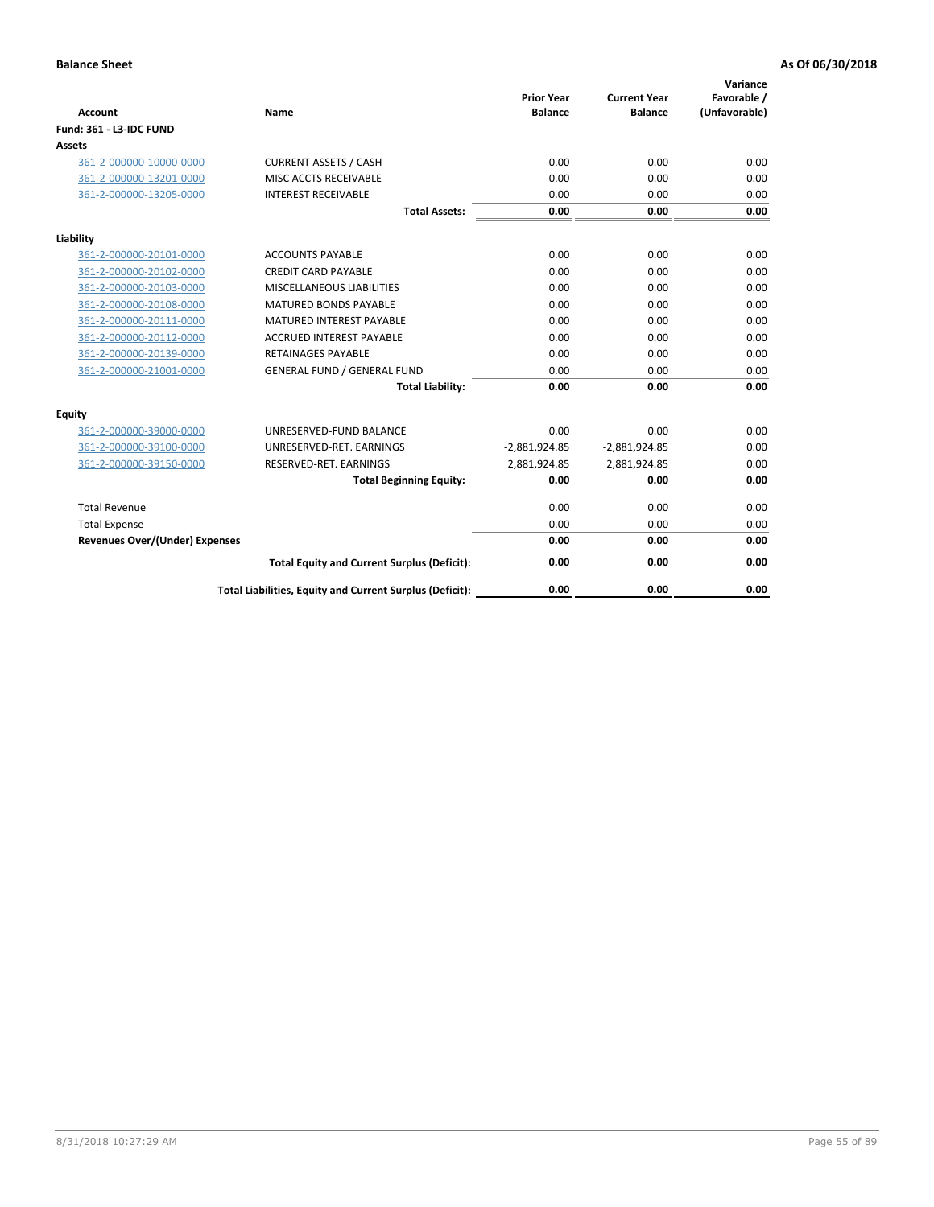**Balance Sheet** **As Of 06/30/2018**

| Account | Name | Prior Year Balance | Current Year Balance | Variance Favorable / (Unfavorable) |
|---|---|---|---|---|
| **Fund: 361 - L3-IDC FUND** | | | | |
| **Assets** | | | | |
| 361-2-000000-10000-0000 | CURRENT ASSETS / CASH | 0.00 | 0.00 | 0.00 |
| 361-2-000000-13201-0000 | MISC ACCTS RECEIVABLE | 0.00 | 0.00 | 0.00 |
| 361-2-000000-13205-0000 | INTEREST RECEIVABLE | 0.00 | 0.00 | 0.00 |
| | **Total Assets:** | **0.00** | **0.00** | **0.00** |
| **Liability** | | | | |
| 361-2-000000-20101-0000 | ACCOUNTS PAYABLE | 0.00 | 0.00 | 0.00 |
| 361-2-000000-20102-0000 | CREDIT CARD PAYABLE | 0.00 | 0.00 | 0.00 |
| 361-2-000000-20103-0000 | MISCELLANEOUS LIABILITIES | 0.00 | 0.00 | 0.00 |
| 361-2-000000-20108-0000 | MATURED BONDS PAYABLE | 0.00 | 0.00 | 0.00 |
| 361-2-000000-20111-0000 | MATURED INTEREST PAYABLE | 0.00 | 0.00 | 0.00 |
| 361-2-000000-20112-0000 | ACCRUED INTEREST PAYABLE | 0.00 | 0.00 | 0.00 |
| 361-2-000000-20139-0000 | RETAINAGES PAYABLE | 0.00 | 0.00 | 0.00 |
| 361-2-000000-21001-0000 | GENERAL FUND / GENERAL FUND | 0.00 | 0.00 | 0.00 |
| | **Total Liability:** | **0.00** | **0.00** | **0.00** |
| **Equity** | | | | |
| 361-2-000000-39000-0000 | UNRESERVED-FUND BALANCE | 0.00 | 0.00 | 0.00 |
| 361-2-000000-39100-0000 | UNRESERVED-RET. EARNINGS | -2,881,924.85 | -2,881,924.85 | 0.00 |
| 361-2-000000-39150-0000 | RESERVED-RET. EARNINGS | 2,881,924.85 | 2,881,924.85 | 0.00 |
| | **Total Beginning Equity:** | **0.00** | **0.00** | **0.00** |
| Total Revenue | | 0.00 | 0.00 | 0.00 |
| Total Expense | | 0.00 | 0.00 | 0.00 |
| **Revenues Over/(Under) Expenses** | | **0.00** | **0.00** | **0.00** |
| | **Total Equity and Current Surplus (Deficit):** | **0.00** | **0.00** | **0.00** |
| | **Total Liabilities, Equity and Current Surplus (Deficit):** | **0.00** | **0.00** | **0.00** |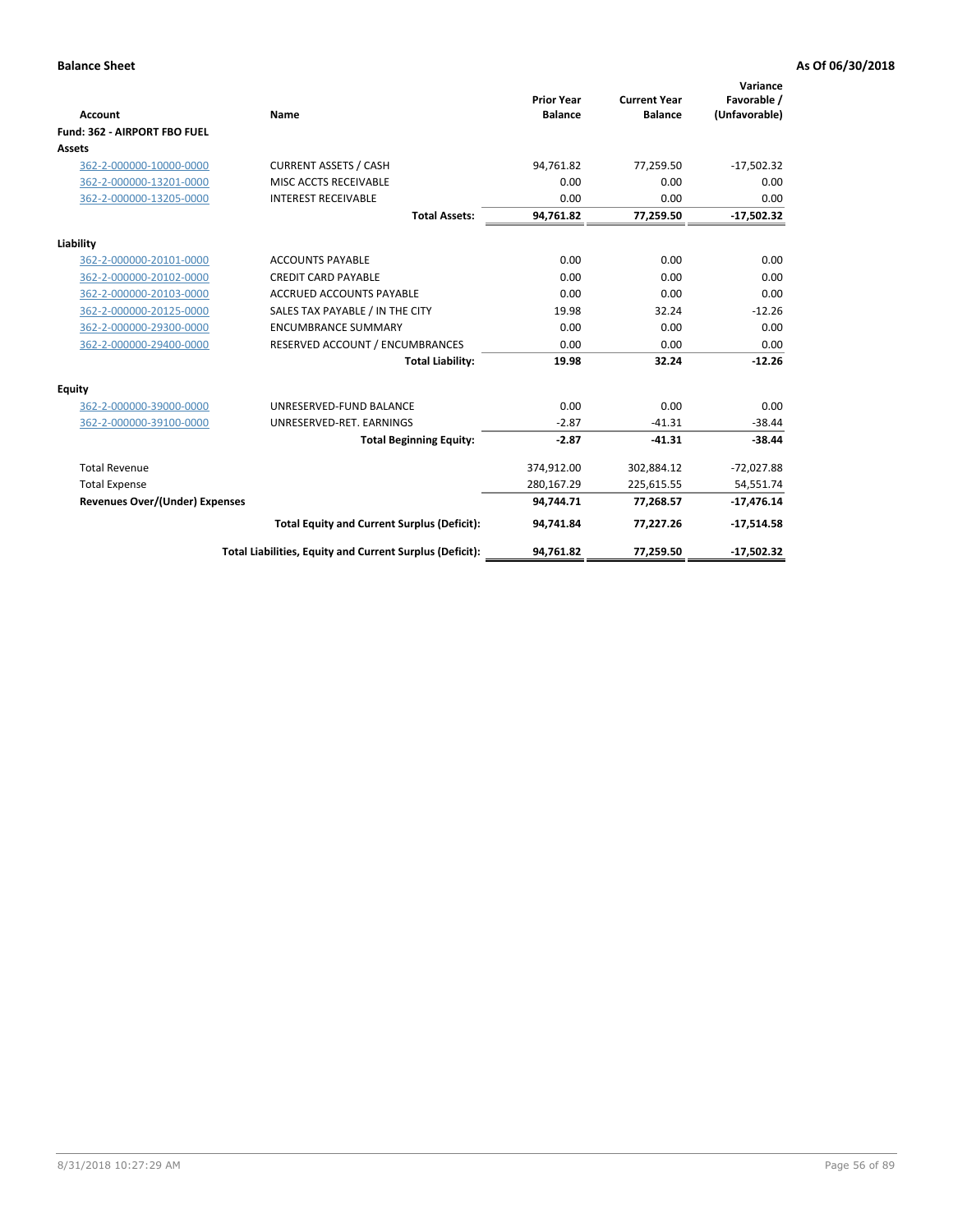**Balance Sheet** **As Of 06/30/2018**

| Account | Name | Prior Year Balance | Current Year Balance | Variance Favorable / (Unfavorable) |
|---|---|---|---|---|
| **Fund: 362 - AIRPORT FBO FUEL** | | | | |
| **Assets** | | | | |
| 362-2-000000-10000-0000 | CURRENT ASSETS / CASH | 94,761.82 | 77,259.50 | -17,502.32 |
| 362-2-000000-13201-0000 | MISC ACCTS RECEIVABLE | 0.00 | 0.00 | 0.00 |
| 362-2-000000-13205-0000 | INTEREST RECEIVABLE | 0.00 | 0.00 | 0.00 |
| | **Total Assets:** | **94,761.82** | **77,259.50** | **-17,502.32** |
| **Liability** | | | | |
| 362-2-000000-20101-0000 | ACCOUNTS PAYABLE | 0.00 | 0.00 | 0.00 |
| 362-2-000000-20102-0000 | CREDIT CARD PAYABLE | 0.00 | 0.00 | 0.00 |
| 362-2-000000-20103-0000 | ACCRUED ACCOUNTS PAYABLE | 0.00 | 0.00 | 0.00 |
| 362-2-000000-20125-0000 | SALES TAX PAYABLE / IN THE CITY | 19.98 | 32.24 | -12.26 |
| 362-2-000000-29300-0000 | ENCUMBRANCE SUMMARY | 0.00 | 0.00 | 0.00 |
| 362-2-000000-29400-0000 | RESERVED ACCOUNT / ENCUMBRANCES | 0.00 | 0.00 | 0.00 |
| | **Total Liability:** | **19.98** | **32.24** | **-12.26** |
| **Equity** | | | | |
| 362-2-000000-39000-0000 | UNRESERVED-FUND BALANCE | 0.00 | 0.00 | 0.00 |
| 362-2-000000-39100-0000 | UNRESERVED-RET. EARNINGS | -2.87 | -41.31 | -38.44 |
| | **Total Beginning Equity:** | **-2.87** | **-41.31** | **-38.44** |
| Total Revenue | | 374,912.00 | 302,884.12 | -72,027.88 |
| Total Expense | | 280,167.29 | 225,615.55 | 54,551.74 |
| **Revenues Over/(Under) Expenses** | | **94,744.71** | **77,268.57** | **-17,476.14** |
| | **Total Equity and Current Surplus (Deficit):** | **94,741.84** | **77,227.26** | **-17,514.58** |
| | **Total Liabilities, Equity and Current Surplus (Deficit):** | **94,761.82** | **77,259.50** | **-17,502.32** |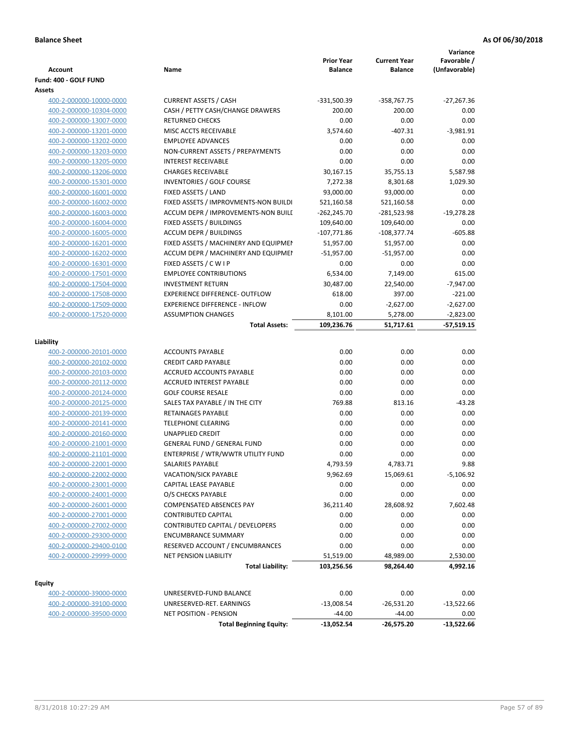**Balance Sheet** | **As Of 06/30/2018**

| Account | Name | Prior Year Balance | Current Year Balance | Variance Favorable / (Unfavorable) |
|---|---|---|---|---|
| **Fund: 400 - GOLF FUND** | | | | |
| **Assets** | | | | |
| 400-2-000000-10000-0000 | CURRENT ASSETS / CASH | -331,500.39 | -358,767.75 | -27,267.36 |
| 400-2-000000-10304-0000 | CASH / PETTY CASH/CHANGE DRAWERS | 200.00 | 200.00 | 0.00 |
| 400-2-000000-13007-0000 | RETURNED CHECKS | 0.00 | 0.00 | 0.00 |
| 400-2-000000-13201-0000 | MISC ACCTS RECEIVABLE | 3,574.60 | -407.31 | -3,981.91 |
| 400-2-000000-13202-0000 | EMPLOYEE ADVANCES | 0.00 | 0.00 | 0.00 |
| 400-2-000000-13203-0000 | NON-CURRENT ASSETS / PREPAYMENTS | 0.00 | 0.00 | 0.00 |
| 400-2-000000-13205-0000 | INTEREST RECEIVABLE | 0.00 | 0.00 | 0.00 |
| 400-2-000000-13206-0000 | CHARGES RECEIVABLE | 30,167.15 | 35,755.13 | 5,587.98 |
| 400-2-000000-15301-0000 | INVENTORIES / GOLF COURSE | 7,272.38 | 8,301.68 | 1,029.30 |
| 400-2-000000-16001-0000 | FIXED ASSETS / LAND | 93,000.00 | 93,000.00 | 0.00 |
| 400-2-000000-16002-0000 | FIXED ASSETS / IMPROVMENTS-NON BUILDI | 521,160.58 | 521,160.58 | 0.00 |
| 400-2-000000-16003-0000 | ACCUM DEPR / IMPROVEMENTS-NON BUILI | -262,245.70 | -281,523.98 | -19,278.28 |
| 400-2-000000-16004-0000 | FIXED ASSETS / BUILDINGS | 109,640.00 | 109,640.00 | 0.00 |
| 400-2-000000-16005-0000 | ACCUM DEPR / BUILDINGS | -107,771.86 | -108,377.74 | -605.88 |
| 400-2-000000-16201-0000 | FIXED ASSETS / MACHINERY AND EQUIPMEI | 51,957.00 | 51,957.00 | 0.00 |
| 400-2-000000-16202-0000 | ACCUM DEPR / MACHINERY AND EQUIPMEI | -51,957.00 | -51,957.00 | 0.00 |
| 400-2-000000-16301-0000 | FIXED ASSETS / C W I P | 0.00 | 0.00 | 0.00 |
| 400-2-000000-17501-0000 | EMPLOYEE CONTRIBUTIONS | 6,534.00 | 7,149.00 | 615.00 |
| 400-2-000000-17504-0000 | INVESTMENT RETURN | 30,487.00 | 22,540.00 | -7,947.00 |
| 400-2-000000-17508-0000 | EXPERIENCE DIFFERENCE- OUTFLOW | 618.00 | 397.00 | -221.00 |
| 400-2-000000-17509-0000 | EXPERIENCE DIFFERENCE - INFLOW | 0.00 | -2,627.00 | -2,627.00 |
| 400-2-000000-17520-0000 | ASSUMPTION CHANGES | 8,101.00 | 5,278.00 | -2,823.00 |
| | **Total Assets:** | **109,236.76** | **51,717.61** | **-57,519.15** |
| **Liability** | | | | |
| 400-2-000000-20101-0000 | ACCOUNTS PAYABLE | 0.00 | 0.00 | 0.00 |
| 400-2-000000-20102-0000 | CREDIT CARD PAYABLE | 0.00 | 0.00 | 0.00 |
| 400-2-000000-20103-0000 | ACCRUED ACCOUNTS PAYABLE | 0.00 | 0.00 | 0.00 |
| 400-2-000000-20112-0000 | ACCRUED INTEREST PAYABLE | 0.00 | 0.00 | 0.00 |
| 400-2-000000-20124-0000 | GOLF COURSE RESALE | 0.00 | 0.00 | 0.00 |
| 400-2-000000-20125-0000 | SALES TAX PAYABLE / IN THE CITY | 769.88 | 813.16 | -43.28 |
| 400-2-000000-20139-0000 | RETAINAGES PAYABLE | 0.00 | 0.00 | 0.00 |
| 400-2-000000-20141-0000 | TELEPHONE CLEARING | 0.00 | 0.00 | 0.00 |
| 400-2-000000-20160-0000 | UNAPPLIED CREDIT | 0.00 | 0.00 | 0.00 |
| 400-2-000000-21001-0000 | GENERAL FUND / GENERAL FUND | 0.00 | 0.00 | 0.00 |
| 400-2-000000-21101-0000 | ENTERPRISE / WTR/WWTR UTILITY FUND | 0.00 | 0.00 | 0.00 |
| 400-2-000000-22001-0000 | SALARIES PAYABLE | 4,793.59 | 4,783.71 | 9.88 |
| 400-2-000000-22002-0000 | VACATION/SICK PAYABLE | 9,962.69 | 15,069.61 | -5,106.92 |
| 400-2-000000-23001-0000 | CAPITAL LEASE PAYABLE | 0.00 | 0.00 | 0.00 |
| 400-2-000000-24001-0000 | O/S CHECKS PAYABLE | 0.00 | 0.00 | 0.00 |
| 400-2-000000-26001-0000 | COMPENSATED ABSENCES PAY | 36,211.40 | 28,608.92 | 7,602.48 |
| 400-2-000000-27001-0000 | CONTRIBUTED CAPITAL | 0.00 | 0.00 | 0.00 |
| 400-2-000000-27002-0000 | CONTRIBUTED CAPITAL / DEVELOPERS | 0.00 | 0.00 | 0.00 |
| 400-2-000000-29300-0000 | ENCUMBRANCE SUMMARY | 0.00 | 0.00 | 0.00 |
| 400-2-000000-29400-0100 | RESERVED ACCOUNT / ENCUMBRANCES | 0.00 | 0.00 | 0.00 |
| 400-2-000000-29999-0000 | NET PENSION LIABILITY | 51,519.00 | 48,989.00 | 2,530.00 |
| | **Total Liability:** | **103,256.56** | **98,264.40** | **4,992.16** |
| **Equity** | | | | |
| 400-2-000000-39000-0000 | UNRESERVED-FUND BALANCE | 0.00 | 0.00 | 0.00 |
| 400-2-000000-39100-0000 | UNRESERVED-RET. EARNINGS | -13,008.54 | -26,531.20 | -13,522.66 |
| 400-2-000000-39500-0000 | NET POSITION - PENSION | -44.00 | -44.00 | 0.00 |
| | **Total Beginning Equity:** | **-13,052.54** | **-26,575.20** | **-13,522.66** |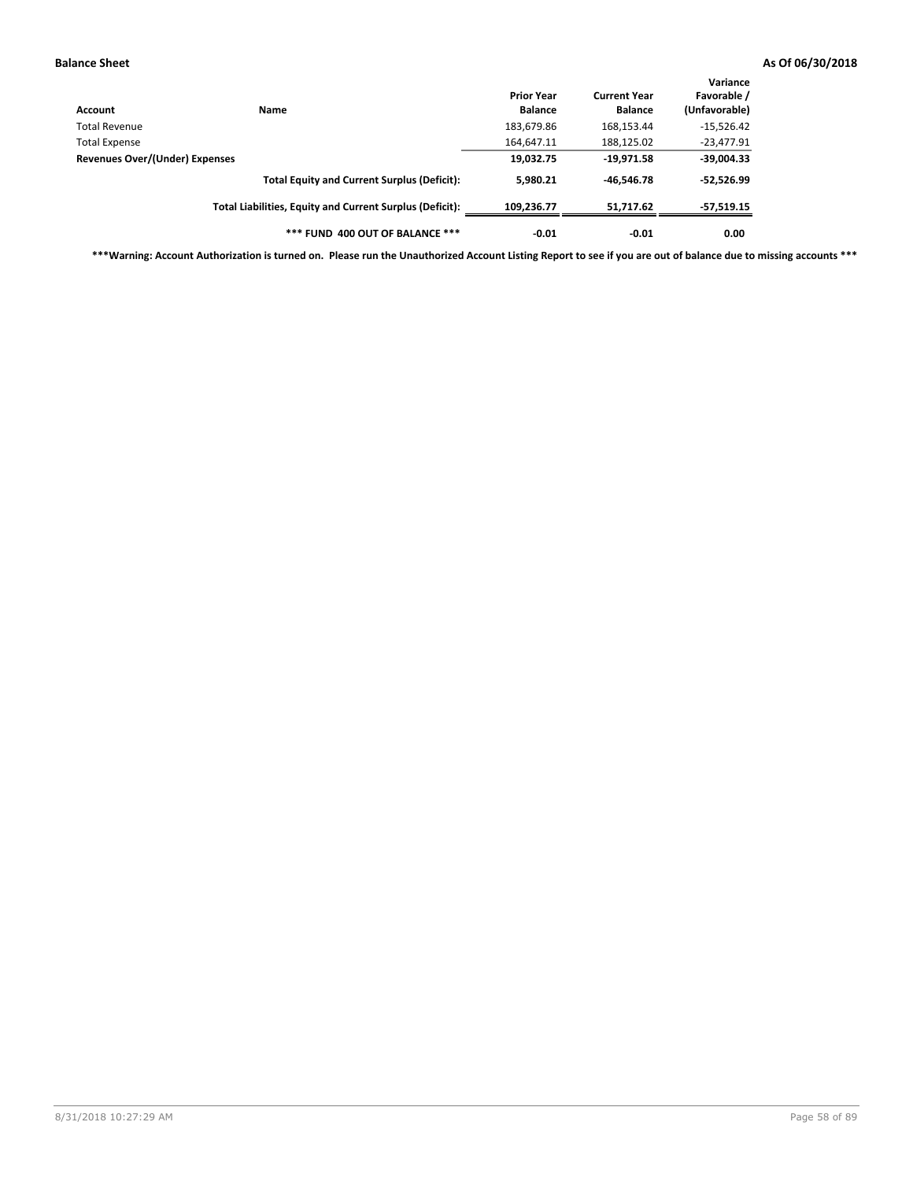**Balance Sheet** **As Of 06/30/2018**

| Account | Name | Prior Year Balance | Current Year Balance | Variance Favorable / (Unfavorable) |
|---|---|---|---|---|
| Total Revenue | | 183,679.86 | 168,153.44 | -15,526.42 |
| Total Expense | | 164,647.11 | 188,125.02 | -23,477.91 |
| **Revenues Over/(Under) Expenses** | | **19,032.75** | **-19,971.58** | **-39,004.33** |
| | **Total Equity and Current Surplus (Deficit):** | **5,980.21** | **-46,546.78** | **-52,526.99** |
| | **Total Liabilities, Equity and Current Surplus (Deficit):** | **109,236.77** | **51,717.62** | **-57,519.15** |
| | **\*\*\* FUND 400 OUT OF BALANCE \*\*\*** | **-0.01** | **-0.01** | **0.00** |

**\*\*\*Warning: Account Authorization is turned on. Please run the Unauthorized Account Listing Report to see if you are out of balance due to missing accounts \*\*\***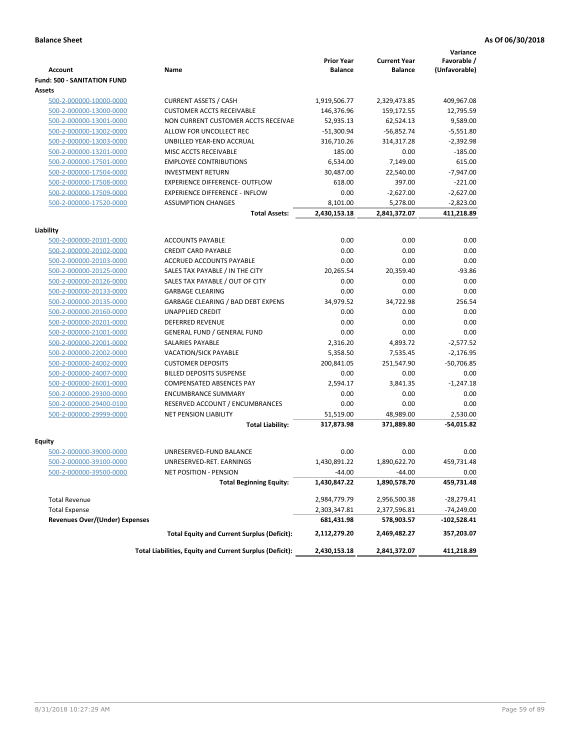**Balance Sheet** **As Of 06/30/2018**

| Account | Name | Prior Year Balance | Current Year Balance | Variance Favorable / (Unfavorable) |
|---|---|---|---|---|
| **Fund: 500 - SANITATION FUND** | | | | |
| **Assets** | | | | |
| 500-2-000000-10000-0000 | CURRENT ASSETS / CASH | 1,919,506.77 | 2,329,473.85 | 409,967.08 |
| 500-2-000000-13000-0000 | CUSTOMER ACCTS RECEIVABLE | 146,376.96 | 159,172.55 | 12,795.59 |
| 500-2-000000-13001-0000 | NON CURRENT CUSTOMER ACCTS RECEIVAE | 52,935.13 | 62,524.13 | 9,589.00 |
| 500-2-000000-13002-0000 | ALLOW FOR UNCOLLECT REC | -51,300.94 | -56,852.74 | -5,551.80 |
| 500-2-000000-13003-0000 | UNBILLED YEAR-END ACCRUAL | 316,710.26 | 314,317.28 | -2,392.98 |
| 500-2-000000-13201-0000 | MISC ACCTS RECEIVABLE | 185.00 | 0.00 | -185.00 |
| 500-2-000000-17501-0000 | EMPLOYEE CONTRIBUTIONS | 6,534.00 | 7,149.00 | 615.00 |
| 500-2-000000-17504-0000 | INVESTMENT RETURN | 30,487.00 | 22,540.00 | -7,947.00 |
| 500-2-000000-17508-0000 | EXPERIENCE DIFFERENCE- OUTFLOW | 618.00 | 397.00 | -221.00 |
| 500-2-000000-17509-0000 | EXPERIENCE DIFFERENCE - INFLOW | 0.00 | -2,627.00 | -2,627.00 |
| 500-2-000000-17520-0000 | ASSUMPTION CHANGES | 8,101.00 | 5,278.00 | -2,823.00 |
| | **Total Assets:** | **2,430,153.18** | **2,841,372.07** | **411,218.89** |
| **Liability** | | | | |
| 500-2-000000-20101-0000 | ACCOUNTS PAYABLE | 0.00 | 0.00 | 0.00 |
| 500-2-000000-20102-0000 | CREDIT CARD PAYABLE | 0.00 | 0.00 | 0.00 |
| 500-2-000000-20103-0000 | ACCRUED ACCOUNTS PAYABLE | 0.00 | 0.00 | 0.00 |
| 500-2-000000-20125-0000 | SALES TAX PAYABLE / IN THE CITY | 20,265.54 | 20,359.40 | -93.86 |
| 500-2-000000-20126-0000 | SALES TAX PAYABLE / OUT OF CITY | 0.00 | 0.00 | 0.00 |
| 500-2-000000-20133-0000 | GARBAGE CLEARING | 0.00 | 0.00 | 0.00 |
| 500-2-000000-20135-0000 | GARBAGE CLEARING / BAD DEBT EXPENS | 34,979.52 | 34,722.98 | 256.54 |
| 500-2-000000-20160-0000 | UNAPPLIED CREDIT | 0.00 | 0.00 | 0.00 |
| 500-2-000000-20201-0000 | DEFERRED REVENUE | 0.00 | 0.00 | 0.00 |
| 500-2-000000-21001-0000 | GENERAL FUND / GENERAL FUND | 0.00 | 0.00 | 0.00 |
| 500-2-000000-22001-0000 | SALARIES PAYABLE | 2,316.20 | 4,893.72 | -2,577.52 |
| 500-2-000000-22002-0000 | VACATION/SICK PAYABLE | 5,358.50 | 7,535.45 | -2,176.95 |
| 500-2-000000-24002-0000 | CUSTOMER DEPOSITS | 200,841.05 | 251,547.90 | -50,706.85 |
| 500-2-000000-24007-0000 | BILLED DEPOSITS SUSPENSE | 0.00 | 0.00 | 0.00 |
| 500-2-000000-26001-0000 | COMPENSATED ABSENCES PAY | 2,594.17 | 3,841.35 | -1,247.18 |
| 500-2-000000-29300-0000 | ENCUMBRANCE SUMMARY | 0.00 | 0.00 | 0.00 |
| 500-2-000000-29400-0100 | RESERVED ACCOUNT / ENCUMBRANCES | 0.00 | 0.00 | 0.00 |
| 500-2-000000-29999-0000 | NET PENSION LIABILITY | 51,519.00 | 48,989.00 | 2,530.00 |
| | **Total Liability:** | **317,873.98** | **371,889.80** | **-54,015.82** |
| **Equity** | | | | |
| 500-2-000000-39000-0000 | UNRESERVED-FUND BALANCE | 0.00 | 0.00 | 0.00 |
| 500-2-000000-39100-0000 | UNRESERVED-RET. EARNINGS | 1,430,891.22 | 1,890,622.70 | 459,731.48 |
| 500-2-000000-39500-0000 | NET POSITION - PENSION | -44.00 | -44.00 | 0.00 |
| | **Total Beginning Equity:** | **1,430,847.22** | **1,890,578.70** | **459,731.48** |
| Total Revenue | | 2,984,779.79 | 2,956,500.38 | -28,279.41 |
| Total Expense | | 2,303,347.81 | 2,377,596.81 | -74,249.00 |
| **Revenues Over/(Under) Expenses** | | **681,431.98** | **578,903.57** | **-102,528.41** |
| | **Total Equity and Current Surplus (Deficit):** | **2,112,279.20** | **2,469,482.27** | **357,203.07** |
| | **Total Liabilities, Equity and Current Surplus (Deficit):** | **2,430,153.18** | **2,841,372.07** | **411,218.89** |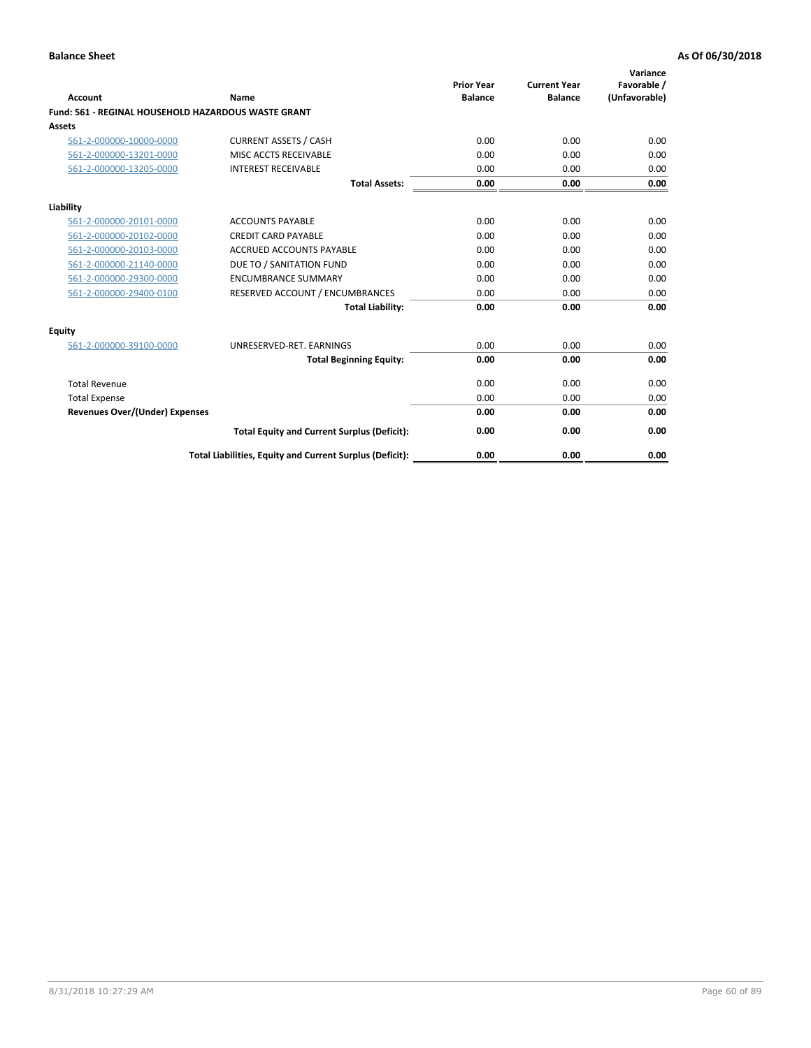**Balance Sheet** — As Of 06/30/2018

| Account | Name | Prior Year Balance | Current Year Balance | Variance Favorable / (Unfavorable) |
|---|---|---|---|---|
| **Fund: 561 - REGINAL HOUSEHOLD HAZARDOUS WASTE GRANT** | | | | |
| **Assets** | | | | |
| 561-2-000000-10000-0000 | CURRENT ASSETS / CASH | 0.00 | 0.00 | 0.00 |
| 561-2-000000-13201-0000 | MISC ACCTS RECEIVABLE | 0.00 | 0.00 | 0.00 |
| 561-2-000000-13205-0000 | INTEREST RECEIVABLE | 0.00 | 0.00 | 0.00 |
| | **Total Assets:** | **0.00** | **0.00** | **0.00** |
| **Liability** | | | | |
| 561-2-000000-20101-0000 | ACCOUNTS PAYABLE | 0.00 | 0.00 | 0.00 |
| 561-2-000000-20102-0000 | CREDIT CARD PAYABLE | 0.00 | 0.00 | 0.00 |
| 561-2-000000-20103-0000 | ACCRUED ACCOUNTS PAYABLE | 0.00 | 0.00 | 0.00 |
| 561-2-000000-21140-0000 | DUE TO / SANITATION FUND | 0.00 | 0.00 | 0.00 |
| 561-2-000000-29300-0000 | ENCUMBRANCE SUMMARY | 0.00 | 0.00 | 0.00 |
| 561-2-000000-29400-0100 | RESERVED ACCOUNT / ENCUMBRANCES | 0.00 | 0.00 | 0.00 |
| | **Total Liability:** | **0.00** | **0.00** | **0.00** |
| **Equity** | | | | |
| 561-2-000000-39100-0000 | UNRESERVED-RET. EARNINGS | 0.00 | 0.00 | 0.00 |
| | **Total Beginning Equity:** | **0.00** | **0.00** | **0.00** |
| Total Revenue | | 0.00 | 0.00 | 0.00 |
| Total Expense | | 0.00 | 0.00 | 0.00 |
| **Revenues Over/(Under) Expenses** | | **0.00** | **0.00** | **0.00** |
| | **Total Equity and Current Surplus (Deficit):** | **0.00** | **0.00** | **0.00** |
| | **Total Liabilities, Equity and Current Surplus (Deficit):** | **0.00** | **0.00** | **0.00** |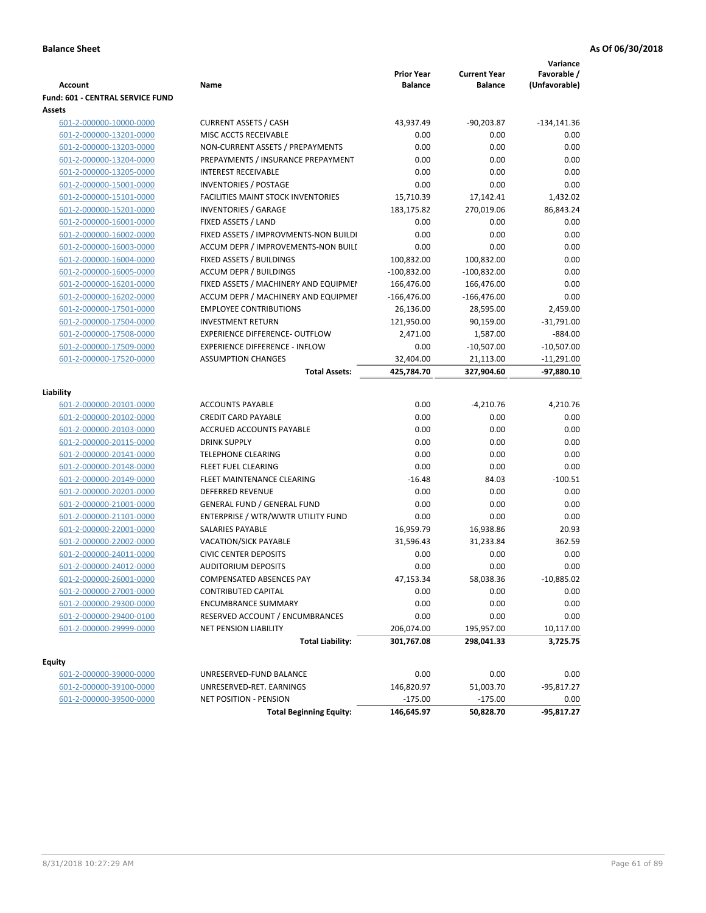**Balance Sheet** **As Of 06/30/2018**

| Account | Name | Prior Year Balance | Current Year Balance | Variance Favorable / (Unfavorable) |
|---|---|---|---|---|
| **Fund: 601 - CENTRAL SERVICE FUND** | | | | |
| **Assets** | | | | |
| 601-2-000000-10000-0000 | CURRENT ASSETS / CASH | 43,937.49 | -90,203.87 | -134,141.36 |
| 601-2-000000-13201-0000 | MISC ACCTS RECEIVABLE | 0.00 | 0.00 | 0.00 |
| 601-2-000000-13203-0000 | NON-CURRENT ASSETS / PREPAYMENTS | 0.00 | 0.00 | 0.00 |
| 601-2-000000-13204-0000 | PREPAYMENTS / INSURANCE PREPAYMENT | 0.00 | 0.00 | 0.00 |
| 601-2-000000-13205-0000 | INTEREST RECEIVABLE | 0.00 | 0.00 | 0.00 |
| 601-2-000000-15001-0000 | INVENTORIES / POSTAGE | 0.00 | 0.00 | 0.00 |
| 601-2-000000-15101-0000 | FACILITIES MAINT STOCK INVENTORIES | 15,710.39 | 17,142.41 | 1,432.02 |
| 601-2-000000-15201-0000 | INVENTORIES / GARAGE | 183,175.82 | 270,019.06 | 86,843.24 |
| 601-2-000000-16001-0000 | FIXED ASSETS / LAND | 0.00 | 0.00 | 0.00 |
| 601-2-000000-16002-0000 | FIXED ASSETS / IMPROVMENTS-NON BUILDI | 0.00 | 0.00 | 0.00 |
| 601-2-000000-16003-0000 | ACCUM DEPR / IMPROVEMENTS-NON BUILI | 0.00 | 0.00 | 0.00 |
| 601-2-000000-16004-0000 | FIXED ASSETS / BUILDINGS | 100,832.00 | 100,832.00 | 0.00 |
| 601-2-000000-16005-0000 | ACCUM DEPR / BUILDINGS | -100,832.00 | -100,832.00 | 0.00 |
| 601-2-000000-16201-0000 | FIXED ASSETS / MACHINERY AND EQUIPMEI | 166,476.00 | 166,476.00 | 0.00 |
| 601-2-000000-16202-0000 | ACCUM DEPR / MACHINERY AND EQUIPMEI | -166,476.00 | -166,476.00 | 0.00 |
| 601-2-000000-17501-0000 | EMPLOYEE CONTRIBUTIONS | 26,136.00 | 28,595.00 | 2,459.00 |
| 601-2-000000-17504-0000 | INVESTMENT RETURN | 121,950.00 | 90,159.00 | -31,791.00 |
| 601-2-000000-17508-0000 | EXPERIENCE DIFFERENCE- OUTFLOW | 2,471.00 | 1,587.00 | -884.00 |
| 601-2-000000-17509-0000 | EXPERIENCE DIFFERENCE - INFLOW | 0.00 | -10,507.00 | -10,507.00 |
| 601-2-000000-17520-0000 | ASSUMPTION CHANGES | 32,404.00 | 21,113.00 | -11,291.00 |
| | **Total Assets:** | **425,784.70** | **327,904.60** | **-97,880.10** |
| **Liability** | | | | |
| 601-2-000000-20101-0000 | ACCOUNTS PAYABLE | 0.00 | -4,210.76 | 4,210.76 |
| 601-2-000000-20102-0000 | CREDIT CARD PAYABLE | 0.00 | 0.00 | 0.00 |
| 601-2-000000-20103-0000 | ACCRUED ACCOUNTS PAYABLE | 0.00 | 0.00 | 0.00 |
| 601-2-000000-20115-0000 | DRINK SUPPLY | 0.00 | 0.00 | 0.00 |
| 601-2-000000-20141-0000 | TELEPHONE CLEARING | 0.00 | 0.00 | 0.00 |
| 601-2-000000-20148-0000 | FLEET FUEL CLEARING | 0.00 | 0.00 | 0.00 |
| 601-2-000000-20149-0000 | FLEET MAINTENANCE CLEARING | -16.48 | 84.03 | -100.51 |
| 601-2-000000-20201-0000 | DEFERRED REVENUE | 0.00 | 0.00 | 0.00 |
| 601-2-000000-21001-0000 | GENERAL FUND / GENERAL FUND | 0.00 | 0.00 | 0.00 |
| 601-2-000000-21101-0000 | ENTERPRISE / WTR/WWTR UTILITY FUND | 0.00 | 0.00 | 0.00 |
| 601-2-000000-22001-0000 | SALARIES PAYABLE | 16,959.79 | 16,938.86 | 20.93 |
| 601-2-000000-22002-0000 | VACATION/SICK PAYABLE | 31,596.43 | 31,233.84 | 362.59 |
| 601-2-000000-24011-0000 | CIVIC CENTER DEPOSITS | 0.00 | 0.00 | 0.00 |
| 601-2-000000-24012-0000 | AUDITORIUM DEPOSITS | 0.00 | 0.00 | 0.00 |
| 601-2-000000-26001-0000 | COMPENSATED ABSENCES PAY | 47,153.34 | 58,038.36 | -10,885.02 |
| 601-2-000000-27001-0000 | CONTRIBUTED CAPITAL | 0.00 | 0.00 | 0.00 |
| 601-2-000000-29300-0000 | ENCUMBRANCE SUMMARY | 0.00 | 0.00 | 0.00 |
| 601-2-000000-29400-0100 | RESERVED ACCOUNT / ENCUMBRANCES | 0.00 | 0.00 | 0.00 |
| 601-2-000000-29999-0000 | NET PENSION LIABILITY | 206,074.00 | 195,957.00 | 10,117.00 |
| | **Total Liability:** | **301,767.08** | **298,041.33** | **3,725.75** |
| **Equity** | | | | |
| 601-2-000000-39000-0000 | UNRESERVED-FUND BALANCE | 0.00 | 0.00 | 0.00 |
| 601-2-000000-39100-0000 | UNRESERVED-RET. EARNINGS | 146,820.97 | 51,003.70 | -95,817.27 |
| 601-2-000000-39500-0000 | NET POSITION - PENSION | -175.00 | -175.00 | 0.00 |
| | **Total Beginning Equity:** | **146,645.97** | **50,828.70** | **-95,817.27** |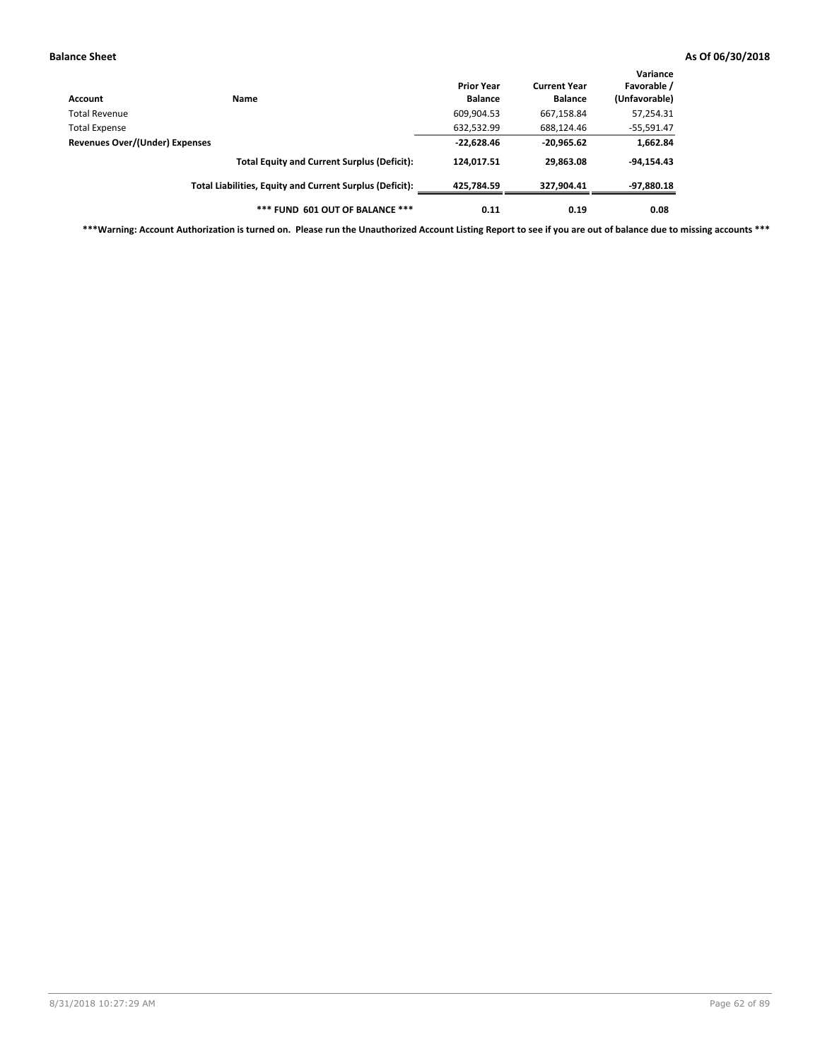**Balance Sheet** **As Of 06/30/2018**

| Account | Name | Prior Year Balance | Current Year Balance | Variance Favorable / (Unfavorable) |
|---|---|---|---|---|
| Total Revenue | | 609,904.53 | 667,158.84 | 57,254.31 |
| Total Expense | | 632,532.99 | 688,124.46 | -55,591.47 |
| **Revenues Over/(Under) Expenses** | | **-22,628.46** | **-20,965.62** | **1,662.84** |
| | **Total Equity and Current Surplus (Deficit):** | **124,017.51** | **29,863.08** | **-94,154.43** |
| | **Total Liabilities, Equity and Current Surplus (Deficit):** | **425,784.59** | **327,904.41** | **-97,880.18** |
| | **\*\*\* FUND 601 OUT OF BALANCE \*\*\*** | **0.11** | **0.19** | **0.08** |

**\*\*\*Warning: Account Authorization is turned on. Please run the Unauthorized Account Listing Report to see if you are out of balance due to missing accounts \*\*\***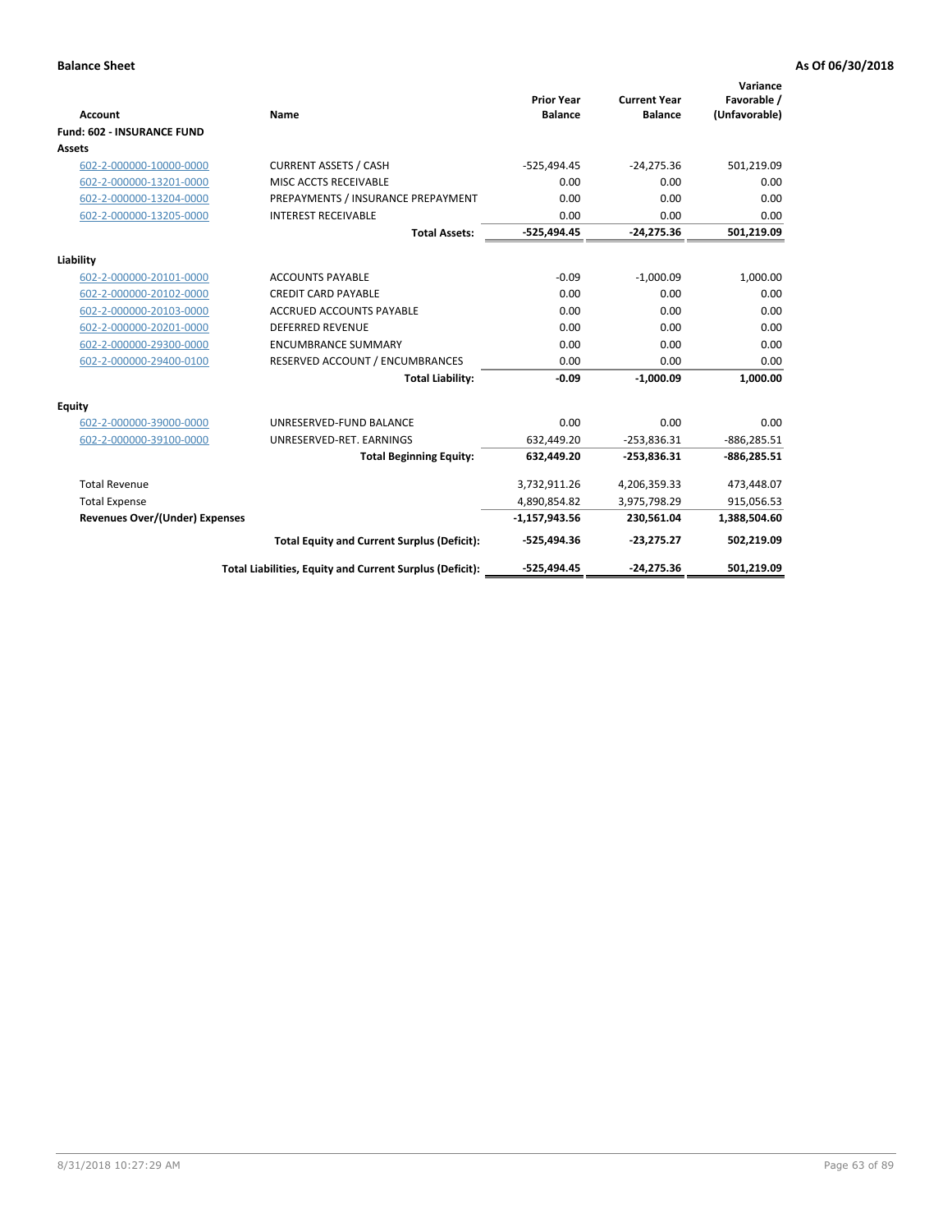**Balance Sheet** **As Of 06/30/2018**

| Account | Name | Prior Year Balance | Current Year Balance | Variance Favorable / (Unfavorable) |
|---|---|---|---|---|
| **Fund: 602 - INSURANCE FUND** | | | | |
| **Assets** | | | | |
| 602-2-000000-10000-0000 | CURRENT ASSETS / CASH | -525,494.45 | -24,275.36 | 501,219.09 |
| 602-2-000000-13201-0000 | MISC ACCTS RECEIVABLE | 0.00 | 0.00 | 0.00 |
| 602-2-000000-13204-0000 | PREPAYMENTS / INSURANCE PREPAYMENT | 0.00 | 0.00 | 0.00 |
| 602-2-000000-13205-0000 | INTEREST RECEIVABLE | 0.00 | 0.00 | 0.00 |
| | **Total Assets:** | **-525,494.45** | **-24,275.36** | **501,219.09** |
| **Liability** | | | | |
| 602-2-000000-20101-0000 | ACCOUNTS PAYABLE | -0.09 | -1,000.09 | 1,000.00 |
| 602-2-000000-20102-0000 | CREDIT CARD PAYABLE | 0.00 | 0.00 | 0.00 |
| 602-2-000000-20103-0000 | ACCRUED ACCOUNTS PAYABLE | 0.00 | 0.00 | 0.00 |
| 602-2-000000-20201-0000 | DEFERRED REVENUE | 0.00 | 0.00 | 0.00 |
| 602-2-000000-29300-0000 | ENCUMBRANCE SUMMARY | 0.00 | 0.00 | 0.00 |
| 602-2-000000-29400-0100 | RESERVED ACCOUNT / ENCUMBRANCES | 0.00 | 0.00 | 0.00 |
| | **Total Liability:** | **-0.09** | **-1,000.09** | **1,000.00** |
| **Equity** | | | | |
| 602-2-000000-39000-0000 | UNRESERVED-FUND BALANCE | 0.00 | 0.00 | 0.00 |
| 602-2-000000-39100-0000 | UNRESERVED-RET. EARNINGS | 632,449.20 | -253,836.31 | -886,285.51 |
| | **Total Beginning Equity:** | **632,449.20** | **-253,836.31** | **-886,285.51** |
| Total Revenue | | 3,732,911.26 | 4,206,359.33 | 473,448.07 |
| Total Expense | | 4,890,854.82 | 3,975,798.29 | 915,056.53 |
| **Revenues Over/(Under) Expenses** | | **-1,157,943.56** | **230,561.04** | **1,388,504.60** |
| | **Total Equity and Current Surplus (Deficit):** | **-525,494.36** | **-23,275.27** | **502,219.09** |
| | **Total Liabilities, Equity and Current Surplus (Deficit):** | **-525,494.45** | **-24,275.36** | **501,219.09** |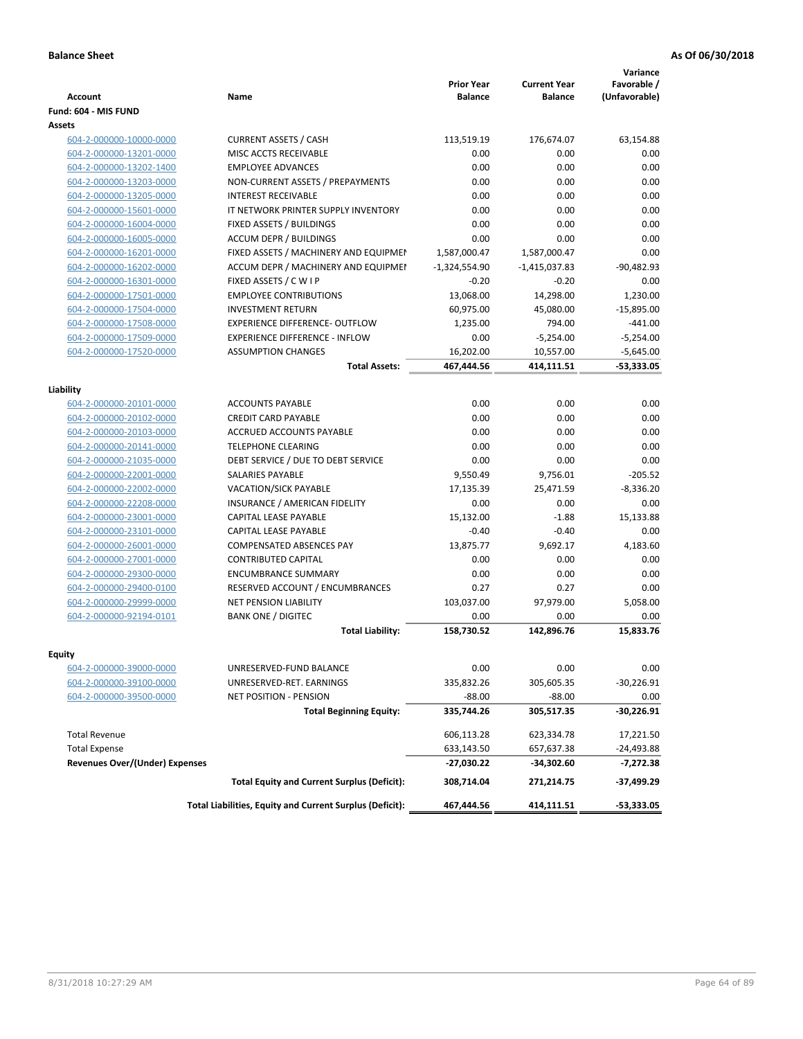**Balance Sheet** **As Of 06/30/2018**

| Account | Name | Prior Year Balance | Current Year Balance | Variance Favorable / (Unfavorable) |
|---|---|---|---|---|
| **Fund: 604 - MIS FUND** | | | | |
| **Assets** | | | | |
| 604-2-000000-10000-0000 | CURRENT ASSETS / CASH | 113,519.19 | 176,674.07 | 63,154.88 |
| 604-2-000000-13201-0000 | MISC ACCTS RECEIVABLE | 0.00 | 0.00 | 0.00 |
| 604-2-000000-13202-1400 | EMPLOYEE ADVANCES | 0.00 | 0.00 | 0.00 |
| 604-2-000000-13203-0000 | NON-CURRENT ASSETS / PREPAYMENTS | 0.00 | 0.00 | 0.00 |
| 604-2-000000-13205-0000 | INTEREST RECEIVABLE | 0.00 | 0.00 | 0.00 |
| 604-2-000000-15601-0000 | IT NETWORK PRINTER SUPPLY INVENTORY | 0.00 | 0.00 | 0.00 |
| 604-2-000000-16004-0000 | FIXED ASSETS / BUILDINGS | 0.00 | 0.00 | 0.00 |
| 604-2-000000-16005-0000 | ACCUM DEPR / BUILDINGS | 0.00 | 0.00 | 0.00 |
| 604-2-000000-16201-0000 | FIXED ASSETS / MACHINERY AND EQUIPMEN | 1,587,000.47 | 1,587,000.47 | 0.00 |
| 604-2-000000-16202-0000 | ACCUM DEPR / MACHINERY AND EQUIPMEI | -1,324,554.90 | -1,415,037.83 | -90,482.93 |
| 604-2-000000-16301-0000 | FIXED ASSETS / C W I P | -0.20 | -0.20 | 0.00 |
| 604-2-000000-17501-0000 | EMPLOYEE CONTRIBUTIONS | 13,068.00 | 14,298.00 | 1,230.00 |
| 604-2-000000-17504-0000 | INVESTMENT RETURN | 60,975.00 | 45,080.00 | -15,895.00 |
| 604-2-000000-17508-0000 | EXPERIENCE DIFFERENCE- OUTFLOW | 1,235.00 | 794.00 | -441.00 |
| 604-2-000000-17509-0000 | EXPERIENCE DIFFERENCE - INFLOW | 0.00 | -5,254.00 | -5,254.00 |
| 604-2-000000-17520-0000 | ASSUMPTION CHANGES | 16,202.00 | 10,557.00 | -5,645.00 |
| | **Total Assets:** | **467,444.56** | **414,111.51** | **-53,333.05** |
| **Liability** | | | | |
| 604-2-000000-20101-0000 | ACCOUNTS PAYABLE | 0.00 | 0.00 | 0.00 |
| 604-2-000000-20102-0000 | CREDIT CARD PAYABLE | 0.00 | 0.00 | 0.00 |
| 604-2-000000-20103-0000 | ACCRUED ACCOUNTS PAYABLE | 0.00 | 0.00 | 0.00 |
| 604-2-000000-20141-0000 | TELEPHONE CLEARING | 0.00 | 0.00 | 0.00 |
| 604-2-000000-21035-0000 | DEBT SERVICE / DUE TO DEBT SERVICE | 0.00 | 0.00 | 0.00 |
| 604-2-000000-22001-0000 | SALARIES PAYABLE | 9,550.49 | 9,756.01 | -205.52 |
| 604-2-000000-22002-0000 | VACATION/SICK PAYABLE | 17,135.39 | 25,471.59 | -8,336.20 |
| 604-2-000000-22208-0000 | INSURANCE / AMERICAN FIDELITY | 0.00 | 0.00 | 0.00 |
| 604-2-000000-23001-0000 | CAPITAL LEASE PAYABLE | 15,132.00 | -1.88 | 15,133.88 |
| 604-2-000000-23101-0000 | CAPITAL LEASE PAYABLE | -0.40 | -0.40 | 0.00 |
| 604-2-000000-26001-0000 | COMPENSATED ABSENCES PAY | 13,875.77 | 9,692.17 | 4,183.60 |
| 604-2-000000-27001-0000 | CONTRIBUTED CAPITAL | 0.00 | 0.00 | 0.00 |
| 604-2-000000-29300-0000 | ENCUMBRANCE SUMMARY | 0.00 | 0.00 | 0.00 |
| 604-2-000000-29400-0100 | RESERVED ACCOUNT / ENCUMBRANCES | 0.27 | 0.27 | 0.00 |
| 604-2-000000-29999-0000 | NET PENSION LIABILITY | 103,037.00 | 97,979.00 | 5,058.00 |
| 604-2-000000-92194-0101 | BANK ONE / DIGITEC | 0.00 | 0.00 | 0.00 |
| | **Total Liability:** | **158,730.52** | **142,896.76** | **15,833.76** |
| **Equity** | | | | |
| 604-2-000000-39000-0000 | UNRESERVED-FUND BALANCE | 0.00 | 0.00 | 0.00 |
| 604-2-000000-39100-0000 | UNRESERVED-RET. EARNINGS | 335,832.26 | 305,605.35 | -30,226.91 |
| 604-2-000000-39500-0000 | NET POSITION - PENSION | -88.00 | -88.00 | 0.00 |
| | **Total Beginning Equity:** | **335,744.26** | **305,517.35** | **-30,226.91** |
| Total Revenue | | 606,113.28 | 623,334.78 | 17,221.50 |
| Total Expense | | 633,143.50 | 657,637.38 | -24,493.88 |
| **Revenues Over/(Under) Expenses** | | **-27,030.22** | **-34,302.60** | **-7,272.38** |
| | **Total Equity and Current Surplus (Deficit):** | **308,714.04** | **271,214.75** | **-37,499.29** |
| | **Total Liabilities, Equity and Current Surplus (Deficit):** | **467,444.56** | **414,111.51** | **-53,333.05** |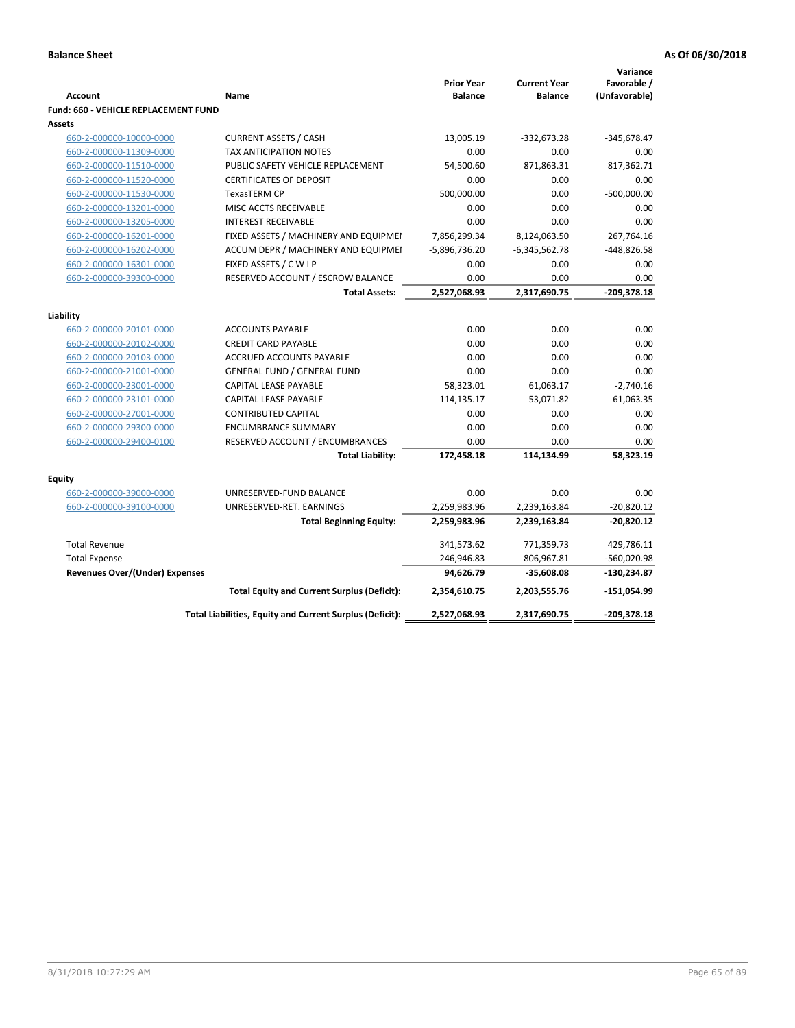**Balance Sheet** **As Of 06/30/2018**

| Account | Name | Prior Year Balance | Current Year Balance | Variance Favorable / (Unfavorable) |
|---|---|---|---|---|
| **Fund: 660 - VEHICLE REPLACEMENT FUND** | | | | |
| **Assets** | | | | |
| 660-2-000000-10000-0000 | CURRENT ASSETS / CASH | 13,005.19 | -332,673.28 | -345,678.47 |
| 660-2-000000-11309-0000 | TAX ANTICIPATION NOTES | 0.00 | 0.00 | 0.00 |
| 660-2-000000-11510-0000 | PUBLIC SAFETY VEHICLE REPLACEMENT | 54,500.60 | 871,863.31 | 817,362.71 |
| 660-2-000000-11520-0000 | CERTIFICATES OF DEPOSIT | 0.00 | 0.00 | 0.00 |
| 660-2-000000-11530-0000 | TexasTERM CP | 500,000.00 | 0.00 | -500,000.00 |
| 660-2-000000-13201-0000 | MISC ACCTS RECEIVABLE | 0.00 | 0.00 | 0.00 |
| 660-2-000000-13205-0000 | INTEREST RECEIVABLE | 0.00 | 0.00 | 0.00 |
| 660-2-000000-16201-0000 | FIXED ASSETS / MACHINERY AND EQUIPMEN | 7,856,299.34 | 8,124,063.50 | 267,764.16 |
| 660-2-000000-16202-0000 | ACCUM DEPR / MACHINERY AND EQUIPMEI | -5,896,736.20 | -6,345,562.78 | -448,826.58 |
| 660-2-000000-16301-0000 | FIXED ASSETS / C W I P | 0.00 | 0.00 | 0.00 |
| 660-2-000000-39300-0000 | RESERVED ACCOUNT / ESCROW BALANCE | 0.00 | 0.00 | 0.00 |
| | **Total Assets:** | **2,527,068.93** | **2,317,690.75** | **-209,378.18** |
| **Liability** | | | | |
| 660-2-000000-20101-0000 | ACCOUNTS PAYABLE | 0.00 | 0.00 | 0.00 |
| 660-2-000000-20102-0000 | CREDIT CARD PAYABLE | 0.00 | 0.00 | 0.00 |
| 660-2-000000-20103-0000 | ACCRUED ACCOUNTS PAYABLE | 0.00 | 0.00 | 0.00 |
| 660-2-000000-21001-0000 | GENERAL FUND / GENERAL FUND | 0.00 | 0.00 | 0.00 |
| 660-2-000000-23001-0000 | CAPITAL LEASE PAYABLE | 58,323.01 | 61,063.17 | -2,740.16 |
| 660-2-000000-23101-0000 | CAPITAL LEASE PAYABLE | 114,135.17 | 53,071.82 | 61,063.35 |
| 660-2-000000-27001-0000 | CONTRIBUTED CAPITAL | 0.00 | 0.00 | 0.00 |
| 660-2-000000-29300-0000 | ENCUMBRANCE SUMMARY | 0.00 | 0.00 | 0.00 |
| 660-2-000000-29400-0100 | RESERVED ACCOUNT / ENCUMBRANCES | 0.00 | 0.00 | 0.00 |
| | **Total Liability:** | **172,458.18** | **114,134.99** | **58,323.19** |
| **Equity** | | | | |
| 660-2-000000-39000-0000 | UNRESERVED-FUND BALANCE | 0.00 | 0.00 | 0.00 |
| 660-2-000000-39100-0000 | UNRESERVED-RET. EARNINGS | 2,259,983.96 | 2,239,163.84 | -20,820.12 |
| | **Total Beginning Equity:** | **2,259,983.96** | **2,239,163.84** | **-20,820.12** |
| Total Revenue | | 341,573.62 | 771,359.73 | 429,786.11 |
| Total Expense | | 246,946.83 | 806,967.81 | -560,020.98 |
| **Revenues Over/(Under) Expenses** | | **94,626.79** | **-35,608.08** | **-130,234.87** |
| | **Total Equity and Current Surplus (Deficit):** | **2,354,610.75** | **2,203,555.76** | **-151,054.99** |
| | **Total Liabilities, Equity and Current Surplus (Deficit):** | **2,527,068.93** | **2,317,690.75** | **-209,378.18** |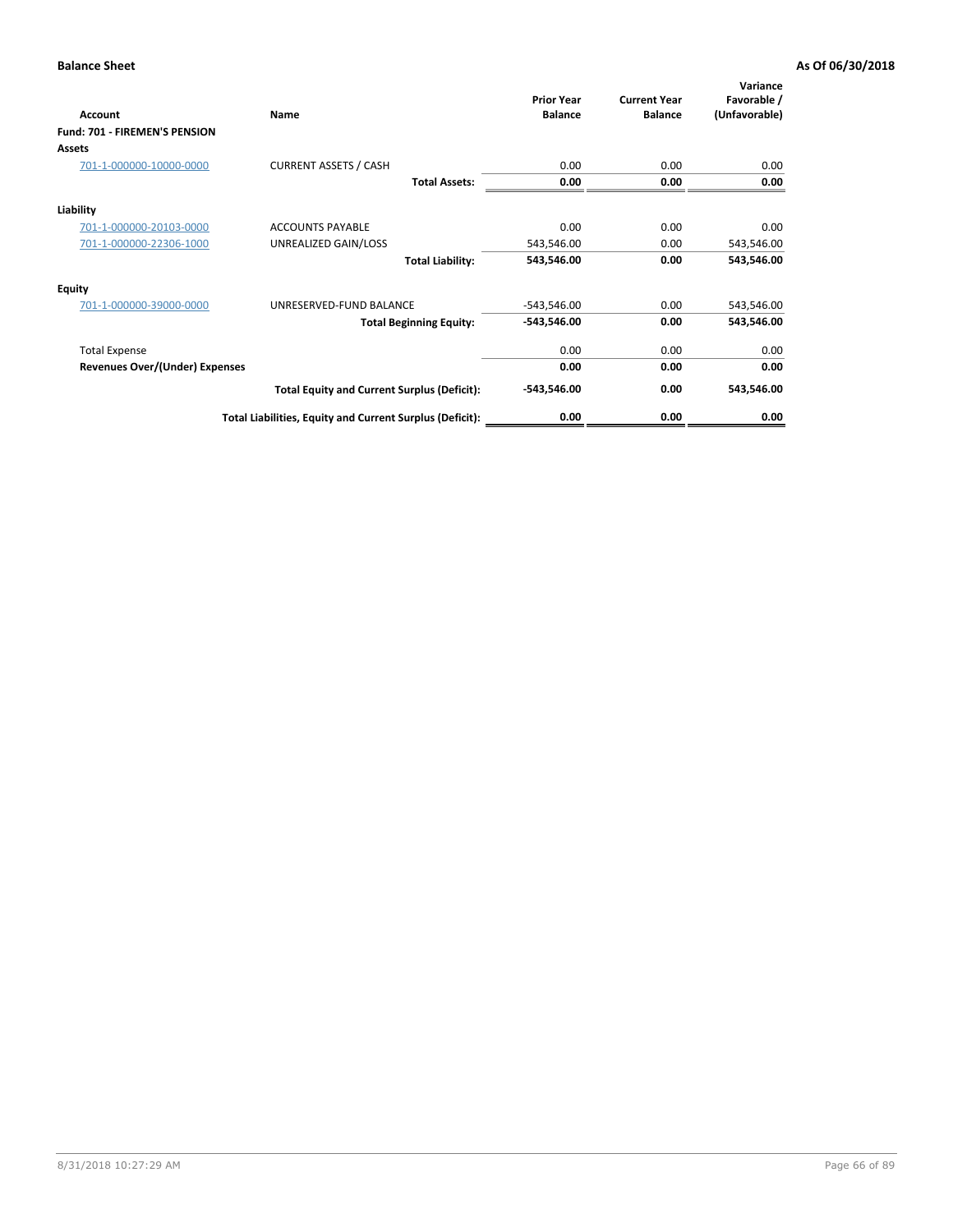**Balance Sheet** **As Of 06/30/2018**

| Account | Name | Prior Year Balance | Current Year Balance | Variance Favorable / (Unfavorable) |
|---|---|---|---|---|
| **Fund: 701 - FIREMEN'S PENSION** | | | | |
| **Assets** | | | | |
| 701-1-000000-10000-0000 | CURRENT ASSETS / CASH | 0.00 | 0.00 | 0.00 |
| | **Total Assets:** | **0.00** | **0.00** | **0.00** |
| **Liability** | | | | |
| 701-1-000000-20103-0000 | ACCOUNTS PAYABLE | 0.00 | 0.00 | 0.00 |
| 701-1-000000-22306-1000 | UNREALIZED GAIN/LOSS | 543,546.00 | 0.00 | 543,546.00 |
| | **Total Liability:** | **543,546.00** | **0.00** | **543,546.00** |
| **Equity** | | | | |
| 701-1-000000-39000-0000 | UNRESERVED-FUND BALANCE | -543,546.00 | 0.00 | 543,546.00 |
| | **Total Beginning Equity:** | **-543,546.00** | **0.00** | **543,546.00** |
| Total Expense | | 0.00 | 0.00 | 0.00 |
| **Revenues Over/(Under) Expenses** | | **0.00** | **0.00** | **0.00** |
| | **Total Equity and Current Surplus (Deficit):** | **-543,546.00** | **0.00** | **543,546.00** |
| | **Total Liabilities, Equity and Current Surplus (Deficit):** | **0.00** | **0.00** | **0.00** |

8/31/2018 10:27:29 AM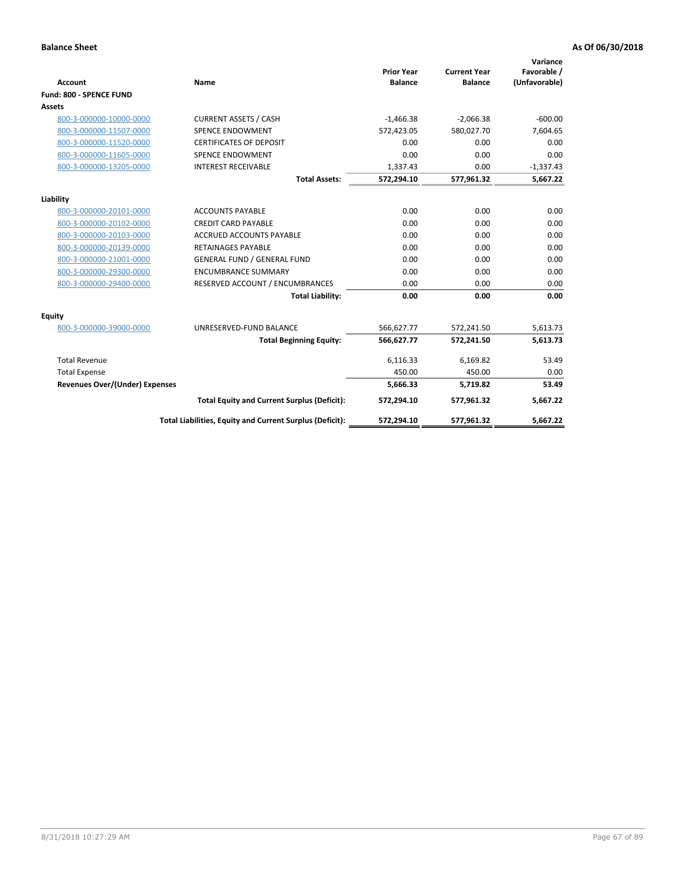**Balance Sheet** **As Of 06/30/2018**

| Account | Name | Prior Year Balance | Current Year Balance | Variance Favorable / (Unfavorable) |
|---|---|---|---|---|
| **Fund: 800 - SPENCE FUND** | | | | |
| **Assets** | | | | |
| 800-3-000000-10000-0000 | CURRENT ASSETS / CASH | -1,466.38 | -2,066.38 | -600.00 |
| 800-3-000000-11507-0000 | SPENCE ENDOWMENT | 572,423.05 | 580,027.70 | 7,604.65 |
| 800-3-000000-11520-0000 | CERTIFICATES OF DEPOSIT | 0.00 | 0.00 | 0.00 |
| 800-3-000000-11605-0000 | SPENCE ENDOWMENT | 0.00 | 0.00 | 0.00 |
| 800-3-000000-13205-0000 | INTEREST RECEIVABLE | 1,337.43 | 0.00 | -1,337.43 |
| | **Total Assets:** | **572,294.10** | **577,961.32** | **5,667.22** |
| **Liability** | | | | |
| 800-3-000000-20101-0000 | ACCOUNTS PAYABLE | 0.00 | 0.00 | 0.00 |
| 800-3-000000-20102-0000 | CREDIT CARD PAYABLE | 0.00 | 0.00 | 0.00 |
| 800-3-000000-20103-0000 | ACCRUED ACCOUNTS PAYABLE | 0.00 | 0.00 | 0.00 |
| 800-3-000000-20139-0000 | RETAINAGES PAYABLE | 0.00 | 0.00 | 0.00 |
| 800-3-000000-21001-0000 | GENERAL FUND / GENERAL FUND | 0.00 | 0.00 | 0.00 |
| 800-3-000000-29300-0000 | ENCUMBRANCE SUMMARY | 0.00 | 0.00 | 0.00 |
| 800-3-000000-29400-0000 | RESERVED ACCOUNT / ENCUMBRANCES | 0.00 | 0.00 | 0.00 |
| | **Total Liability:** | **0.00** | **0.00** | **0.00** |
| **Equity** | | | | |
| 800-3-000000-39000-0000 | UNRESERVED-FUND BALANCE | 566,627.77 | 572,241.50 | 5,613.73 |
| | **Total Beginning Equity:** | **566,627.77** | **572,241.50** | **5,613.73** |
| Total Revenue | | 6,116.33 | 6,169.82 | 53.49 |
| Total Expense | | 450.00 | 450.00 | 0.00 |
| **Revenues Over/(Under) Expenses** | | **5,666.33** | **5,719.82** | **53.49** |
| | **Total Equity and Current Surplus (Deficit):** | **572,294.10** | **577,961.32** | **5,667.22** |
| | **Total Liabilities, Equity and Current Surplus (Deficit):** | **572,294.10** | **577,961.32** | **5,667.22** |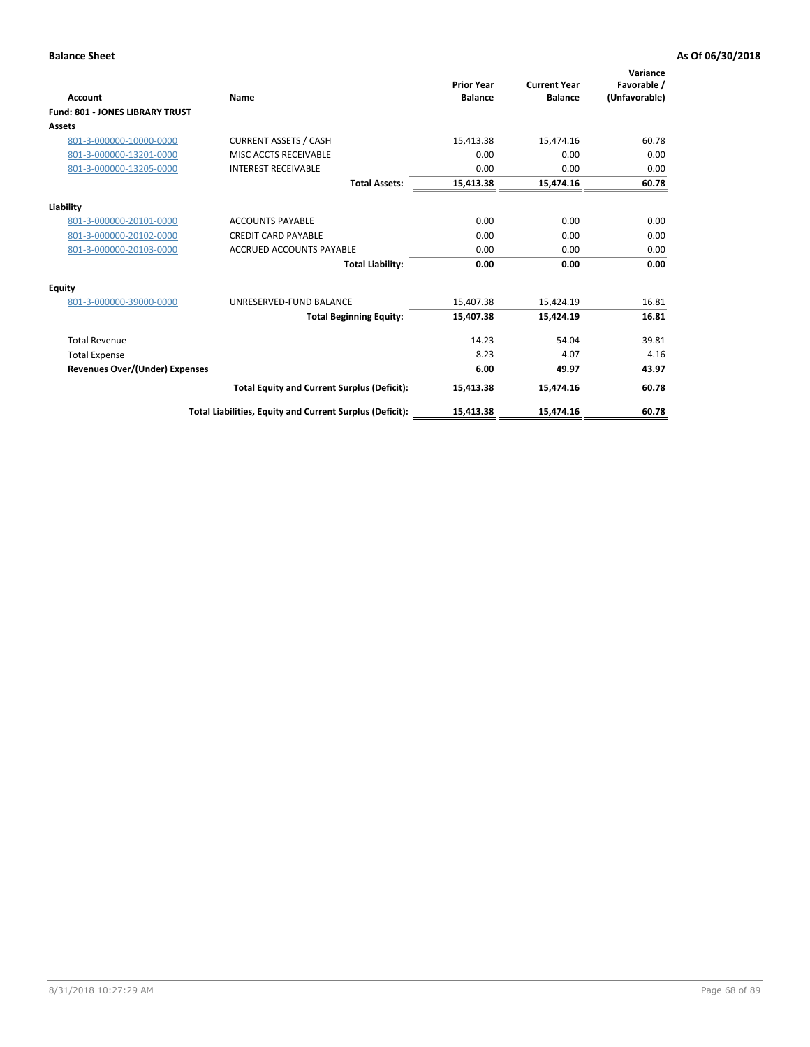**Balance Sheet** **As Of 06/30/2018**

| Account | Name | Prior Year Balance | Current Year Balance | Variance Favorable / (Unfavorable) |
|---|---|---|---|---|
| **Fund: 801 - JONES LIBRARY TRUST** | | | | |
| **Assets** | | | | |
| 801-3-000000-10000-0000 | CURRENT ASSETS / CASH | 15,413.38 | 15,474.16 | 60.78 |
| 801-3-000000-13201-0000 | MISC ACCTS RECEIVABLE | 0.00 | 0.00 | 0.00 |
| 801-3-000000-13205-0000 | INTEREST RECEIVABLE | 0.00 | 0.00 | 0.00 |
| | **Total Assets:** | **15,413.38** | **15,474.16** | **60.78** |
| **Liability** | | | | |
| 801-3-000000-20101-0000 | ACCOUNTS PAYABLE | 0.00 | 0.00 | 0.00 |
| 801-3-000000-20102-0000 | CREDIT CARD PAYABLE | 0.00 | 0.00 | 0.00 |
| 801-3-000000-20103-0000 | ACCRUED ACCOUNTS PAYABLE | 0.00 | 0.00 | 0.00 |
| | **Total Liability:** | **0.00** | **0.00** | **0.00** |
| **Equity** | | | | |
| 801-3-000000-39000-0000 | UNRESERVED-FUND BALANCE | 15,407.38 | 15,424.19 | 16.81 |
| | **Total Beginning Equity:** | **15,407.38** | **15,424.19** | **16.81** |
| Total Revenue | | 14.23 | 54.04 | 39.81 |
| Total Expense | | 8.23 | 4.07 | 4.16 |
| **Revenues Over/(Under) Expenses** | | **6.00** | **49.97** | **43.97** |
| | **Total Equity and Current Surplus (Deficit):** | **15,413.38** | **15,474.16** | **60.78** |
| | **Total Liabilities, Equity and Current Surplus (Deficit):** | **15,413.38** | **15,474.16** | **60.78** |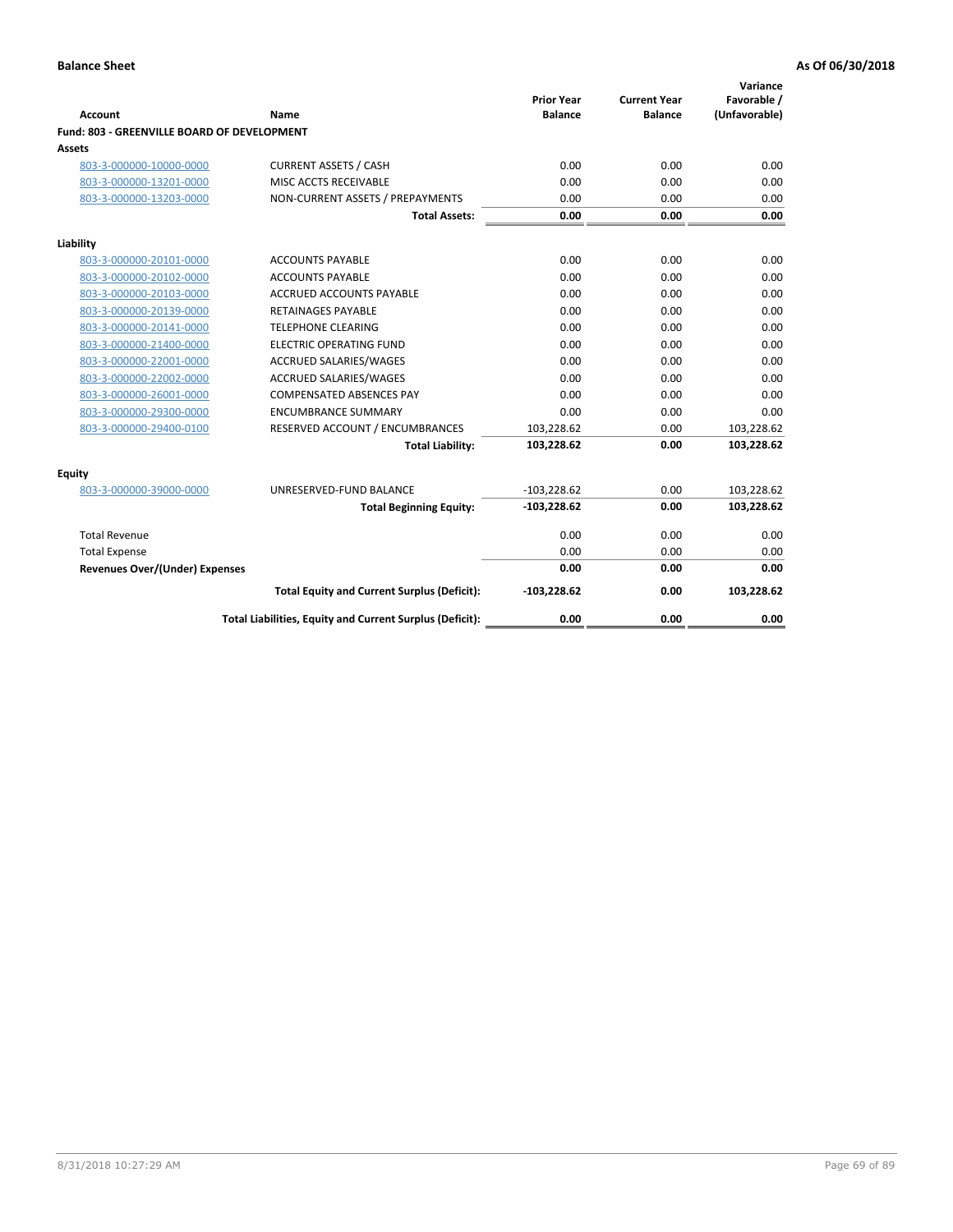**Balance Sheet** **As Of 06/30/2018**

| Account | Name | Prior Year Balance | Current Year Balance | Variance Favorable / (Unfavorable) |
|---|---|---|---|---|
| **Fund: 803 - GREENVILLE BOARD OF DEVELOPMENT** | | | | |
| **Assets** | | | | |
| 803-3-000000-10000-0000 | CURRENT ASSETS / CASH | 0.00 | 0.00 | 0.00 |
| 803-3-000000-13201-0000 | MISC ACCTS RECEIVABLE | 0.00 | 0.00 | 0.00 |
| 803-3-000000-13203-0000 | NON-CURRENT ASSETS / PREPAYMENTS | 0.00 | 0.00 | 0.00 |
| | **Total Assets:** | **0.00** | **0.00** | **0.00** |
| **Liability** | | | | |
| 803-3-000000-20101-0000 | ACCOUNTS PAYABLE | 0.00 | 0.00 | 0.00 |
| 803-3-000000-20102-0000 | ACCOUNTS PAYABLE | 0.00 | 0.00 | 0.00 |
| 803-3-000000-20103-0000 | ACCRUED ACCOUNTS PAYABLE | 0.00 | 0.00 | 0.00 |
| 803-3-000000-20139-0000 | RETAINAGES PAYABLE | 0.00 | 0.00 | 0.00 |
| 803-3-000000-20141-0000 | TELEPHONE CLEARING | 0.00 | 0.00 | 0.00 |
| 803-3-000000-21400-0000 | ELECTRIC OPERATING FUND | 0.00 | 0.00 | 0.00 |
| 803-3-000000-22001-0000 | ACCRUED SALARIES/WAGES | 0.00 | 0.00 | 0.00 |
| 803-3-000000-22002-0000 | ACCRUED SALARIES/WAGES | 0.00 | 0.00 | 0.00 |
| 803-3-000000-26001-0000 | COMPENSATED ABSENCES PAY | 0.00 | 0.00 | 0.00 |
| 803-3-000000-29300-0000 | ENCUMBRANCE SUMMARY | 0.00 | 0.00 | 0.00 |
| 803-3-000000-29400-0100 | RESERVED ACCOUNT / ENCUMBRANCES | 103,228.62 | 0.00 | 103,228.62 |
| | **Total Liability:** | **103,228.62** | **0.00** | **103,228.62** |
| **Equity** | | | | |
| 803-3-000000-39000-0000 | UNRESERVED-FUND BALANCE | -103,228.62 | 0.00 | 103,228.62 |
| | **Total Beginning Equity:** | **-103,228.62** | **0.00** | **103,228.62** |
| Total Revenue | | 0.00 | 0.00 | 0.00 |
| Total Expense | | 0.00 | 0.00 | 0.00 |
| **Revenues Over/(Under) Expenses** | | **0.00** | **0.00** | **0.00** |
| | **Total Equity and Current Surplus (Deficit):** | **-103,228.62** | **0.00** | **103,228.62** |
| | **Total Liabilities, Equity and Current Surplus (Deficit):** | **0.00** | **0.00** | **0.00** |

8/31/2018 10:27:29 AM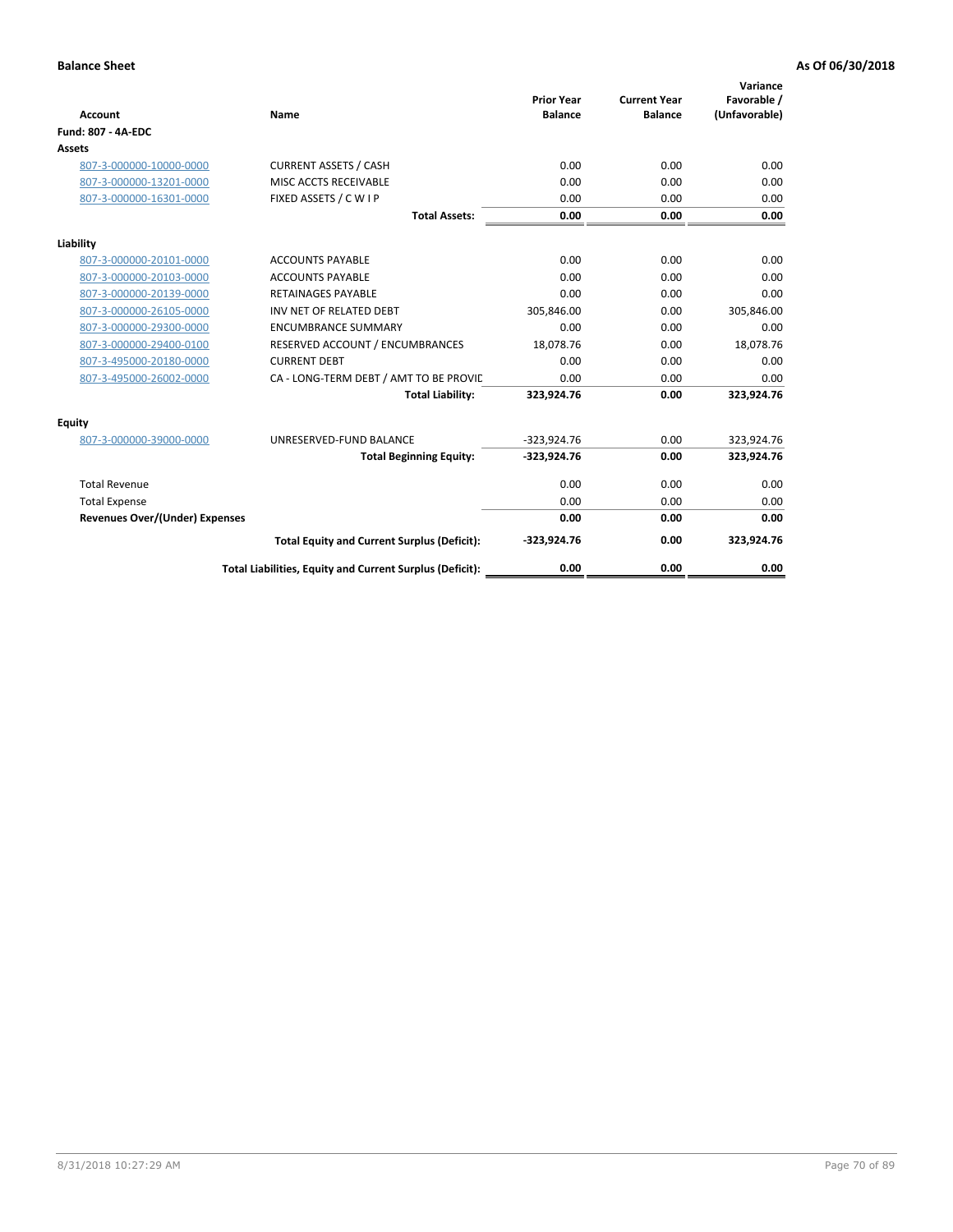**Balance Sheet** **As Of 06/30/2018**

| Account | Name | Prior Year Balance | Current Year Balance | Variance Favorable / (Unfavorable) |
|---|---|---|---|---|
| **Fund: 807 - 4A-EDC** | | | | |
| **Assets** | | | | |
| 807-3-000000-10000-0000 | CURRENT ASSETS / CASH | 0.00 | 0.00 | 0.00 |
| 807-3-000000-13201-0000 | MISC ACCTS RECEIVABLE | 0.00 | 0.00 | 0.00 |
| 807-3-000000-16301-0000 | FIXED ASSETS / C W I P | 0.00 | 0.00 | 0.00 |
| | **Total Assets:** | **0.00** | **0.00** | **0.00** |
| **Liability** | | | | |
| 807-3-000000-20101-0000 | ACCOUNTS PAYABLE | 0.00 | 0.00 | 0.00 |
| 807-3-000000-20103-0000 | ACCOUNTS PAYABLE | 0.00 | 0.00 | 0.00 |
| 807-3-000000-20139-0000 | RETAINAGES PAYABLE | 0.00 | 0.00 | 0.00 |
| 807-3-000000-26105-0000 | INV NET OF RELATED DEBT | 305,846.00 | 0.00 | 305,846.00 |
| 807-3-000000-29300-0000 | ENCUMBRANCE SUMMARY | 0.00 | 0.00 | 0.00 |
| 807-3-000000-29400-0100 | RESERVED ACCOUNT / ENCUMBRANCES | 18,078.76 | 0.00 | 18,078.76 |
| 807-3-495000-20180-0000 | CURRENT DEBT | 0.00 | 0.00 | 0.00 |
| 807-3-495000-26002-0000 | CA - LONG-TERM DEBT / AMT TO BE PROVIC | 0.00 | 0.00 | 0.00 |
| | **Total Liability:** | **323,924.76** | **0.00** | **323,924.76** |
| **Equity** | | | | |
| 807-3-000000-39000-0000 | UNRESERVED-FUND BALANCE | -323,924.76 | 0.00 | 323,924.76 |
| | **Total Beginning Equity:** | **-323,924.76** | **0.00** | **323,924.76** |
| Total Revenue | | 0.00 | 0.00 | 0.00 |
| Total Expense | | 0.00 | 0.00 | 0.00 |
| **Revenues Over/(Under) Expenses** | | **0.00** | **0.00** | **0.00** |
| | **Total Equity and Current Surplus (Deficit):** | **-323,924.76** | **0.00** | **323,924.76** |
| | **Total Liabilities, Equity and Current Surplus (Deficit):** | **0.00** | **0.00** | **0.00** |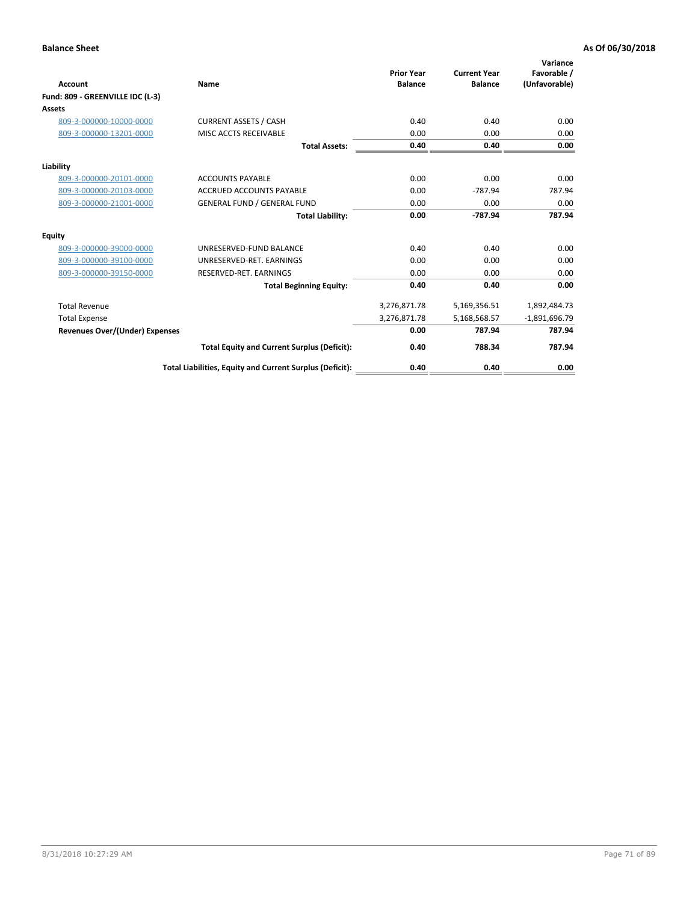**Balance Sheet** **As Of 06/30/2018**

| Account | Name | Prior Year Balance | Current Year Balance | Variance Favorable / (Unfavorable) |
|---|---|---|---|---|
| **Fund: 809 - GREENVILLE IDC (L-3)** | | | | |
| **Assets** | | | | |
| 809-3-000000-10000-0000 | CURRENT ASSETS / CASH | 0.40 | 0.40 | 0.00 |
| 809-3-000000-13201-0000 | MISC ACCTS RECEIVABLE | 0.00 | 0.00 | 0.00 |
| | **Total Assets:** | **0.40** | **0.40** | **0.00** |
| **Liability** | | | | |
| 809-3-000000-20101-0000 | ACCOUNTS PAYABLE | 0.00 | 0.00 | 0.00 |
| 809-3-000000-20103-0000 | ACCRUED ACCOUNTS PAYABLE | 0.00 | -787.94 | 787.94 |
| 809-3-000000-21001-0000 | GENERAL FUND / GENERAL FUND | 0.00 | 0.00 | 0.00 |
| | **Total Liability:** | **0.00** | **-787.94** | **787.94** |
| **Equity** | | | | |
| 809-3-000000-39000-0000 | UNRESERVED-FUND BALANCE | 0.40 | 0.40 | 0.00 |
| 809-3-000000-39100-0000 | UNRESERVED-RET. EARNINGS | 0.00 | 0.00 | 0.00 |
| 809-3-000000-39150-0000 | RESERVED-RET. EARNINGS | 0.00 | 0.00 | 0.00 |
| | **Total Beginning Equity:** | **0.40** | **0.40** | **0.00** |
| Total Revenue | | 3,276,871.78 | 5,169,356.51 | 1,892,484.73 |
| Total Expense | | 3,276,871.78 | 5,168,568.57 | -1,891,696.79 |
| **Revenues Over/(Under) Expenses** | | **0.00** | **787.94** | **787.94** |
| | **Total Equity and Current Surplus (Deficit):** | **0.40** | **788.34** | **787.94** |
| | **Total Liabilities, Equity and Current Surplus (Deficit):** | **0.40** | **0.40** | **0.00** |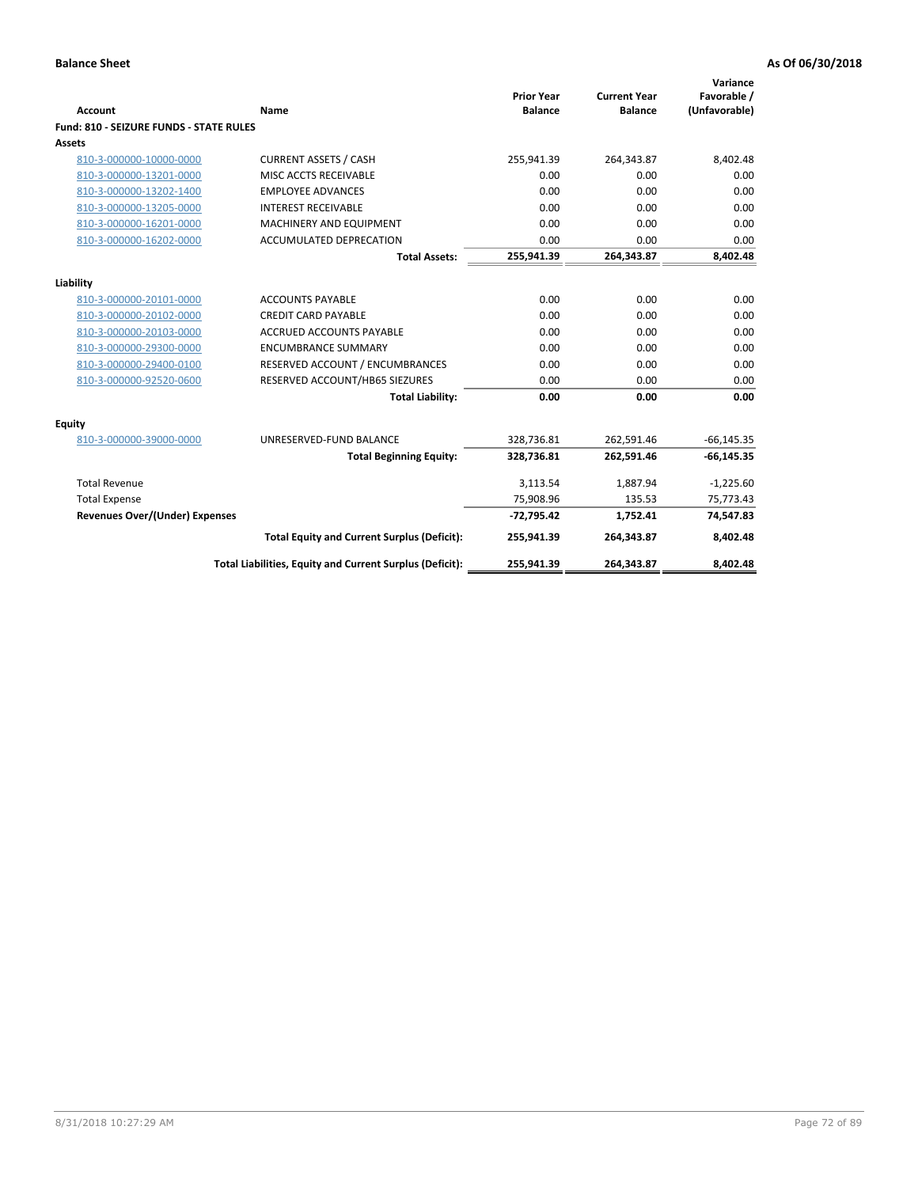**Balance Sheet** **As Of 06/30/2018**

| Account | Name | Prior Year Balance | Current Year Balance | Variance Favorable / (Unfavorable) |
|---|---|---|---|---|
| **Fund: 810 - SEIZURE FUNDS - STATE RULES** | | | | |
| **Assets** | | | | |
| 810-3-000000-10000-0000 | CURRENT ASSETS / CASH | 255,941.39 | 264,343.87 | 8,402.48 |
| 810-3-000000-13201-0000 | MISC ACCTS RECEIVABLE | 0.00 | 0.00 | 0.00 |
| 810-3-000000-13202-1400 | EMPLOYEE ADVANCES | 0.00 | 0.00 | 0.00 |
| 810-3-000000-13205-0000 | INTEREST RECEIVABLE | 0.00 | 0.00 | 0.00 |
| 810-3-000000-16201-0000 | MACHINERY AND EQUIPMENT | 0.00 | 0.00 | 0.00 |
| 810-3-000000-16202-0000 | ACCUMULATED DEPRECATION | 0.00 | 0.00 | 0.00 |
| | **Total Assets:** | **255,941.39** | **264,343.87** | **8,402.48** |
| **Liability** | | | | |
| 810-3-000000-20101-0000 | ACCOUNTS PAYABLE | 0.00 | 0.00 | 0.00 |
| 810-3-000000-20102-0000 | CREDIT CARD PAYABLE | 0.00 | 0.00 | 0.00 |
| 810-3-000000-20103-0000 | ACCRUED ACCOUNTS PAYABLE | 0.00 | 0.00 | 0.00 |
| 810-3-000000-29300-0000 | ENCUMBRANCE SUMMARY | 0.00 | 0.00 | 0.00 |
| 810-3-000000-29400-0100 | RESERVED ACCOUNT / ENCUMBRANCES | 0.00 | 0.00 | 0.00 |
| 810-3-000000-92520-0600 | RESERVED ACCOUNT/HB65 SIEZURES | 0.00 | 0.00 | 0.00 |
| | **Total Liability:** | **0.00** | **0.00** | **0.00** |
| **Equity** | | | | |
| 810-3-000000-39000-0000 | UNRESERVED-FUND BALANCE | 328,736.81 | 262,591.46 | -66,145.35 |
| | **Total Beginning Equity:** | **328,736.81** | **262,591.46** | **-66,145.35** |
| Total Revenue | | 3,113.54 | 1,887.94 | -1,225.60 |
| Total Expense | | 75,908.96 | 135.53 | 75,773.43 |
| **Revenues Over/(Under) Expenses** | | **-72,795.42** | **1,752.41** | **74,547.83** |
| | **Total Equity and Current Surplus (Deficit):** | **255,941.39** | **264,343.87** | **8,402.48** |
| | **Total Liabilities, Equity and Current Surplus (Deficit):** | **255,941.39** | **264,343.87** | **8,402.48** |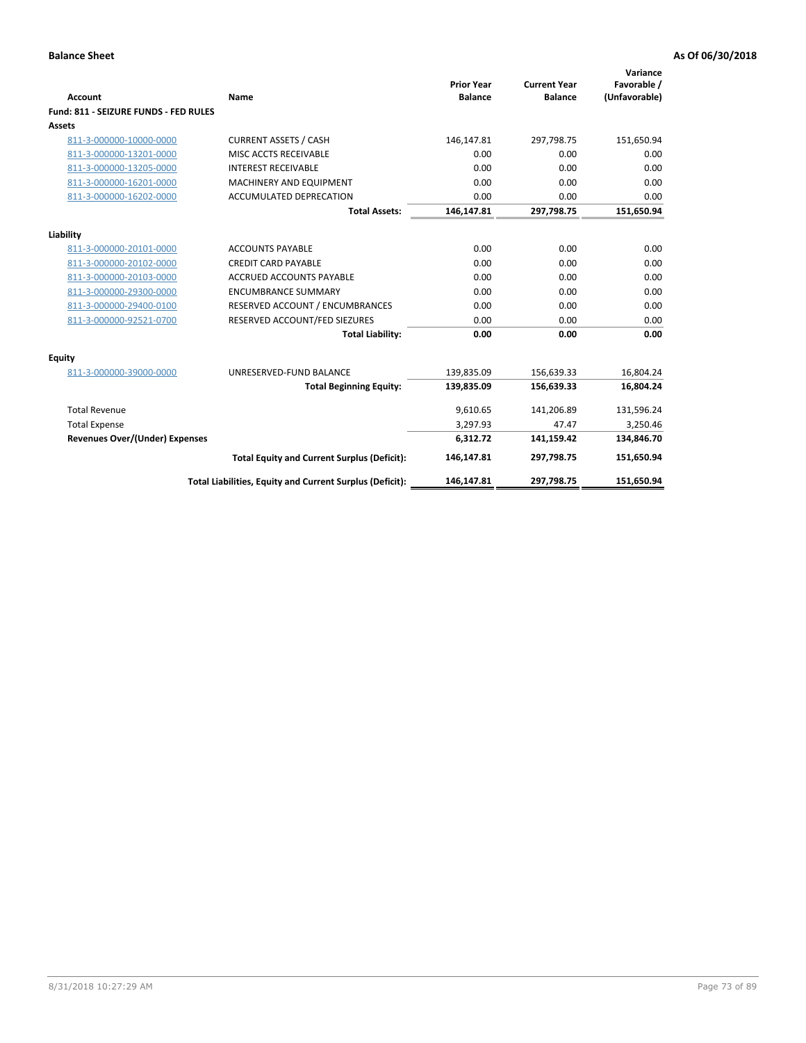**Balance Sheet** **As Of 06/30/2018**

| Account | Name | Prior Year Balance | Current Year Balance | Variance Favorable / (Unfavorable) |
|---|---|---|---|---|
| **Fund: 811 - SEIZURE FUNDS - FED RULES** | | | | |
| **Assets** | | | | |
| 811-3-000000-10000-0000 | CURRENT ASSETS / CASH | 146,147.81 | 297,798.75 | 151,650.94 |
| 811-3-000000-13201-0000 | MISC ACCTS RECEIVABLE | 0.00 | 0.00 | 0.00 |
| 811-3-000000-13205-0000 | INTEREST RECEIVABLE | 0.00 | 0.00 | 0.00 |
| 811-3-000000-16201-0000 | MACHINERY AND EQUIPMENT | 0.00 | 0.00 | 0.00 |
| 811-3-000000-16202-0000 | ACCUMULATED DEPRECATION | 0.00 | 0.00 | 0.00 |
| | **Total Assets:** | **146,147.81** | **297,798.75** | **151,650.94** |
| **Liability** | | | | |
| 811-3-000000-20101-0000 | ACCOUNTS PAYABLE | 0.00 | 0.00 | 0.00 |
| 811-3-000000-20102-0000 | CREDIT CARD PAYABLE | 0.00 | 0.00 | 0.00 |
| 811-3-000000-20103-0000 | ACCRUED ACCOUNTS PAYABLE | 0.00 | 0.00 | 0.00 |
| 811-3-000000-29300-0000 | ENCUMBRANCE SUMMARY | 0.00 | 0.00 | 0.00 |
| 811-3-000000-29400-0100 | RESERVED ACCOUNT / ENCUMBRANCES | 0.00 | 0.00 | 0.00 |
| 811-3-000000-92521-0700 | RESERVED ACCOUNT/FED SIEZURES | 0.00 | 0.00 | 0.00 |
| | **Total Liability:** | **0.00** | **0.00** | **0.00** |
| **Equity** | | | | |
| 811-3-000000-39000-0000 | UNRESERVED-FUND BALANCE | 139,835.09 | 156,639.33 | 16,804.24 |
| | **Total Beginning Equity:** | **139,835.09** | **156,639.33** | **16,804.24** |
| Total Revenue | | 9,610.65 | 141,206.89 | 131,596.24 |
| Total Expense | | 3,297.93 | 47.47 | 3,250.46 |
| **Revenues Over/(Under) Expenses** | | **6,312.72** | **141,159.42** | **134,846.70** |
| | **Total Equity and Current Surplus (Deficit):** | **146,147.81** | **297,798.75** | **151,650.94** |
| | **Total Liabilities, Equity and Current Surplus (Deficit):** | **146,147.81** | **297,798.75** | **151,650.94** |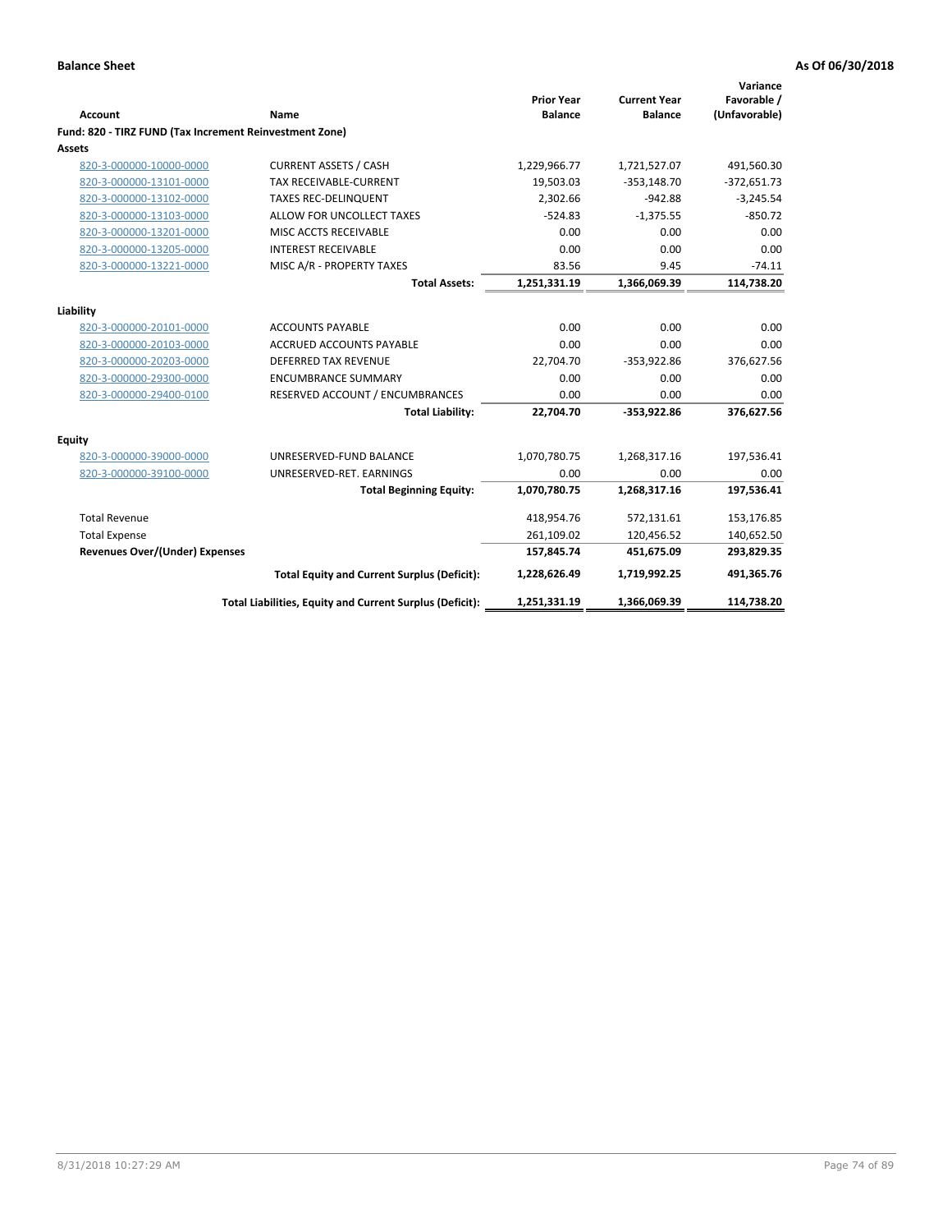**Balance Sheet** **As Of 06/30/2018**

| Account | Name | Prior Year Balance | Current Year Balance | Variance Favorable / (Unfavorable) |
|---|---|---|---|---|
| **Fund: 820 - TIRZ FUND (Tax Increment Reinvestment Zone)** | | | | |
| **Assets** | | | | |
| 820-3-000000-10000-0000 | CURRENT ASSETS / CASH | 1,229,966.77 | 1,721,527.07 | 491,560.30 |
| 820-3-000000-13101-0000 | TAX RECEIVABLE-CURRENT | 19,503.03 | -353,148.70 | -372,651.73 |
| 820-3-000000-13102-0000 | TAXES REC-DELINQUENT | 2,302.66 | -942.88 | -3,245.54 |
| 820-3-000000-13103-0000 | ALLOW FOR UNCOLLECT TAXES | -524.83 | -1,375.55 | -850.72 |
| 820-3-000000-13201-0000 | MISC ACCTS RECEIVABLE | 0.00 | 0.00 | 0.00 |
| 820-3-000000-13205-0000 | INTEREST RECEIVABLE | 0.00 | 0.00 | 0.00 |
| 820-3-000000-13221-0000 | MISC A/R - PROPERTY TAXES | 83.56 | 9.45 | -74.11 |
| | **Total Assets:** | **1,251,331.19** | **1,366,069.39** | **114,738.20** |
| **Liability** | | | | |
| 820-3-000000-20101-0000 | ACCOUNTS PAYABLE | 0.00 | 0.00 | 0.00 |
| 820-3-000000-20103-0000 | ACCRUED ACCOUNTS PAYABLE | 0.00 | 0.00 | 0.00 |
| 820-3-000000-20203-0000 | DEFERRED TAX REVENUE | 22,704.70 | -353,922.86 | 376,627.56 |
| 820-3-000000-29300-0000 | ENCUMBRANCE SUMMARY | 0.00 | 0.00 | 0.00 |
| 820-3-000000-29400-0100 | RESERVED ACCOUNT / ENCUMBRANCES | 0.00 | 0.00 | 0.00 |
| | **Total Liability:** | **22,704.70** | **-353,922.86** | **376,627.56** |
| **Equity** | | | | |
| 820-3-000000-39000-0000 | UNRESERVED-FUND BALANCE | 1,070,780.75 | 1,268,317.16 | 197,536.41 |
| 820-3-000000-39100-0000 | UNRESERVED-RET. EARNINGS | 0.00 | 0.00 | 0.00 |
| | **Total Beginning Equity:** | **1,070,780.75** | **1,268,317.16** | **197,536.41** |
| Total Revenue | | 418,954.76 | 572,131.61 | 153,176.85 |
| Total Expense | | 261,109.02 | 120,456.52 | 140,652.50 |
| **Revenues Over/(Under) Expenses** | | **157,845.74** | **451,675.09** | **293,829.35** |
| | **Total Equity and Current Surplus (Deficit):** | **1,228,626.49** | **1,719,992.25** | **491,365.76** |
| | **Total Liabilities, Equity and Current Surplus (Deficit):** | **1,251,331.19** | **1,366,069.39** | **114,738.20** |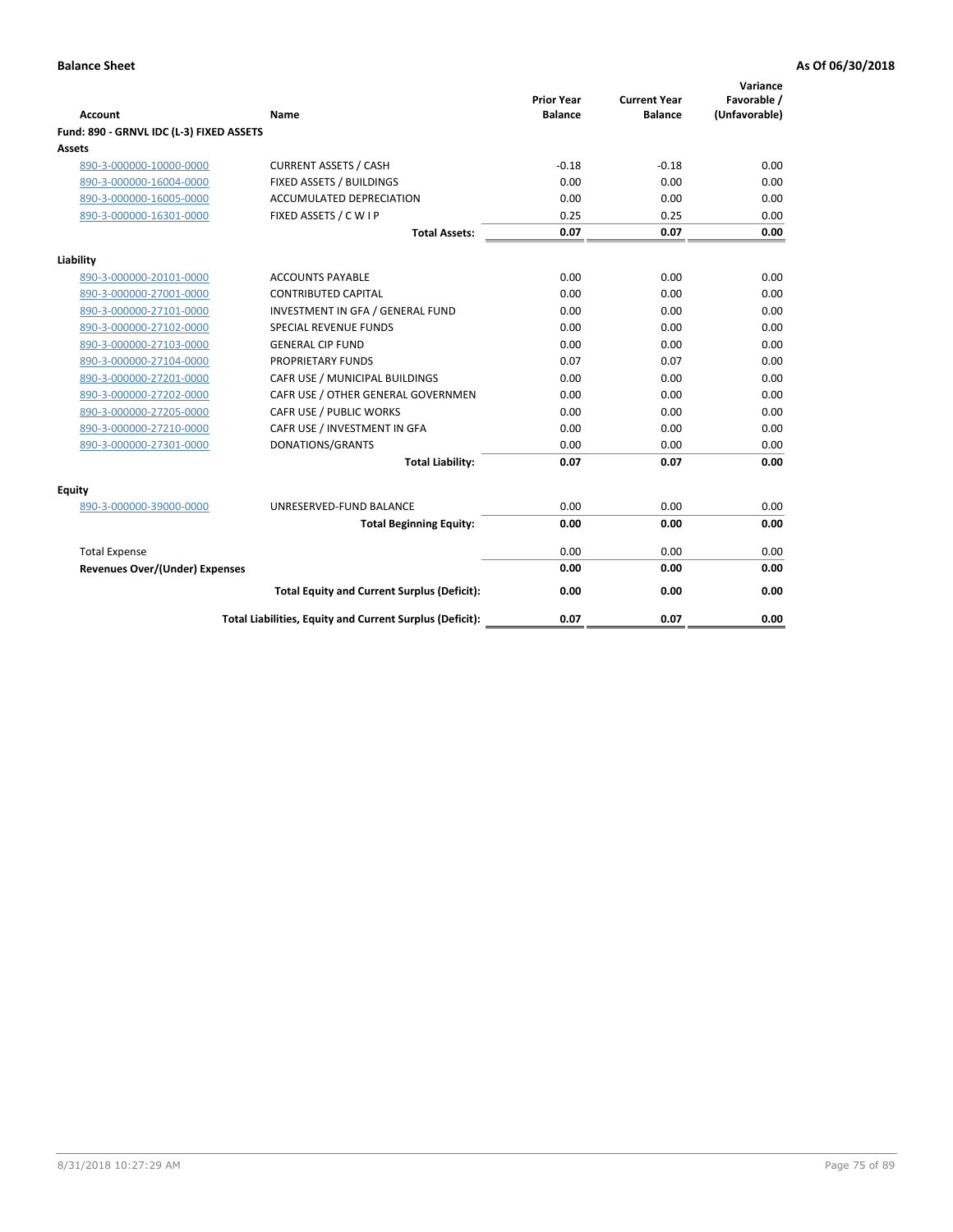**Balance Sheet** **As Of 06/30/2018**

| Account | Name | Prior Year Balance | Current Year Balance | Variance Favorable / (Unfavorable) |
|---|---|---|---|---|
| **Fund: 890 - GRNVL IDC (L-3) FIXED ASSETS** | | | | |
| **Assets** | | | | |
| 890-3-000000-10000-0000 | CURRENT ASSETS / CASH | -0.18 | -0.18 | 0.00 |
| 890-3-000000-16004-0000 | FIXED ASSETS / BUILDINGS | 0.00 | 0.00 | 0.00 |
| 890-3-000000-16005-0000 | ACCUMULATED DEPRECIATION | 0.00 | 0.00 | 0.00 |
| 890-3-000000-16301-0000 | FIXED ASSETS / C W I P | 0.25 | 0.25 | 0.00 |
| | **Total Assets:** | **0.07** | **0.07** | **0.00** |
| **Liability** | | | | |
| 890-3-000000-20101-0000 | ACCOUNTS PAYABLE | 0.00 | 0.00 | 0.00 |
| 890-3-000000-27001-0000 | CONTRIBUTED CAPITAL | 0.00 | 0.00 | 0.00 |
| 890-3-000000-27101-0000 | INVESTMENT IN GFA / GENERAL FUND | 0.00 | 0.00 | 0.00 |
| 890-3-000000-27102-0000 | SPECIAL REVENUE FUNDS | 0.00 | 0.00 | 0.00 |
| 890-3-000000-27103-0000 | GENERAL CIP FUND | 0.00 | 0.00 | 0.00 |
| 890-3-000000-27104-0000 | PROPRIETARY FUNDS | 0.07 | 0.07 | 0.00 |
| 890-3-000000-27201-0000 | CAFR USE / MUNICIPAL BUILDINGS | 0.00 | 0.00 | 0.00 |
| 890-3-000000-27202-0000 | CAFR USE / OTHER GENERAL GOVERNMEN | 0.00 | 0.00 | 0.00 |
| 890-3-000000-27205-0000 | CAFR USE / PUBLIC WORKS | 0.00 | 0.00 | 0.00 |
| 890-3-000000-27210-0000 | CAFR USE / INVESTMENT IN GFA | 0.00 | 0.00 | 0.00 |
| 890-3-000000-27301-0000 | DONATIONS/GRANTS | 0.00 | 0.00 | 0.00 |
| | **Total Liability:** | **0.07** | **0.07** | **0.00** |
| **Equity** | | | | |
| 890-3-000000-39000-0000 | UNRESERVED-FUND BALANCE | 0.00 | 0.00 | 0.00 |
| | **Total Beginning Equity:** | **0.00** | **0.00** | **0.00** |
| Total Expense | | 0.00 | 0.00 | 0.00 |
| **Revenues Over/(Under) Expenses** | | **0.00** | **0.00** | **0.00** |
| | **Total Equity and Current Surplus (Deficit):** | **0.00** | **0.00** | **0.00** |
| | **Total Liabilities, Equity and Current Surplus (Deficit):** | **0.07** | **0.07** | **0.00** |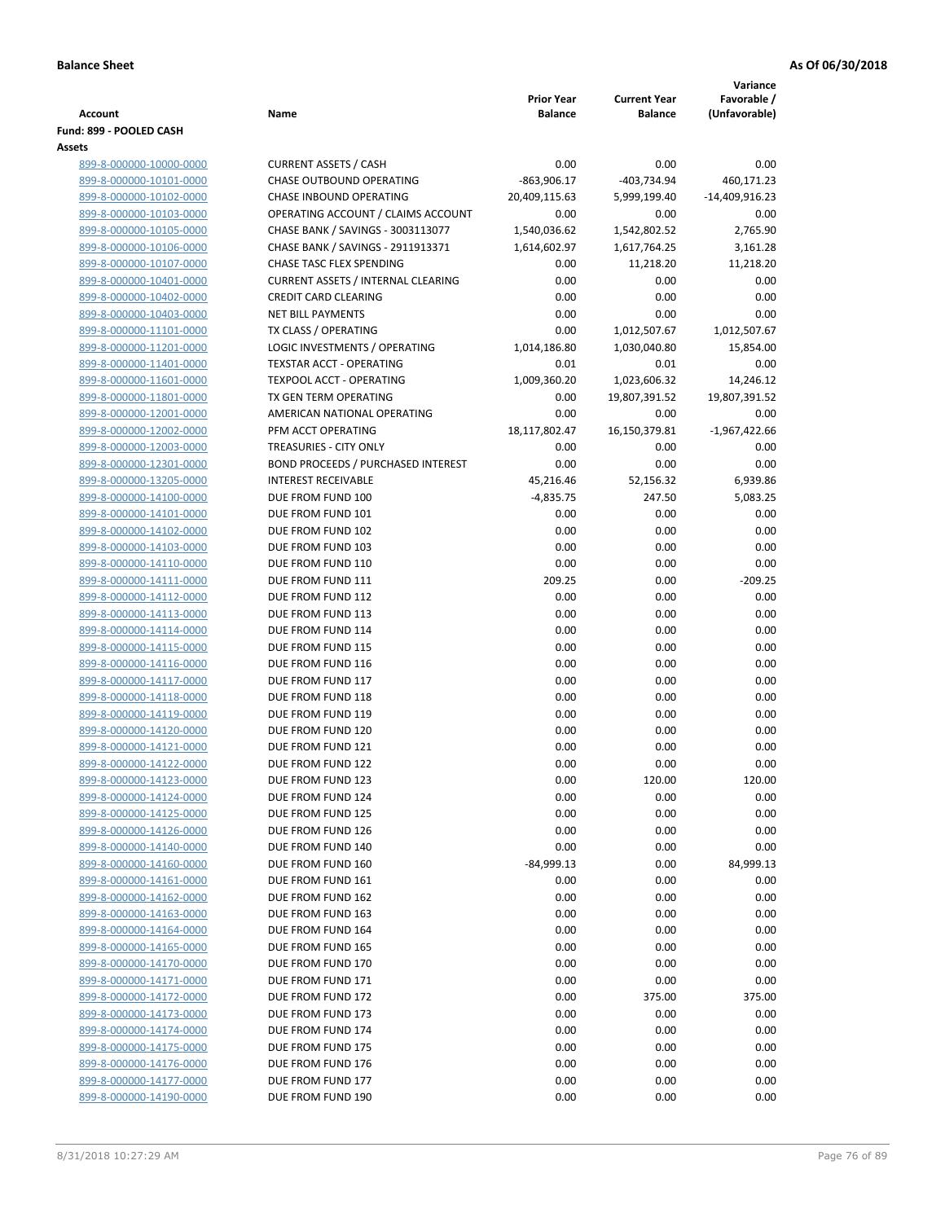**Balance Sheet** **As Of 06/30/2018**

| Account | Name | Prior Year Balance | Current Year Balance | Variance Favorable / (Unfavorable) |
|---|---|---|---|---|
| **Fund: 899 - POOLED CASH** | | | | |
| **Assets** | | | | |
| 899-8-000000-10000-0000 | CURRENT ASSETS / CASH | 0.00 | 0.00 | 0.00 |
| 899-8-000000-10101-0000 | CHASE OUTBOUND OPERATING | -863,906.17 | -403,734.94 | 460,171.23 |
| 899-8-000000-10102-0000 | CHASE INBOUND OPERATING | 20,409,115.63 | 5,999,199.40 | -14,409,916.23 |
| 899-8-000000-10103-0000 | OPERATING ACCOUNT / CLAIMS ACCOUNT | 0.00 | 0.00 | 0.00 |
| 899-8-000000-10105-0000 | CHASE BANK / SAVINGS - 3003113077 | 1,540,036.62 | 1,542,802.52 | 2,765.90 |
| 899-8-000000-10106-0000 | CHASE BANK / SAVINGS - 2911913371 | 1,614,602.97 | 1,617,764.25 | 3,161.28 |
| 899-8-000000-10107-0000 | CHASE TASC FLEX SPENDING | 0.00 | 11,218.20 | 11,218.20 |
| 899-8-000000-10401-0000 | CURRENT ASSETS / INTERNAL CLEARING | 0.00 | 0.00 | 0.00 |
| 899-8-000000-10402-0000 | CREDIT CARD CLEARING | 0.00 | 0.00 | 0.00 |
| 899-8-000000-10403-0000 | NET BILL PAYMENTS | 0.00 | 0.00 | 0.00 |
| 899-8-000000-11101-0000 | TX CLASS / OPERATING | 0.00 | 1,012,507.67 | 1,012,507.67 |
| 899-8-000000-11201-0000 | LOGIC INVESTMENTS / OPERATING | 1,014,186.80 | 1,030,040.80 | 15,854.00 |
| 899-8-000000-11401-0000 | TEXSTAR ACCT - OPERATING | 0.01 | 0.01 | 0.00 |
| 899-8-000000-11601-0000 | TEXPOOL ACCT - OPERATING | 1,009,360.20 | 1,023,606.32 | 14,246.12 |
| 899-8-000000-11801-0000 | TX GEN TERM OPERATING | 0.00 | 19,807,391.52 | 19,807,391.52 |
| 899-8-000000-12001-0000 | AMERICAN NATIONAL OPERATING | 0.00 | 0.00 | 0.00 |
| 899-8-000000-12002-0000 | PFM ACCT OPERATING | 18,117,802.47 | 16,150,379.81 | -1,967,422.66 |
| 899-8-000000-12003-0000 | TREASURIES - CITY ONLY | 0.00 | 0.00 | 0.00 |
| 899-8-000000-12301-0000 | BOND PROCEEDS / PURCHASED INTEREST | 0.00 | 0.00 | 0.00 |
| 899-8-000000-13205-0000 | INTEREST RECEIVABLE | 45,216.46 | 52,156.32 | 6,939.86 |
| 899-8-000000-14100-0000 | DUE FROM FUND 100 | -4,835.75 | 247.50 | 5,083.25 |
| 899-8-000000-14101-0000 | DUE FROM FUND 101 | 0.00 | 0.00 | 0.00 |
| 899-8-000000-14102-0000 | DUE FROM FUND 102 | 0.00 | 0.00 | 0.00 |
| 899-8-000000-14103-0000 | DUE FROM FUND 103 | 0.00 | 0.00 | 0.00 |
| 899-8-000000-14110-0000 | DUE FROM FUND 110 | 0.00 | 0.00 | 0.00 |
| 899-8-000000-14111-0000 | DUE FROM FUND 111 | 209.25 | 0.00 | -209.25 |
| 899-8-000000-14112-0000 | DUE FROM FUND 112 | 0.00 | 0.00 | 0.00 |
| 899-8-000000-14113-0000 | DUE FROM FUND 113 | 0.00 | 0.00 | 0.00 |
| 899-8-000000-14114-0000 | DUE FROM FUND 114 | 0.00 | 0.00 | 0.00 |
| 899-8-000000-14115-0000 | DUE FROM FUND 115 | 0.00 | 0.00 | 0.00 |
| 899-8-000000-14116-0000 | DUE FROM FUND 116 | 0.00 | 0.00 | 0.00 |
| 899-8-000000-14117-0000 | DUE FROM FUND 117 | 0.00 | 0.00 | 0.00 |
| 899-8-000000-14118-0000 | DUE FROM FUND 118 | 0.00 | 0.00 | 0.00 |
| 899-8-000000-14119-0000 | DUE FROM FUND 119 | 0.00 | 0.00 | 0.00 |
| 899-8-000000-14120-0000 | DUE FROM FUND 120 | 0.00 | 0.00 | 0.00 |
| 899-8-000000-14121-0000 | DUE FROM FUND 121 | 0.00 | 0.00 | 0.00 |
| 899-8-000000-14122-0000 | DUE FROM FUND 122 | 0.00 | 0.00 | 0.00 |
| 899-8-000000-14123-0000 | DUE FROM FUND 123 | 0.00 | 120.00 | 120.00 |
| 899-8-000000-14124-0000 | DUE FROM FUND 124 | 0.00 | 0.00 | 0.00 |
| 899-8-000000-14125-0000 | DUE FROM FUND 125 | 0.00 | 0.00 | 0.00 |
| 899-8-000000-14126-0000 | DUE FROM FUND 126 | 0.00 | 0.00 | 0.00 |
| 899-8-000000-14140-0000 | DUE FROM FUND 140 | 0.00 | 0.00 | 0.00 |
| 899-8-000000-14160-0000 | DUE FROM FUND 160 | -84,999.13 | 0.00 | 84,999.13 |
| 899-8-000000-14161-0000 | DUE FROM FUND 161 | 0.00 | 0.00 | 0.00 |
| 899-8-000000-14162-0000 | DUE FROM FUND 162 | 0.00 | 0.00 | 0.00 |
| 899-8-000000-14163-0000 | DUE FROM FUND 163 | 0.00 | 0.00 | 0.00 |
| 899-8-000000-14164-0000 | DUE FROM FUND 164 | 0.00 | 0.00 | 0.00 |
| 899-8-000000-14165-0000 | DUE FROM FUND 165 | 0.00 | 0.00 | 0.00 |
| 899-8-000000-14170-0000 | DUE FROM FUND 170 | 0.00 | 0.00 | 0.00 |
| 899-8-000000-14171-0000 | DUE FROM FUND 171 | 0.00 | 0.00 | 0.00 |
| 899-8-000000-14172-0000 | DUE FROM FUND 172 | 0.00 | 375.00 | 375.00 |
| 899-8-000000-14173-0000 | DUE FROM FUND 173 | 0.00 | 0.00 | 0.00 |
| 899-8-000000-14174-0000 | DUE FROM FUND 174 | 0.00 | 0.00 | 0.00 |
| 899-8-000000-14175-0000 | DUE FROM FUND 175 | 0.00 | 0.00 | 0.00 |
| 899-8-000000-14176-0000 | DUE FROM FUND 176 | 0.00 | 0.00 | 0.00 |
| 899-8-000000-14177-0000 | DUE FROM FUND 177 | 0.00 | 0.00 | 0.00 |
| 899-8-000000-14190-0000 | DUE FROM FUND 190 | 0.00 | 0.00 | 0.00 |

8/31/2018 10:27:29 AM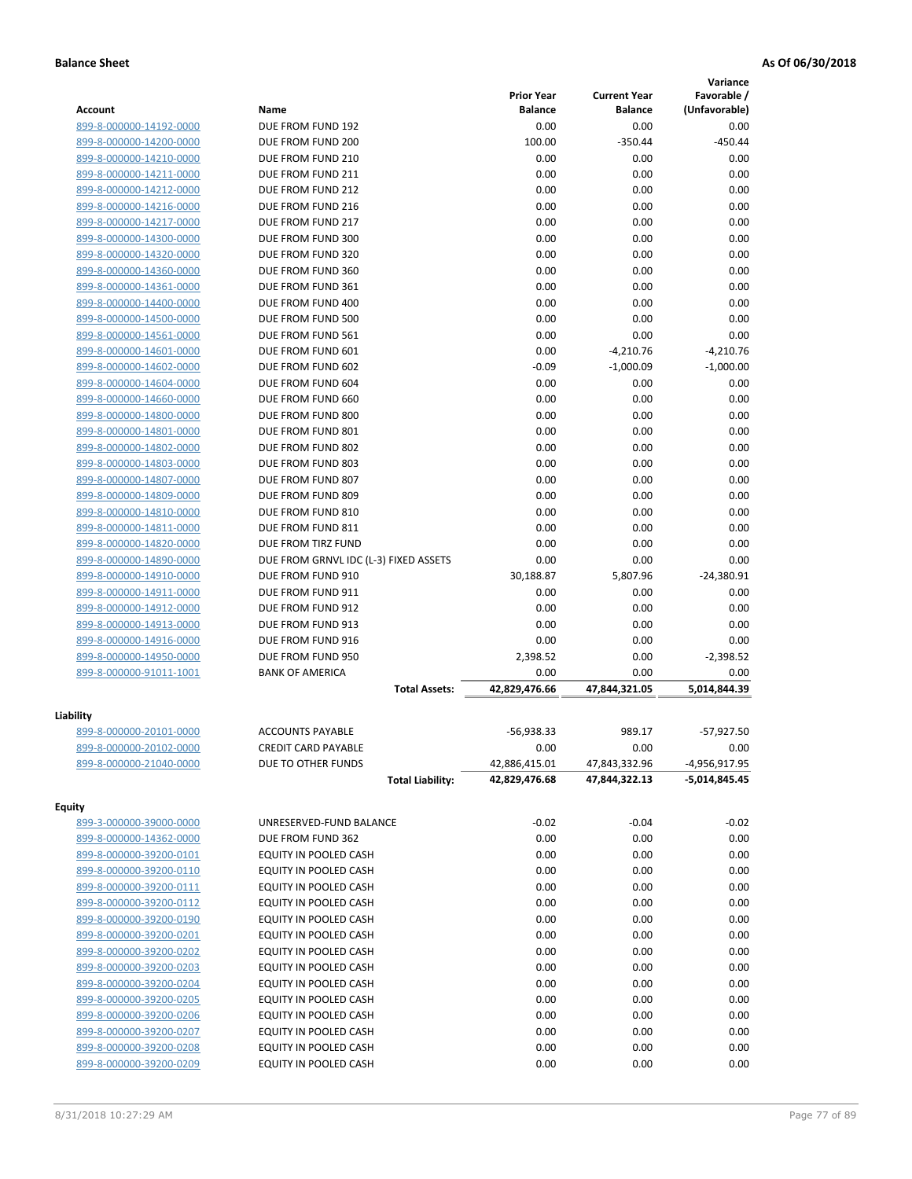**Balance Sheet** **As Of 06/30/2018**

| Account | Name | Prior Year Balance | Current Year Balance | Variance Favorable / (Unfavorable) |
|---|---|---|---|---|
| 899-8-000000-14192-0000 | DUE FROM FUND 192 | 0.00 | 0.00 | 0.00 |
| 899-8-000000-14200-0000 | DUE FROM FUND 200 | 100.00 | -350.44 | -450.44 |
| 899-8-000000-14210-0000 | DUE FROM FUND 210 | 0.00 | 0.00 | 0.00 |
| 899-8-000000-14211-0000 | DUE FROM FUND 211 | 0.00 | 0.00 | 0.00 |
| 899-8-000000-14212-0000 | DUE FROM FUND 212 | 0.00 | 0.00 | 0.00 |
| 899-8-000000-14216-0000 | DUE FROM FUND 216 | 0.00 | 0.00 | 0.00 |
| 899-8-000000-14217-0000 | DUE FROM FUND 217 | 0.00 | 0.00 | 0.00 |
| 899-8-000000-14300-0000 | DUE FROM FUND 300 | 0.00 | 0.00 | 0.00 |
| 899-8-000000-14320-0000 | DUE FROM FUND 320 | 0.00 | 0.00 | 0.00 |
| 899-8-000000-14360-0000 | DUE FROM FUND 360 | 0.00 | 0.00 | 0.00 |
| 899-8-000000-14361-0000 | DUE FROM FUND 361 | 0.00 | 0.00 | 0.00 |
| 899-8-000000-14400-0000 | DUE FROM FUND 400 | 0.00 | 0.00 | 0.00 |
| 899-8-000000-14500-0000 | DUE FROM FUND 500 | 0.00 | 0.00 | 0.00 |
| 899-8-000000-14561-0000 | DUE FROM FUND 561 | 0.00 | 0.00 | 0.00 |
| 899-8-000000-14601-0000 | DUE FROM FUND 601 | 0.00 | -4,210.76 | -4,210.76 |
| 899-8-000000-14602-0000 | DUE FROM FUND 602 | -0.09 | -1,000.09 | -1,000.00 |
| 899-8-000000-14604-0000 | DUE FROM FUND 604 | 0.00 | 0.00 | 0.00 |
| 899-8-000000-14660-0000 | DUE FROM FUND 660 | 0.00 | 0.00 | 0.00 |
| 899-8-000000-14800-0000 | DUE FROM FUND 800 | 0.00 | 0.00 | 0.00 |
| 899-8-000000-14801-0000 | DUE FROM FUND 801 | 0.00 | 0.00 | 0.00 |
| 899-8-000000-14802-0000 | DUE FROM FUND 802 | 0.00 | 0.00 | 0.00 |
| 899-8-000000-14803-0000 | DUE FROM FUND 803 | 0.00 | 0.00 | 0.00 |
| 899-8-000000-14807-0000 | DUE FROM FUND 807 | 0.00 | 0.00 | 0.00 |
| 899-8-000000-14809-0000 | DUE FROM FUND 809 | 0.00 | 0.00 | 0.00 |
| 899-8-000000-14810-0000 | DUE FROM FUND 810 | 0.00 | 0.00 | 0.00 |
| 899-8-000000-14811-0000 | DUE FROM FUND 811 | 0.00 | 0.00 | 0.00 |
| 899-8-000000-14820-0000 | DUE FROM TIRZ FUND | 0.00 | 0.00 | 0.00 |
| 899-8-000000-14890-0000 | DUE FROM GRNVL IDC (L-3) FIXED ASSETS | 0.00 | 0.00 | 0.00 |
| 899-8-000000-14910-0000 | DUE FROM FUND 910 | 30,188.87 | 5,807.96 | -24,380.91 |
| 899-8-000000-14911-0000 | DUE FROM FUND 911 | 0.00 | 0.00 | 0.00 |
| 899-8-000000-14912-0000 | DUE FROM FUND 912 | 0.00 | 0.00 | 0.00 |
| 899-8-000000-14913-0000 | DUE FROM FUND 913 | 0.00 | 0.00 | 0.00 |
| 899-8-000000-14916-0000 | DUE FROM FUND 916 | 0.00 | 0.00 | 0.00 |
| 899-8-000000-14950-0000 | DUE FROM FUND 950 | 2,398.52 | 0.00 | -2,398.52 |
| 899-8-000000-91011-1001 | BANK OF AMERICA | 0.00 | 0.00 | 0.00 |
| | **Total Assets:** | **42,829,476.66** | **47,844,321.05** | **5,014,844.39** |
| **Liability** | | | | |
| 899-8-000000-20101-0000 | ACCOUNTS PAYABLE | -56,938.33 | 989.17 | -57,927.50 |
| 899-8-000000-20102-0000 | CREDIT CARD PAYABLE | 0.00 | 0.00 | 0.00 |
| 899-8-000000-21040-0000 | DUE TO OTHER FUNDS | 42,886,415.01 | 47,843,332.96 | -4,956,917.95 |
| | **Total Liability:** | **42,829,476.68** | **47,844,322.13** | **-5,014,845.45** |
| **Equity** | | | | |
| 899-3-000000-39000-0000 | UNRESERVED-FUND BALANCE | -0.02 | -0.04 | -0.02 |
| 899-8-000000-14362-0000 | DUE FROM FUND 362 | 0.00 | 0.00 | 0.00 |
| 899-8-000000-39200-0101 | EQUITY IN POOLED CASH | 0.00 | 0.00 | 0.00 |
| 899-8-000000-39200-0110 | EQUITY IN POOLED CASH | 0.00 | 0.00 | 0.00 |
| 899-8-000000-39200-0111 | EQUITY IN POOLED CASH | 0.00 | 0.00 | 0.00 |
| 899-8-000000-39200-0112 | EQUITY IN POOLED CASH | 0.00 | 0.00 | 0.00 |
| 899-8-000000-39200-0190 | EQUITY IN POOLED CASH | 0.00 | 0.00 | 0.00 |
| 899-8-000000-39200-0201 | EQUITY IN POOLED CASH | 0.00 | 0.00 | 0.00 |
| 899-8-000000-39200-0202 | EQUITY IN POOLED CASH | 0.00 | 0.00 | 0.00 |
| 899-8-000000-39200-0203 | EQUITY IN POOLED CASH | 0.00 | 0.00 | 0.00 |
| 899-8-000000-39200-0204 | EQUITY IN POOLED CASH | 0.00 | 0.00 | 0.00 |
| 899-8-000000-39200-0205 | EQUITY IN POOLED CASH | 0.00 | 0.00 | 0.00 |
| 899-8-000000-39200-0206 | EQUITY IN POOLED CASH | 0.00 | 0.00 | 0.00 |
| 899-8-000000-39200-0207 | EQUITY IN POOLED CASH | 0.00 | 0.00 | 0.00 |
| 899-8-000000-39200-0208 | EQUITY IN POOLED CASH | 0.00 | 0.00 | 0.00 |
| 899-8-000000-39200-0209 | EQUITY IN POOLED CASH | 0.00 | 0.00 | 0.00 |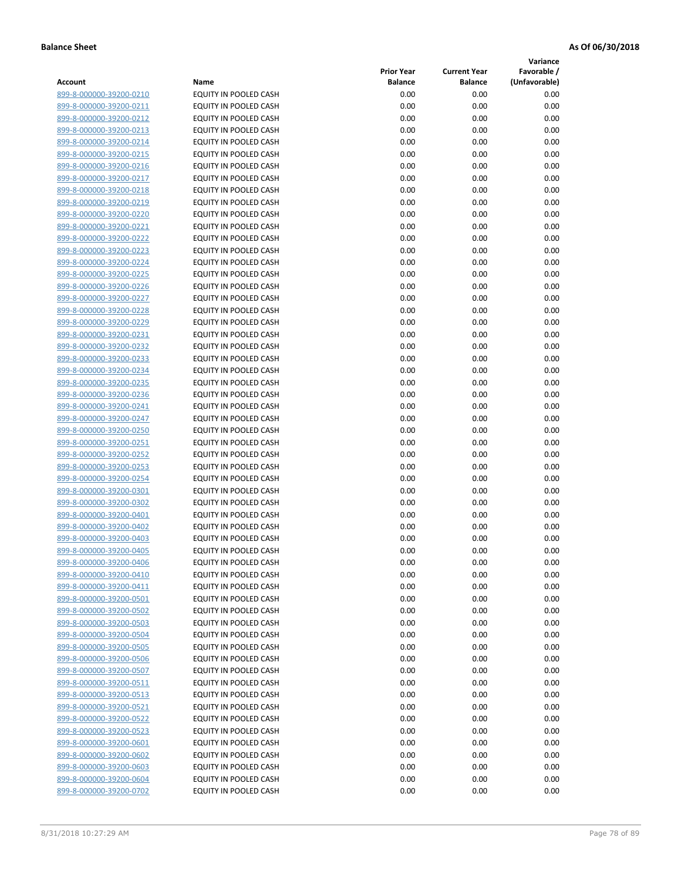**Balance Sheet** **As Of 06/30/2018**

| Account | Name | Prior Year Balance | Current Year Balance | Variance Favorable / (Unfavorable) |
|---|---|---|---|---|
| 899-8-000000-39200-0210 | EQUITY IN POOLED CASH | 0.00 | 0.00 | 0.00 |
| 899-8-000000-39200-0211 | EQUITY IN POOLED CASH | 0.00 | 0.00 | 0.00 |
| 899-8-000000-39200-0212 | EQUITY IN POOLED CASH | 0.00 | 0.00 | 0.00 |
| 899-8-000000-39200-0213 | EQUITY IN POOLED CASH | 0.00 | 0.00 | 0.00 |
| 899-8-000000-39200-0214 | EQUITY IN POOLED CASH | 0.00 | 0.00 | 0.00 |
| 899-8-000000-39200-0215 | EQUITY IN POOLED CASH | 0.00 | 0.00 | 0.00 |
| 899-8-000000-39200-0216 | EQUITY IN POOLED CASH | 0.00 | 0.00 | 0.00 |
| 899-8-000000-39200-0217 | EQUITY IN POOLED CASH | 0.00 | 0.00 | 0.00 |
| 899-8-000000-39200-0218 | EQUITY IN POOLED CASH | 0.00 | 0.00 | 0.00 |
| 899-8-000000-39200-0219 | EQUITY IN POOLED CASH | 0.00 | 0.00 | 0.00 |
| 899-8-000000-39200-0220 | EQUITY IN POOLED CASH | 0.00 | 0.00 | 0.00 |
| 899-8-000000-39200-0221 | EQUITY IN POOLED CASH | 0.00 | 0.00 | 0.00 |
| 899-8-000000-39200-0222 | EQUITY IN POOLED CASH | 0.00 | 0.00 | 0.00 |
| 899-8-000000-39200-0223 | EQUITY IN POOLED CASH | 0.00 | 0.00 | 0.00 |
| 899-8-000000-39200-0224 | EQUITY IN POOLED CASH | 0.00 | 0.00 | 0.00 |
| 899-8-000000-39200-0225 | EQUITY IN POOLED CASH | 0.00 | 0.00 | 0.00 |
| 899-8-000000-39200-0226 | EQUITY IN POOLED CASH | 0.00 | 0.00 | 0.00 |
| 899-8-000000-39200-0227 | EQUITY IN POOLED CASH | 0.00 | 0.00 | 0.00 |
| 899-8-000000-39200-0228 | EQUITY IN POOLED CASH | 0.00 | 0.00 | 0.00 |
| 899-8-000000-39200-0229 | EQUITY IN POOLED CASH | 0.00 | 0.00 | 0.00 |
| 899-8-000000-39200-0231 | EQUITY IN POOLED CASH | 0.00 | 0.00 | 0.00 |
| 899-8-000000-39200-0232 | EQUITY IN POOLED CASH | 0.00 | 0.00 | 0.00 |
| 899-8-000000-39200-0233 | EQUITY IN POOLED CASH | 0.00 | 0.00 | 0.00 |
| 899-8-000000-39200-0234 | EQUITY IN POOLED CASH | 0.00 | 0.00 | 0.00 |
| 899-8-000000-39200-0235 | EQUITY IN POOLED CASH | 0.00 | 0.00 | 0.00 |
| 899-8-000000-39200-0236 | EQUITY IN POOLED CASH | 0.00 | 0.00 | 0.00 |
| 899-8-000000-39200-0241 | EQUITY IN POOLED CASH | 0.00 | 0.00 | 0.00 |
| 899-8-000000-39200-0247 | EQUITY IN POOLED CASH | 0.00 | 0.00 | 0.00 |
| 899-8-000000-39200-0250 | EQUITY IN POOLED CASH | 0.00 | 0.00 | 0.00 |
| 899-8-000000-39200-0251 | EQUITY IN POOLED CASH | 0.00 | 0.00 | 0.00 |
| 899-8-000000-39200-0252 | EQUITY IN POOLED CASH | 0.00 | 0.00 | 0.00 |
| 899-8-000000-39200-0253 | EQUITY IN POOLED CASH | 0.00 | 0.00 | 0.00 |
| 899-8-000000-39200-0254 | EQUITY IN POOLED CASH | 0.00 | 0.00 | 0.00 |
| 899-8-000000-39200-0301 | EQUITY IN POOLED CASH | 0.00 | 0.00 | 0.00 |
| 899-8-000000-39200-0302 | EQUITY IN POOLED CASH | 0.00 | 0.00 | 0.00 |
| 899-8-000000-39200-0401 | EQUITY IN POOLED CASH | 0.00 | 0.00 | 0.00 |
| 899-8-000000-39200-0402 | EQUITY IN POOLED CASH | 0.00 | 0.00 | 0.00 |
| 899-8-000000-39200-0403 | EQUITY IN POOLED CASH | 0.00 | 0.00 | 0.00 |
| 899-8-000000-39200-0405 | EQUITY IN POOLED CASH | 0.00 | 0.00 | 0.00 |
| 899-8-000000-39200-0406 | EQUITY IN POOLED CASH | 0.00 | 0.00 | 0.00 |
| 899-8-000000-39200-0410 | EQUITY IN POOLED CASH | 0.00 | 0.00 | 0.00 |
| 899-8-000000-39200-0411 | EQUITY IN POOLED CASH | 0.00 | 0.00 | 0.00 |
| 899-8-000000-39200-0501 | EQUITY IN POOLED CASH | 0.00 | 0.00 | 0.00 |
| 899-8-000000-39200-0502 | EQUITY IN POOLED CASH | 0.00 | 0.00 | 0.00 |
| 899-8-000000-39200-0503 | EQUITY IN POOLED CASH | 0.00 | 0.00 | 0.00 |
| 899-8-000000-39200-0504 | EQUITY IN POOLED CASH | 0.00 | 0.00 | 0.00 |
| 899-8-000000-39200-0505 | EQUITY IN POOLED CASH | 0.00 | 0.00 | 0.00 |
| 899-8-000000-39200-0506 | EQUITY IN POOLED CASH | 0.00 | 0.00 | 0.00 |
| 899-8-000000-39200-0507 | EQUITY IN POOLED CASH | 0.00 | 0.00 | 0.00 |
| 899-8-000000-39200-0511 | EQUITY IN POOLED CASH | 0.00 | 0.00 | 0.00 |
| 899-8-000000-39200-0513 | EQUITY IN POOLED CASH | 0.00 | 0.00 | 0.00 |
| 899-8-000000-39200-0521 | EQUITY IN POOLED CASH | 0.00 | 0.00 | 0.00 |
| 899-8-000000-39200-0522 | EQUITY IN POOLED CASH | 0.00 | 0.00 | 0.00 |
| 899-8-000000-39200-0523 | EQUITY IN POOLED CASH | 0.00 | 0.00 | 0.00 |
| 899-8-000000-39200-0601 | EQUITY IN POOLED CASH | 0.00 | 0.00 | 0.00 |
| 899-8-000000-39200-0602 | EQUITY IN POOLED CASH | 0.00 | 0.00 | 0.00 |
| 899-8-000000-39200-0603 | EQUITY IN POOLED CASH | 0.00 | 0.00 | 0.00 |
| 899-8-000000-39200-0604 | EQUITY IN POOLED CASH | 0.00 | 0.00 | 0.00 |
| 899-8-000000-39200-0702 | EQUITY IN POOLED CASH | 0.00 | 0.00 | 0.00 |

8/31/2018 10:27:29 AM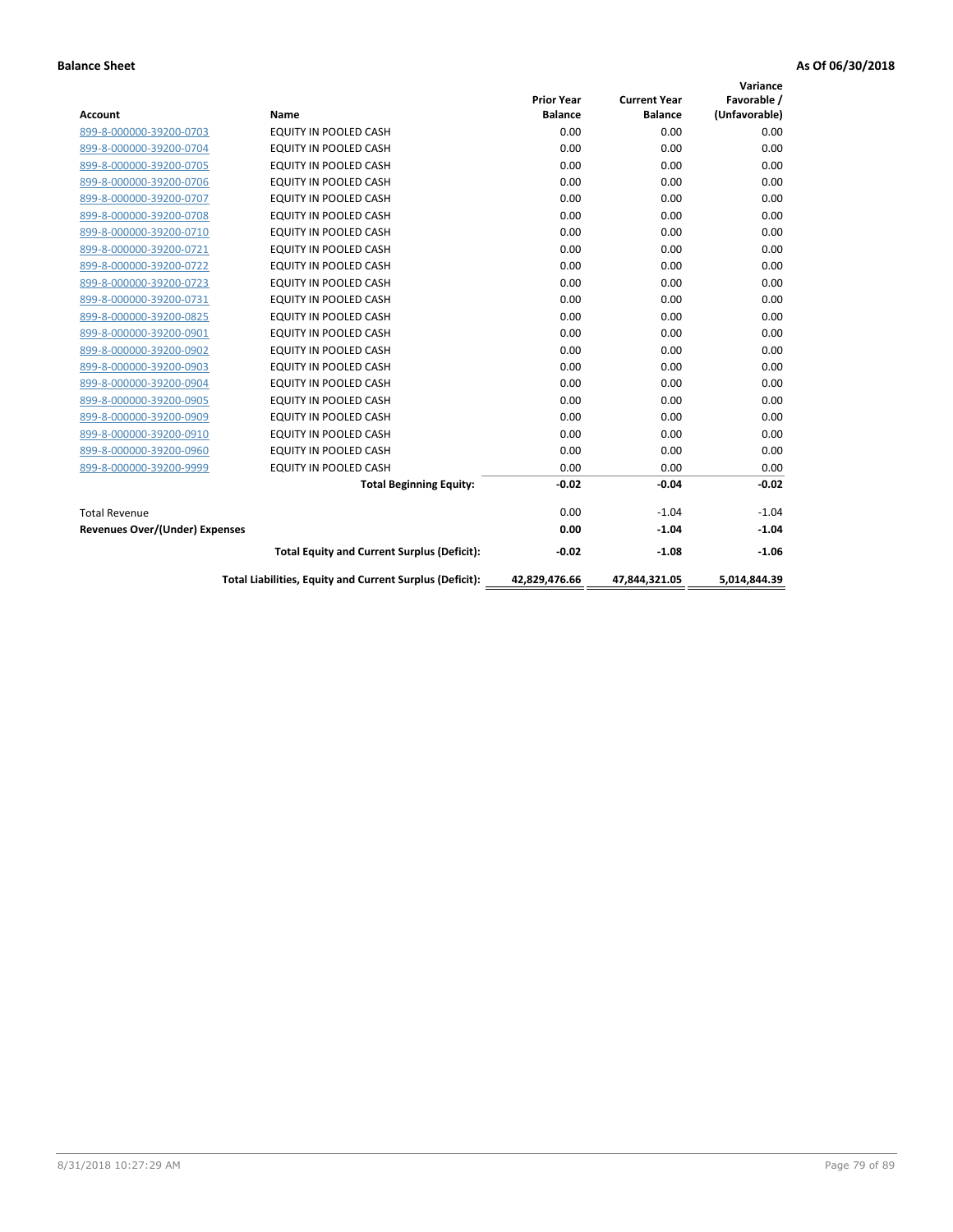**Balance Sheet** **As Of 06/30/2018**

| Account | Name | Prior Year Balance | Current Year Balance | Variance Favorable / (Unfavorable) |
|---|---|---|---|---|
| 899-8-000000-39200-0703 | EQUITY IN POOLED CASH | 0.00 | 0.00 | 0.00 |
| 899-8-000000-39200-0704 | EQUITY IN POOLED CASH | 0.00 | 0.00 | 0.00 |
| 899-8-000000-39200-0705 | EQUITY IN POOLED CASH | 0.00 | 0.00 | 0.00 |
| 899-8-000000-39200-0706 | EQUITY IN POOLED CASH | 0.00 | 0.00 | 0.00 |
| 899-8-000000-39200-0707 | EQUITY IN POOLED CASH | 0.00 | 0.00 | 0.00 |
| 899-8-000000-39200-0708 | EQUITY IN POOLED CASH | 0.00 | 0.00 | 0.00 |
| 899-8-000000-39200-0710 | EQUITY IN POOLED CASH | 0.00 | 0.00 | 0.00 |
| 899-8-000000-39200-0721 | EQUITY IN POOLED CASH | 0.00 | 0.00 | 0.00 |
| 899-8-000000-39200-0722 | EQUITY IN POOLED CASH | 0.00 | 0.00 | 0.00 |
| 899-8-000000-39200-0723 | EQUITY IN POOLED CASH | 0.00 | 0.00 | 0.00 |
| 899-8-000000-39200-0731 | EQUITY IN POOLED CASH | 0.00 | 0.00 | 0.00 |
| 899-8-000000-39200-0825 | EQUITY IN POOLED CASH | 0.00 | 0.00 | 0.00 |
| 899-8-000000-39200-0901 | EQUITY IN POOLED CASH | 0.00 | 0.00 | 0.00 |
| 899-8-000000-39200-0902 | EQUITY IN POOLED CASH | 0.00 | 0.00 | 0.00 |
| 899-8-000000-39200-0903 | EQUITY IN POOLED CASH | 0.00 | 0.00 | 0.00 |
| 899-8-000000-39200-0904 | EQUITY IN POOLED CASH | 0.00 | 0.00 | 0.00 |
| 899-8-000000-39200-0905 | EQUITY IN POOLED CASH | 0.00 | 0.00 | 0.00 |
| 899-8-000000-39200-0909 | EQUITY IN POOLED CASH | 0.00 | 0.00 | 0.00 |
| 899-8-000000-39200-0910 | EQUITY IN POOLED CASH | 0.00 | 0.00 | 0.00 |
| 899-8-000000-39200-0960 | EQUITY IN POOLED CASH | 0.00 | 0.00 | 0.00 |
| 899-8-000000-39200-9999 | EQUITY IN POOLED CASH | 0.00 | 0.00 | 0.00 |
| | **Total Beginning Equity:** | **-0.02** | **-0.04** | **-0.02** |
| Total Revenue | | 0.00 | -1.04 | -1.04 |
| **Revenues Over/(Under) Expenses** | | **0.00** | **-1.04** | **-1.04** |
| | **Total Equity and Current Surplus (Deficit):** | **-0.02** | **-1.08** | **-1.06** |
| | **Total Liabilities, Equity and Current Surplus (Deficit):** | **42,829,476.66** | **47,844,321.05** | **5,014,844.39** |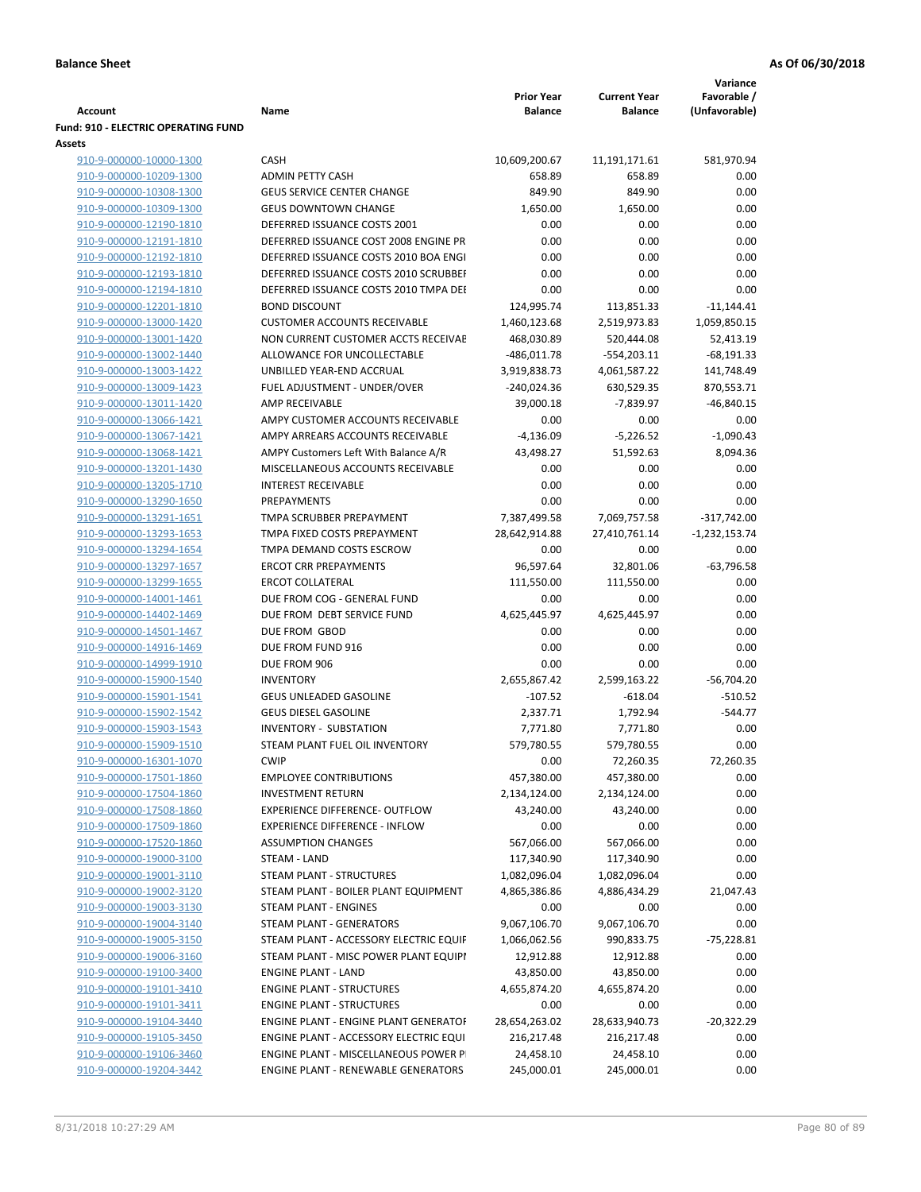**Balance Sheet** **As Of 06/30/2018**

| Account | Name | Prior Year Balance | Current Year Balance | Variance Favorable / (Unfavorable) |
|---|---|---|---|---|
| **Fund: 910 - ELECTRIC OPERATING FUND** | | | | |
| **Assets** | | | | |
| 910-9-000000-10000-1300 | CASH | 10,609,200.67 | 11,191,171.61 | 581,970.94 |
| 910-9-000000-10209-1300 | ADMIN PETTY CASH | 658.89 | 658.89 | 0.00 |
| 910-9-000000-10308-1300 | GEUS SERVICE CENTER CHANGE | 849.90 | 849.90 | 0.00 |
| 910-9-000000-10309-1300 | GEUS DOWNTOWN CHANGE | 1,650.00 | 1,650.00 | 0.00 |
| 910-9-000000-12190-1810 | DEFERRED ISSUANCE COSTS 2001 | 0.00 | 0.00 | 0.00 |
| 910-9-000000-12191-1810 | DEFERRED ISSUANCE COST 2008 ENGINE PR | 0.00 | 0.00 | 0.00 |
| 910-9-000000-12192-1810 | DEFERRED ISSUANCE COSTS 2010 BOA ENGI | 0.00 | 0.00 | 0.00 |
| 910-9-000000-12193-1810 | DEFERRED ISSUANCE COSTS 2010 SCRUBBEI | 0.00 | 0.00 | 0.00 |
| 910-9-000000-12194-1810 | DEFERRED ISSUANCE COSTS 2010 TMPA DEI | 0.00 | 0.00 | 0.00 |
| 910-9-000000-12201-1810 | BOND DISCOUNT | 124,995.74 | 113,851.33 | -11,144.41 |
| 910-9-000000-13000-1420 | CUSTOMER ACCOUNTS RECEIVABLE | 1,460,123.68 | 2,519,973.83 | 1,059,850.15 |
| 910-9-000000-13001-1420 | NON CURRENT CUSTOMER ACCTS RECEIVAE | 468,030.89 | 520,444.08 | 52,413.19 |
| 910-9-000000-13002-1440 | ALLOWANCE FOR UNCOLLECTABLE | -486,011.78 | -554,203.11 | -68,191.33 |
| 910-9-000000-13003-1422 | UNBILLED YEAR-END ACCRUAL | 3,919,838.73 | 4,061,587.22 | 141,748.49 |
| 910-9-000000-13009-1423 | FUEL ADJUSTMENT - UNDER/OVER | -240,024.36 | 630,529.35 | 870,553.71 |
| 910-9-000000-13011-1420 | AMP RECEIVABLE | 39,000.18 | -7,839.97 | -46,840.15 |
| 910-9-000000-13066-1421 | AMPY CUSTOMER ACCOUNTS RECEIVABLE | 0.00 | 0.00 | 0.00 |
| 910-9-000000-13067-1421 | AMPY ARREARS ACCOUNTS RECEIVABLE | -4,136.09 | -5,226.52 | -1,090.43 |
| 910-9-000000-13068-1421 | AMPY Customers Left With Balance A/R | 43,498.27 | 51,592.63 | 8,094.36 |
| 910-9-000000-13201-1430 | MISCELLANEOUS ACCOUNTS RECEIVABLE | 0.00 | 0.00 | 0.00 |
| 910-9-000000-13205-1710 | INTEREST RECEIVABLE | 0.00 | 0.00 | 0.00 |
| 910-9-000000-13290-1650 | PREPAYMENTS | 0.00 | 0.00 | 0.00 |
| 910-9-000000-13291-1651 | TMPA SCRUBBER PREPAYMENT | 7,387,499.58 | 7,069,757.58 | -317,742.00 |
| 910-9-000000-13293-1653 | TMPA FIXED COSTS PREPAYMENT | 28,642,914.88 | 27,410,761.14 | -1,232,153.74 |
| 910-9-000000-13294-1654 | TMPA DEMAND COSTS ESCROW | 0.00 | 0.00 | 0.00 |
| 910-9-000000-13297-1657 | ERCOT CRR PREPAYMENTS | 96,597.64 | 32,801.06 | -63,796.58 |
| 910-9-000000-13299-1655 | ERCOT COLLATERAL | 111,550.00 | 111,550.00 | 0.00 |
| 910-9-000000-14001-1461 | DUE FROM COG - GENERAL FUND | 0.00 | 0.00 | 0.00 |
| 910-9-000000-14402-1469 | DUE FROM DEBT SERVICE FUND | 4,625,445.97 | 4,625,445.97 | 0.00 |
| 910-9-000000-14501-1467 | DUE FROM GBOD | 0.00 | 0.00 | 0.00 |
| 910-9-000000-14916-1469 | DUE FROM FUND 916 | 0.00 | 0.00 | 0.00 |
| 910-9-000000-14999-1910 | DUE FROM 906 | 0.00 | 0.00 | 0.00 |
| 910-9-000000-15900-1540 | INVENTORY | 2,655,867.42 | 2,599,163.22 | -56,704.20 |
| 910-9-000000-15901-1541 | GEUS UNLEADED GASOLINE | -107.52 | -618.04 | -510.52 |
| 910-9-000000-15902-1542 | GEUS DIESEL GASOLINE | 2,337.71 | 1,792.94 | -544.77 |
| 910-9-000000-15903-1543 | INVENTORY - SUBSTATION | 7,771.80 | 7,771.80 | 0.00 |
| 910-9-000000-15909-1510 | STEAM PLANT FUEL OIL INVENTORY | 579,780.55 | 579,780.55 | 0.00 |
| 910-9-000000-16301-1070 | CWIP | 0.00 | 72,260.35 | 72,260.35 |
| 910-9-000000-17501-1860 | EMPLOYEE CONTRIBUTIONS | 457,380.00 | 457,380.00 | 0.00 |
| 910-9-000000-17504-1860 | INVESTMENT RETURN | 2,134,124.00 | 2,134,124.00 | 0.00 |
| 910-9-000000-17508-1860 | EXPERIENCE DIFFERENCE- OUTFLOW | 43,240.00 | 43,240.00 | 0.00 |
| 910-9-000000-17509-1860 | EXPERIENCE DIFFERENCE - INFLOW | 0.00 | 0.00 | 0.00 |
| 910-9-000000-17520-1860 | ASSUMPTION CHANGES | 567,066.00 | 567,066.00 | 0.00 |
| 910-9-000000-19000-3100 | STEAM - LAND | 117,340.90 | 117,340.90 | 0.00 |
| 910-9-000000-19001-3110 | STEAM PLANT - STRUCTURES | 1,082,096.04 | 1,082,096.04 | 0.00 |
| 910-9-000000-19002-3120 | STEAM PLANT - BOILER PLANT EQUIPMENT | 4,865,386.86 | 4,886,434.29 | 21,047.43 |
| 910-9-000000-19003-3130 | STEAM PLANT - ENGINES | 0.00 | 0.00 | 0.00 |
| 910-9-000000-19004-3140 | STEAM PLANT - GENERATORS | 9,067,106.70 | 9,067,106.70 | 0.00 |
| 910-9-000000-19005-3150 | STEAM PLANT - ACCESSORY ELECTRIC EQUIF | 1,066,062.56 | 990,833.75 | -75,228.81 |
| 910-9-000000-19006-3160 | STEAM PLANT - MISC POWER PLANT EQUIPI | 12,912.88 | 12,912.88 | 0.00 |
| 910-9-000000-19100-3400 | ENGINE PLANT - LAND | 43,850.00 | 43,850.00 | 0.00 |
| 910-9-000000-19101-3410 | ENGINE PLANT - STRUCTURES | 4,655,874.20 | 4,655,874.20 | 0.00 |
| 910-9-000000-19101-3411 | ENGINE PLANT - STRUCTURES | 0.00 | 0.00 | 0.00 |
| 910-9-000000-19104-3440 | ENGINE PLANT - ENGINE PLANT GENERATOF | 28,654,263.02 | 28,633,940.73 | -20,322.29 |
| 910-9-000000-19105-3450 | ENGINE PLANT - ACCESSORY ELECTRIC EQUI | 216,217.48 | 216,217.48 | 0.00 |
| 910-9-000000-19106-3460 | ENGINE PLANT - MISCELLANEOUS POWER PI | 24,458.10 | 24,458.10 | 0.00 |
| 910-9-000000-19204-3442 | ENGINE PLANT - RENEWABLE GENERATORS | 245,000.01 | 245,000.01 | 0.00 |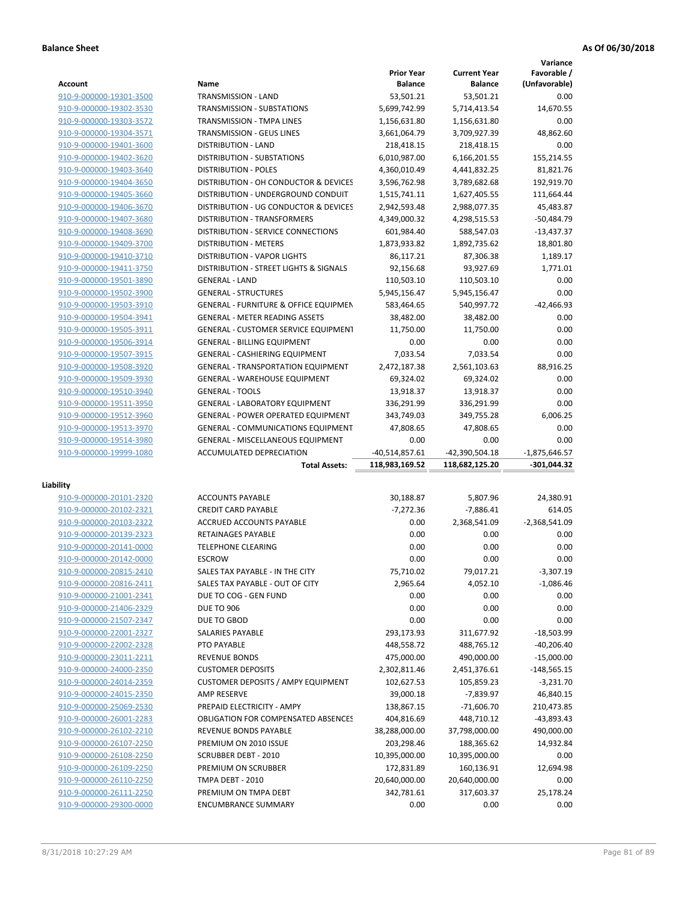**Balance Sheet** **As Of 06/30/2018**

| Account | Name | Prior Year Balance | Current Year Balance | Variance Favorable / (Unfavorable) |
|---|---|---|---|---|
| 910-9-000000-19301-3500 | TRANSMISSION - LAND | 53,501.21 | 53,501.21 | 0.00 |
| 910-9-000000-19302-3530 | TRANSMISSION - SUBSTATIONS | 5,699,742.99 | 5,714,413.54 | 14,670.55 |
| 910-9-000000-19303-3572 | TRANSMISSION - TMPA LINES | 1,156,631.80 | 1,156,631.80 | 0.00 |
| 910-9-000000-19304-3571 | TRANSMISSION - GEUS LINES | 3,661,064.79 | 3,709,927.39 | 48,862.60 |
| 910-9-000000-19401-3600 | DISTRIBUTION - LAND | 218,418.15 | 218,418.15 | 0.00 |
| 910-9-000000-19402-3620 | DISTRIBUTION - SUBSTATIONS | 6,010,987.00 | 6,166,201.55 | 155,214.55 |
| 910-9-000000-19403-3640 | DISTRIBUTION - POLES | 4,360,010.49 | 4,441,832.25 | 81,821.76 |
| 910-9-000000-19404-3650 | DISTRIBUTION - OH CONDUCTOR & DEVICES | 3,596,762.98 | 3,789,682.68 | 192,919.70 |
| 910-9-000000-19405-3660 | DISTRIBUTION - UNDERGROUND CONDUIT | 1,515,741.11 | 1,627,405.55 | 111,664.44 |
| 910-9-000000-19406-3670 | DISTRIBUTION - UG CONDUCTOR & DEVICES | 2,942,593.48 | 2,988,077.35 | 45,483.87 |
| 910-9-000000-19407-3680 | DISTRIBUTION - TRANSFORMERS | 4,349,000.32 | 4,298,515.53 | -50,484.79 |
| 910-9-000000-19408-3690 | DISTRIBUTION - SERVICE CONNECTIONS | 601,984.40 | 588,547.03 | -13,437.37 |
| 910-9-000000-19409-3700 | DISTRIBUTION - METERS | 1,873,933.82 | 1,892,735.62 | 18,801.80 |
| 910-9-000000-19410-3710 | DISTRIBUTION - VAPOR LIGHTS | 86,117.21 | 87,306.38 | 1,189.17 |
| 910-9-000000-19411-3750 | DISTRIBUTION - STREET LIGHTS & SIGNALS | 92,156.68 | 93,927.69 | 1,771.01 |
| 910-9-000000-19501-3890 | GENERAL - LAND | 110,503.10 | 110,503.10 | 0.00 |
| 910-9-000000-19502-3900 | GENERAL - STRUCTURES | 5,945,156.47 | 5,945,156.47 | 0.00 |
| 910-9-000000-19503-3910 | GENERAL - FURNITURE & OFFICE EQUIPMEN | 583,464.65 | 540,997.72 | -42,466.93 |
| 910-9-000000-19504-3941 | GENERAL - METER READING ASSETS | 38,482.00 | 38,482.00 | 0.00 |
| 910-9-000000-19505-3911 | GENERAL - CUSTOMER SERVICE EQUIPMENT | 11,750.00 | 11,750.00 | 0.00 |
| 910-9-000000-19506-3914 | GENERAL - BILLING EQUIPMENT | 0.00 | 0.00 | 0.00 |
| 910-9-000000-19507-3915 | GENERAL - CASHIERING EQUIPMENT | 7,033.54 | 7,033.54 | 0.00 |
| 910-9-000000-19508-3920 | GENERAL - TRANSPORTATION EQUIPMENT | 2,472,187.38 | 2,561,103.63 | 88,916.25 |
| 910-9-000000-19509-3930 | GENERAL - WAREHOUSE EQUIPMENT | 69,324.02 | 69,324.02 | 0.00 |
| 910-9-000000-19510-3940 | GENERAL - TOOLS | 13,918.37 | 13,918.37 | 0.00 |
| 910-9-000000-19511-3950 | GENERAL - LABORATORY EQUIPMENT | 336,291.99 | 336,291.99 | 0.00 |
| 910-9-000000-19512-3960 | GENERAL - POWER OPERATED EQUIPMENT | 343,749.03 | 349,755.28 | 6,006.25 |
| 910-9-000000-19513-3970 | GENERAL - COMMUNICATIONS EQUIPMENT | 47,808.65 | 47,808.65 | 0.00 |
| 910-9-000000-19514-3980 | GENERAL - MISCELLANEOUS EQUIPMENT | 0.00 | 0.00 | 0.00 |
| 910-9-000000-19999-1080 | ACCUMULATED DEPRECIATION | -40,514,857.61 | -42,390,504.18 | -1,875,646.57 |
| | **Total Assets:** | **118,983,169.52** | **118,682,125.20** | **-301,044.32** |

**Liability**

| Account | Name | Prior Year Balance | Current Year Balance | Variance Favorable / (Unfavorable) |
|---|---|---|---|---|
| 910-9-000000-20101-2320 | ACCOUNTS PAYABLE | 30,188.87 | 5,807.96 | 24,380.91 |
| 910-9-000000-20102-2321 | CREDIT CARD PAYABLE | -7,272.36 | -7,886.41 | 614.05 |
| 910-9-000000-20103-2322 | ACCRUED ACCOUNTS PAYABLE | 0.00 | 2,368,541.09 | -2,368,541.09 |
| 910-9-000000-20139-2323 | RETAINAGES PAYABLE | 0.00 | 0.00 | 0.00 |
| 910-9-000000-20141-0000 | TELEPHONE CLEARING | 0.00 | 0.00 | 0.00 |
| 910-9-000000-20142-0000 | ESCROW | 0.00 | 0.00 | 0.00 |
| 910-9-000000-20815-2410 | SALES TAX PAYABLE - IN THE CITY | 75,710.02 | 79,017.21 | -3,307.19 |
| 910-9-000000-20816-2411 | SALES TAX PAYABLE - OUT OF CITY | 2,965.64 | 4,052.10 | -1,086.46 |
| 910-9-000000-21001-2341 | DUE TO COG - GEN FUND | 0.00 | 0.00 | 0.00 |
| 910-9-000000-21406-2329 | DUE TO 906 | 0.00 | 0.00 | 0.00 |
| 910-9-000000-21507-2347 | DUE TO GBOD | 0.00 | 0.00 | 0.00 |
| 910-9-000000-22001-2327 | SALARIES PAYABLE | 293,173.93 | 311,677.92 | -18,503.99 |
| 910-9-000000-22002-2328 | PTO PAYABLE | 448,558.72 | 488,765.12 | -40,206.40 |
| 910-9-000000-23011-2211 | REVENUE BONDS | 475,000.00 | 490,000.00 | -15,000.00 |
| 910-9-000000-24000-2350 | CUSTOMER DEPOSITS | 2,302,811.46 | 2,451,376.61 | -148,565.15 |
| 910-9-000000-24014-2359 | CUSTOMER DEPOSITS / AMPY EQUIPMENT | 102,627.53 | 105,859.23 | -3,231.70 |
| 910-9-000000-24015-2350 | AMP RESERVE | 39,000.18 | -7,839.97 | 46,840.15 |
| 910-9-000000-25069-2530 | PREPAID ELECTRICITY - AMPY | 138,867.15 | -71,606.70 | 210,473.85 |
| 910-9-000000-26001-2283 | OBLIGATION FOR COMPENSATED ABSENCES | 404,816.69 | 448,710.12 | -43,893.43 |
| 910-9-000000-26102-2210 | REVENUE BONDS PAYABLE | 38,288,000.00 | 37,798,000.00 | 490,000.00 |
| 910-9-000000-26107-2250 | PREMIUM ON 2010 ISSUE | 203,298.46 | 188,365.62 | 14,932.84 |
| 910-9-000000-26108-2250 | SCRUBBER DEBT - 2010 | 10,395,000.00 | 10,395,000.00 | 0.00 |
| 910-9-000000-26109-2250 | PREMIUM ON SCRUBBER | 172,831.89 | 160,136.91 | 12,694.98 |
| 910-9-000000-26110-2250 | TMPA DEBT - 2010 | 20,640,000.00 | 20,640,000.00 | 0.00 |
| 910-9-000000-26111-2250 | PREMIUM ON TMPA DEBT | 342,781.61 | 317,603.37 | 25,178.24 |
| 910-9-000000-29300-0000 | ENCUMBRANCE SUMMARY | 0.00 | 0.00 | 0.00 |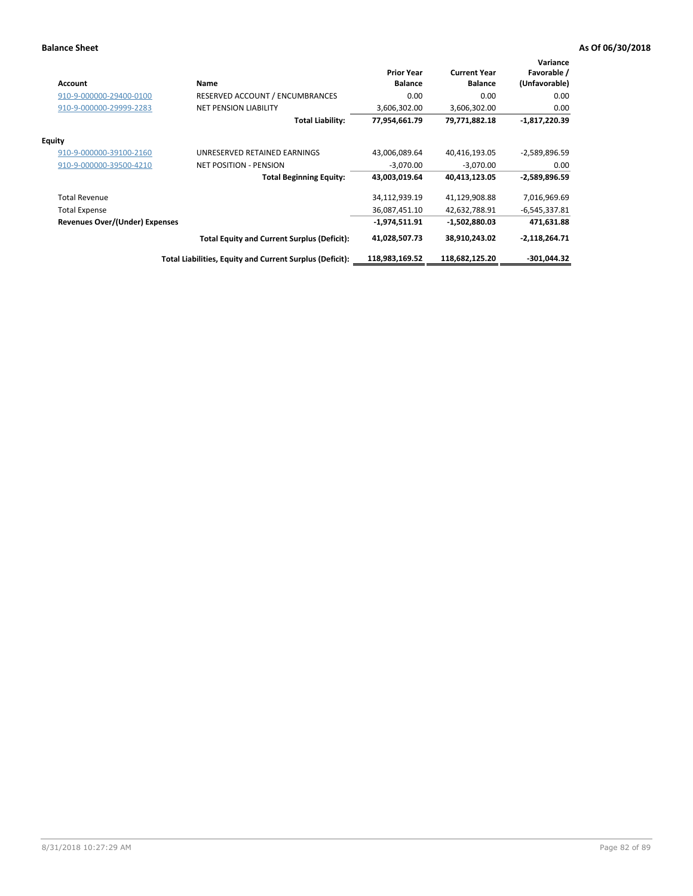**Balance Sheet** **As Of 06/30/2018**

| Account | Name | Prior Year Balance | Current Year Balance | Variance Favorable / (Unfavorable) |
|---|---|---|---|---|
| 910-9-000000-29400-0100 | RESERVED ACCOUNT / ENCUMBRANCES | 0.00 | 0.00 | 0.00 |
| 910-9-000000-29999-2283 | NET PENSION LIABILITY | 3,606,302.00 | 3,606,302.00 | 0.00 |
| | **Total Liability:** | **77,954,661.79** | **79,771,882.18** | **-1,817,220.39** |
| **Equity** | | | | |
| 910-9-000000-39100-2160 | UNRESERVED RETAINED EARNINGS | 43,006,089.64 | 40,416,193.05 | -2,589,896.59 |
| 910-9-000000-39500-4210 | NET POSITION - PENSION | -3,070.00 | -3,070.00 | 0.00 |
| | **Total Beginning Equity:** | **43,003,019.64** | **40,413,123.05** | **-2,589,896.59** |
| Total Revenue | | 34,112,939.19 | 41,129,908.88 | 7,016,969.69 |
| Total Expense | | 36,087,451.10 | 42,632,788.91 | -6,545,337.81 |
| **Revenues Over/(Under) Expenses** | | **-1,974,511.91** | **-1,502,880.03** | **471,631.88** |
| | **Total Equity and Current Surplus (Deficit):** | **41,028,507.73** | **38,910,243.02** | **-2,118,264.71** |
| | **Total Liabilities, Equity and Current Surplus (Deficit):** | **118,983,169.52** | **118,682,125.20** | **-301,044.32** |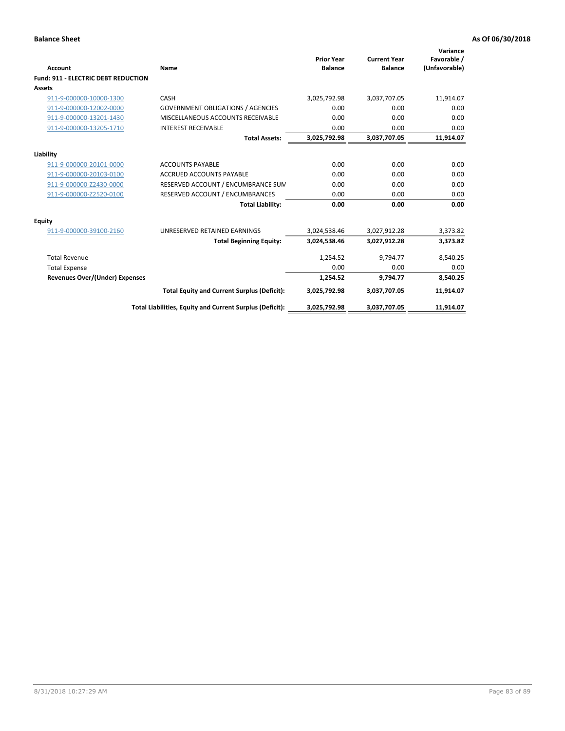**Balance Sheet** | **As Of 06/30/2018**

| Account | Name | Prior Year Balance | Current Year Balance | Variance Favorable / (Unfavorable) |
|---|---|---|---|---|
| **Fund: 911 - ELECTRIC DEBT REDUCTION** | | | | |
| **Assets** | | | | |
| 911-9-000000-10000-1300 | CASH | 3,025,792.98 | 3,037,707.05 | 11,914.07 |
| 911-9-000000-12002-0000 | GOVERNMENT OBLIGATIONS / AGENCIES | 0.00 | 0.00 | 0.00 |
| 911-9-000000-13201-1430 | MISCELLANEOUS ACCOUNTS RECEIVABLE | 0.00 | 0.00 | 0.00 |
| 911-9-000000-13205-1710 | INTEREST RECEIVABLE | 0.00 | 0.00 | 0.00 |
| | **Total Assets:** | **3,025,792.98** | **3,037,707.05** | **11,914.07** |
| **Liability** | | | | |
| 911-9-000000-20101-0000 | ACCOUNTS PAYABLE | 0.00 | 0.00 | 0.00 |
| 911-9-000000-20103-0100 | ACCRUED ACCOUNTS PAYABLE | 0.00 | 0.00 | 0.00 |
| 911-9-000000-Z2430-0000 | RESERVED ACCOUNT / ENCUMBRANCE SUM | 0.00 | 0.00 | 0.00 |
| 911-9-000000-Z2520-0100 | RESERVED ACCOUNT / ENCUMBRANCES | 0.00 | 0.00 | 0.00 |
| | **Total Liability:** | **0.00** | **0.00** | **0.00** |
| **Equity** | | | | |
| 911-9-000000-39100-2160 | UNRESERVED RETAINED EARNINGS | 3,024,538.46 | 3,027,912.28 | 3,373.82 |
| | **Total Beginning Equity:** | **3,024,538.46** | **3,027,912.28** | **3,373.82** |
| Total Revenue | | 1,254.52 | 9,794.77 | 8,540.25 |
| Total Expense | | 0.00 | 0.00 | 0.00 |
| **Revenues Over/(Under) Expenses** | | **1,254.52** | **9,794.77** | **8,540.25** |
| | **Total Equity and Current Surplus (Deficit):** | **3,025,792.98** | **3,037,707.05** | **11,914.07** |
| | **Total Liabilities, Equity and Current Surplus (Deficit):** | **3,025,792.98** | **3,037,707.05** | **11,914.07** |

8/31/2018 10:27:29 AM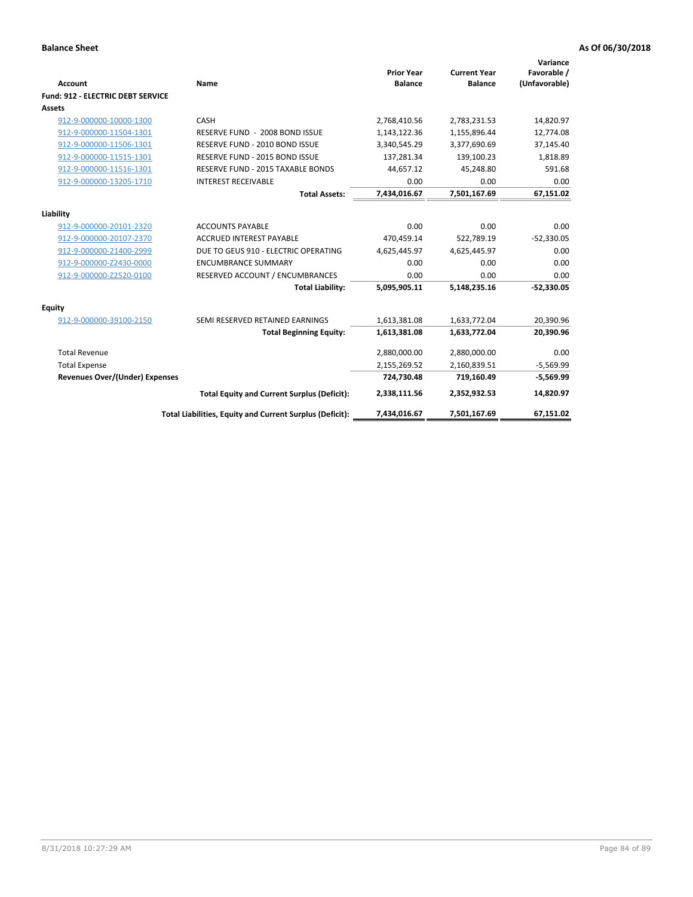**Balance Sheet** **As Of 06/30/2018**

| Account | Name | Prior Year Balance | Current Year Balance | Variance Favorable / (Unfavorable) |
|---|---|---|---|---|
| **Fund: 912 - ELECTRIC DEBT SERVICE** | | | | |
| **Assets** | | | | |
| 912-9-000000-10000-1300 | CASH | 2,768,410.56 | 2,783,231.53 | 14,820.97 |
| 912-9-000000-11504-1301 | RESERVE FUND - 2008 BOND ISSUE | 1,143,122.36 | 1,155,896.44 | 12,774.08 |
| 912-9-000000-11506-1301 | RESERVE FUND - 2010 BOND ISSUE | 3,340,545.29 | 3,377,690.69 | 37,145.40 |
| 912-9-000000-11515-1301 | RESERVE FUND - 2015 BOND ISSUE | 137,281.34 | 139,100.23 | 1,818.89 |
| 912-9-000000-11516-1301 | RESERVE FUND - 2015 TAXABLE BONDS | 44,657.12 | 45,248.80 | 591.68 |
| 912-9-000000-13205-1710 | INTEREST RECEIVABLE | 0.00 | 0.00 | 0.00 |
| | **Total Assets:** | **7,434,016.67** | **7,501,167.69** | **67,151.02** |
| **Liability** | | | | |
| 912-9-000000-20101-2320 | ACCOUNTS PAYABLE | 0.00 | 0.00 | 0.00 |
| 912-9-000000-20107-2370 | ACCRUED INTEREST PAYABLE | 470,459.14 | 522,789.19 | -52,330.05 |
| 912-9-000000-21400-2999 | DUE TO GEUS 910 - ELECTRIC OPERATING | 4,625,445.97 | 4,625,445.97 | 0.00 |
| 912-9-000000-Z2430-0000 | ENCUMBRANCE SUMMARY | 0.00 | 0.00 | 0.00 |
| 912-9-000000-Z2520-0100 | RESERVED ACCOUNT / ENCUMBRANCES | 0.00 | 0.00 | 0.00 |
| | **Total Liability:** | **5,095,905.11** | **5,148,235.16** | **-52,330.05** |
| **Equity** | | | | |
| 912-9-000000-39100-2150 | SEMI RESERVED RETAINED EARNINGS | 1,613,381.08 | 1,633,772.04 | 20,390.96 |
| | **Total Beginning Equity:** | **1,613,381.08** | **1,633,772.04** | **20,390.96** |
| Total Revenue | | 2,880,000.00 | 2,880,000.00 | 0.00 |
| Total Expense | | 2,155,269.52 | 2,160,839.51 | -5,569.99 |
| **Revenues Over/(Under) Expenses** | | **724,730.48** | **719,160.49** | **-5,569.99** |
| | **Total Equity and Current Surplus (Deficit):** | **2,338,111.56** | **2,352,932.53** | **14,820.97** |
| | **Total Liabilities, Equity and Current Surplus (Deficit):** | **7,434,016.67** | **7,501,167.69** | **67,151.02** |

8/31/2018 10:27:29 AM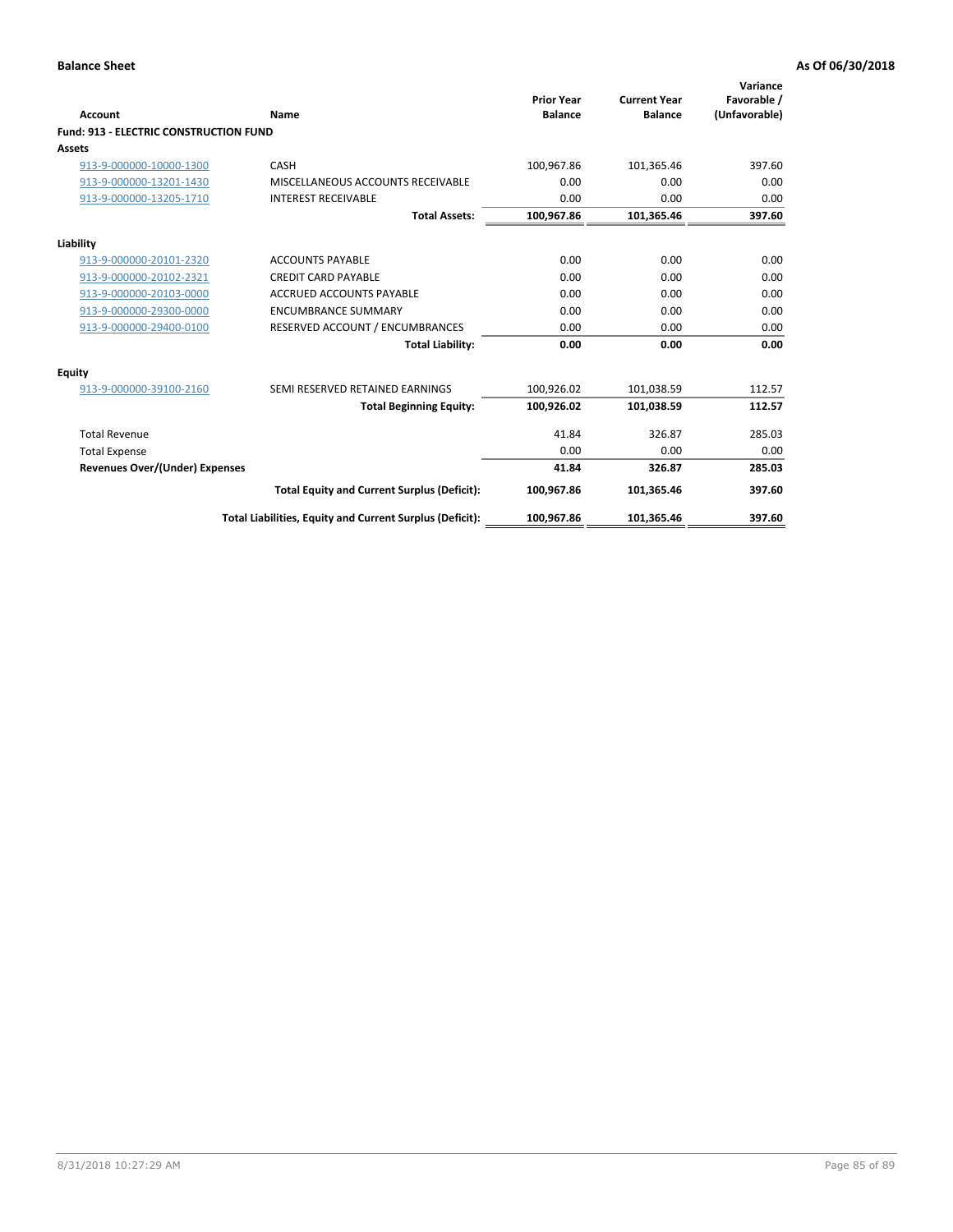**Balance Sheet** **As Of 06/30/2018**

| Account | Name | Prior Year Balance | Current Year Balance | Variance Favorable / (Unfavorable) |
|---|---|---|---|---|
| **Fund: 913 - ELECTRIC CONSTRUCTION FUND** | | | | |
| **Assets** | | | | |
| 913-9-000000-10000-1300 | CASH | 100,967.86 | 101,365.46 | 397.60 |
| 913-9-000000-13201-1430 | MISCELLANEOUS ACCOUNTS RECEIVABLE | 0.00 | 0.00 | 0.00 |
| 913-9-000000-13205-1710 | INTEREST RECEIVABLE | 0.00 | 0.00 | 0.00 |
| | **Total Assets:** | **100,967.86** | **101,365.46** | **397.60** |
| **Liability** | | | | |
| 913-9-000000-20101-2320 | ACCOUNTS PAYABLE | 0.00 | 0.00 | 0.00 |
| 913-9-000000-20102-2321 | CREDIT CARD PAYABLE | 0.00 | 0.00 | 0.00 |
| 913-9-000000-20103-0000 | ACCRUED ACCOUNTS PAYABLE | 0.00 | 0.00 | 0.00 |
| 913-9-000000-29300-0000 | ENCUMBRANCE SUMMARY | 0.00 | 0.00 | 0.00 |
| 913-9-000000-29400-0100 | RESERVED ACCOUNT / ENCUMBRANCES | 0.00 | 0.00 | 0.00 |
| | **Total Liability:** | **0.00** | **0.00** | **0.00** |
| **Equity** | | | | |
| 913-9-000000-39100-2160 | SEMI RESERVED RETAINED EARNINGS | 100,926.02 | 101,038.59 | 112.57 |
| | **Total Beginning Equity:** | **100,926.02** | **101,038.59** | **112.57** |
| Total Revenue | | 41.84 | 326.87 | 285.03 |
| Total Expense | | 0.00 | 0.00 | 0.00 |
| **Revenues Over/(Under) Expenses** | | **41.84** | **326.87** | **285.03** |
| | **Total Equity and Current Surplus (Deficit):** | **100,967.86** | **101,365.46** | **397.60** |
| | **Total Liabilities, Equity and Current Surplus (Deficit):** | **100,967.86** | **101,365.46** | **397.60** |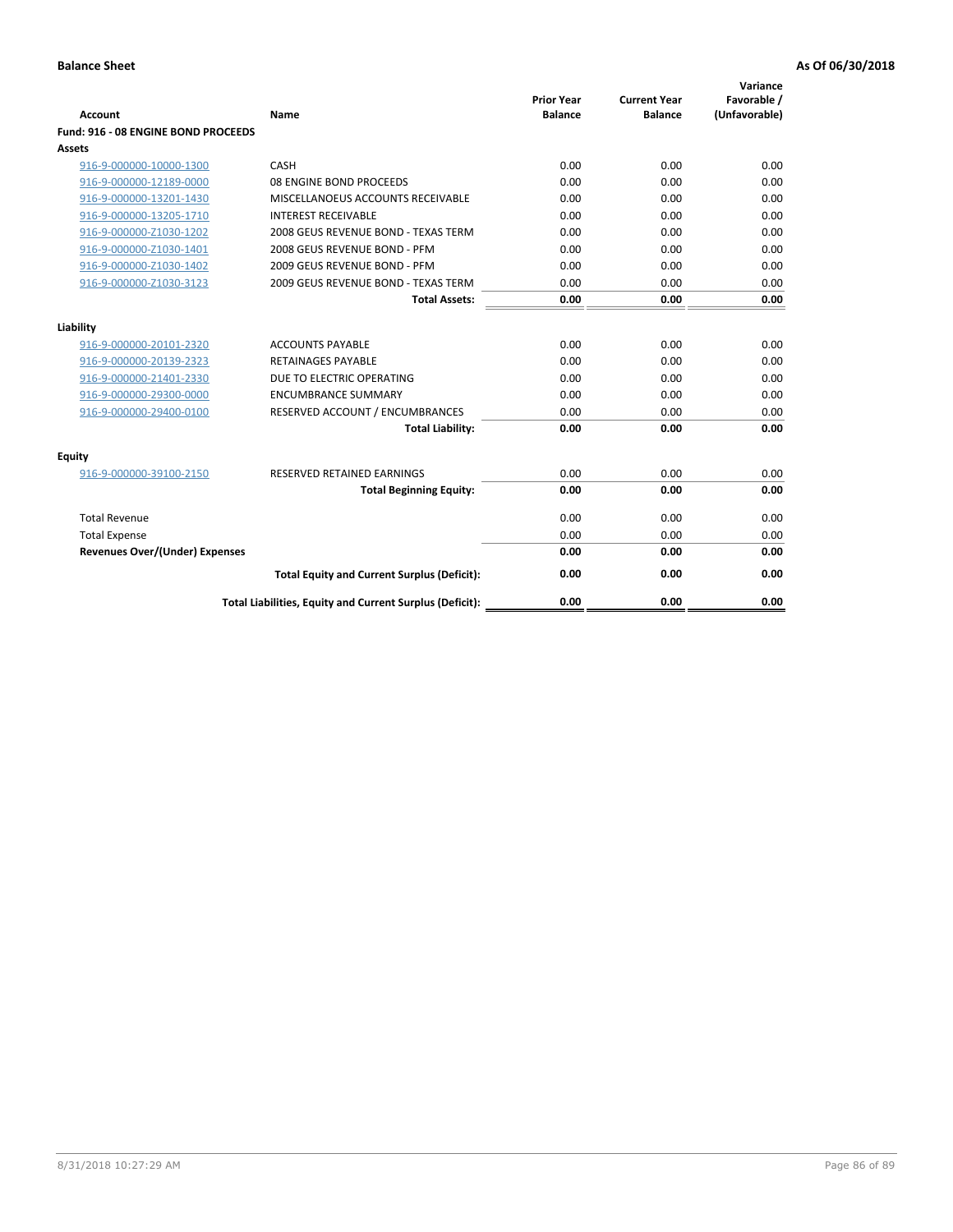**Balance Sheet** **As Of 06/30/2018**

| Account | Name | Prior Year Balance | Current Year Balance | Variance Favorable / (Unfavorable) |
|---|---|---|---|---|
| **Fund: 916 - 08 ENGINE BOND PROCEEDS** | | | | |
| **Assets** | | | | |
| 916-9-000000-10000-1300 | CASH | 0.00 | 0.00 | 0.00 |
| 916-9-000000-12189-0000 | 08 ENGINE BOND PROCEEDS | 0.00 | 0.00 | 0.00 |
| 916-9-000000-13201-1430 | MISCELLANOEUS ACCOUNTS RECEIVABLE | 0.00 | 0.00 | 0.00 |
| 916-9-000000-13205-1710 | INTEREST RECEIVABLE | 0.00 | 0.00 | 0.00 |
| 916-9-000000-Z1030-1202 | 2008 GEUS REVENUE BOND - TEXAS TERM | 0.00 | 0.00 | 0.00 |
| 916-9-000000-Z1030-1401 | 2008 GEUS REVENUE BOND - PFM | 0.00 | 0.00 | 0.00 |
| 916-9-000000-Z1030-1402 | 2009 GEUS REVENUE BOND - PFM | 0.00 | 0.00 | 0.00 |
| 916-9-000000-Z1030-3123 | 2009 GEUS REVENUE BOND - TEXAS TERM | 0.00 | 0.00 | 0.00 |
| | **Total Assets:** | **0.00** | **0.00** | **0.00** |
| **Liability** | | | | |
| 916-9-000000-20101-2320 | ACCOUNTS PAYABLE | 0.00 | 0.00 | 0.00 |
| 916-9-000000-20139-2323 | RETAINAGES PAYABLE | 0.00 | 0.00 | 0.00 |
| 916-9-000000-21401-2330 | DUE TO ELECTRIC OPERATING | 0.00 | 0.00 | 0.00 |
| 916-9-000000-29300-0000 | ENCUMBRANCE SUMMARY | 0.00 | 0.00 | 0.00 |
| 916-9-000000-29400-0100 | RESERVED ACCOUNT / ENCUMBRANCES | 0.00 | 0.00 | 0.00 |
| | **Total Liability:** | **0.00** | **0.00** | **0.00** |
| **Equity** | | | | |
| 916-9-000000-39100-2150 | RESERVED RETAINED EARNINGS | 0.00 | 0.00 | 0.00 |
| | **Total Beginning Equity:** | **0.00** | **0.00** | **0.00** |
| Total Revenue | | 0.00 | 0.00 | 0.00 |
| Total Expense | | 0.00 | 0.00 | 0.00 |
| **Revenues Over/(Under) Expenses** | | **0.00** | **0.00** | **0.00** |
| | **Total Equity and Current Surplus (Deficit):** | **0.00** | **0.00** | **0.00** |
| | **Total Liabilities, Equity and Current Surplus (Deficit):** | **0.00** | **0.00** | **0.00** |

8/31/2018 10:27:29 AM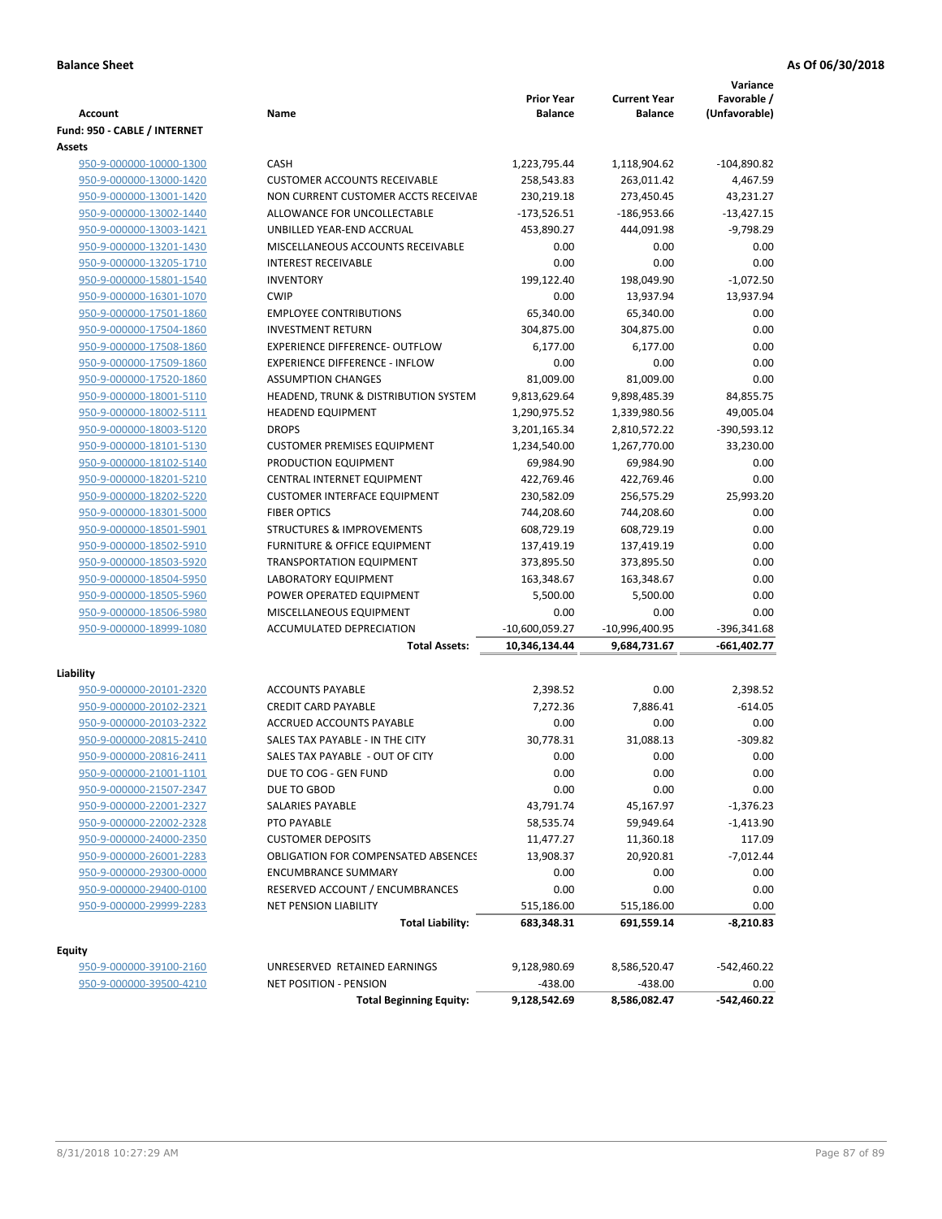**Balance Sheet** **As Of 06/30/2018**

| Account | Name | Prior Year Balance | Current Year Balance | Variance Favorable / (Unfavorable) |
|---|---|---|---|---|
| **Fund: 950 - CABLE / INTERNET** | | | | |
| **Assets** | | | | |
| 950-9-000000-10000-1300 | CASH | 1,223,795.44 | 1,118,904.62 | -104,890.82 |
| 950-9-000000-13000-1420 | CUSTOMER ACCOUNTS RECEIVABLE | 258,543.83 | 263,011.42 | 4,467.59 |
| 950-9-000000-13001-1420 | NON CURRENT CUSTOMER ACCTS RECEIVAE | 230,219.18 | 273,450.45 | 43,231.27 |
| 950-9-000000-13002-1440 | ALLOWANCE FOR UNCOLLECTABLE | -173,526.51 | -186,953.66 | -13,427.15 |
| 950-9-000000-13003-1421 | UNBILLED YEAR-END ACCRUAL | 453,890.27 | 444,091.98 | -9,798.29 |
| 950-9-000000-13201-1430 | MISCELLANEOUS ACCOUNTS RECEIVABLE | 0.00 | 0.00 | 0.00 |
| 950-9-000000-13205-1710 | INTEREST RECEIVABLE | 0.00 | 0.00 | 0.00 |
| 950-9-000000-15801-1540 | INVENTORY | 199,122.40 | 198,049.90 | -1,072.50 |
| 950-9-000000-16301-1070 | CWIP | 0.00 | 13,937.94 | 13,937.94 |
| 950-9-000000-17501-1860 | EMPLOYEE CONTRIBUTIONS | 65,340.00 | 65,340.00 | 0.00 |
| 950-9-000000-17504-1860 | INVESTMENT RETURN | 304,875.00 | 304,875.00 | 0.00 |
| 950-9-000000-17508-1860 | EXPERIENCE DIFFERENCE- OUTFLOW | 6,177.00 | 6,177.00 | 0.00 |
| 950-9-000000-17509-1860 | EXPERIENCE DIFFERENCE - INFLOW | 0.00 | 0.00 | 0.00 |
| 950-9-000000-17520-1860 | ASSUMPTION CHANGES | 81,009.00 | 81,009.00 | 0.00 |
| 950-9-000000-18001-5110 | HEADEND, TRUNK & DISTRIBUTION SYSTEM | 9,813,629.64 | 9,898,485.39 | 84,855.75 |
| 950-9-000000-18002-5111 | HEADEND EQUIPMENT | 1,290,975.52 | 1,339,980.56 | 49,005.04 |
| 950-9-000000-18003-5120 | DROPS | 3,201,165.34 | 2,810,572.22 | -390,593.12 |
| 950-9-000000-18101-5130 | CUSTOMER PREMISES EQUIPMENT | 1,234,540.00 | 1,267,770.00 | 33,230.00 |
| 950-9-000000-18102-5140 | PRODUCTION EQUIPMENT | 69,984.90 | 69,984.90 | 0.00 |
| 950-9-000000-18201-5210 | CENTRAL INTERNET EQUIPMENT | 422,769.46 | 422,769.46 | 0.00 |
| 950-9-000000-18202-5220 | CUSTOMER INTERFACE EQUIPMENT | 230,582.09 | 256,575.29 | 25,993.20 |
| 950-9-000000-18301-5000 | FIBER OPTICS | 744,208.60 | 744,208.60 | 0.00 |
| 950-9-000000-18501-5901 | STRUCTURES & IMPROVEMENTS | 608,729.19 | 608,729.19 | 0.00 |
| 950-9-000000-18502-5910 | FURNITURE & OFFICE EQUIPMENT | 137,419.19 | 137,419.19 | 0.00 |
| 950-9-000000-18503-5920 | TRANSPORTATION EQUIPMENT | 373,895.50 | 373,895.50 | 0.00 |
| 950-9-000000-18504-5950 | LABORATORY EQUIPMENT | 163,348.67 | 163,348.67 | 0.00 |
| 950-9-000000-18505-5960 | POWER OPERATED EQUIPMENT | 5,500.00 | 5,500.00 | 0.00 |
| 950-9-000000-18506-5980 | MISCELLANEOUS EQUIPMENT | 0.00 | 0.00 | 0.00 |
| 950-9-000000-18999-1080 | ACCUMULATED DEPRECIATION | -10,600,059.27 | -10,996,400.95 | -396,341.68 |
| | **Total Assets:** | **10,346,134.44** | **9,684,731.67** | **-661,402.77** |
| **Liability** | | | | |
| 950-9-000000-20101-2320 | ACCOUNTS PAYABLE | 2,398.52 | 0.00 | 2,398.52 |
| 950-9-000000-20102-2321 | CREDIT CARD PAYABLE | 7,272.36 | 7,886.41 | -614.05 |
| 950-9-000000-20103-2322 | ACCRUED ACCOUNTS PAYABLE | 0.00 | 0.00 | 0.00 |
| 950-9-000000-20815-2410 | SALES TAX PAYABLE - IN THE CITY | 30,778.31 | 31,088.13 | -309.82 |
| 950-9-000000-20816-2411 | SALES TAX PAYABLE - OUT OF CITY | 0.00 | 0.00 | 0.00 |
| 950-9-000000-21001-1101 | DUE TO COG - GEN FUND | 0.00 | 0.00 | 0.00 |
| 950-9-000000-21507-2347 | DUE TO GBOD | 0.00 | 0.00 | 0.00 |
| 950-9-000000-22001-2327 | SALARIES PAYABLE | 43,791.74 | 45,167.97 | -1,376.23 |
| 950-9-000000-22002-2328 | PTO PAYABLE | 58,535.74 | 59,949.64 | -1,413.90 |
| 950-9-000000-24000-2350 | CUSTOMER DEPOSITS | 11,477.27 | 11,360.18 | 117.09 |
| 950-9-000000-26001-2283 | OBLIGATION FOR COMPENSATED ABSENCES | 13,908.37 | 20,920.81 | -7,012.44 |
| 950-9-000000-29300-0000 | ENCUMBRANCE SUMMARY | 0.00 | 0.00 | 0.00 |
| 950-9-000000-29400-0100 | RESERVED ACCOUNT / ENCUMBRANCES | 0.00 | 0.00 | 0.00 |
| 950-9-000000-29999-2283 | NET PENSION LIABILITY | 515,186.00 | 515,186.00 | 0.00 |
| | **Total Liability:** | **683,348.31** | **691,559.14** | **-8,210.83** |
| **Equity** | | | | |
| 950-9-000000-39100-2160 | UNRESERVED RETAINED EARNINGS | 9,128,980.69 | 8,586,520.47 | -542,460.22 |
| 950-9-000000-39500-4210 | NET POSITION - PENSION | -438.00 | -438.00 | 0.00 |
| | **Total Beginning Equity:** | **9,128,542.69** | **8,586,082.47** | **-542,460.22** |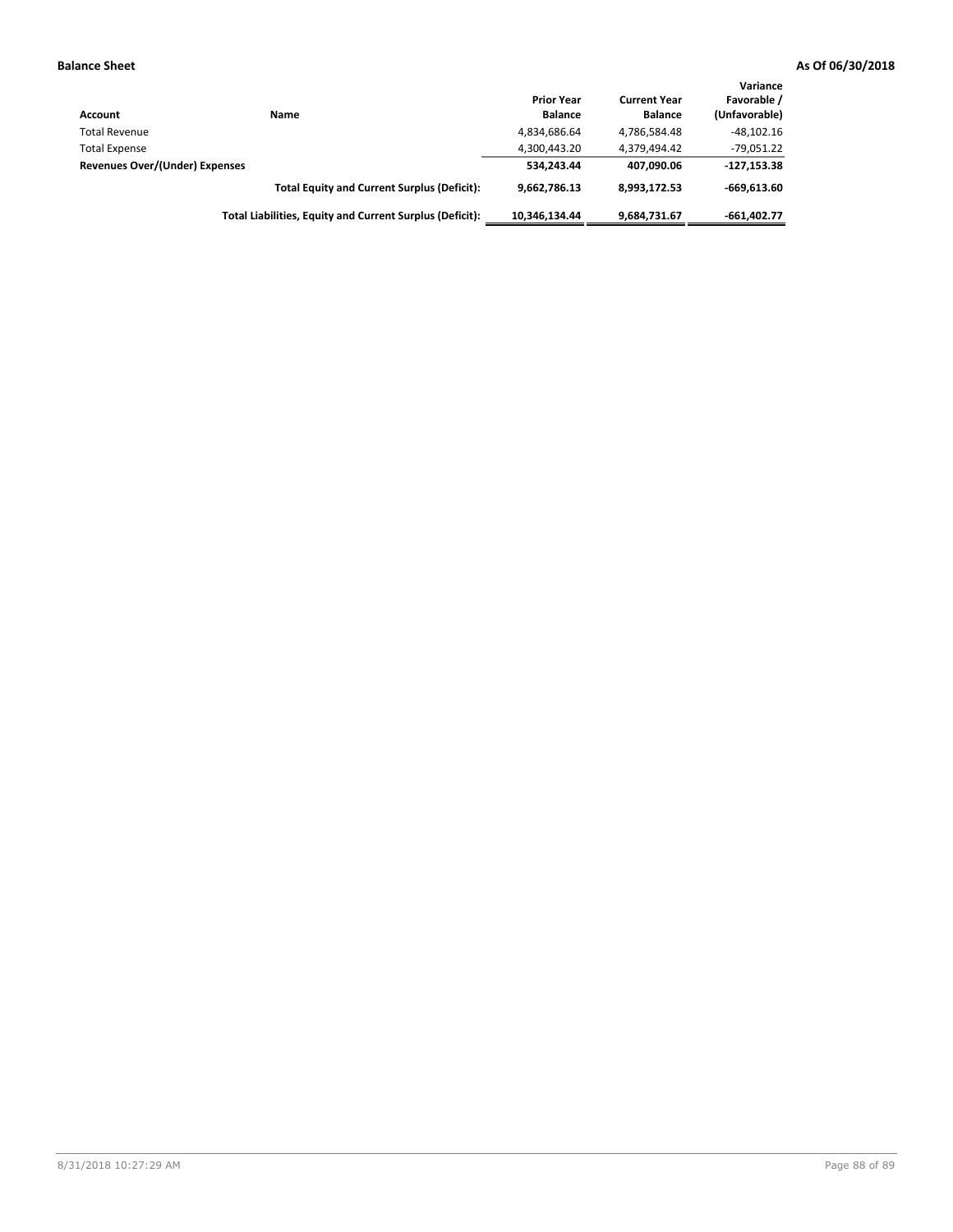**Balance Sheet** **As Of 06/30/2018**

| Account | Name | Prior Year Balance | Current Year Balance | Variance Favorable / (Unfavorable) |
|---|---|---|---|---|
| Total Revenue | | 4,834,686.64 | 4,786,584.48 | -48,102.16 |
| Total Expense | | 4,300,443.20 | 4,379,494.42 | -79,051.22 |
| **Revenues Over/(Under) Expenses** | | **534,243.44** | **407,090.06** | **-127,153.38** |
| | **Total Equity and Current Surplus (Deficit):** | **9,662,786.13** | **8,993,172.53** | **-669,613.60** |
| | **Total Liabilities, Equity and Current Surplus (Deficit):** | **10,346,134.44** | **9,684,731.67** | **-661,402.77** |

8/31/2018 10:27:29 AM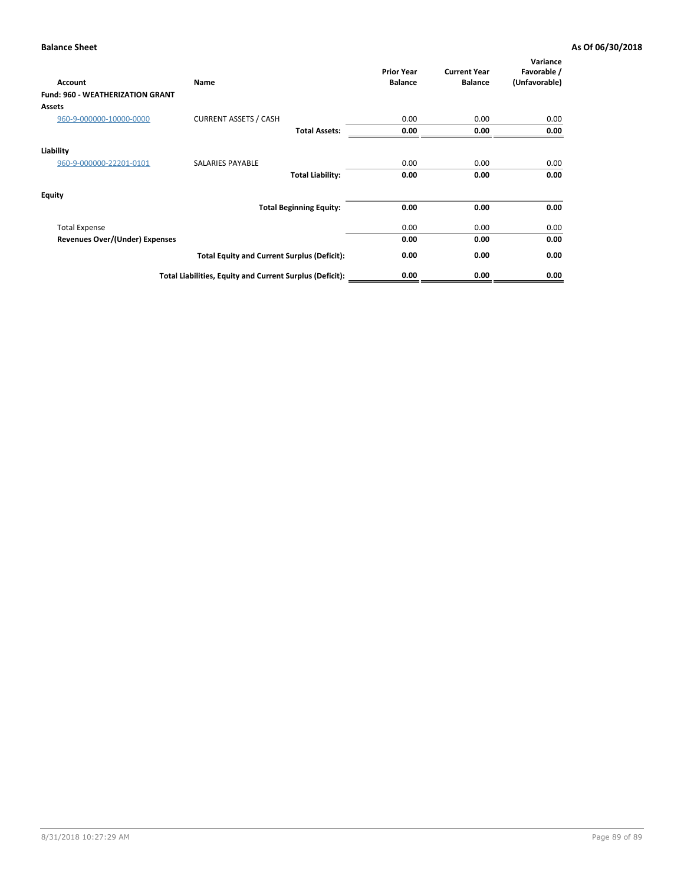**Balance Sheet** **As Of 06/30/2018**

| Account | Name | Prior Year Balance | Current Year Balance | Variance Favorable / (Unfavorable) |
|---|---|---|---|---|
| **Fund: 960 - WEATHERIZATION GRANT** | | | | |
| **Assets** | | | | |
| 960-9-000000-10000-0000 | CURRENT ASSETS / CASH | 0.00 | 0.00 | 0.00 |
| | **Total Assets:** | **0.00** | **0.00** | **0.00** |
| **Liability** | | | | |
| 960-9-000000-22201-0101 | SALARIES PAYABLE | 0.00 | 0.00 | 0.00 |
| | **Total Liability:** | **0.00** | **0.00** | **0.00** |
| **Equity** | | | | |
| | **Total Beginning Equity:** | **0.00** | **0.00** | **0.00** |
| Total Expense | | 0.00 | 0.00 | 0.00 |
| **Revenues Over/(Under) Expenses** | | **0.00** | **0.00** | **0.00** |
| | **Total Equity and Current Surplus (Deficit):** | **0.00** | **0.00** | **0.00** |
| | **Total Liabilities, Equity and Current Surplus (Deficit):** | **0.00** | **0.00** | **0.00** |

8/31/2018 10:27:29 AM